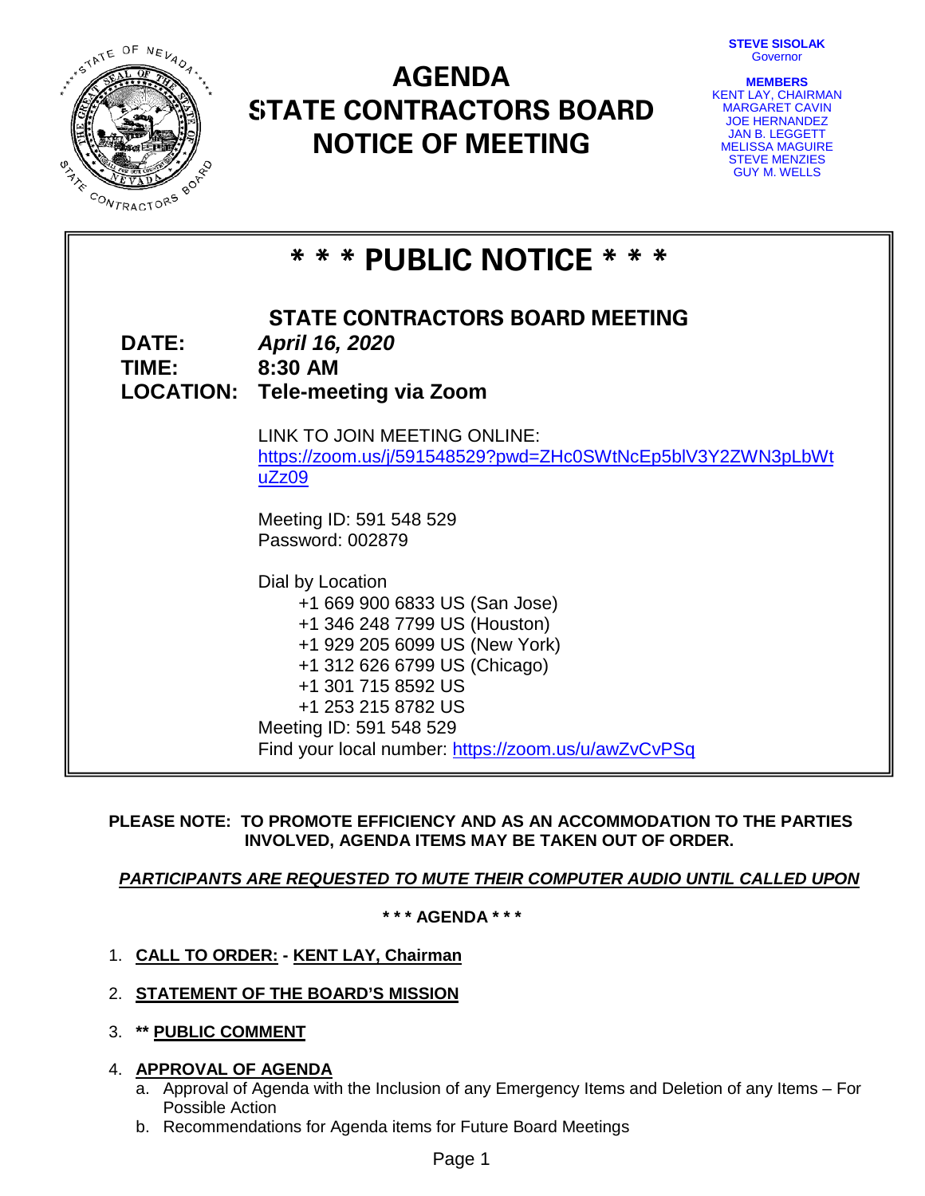**STEVE SISOLAK**
Governor

**MEMBERS**
KENT LAY, CHAIRMAN
MARGARET CAVIN
JOE HERNANDEZ
JAN B. LEGGETT
MELISSA MAGUIRE
STEVE MENZIES
GUY M. WELLS

# AGENDA
# STATE CONTRACTORS BOARD
# NOTICE OF MEETING

## * * * PUBLIC NOTICE * * *

### STATE CONTRACTORS BOARD MEETING

**DATE:** ***April 16, 2020***
**TIME:** **8:30 AM**
**LOCATION:** **Tele-meeting via Zoom**

LINK TO JOIN MEETING ONLINE:
https://zoom.us/j/591548529?pwd=ZHc0SWtNcEp5blV3Y2ZWN3pLbWtuZz09

Meeting ID: 591 548 529
Password: 002879

Dial by Location
+1 669 900 6833 US (San Jose)
+1 346 248 7799 US (Houston)
+1 929 205 6099 US (New York)
+1 312 626 6799 US (Chicago)
+1 301 715 8592 US
+1 253 215 8782 US
Meeting ID: 591 548 529
Find your local number: https://zoom.us/u/awZvCvPSq

**PLEASE NOTE: TO PROMOTE EFFICIENCY AND AS AN ACCOMMODATION TO THE PARTIES INVOLVED, AGENDA ITEMS MAY BE TAKEN OUT OF ORDER.**

***PARTICIPANTS ARE REQUESTED TO MUTE THEIR COMPUTER AUDIO UNTIL CALLED UPON***

**\* \* \* AGENDA \* \* \***

1. **CALL TO ORDER: - KENT LAY, Chairman**
2. **STATEMENT OF THE BOARD'S MISSION**
3. **\*\* PUBLIC COMMENT**
4. **APPROVAL OF AGENDA**
   a. Approval of Agenda with the Inclusion of any Emergency Items and Deletion of any Items – For Possible Action
   b. Recommendations for Agenda items for Future Board Meetings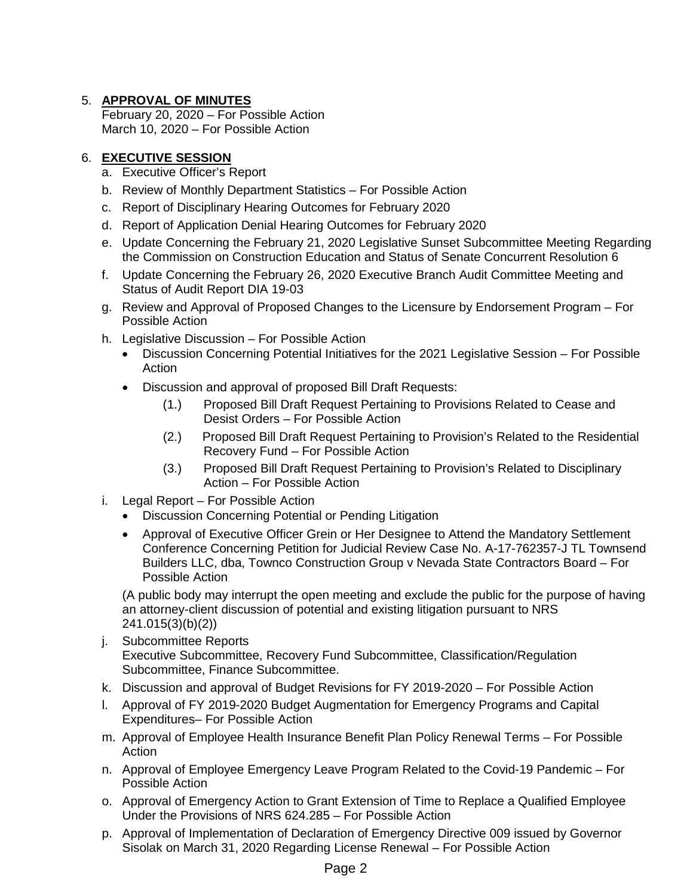5. **APPROVAL OF MINUTES**
   February 20, 2020 – For Possible Action
   March 10, 2020 – For Possible Action

6. **EXECUTIVE SESSION**
   a. Executive Officer's Report
   b. Review of Monthly Department Statistics – For Possible Action
   c. Report of Disciplinary Hearing Outcomes for February 2020
   d. Report of Application Denial Hearing Outcomes for February 2020
   e. Update Concerning the February 21, 2020 Legislative Sunset Subcommittee Meeting Regarding the Commission on Construction Education and Status of Senate Concurrent Resolution 6
   f. Update Concerning the February 26, 2020 Executive Branch Audit Committee Meeting and Status of Audit Report DIA 19-03
   g. Review and Approval of Proposed Changes to the Licensure by Endorsement Program – For Possible Action
   h. Legislative Discussion – For Possible Action
      - Discussion Concerning Potential Initiatives for the 2021 Legislative Session – For Possible Action
      - Discussion and approval of proposed Bill Draft Requests:
        (1.) Proposed Bill Draft Request Pertaining to Provisions Related to Cease and Desist Orders – For Possible Action
        (2.) Proposed Bill Draft Request Pertaining to Provision's Related to the Residential Recovery Fund – For Possible Action
        (3.) Proposed Bill Draft Request Pertaining to Provision's Related to Disciplinary Action – For Possible Action
   i. Legal Report – For Possible Action
      - Discussion Concerning Potential or Pending Litigation
      - Approval of Executive Officer Grein or Her Designee to Attend the Mandatory Settlement Conference Concerning Petition for Judicial Review Case No. A-17-762357-J TL Townsend Builders LLC, dba, Townco Construction Group v Nevada State Contractors Board – For Possible Action

      (A public body may interrupt the open meeting and exclude the public for the purpose of having an attorney-client discussion of potential and existing litigation pursuant to NRS 241.015(3)(b)(2))
   j. Subcommittee Reports
      Executive Subcommittee, Recovery Fund Subcommittee, Classification/Regulation Subcommittee, Finance Subcommittee.
   k. Discussion and approval of Budget Revisions for FY 2019-2020 – For Possible Action
   l. Approval of FY 2019-2020 Budget Augmentation for Emergency Programs and Capital Expenditures– For Possible Action
   m. Approval of Employee Health Insurance Benefit Plan Policy Renewal Terms – For Possible Action
   n. Approval of Employee Emergency Leave Program Related to the Covid-19 Pandemic – For Possible Action
   o. Approval of Emergency Action to Grant Extension of Time to Replace a Qualified Employee Under the Provisions of NRS 624.285 – For Possible Action
   p. Approval of Implementation of Declaration of Emergency Directive 009 issued by Governor Sisolak on March 31, 2020 Regarding License Renewal – For Possible Action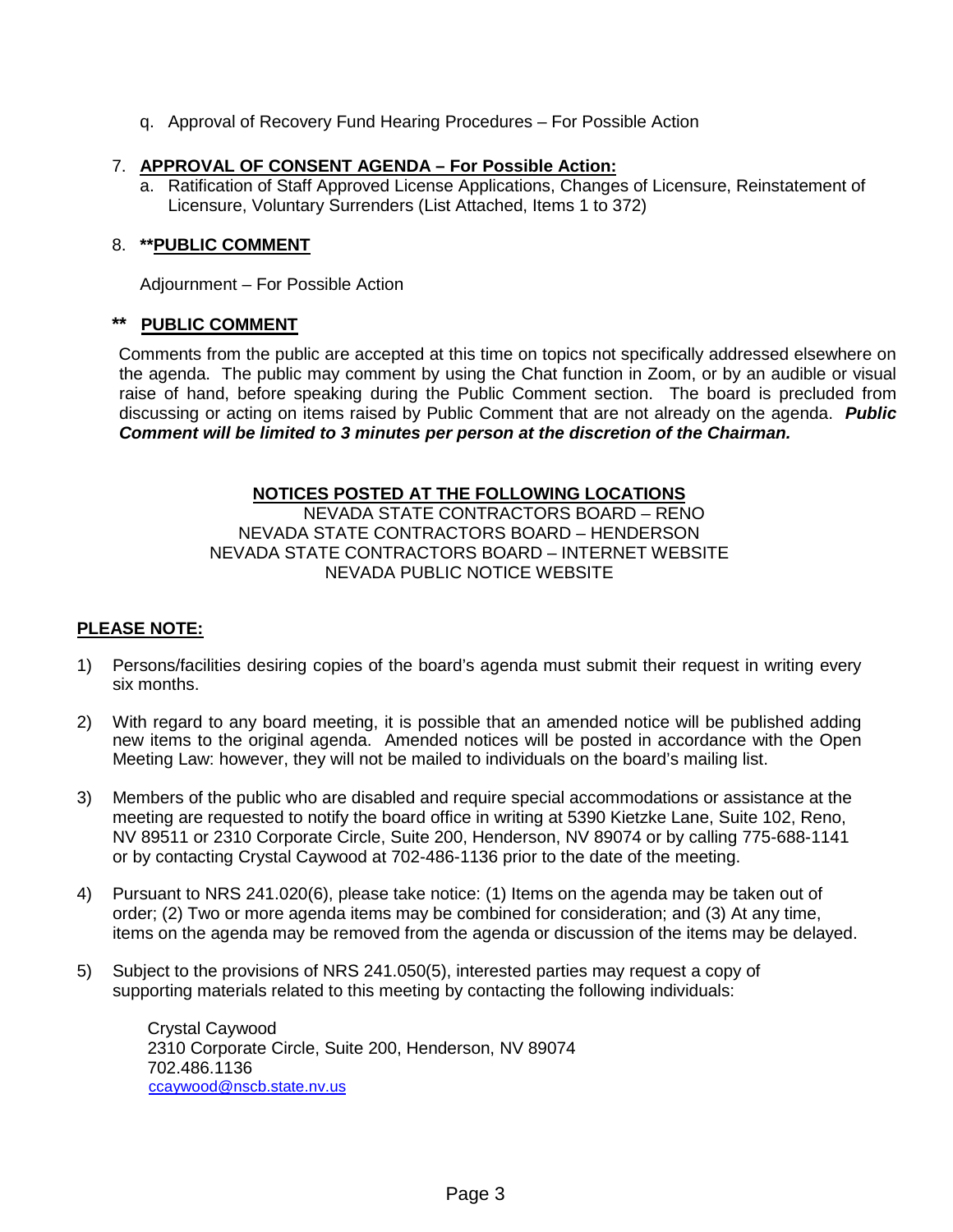q. Approval of Recovery Fund Hearing Procedures – For Possible Action

7. **APPROVAL OF CONSENT AGENDA – For Possible Action:**
   a. Ratification of Staff Approved License Applications, Changes of Licensure, Reinstatement of Licensure, Voluntary Surrenders (List Attached, Items 1 to 372)

8. **\*\*PUBLIC COMMENT**

   Adjournment – For Possible Action

**\*\* PUBLIC COMMENT**

Comments from the public are accepted at this time on topics not specifically addressed elsewhere on the agenda. The public may comment by using the Chat function in Zoom, or by an audible or visual raise of hand, before speaking during the Public Comment section. The board is precluded from discussing or acting on items raised by Public Comment that are not already on the agenda. ***Public Comment will be limited to 3 minutes per person at the discretion of the Chairman.***

**NOTICES POSTED AT THE FOLLOWING LOCATIONS**

NEVADA STATE CONTRACTORS BOARD – RENO
NEVADA STATE CONTRACTORS BOARD – HENDERSON
NEVADA STATE CONTRACTORS BOARD – INTERNET WEBSITE
NEVADA PUBLIC NOTICE WEBSITE

**PLEASE NOTE:**

1) Persons/facilities desiring copies of the board's agenda must submit their request in writing every six months.

2) With regard to any board meeting, it is possible that an amended notice will be published adding new items to the original agenda. Amended notices will be posted in accordance with the Open Meeting Law: however, they will not be mailed to individuals on the board's mailing list.

3) Members of the public who are disabled and require special accommodations or assistance at the meeting are requested to notify the board office in writing at 5390 Kietzke Lane, Suite 102, Reno, NV 89511 or 2310 Corporate Circle, Suite 200, Henderson, NV 89074 or by calling 775-688-1141 or by contacting Crystal Caywood at 702-486-1136 prior to the date of the meeting.

4) Pursuant to NRS 241.020(6), please take notice: (1) Items on the agenda may be taken out of order; (2) Two or more agenda items may be combined for consideration; and (3) At any time, items on the agenda may be removed from the agenda or discussion of the items may be delayed.

5) Subject to the provisions of NRS 241.050(5), interested parties may request a copy of supporting materials related to this meeting by contacting the following individuals:

   Crystal Caywood
   2310 Corporate Circle, Suite 200, Henderson, NV 89074
   702.486.1136
   ccaywood@nscb.state.nv.us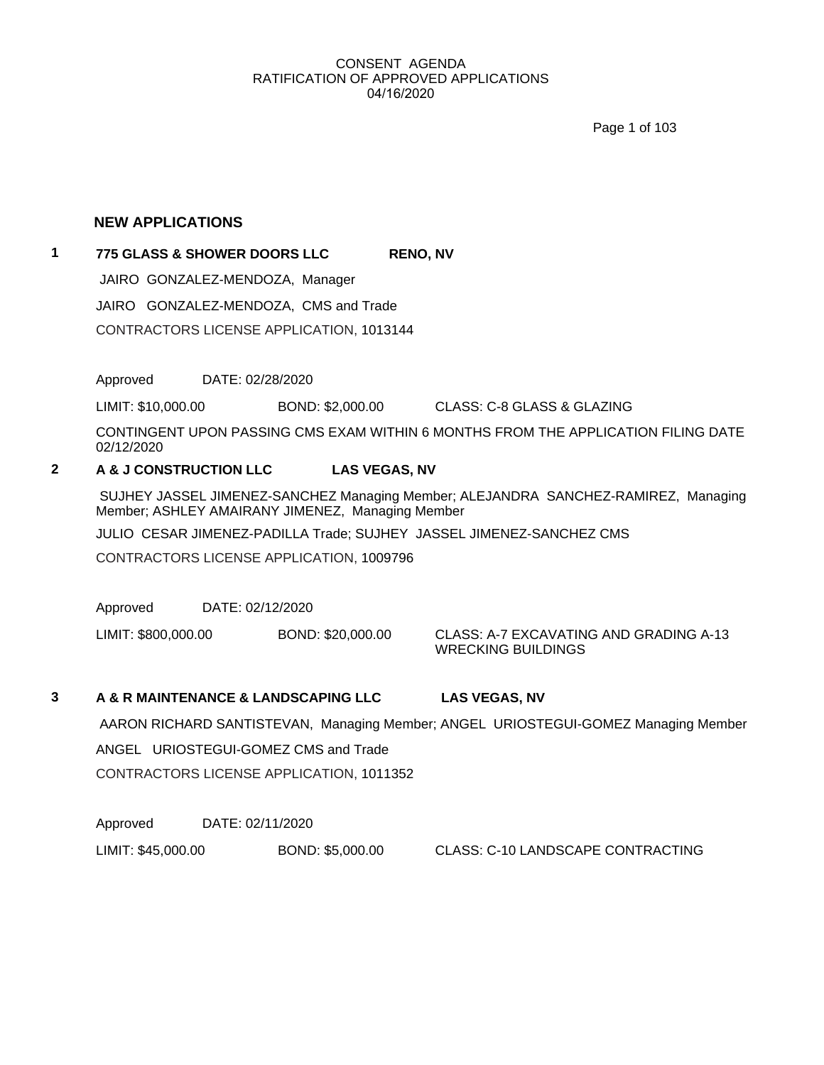CONSENT AGENDA
RATIFICATION OF APPROVED APPLICATIONS
04/16/2020

## NEW APPLICATIONS

**1** **775 GLASS & SHOWER DOORS LLC** **RENO, NV**

JAIRO GONZALEZ-MENDOZA, Manager

JAIRO GONZALEZ-MENDOZA, CMS and Trade

CONTRACTORS LICENSE APPLICATION, 1013144

Approved DATE: 02/28/2020

LIMIT: $10,000.00 BOND: $2,000.00 CLASS: C-8 GLASS & GLAZING

CONTINGENT UPON PASSING CMS EXAM WITHIN 6 MONTHS FROM THE APPLICATION FILING DATE 02/12/2020

**2** **A & J CONSTRUCTION LLC** **LAS VEGAS, NV**

SUJHEY JASSEL JIMENEZ-SANCHEZ Managing Member; ALEJANDRA SANCHEZ-RAMIREZ, Managing Member; ASHLEY AMAIRANY JIMENEZ, Managing Member

JULIO CESAR JIMENEZ-PADILLA Trade; SUJHEY JASSEL JIMENEZ-SANCHEZ CMS

CONTRACTORS LICENSE APPLICATION, 1009796

Approved DATE: 02/12/2020

LIMIT: $800,000.00 BOND: $20,000.00 CLASS: A-7 EXCAVATING AND GRADING A-13 WRECKING BUILDINGS

**3** **A & R MAINTENANCE & LANDSCAPING LLC** **LAS VEGAS, NV**

AARON RICHARD SANTISTEVAN, Managing Member; ANGEL URIOSTEGUI-GOMEZ Managing Member

ANGEL URIOSTEGUI-GOMEZ CMS and Trade

CONTRACTORS LICENSE APPLICATION, 1011352

Approved DATE: 02/11/2020

LIMIT: $45,000.00 BOND: $5,000.00 CLASS: C-10 LANDSCAPE CONTRACTING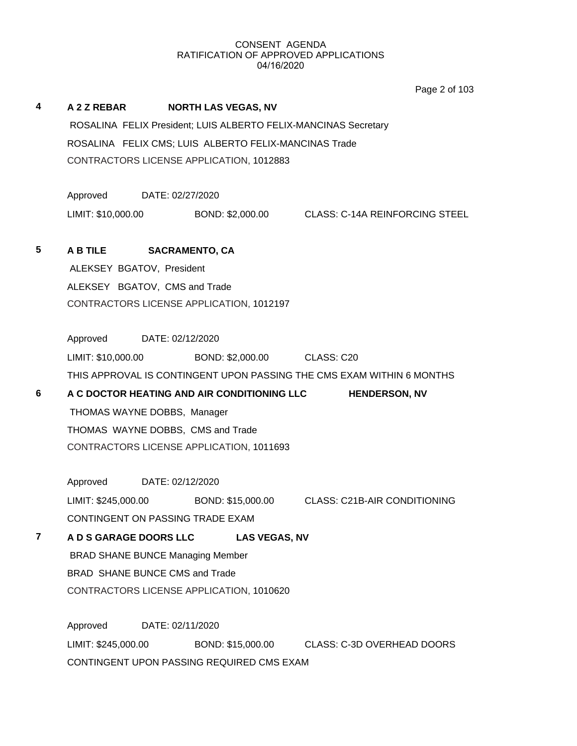CONSENT AGENDA
RATIFICATION OF APPROVED APPLICATIONS
04/16/2020

**4** **A 2 Z REBAR** **NORTH LAS VEGAS, NV**

ROSALINA FELIX President; LUIS ALBERTO FELIX-MANCINAS Secretary

ROSALINA FELIX CMS; LUIS ALBERTO FELIX-MANCINAS Trade

CONTRACTORS LICENSE APPLICATION, 1012883

Approved DATE: 02/27/2020

LIMIT: $10,000.00 BOND: $2,000.00 CLASS: C-14A REINFORCING STEEL

**5** **A B TILE** **SACRAMENTO, CA**

ALEKSEY BGATOV, President

ALEKSEY BGATOV, CMS and Trade

CONTRACTORS LICENSE APPLICATION, 1012197

Approved DATE: 02/12/2020

LIMIT: $10,000.00 BOND: $2,000.00 CLASS: C20

THIS APPROVAL IS CONTINGENT UPON PASSING THE CMS EXAM WITHIN 6 MONTHS

**6** **A C DOCTOR HEATING AND AIR CONDITIONING LLC** **HENDERSON, NV**

THOMAS WAYNE DOBBS, Manager

THOMAS WAYNE DOBBS, CMS and Trade

CONTRACTORS LICENSE APPLICATION, 1011693

Approved DATE: 02/12/2020

LIMIT: $245,000.00 BOND: $15,000.00 CLASS: C21B-AIR CONDITIONING

CONTINGENT ON PASSING TRADE EXAM

**7** **A D S GARAGE DOORS LLC** **LAS VEGAS, NV**

BRAD SHANE BUNCE Managing Member

BRAD SHANE BUNCE CMS and Trade

CONTRACTORS LICENSE APPLICATION, 1010620

Approved DATE: 02/11/2020

LIMIT: $245,000.00 BOND: $15,000.00 CLASS: C-3D OVERHEAD DOORS

CONTINGENT UPON PASSING REQUIRED CMS EXAM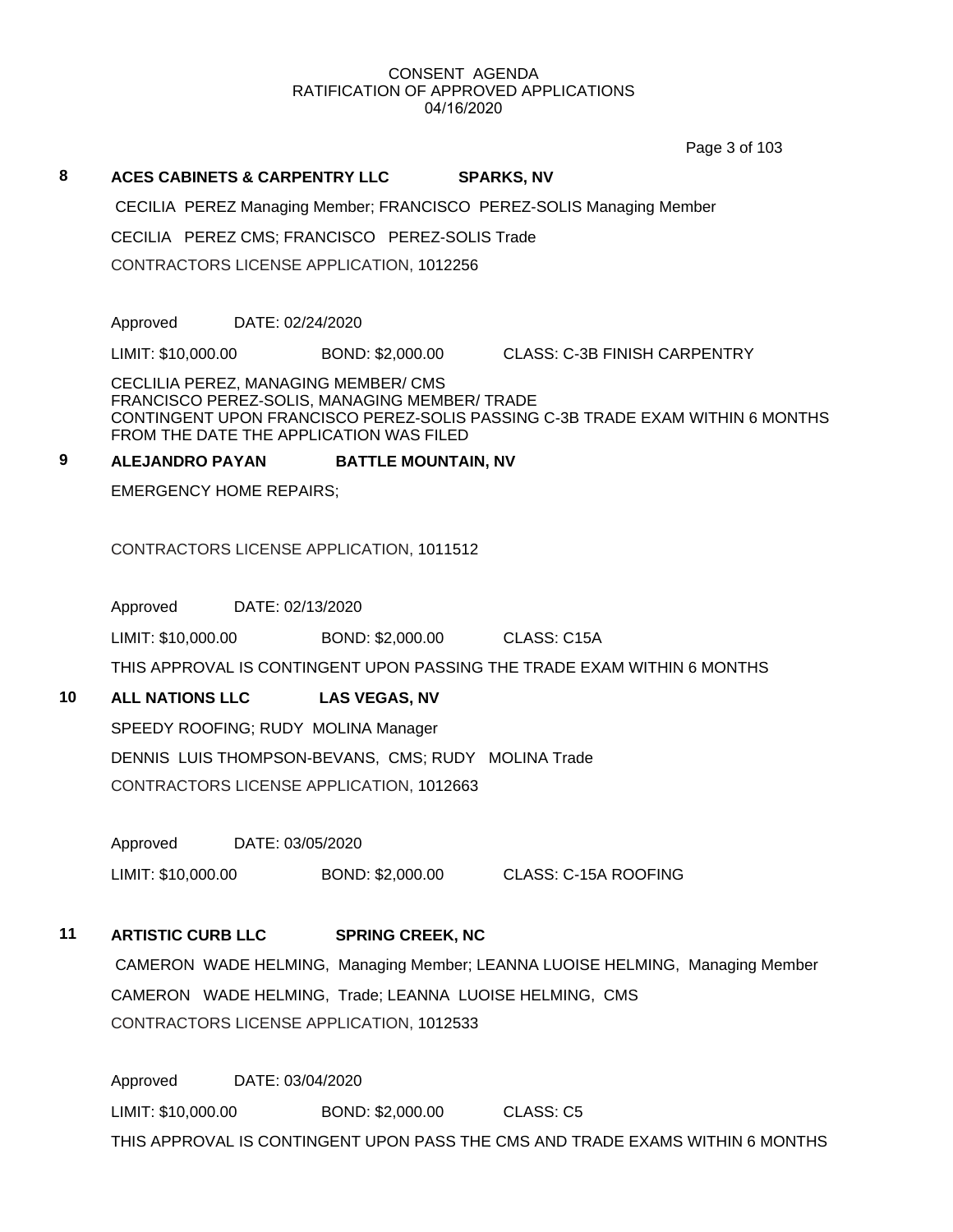CONSENT AGENDA
RATIFICATION OF APPROVED APPLICATIONS
04/16/2020

**8 ACES CABINETS & CARPENTRY LLC SPARKS, NV**

CECILIA PEREZ Managing Member; FRANCISCO PEREZ-SOLIS Managing Member

CECILIA PEREZ CMS; FRANCISCO PEREZ-SOLIS Trade

CONTRACTORS LICENSE APPLICATION, 1012256

Approved DATE: 02/24/2020

LIMIT: $10,000.00 BOND: $2,000.00 CLASS: C-3B FINISH CARPENTRY

CECLILIA PEREZ, MANAGING MEMBER/ CMS
FRANCISCO PEREZ-SOLIS, MANAGING MEMBER/ TRADE
CONTINGENT UPON FRANCISCO PEREZ-SOLIS PASSING C-3B TRADE EXAM WITHIN 6 MONTHS FROM THE DATE THE APPLICATION WAS FILED

**9 ALEJANDRO PAYAN BATTLE MOUNTAIN, NV**

EMERGENCY HOME REPAIRS;

CONTRACTORS LICENSE APPLICATION, 1011512

Approved DATE: 02/13/2020

LIMIT: $10,000.00 BOND: $2,000.00 CLASS: C15A

THIS APPROVAL IS CONTINGENT UPON PASSING THE TRADE EXAM WITHIN 6 MONTHS

**10 ALL NATIONS LLC LAS VEGAS, NV**

SPEEDY ROOFING; RUDY MOLINA Manager

DENNIS LUIS THOMPSON-BEVANS, CMS; RUDY MOLINA Trade

CONTRACTORS LICENSE APPLICATION, 1012663

Approved DATE: 03/05/2020

LIMIT: $10,000.00 BOND: $2,000.00 CLASS: C-15A ROOFING

**11 ARTISTIC CURB LLC SPRING CREEK, NC**

CAMERON WADE HELMING, Managing Member; LEANNA LUOISE HELMING, Managing Member

CAMERON WADE HELMING, Trade; LEANNA LUOISE HELMING, CMS

CONTRACTORS LICENSE APPLICATION, 1012533

Approved DATE: 03/04/2020

LIMIT: $10,000.00 BOND: $2,000.00 CLASS: C5

THIS APPROVAL IS CONTINGENT UPON PASS THE CMS AND TRADE EXAMS WITHIN 6 MONTHS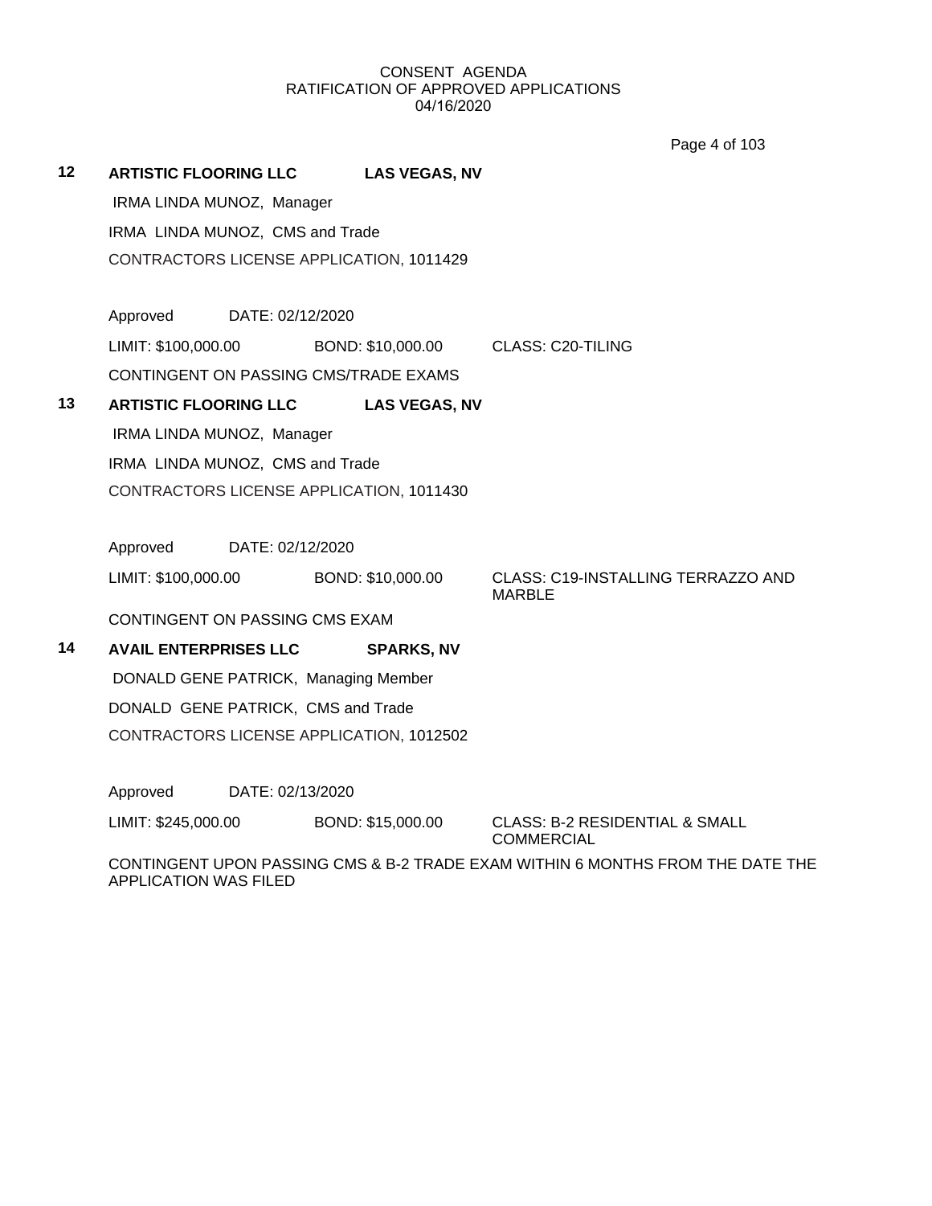CONSENT AGENDA
RATIFICATION OF APPROVED APPLICATIONS
04/16/2020

**12** **ARTISTIC FLOORING LLC** **LAS VEGAS, NV**

IRMA LINDA MUNOZ, Manager

IRMA LINDA MUNOZ, CMS and Trade

CONTRACTORS LICENSE APPLICATION, 1011429

Approved DATE: 02/12/2020

LIMIT: $100,000.00 BOND: $10,000.00 CLASS: C20-TILING

CONTINGENT ON PASSING CMS/TRADE EXAMS

**13** **ARTISTIC FLOORING LLC** **LAS VEGAS, NV**

IRMA LINDA MUNOZ, Manager

IRMA LINDA MUNOZ, CMS and Trade

CONTRACTORS LICENSE APPLICATION, 1011430

Approved DATE: 02/12/2020

LIMIT: $100,000.00 BOND: $10,000.00 CLASS: C19-INSTALLING TERRAZZO AND MARBLE

CONTINGENT ON PASSING CMS EXAM

**14** **AVAIL ENTERPRISES LLC** **SPARKS, NV**

DONALD GENE PATRICK, Managing Member

DONALD GENE PATRICK, CMS and Trade

CONTRACTORS LICENSE APPLICATION, 1012502

Approved DATE: 02/13/2020

LIMIT: $245,000.00 BOND: $15,000.00 CLASS: B-2 RESIDENTIAL & SMALL COMMERCIAL

CONTINGENT UPON PASSING CMS & B-2 TRADE EXAM WITHIN 6 MONTHS FROM THE DATE THE APPLICATION WAS FILED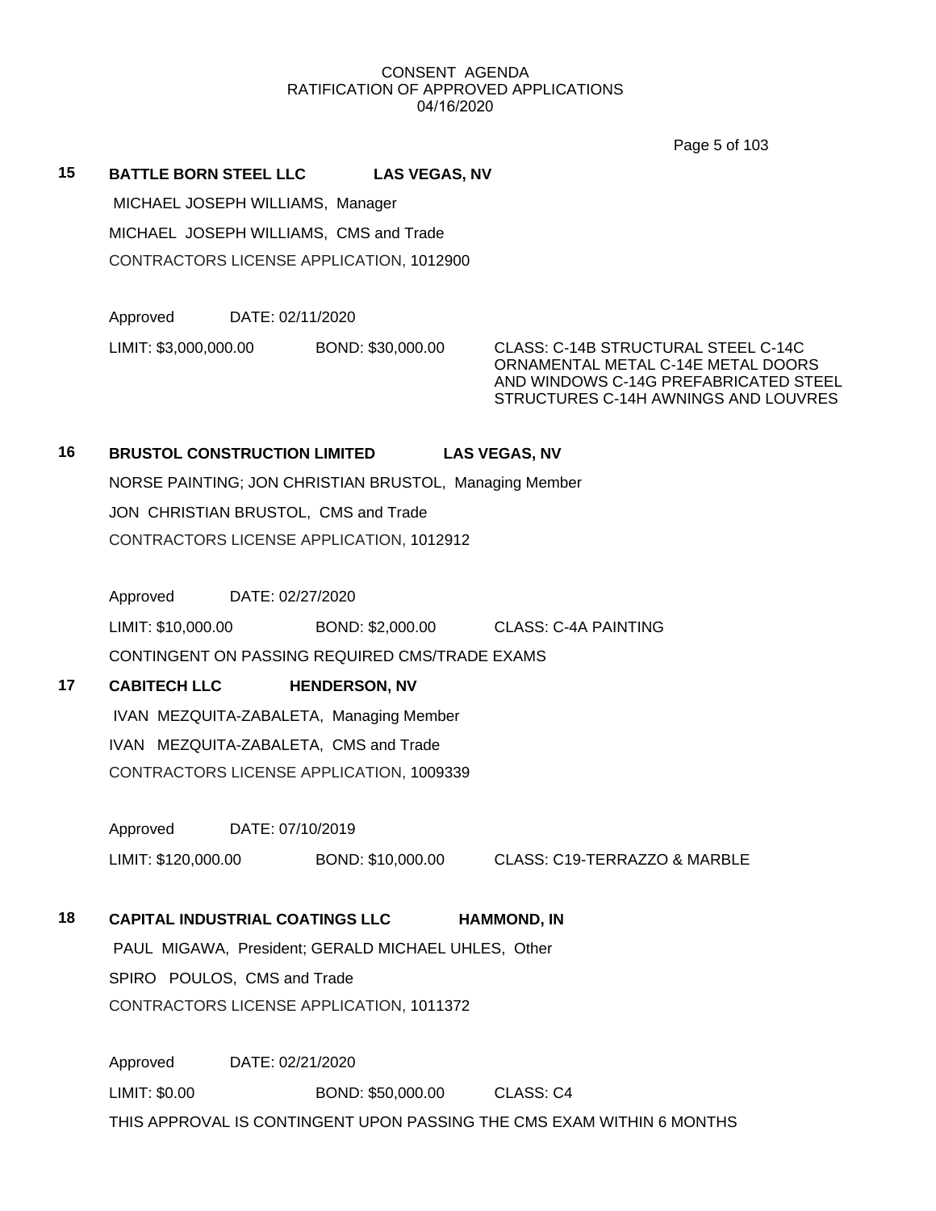CONSENT AGENDA
RATIFICATION OF APPROVED APPLICATIONS
04/16/2020

**15 BATTLE BORN STEEL LLC LAS VEGAS, NV**

MICHAEL JOSEPH WILLIAMS, Manager

MICHAEL JOSEPH WILLIAMS, CMS and Trade

CONTRACTORS LICENSE APPLICATION, 1012900

Approved DATE: 02/11/2020

LIMIT: $3,000,000.00 BOND: $30,000.00 CLASS: C-14B STRUCTURAL STEEL C-14C ORNAMENTAL METAL C-14E METAL DOORS AND WINDOWS C-14G PREFABRICATED STEEL STRUCTURES C-14H AWNINGS AND LOUVRES

**16 BRUSTOL CONSTRUCTION LIMITED LAS VEGAS, NV**

NORSE PAINTING; JON CHRISTIAN BRUSTOL, Managing Member

JON CHRISTIAN BRUSTOL, CMS and Trade

CONTRACTORS LICENSE APPLICATION, 1012912

Approved DATE: 02/27/2020

LIMIT: $10,000.00 BOND: $2,000.00 CLASS: C-4A PAINTING

CONTINGENT ON PASSING REQUIRED CMS/TRADE EXAMS

**17 CABITECH LLC HENDERSON, NV**

IVAN MEZQUITA-ZABALETA, Managing Member

IVAN MEZQUITA-ZABALETA, CMS and Trade

CONTRACTORS LICENSE APPLICATION, 1009339

Approved DATE: 07/10/2019

LIMIT: $120,000.00 BOND: $10,000.00 CLASS: C19-TERRAZZO & MARBLE

**18 CAPITAL INDUSTRIAL COATINGS LLC HAMMOND, IN**

PAUL MIGAWA, President; GERALD MICHAEL UHLES, Other

SPIRO POULOS, CMS and Trade

CONTRACTORS LICENSE APPLICATION, 1011372

Approved DATE: 02/21/2020

LIMIT: $0.00 BOND: $50,000.00 CLASS: C4

THIS APPROVAL IS CONTINGENT UPON PASSING THE CMS EXAM WITHIN 6 MONTHS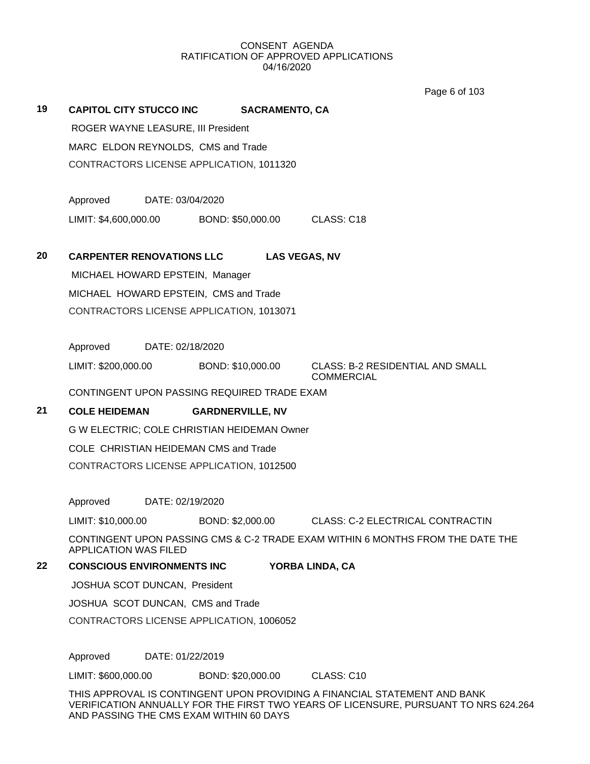CONSENT AGENDA
RATIFICATION OF APPROVED APPLICATIONS
04/16/2020

**19 CAPITOL CITY STUCCO INC SACRAMENTO, CA**

ROGER WAYNE LEASURE, III President

MARC ELDON REYNOLDS, CMS and Trade

CONTRACTORS LICENSE APPLICATION, 1011320

Approved DATE: 03/04/2020

LIMIT: $4,600,000.00 BOND: $50,000.00 CLASS: C18

**20 CARPENTER RENOVATIONS LLC LAS VEGAS, NV**

MICHAEL HOWARD EPSTEIN, Manager

MICHAEL HOWARD EPSTEIN, CMS and Trade

CONTRACTORS LICENSE APPLICATION, 1013071

Approved DATE: 02/18/2020

LIMIT: $200,000.00 BOND: $10,000.00 CLASS: B-2 RESIDENTIAL AND SMALL COMMERCIAL

CONTINGENT UPON PASSING REQUIRED TRADE EXAM

**21 COLE HEIDEMAN GARDNERVILLE, NV**

G W ELECTRIC; COLE CHRISTIAN HEIDEMAN Owner

COLE CHRISTIAN HEIDEMAN CMS and Trade

CONTRACTORS LICENSE APPLICATION, 1012500

Approved DATE: 02/19/2020

LIMIT: $10,000.00 BOND: $2,000.00 CLASS: C-2 ELECTRICAL CONTRACTIN

CONTINGENT UPON PASSING CMS & C-2 TRADE EXAM WITHIN 6 MONTHS FROM THE DATE THE APPLICATION WAS FILED

**22 CONSCIOUS ENVIRONMENTS INC YORBA LINDA, CA**

JOSHUA SCOT DUNCAN, President

JOSHUA SCOT DUNCAN, CMS and Trade

CONTRACTORS LICENSE APPLICATION, 1006052

Approved DATE: 01/22/2019

LIMIT: $600,000.00 BOND: $20,000.00 CLASS: C10

THIS APPROVAL IS CONTINGENT UPON PROVIDING A FINANCIAL STATEMENT AND BANK VERIFICATION ANNUALLY FOR THE FIRST TWO YEARS OF LICENSURE, PURSUANT TO NRS 624.264 AND PASSING THE CMS EXAM WITHIN 60 DAYS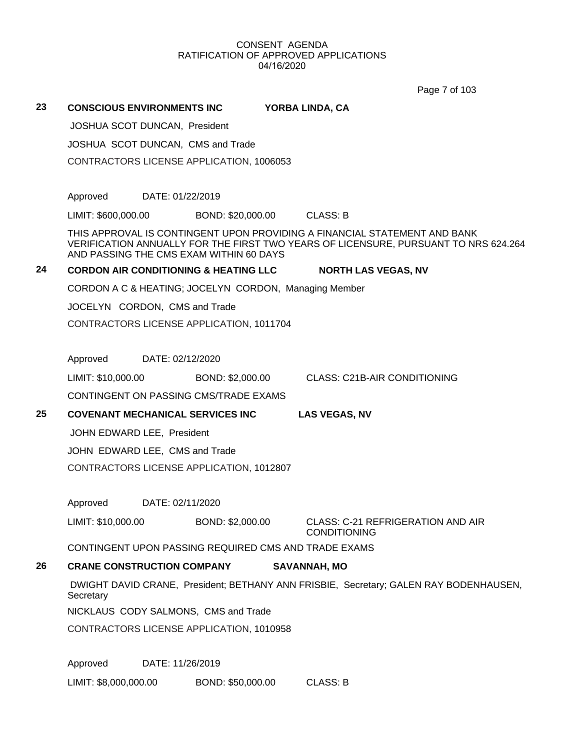CONSENT AGENDA
RATIFICATION OF APPROVED APPLICATIONS
04/16/2020

**23 CONSCIOUS ENVIRONMENTS INC YORBA LINDA, CA**

JOSHUA SCOT DUNCAN, President

JOSHUA SCOT DUNCAN, CMS and Trade

CONTRACTORS LICENSE APPLICATION, 1006053

Approved DATE: 01/22/2019

LIMIT: $600,000.00 BOND: $20,000.00 CLASS: B

THIS APPROVAL IS CONTINGENT UPON PROVIDING A FINANCIAL STATEMENT AND BANK VERIFICATION ANNUALLY FOR THE FIRST TWO YEARS OF LICENSURE, PURSUANT TO NRS 624.264 AND PASSING THE CMS EXAM WITHIN 60 DAYS

**24 CORDON AIR CONDITIONING & HEATING LLC NORTH LAS VEGAS, NV**

CORDON A C & HEATING; JOCELYN CORDON, Managing Member

JOCELYN CORDON, CMS and Trade

CONTRACTORS LICENSE APPLICATION, 1011704

Approved DATE: 02/12/2020

LIMIT: $10,000.00 BOND: $2,000.00 CLASS: C21B-AIR CONDITIONING

CONTINGENT ON PASSING CMS/TRADE EXAMS

**25 COVENANT MECHANICAL SERVICES INC LAS VEGAS, NV**

JOHN EDWARD LEE, President

JOHN EDWARD LEE, CMS and Trade

CONTRACTORS LICENSE APPLICATION, 1012807

Approved DATE: 02/11/2020

LIMIT: $10,000.00 BOND: $2,000.00 CLASS: C-21 REFRIGERATION AND AIR CONDITIONING

CONTINGENT UPON PASSING REQUIRED CMS AND TRADE EXAMS

**26 CRANE CONSTRUCTION COMPANY SAVANNAH, MO**

DWIGHT DAVID CRANE, President; BETHANY ANN FRISBIE, Secretary; GALEN RAY BODENHAUSEN, Secretary

NICKLAUS CODY SALMONS, CMS and Trade

CONTRACTORS LICENSE APPLICATION, 1010958

Approved DATE: 11/26/2019

LIMIT: $8,000,000.00 BOND: $50,000.00 CLASS: B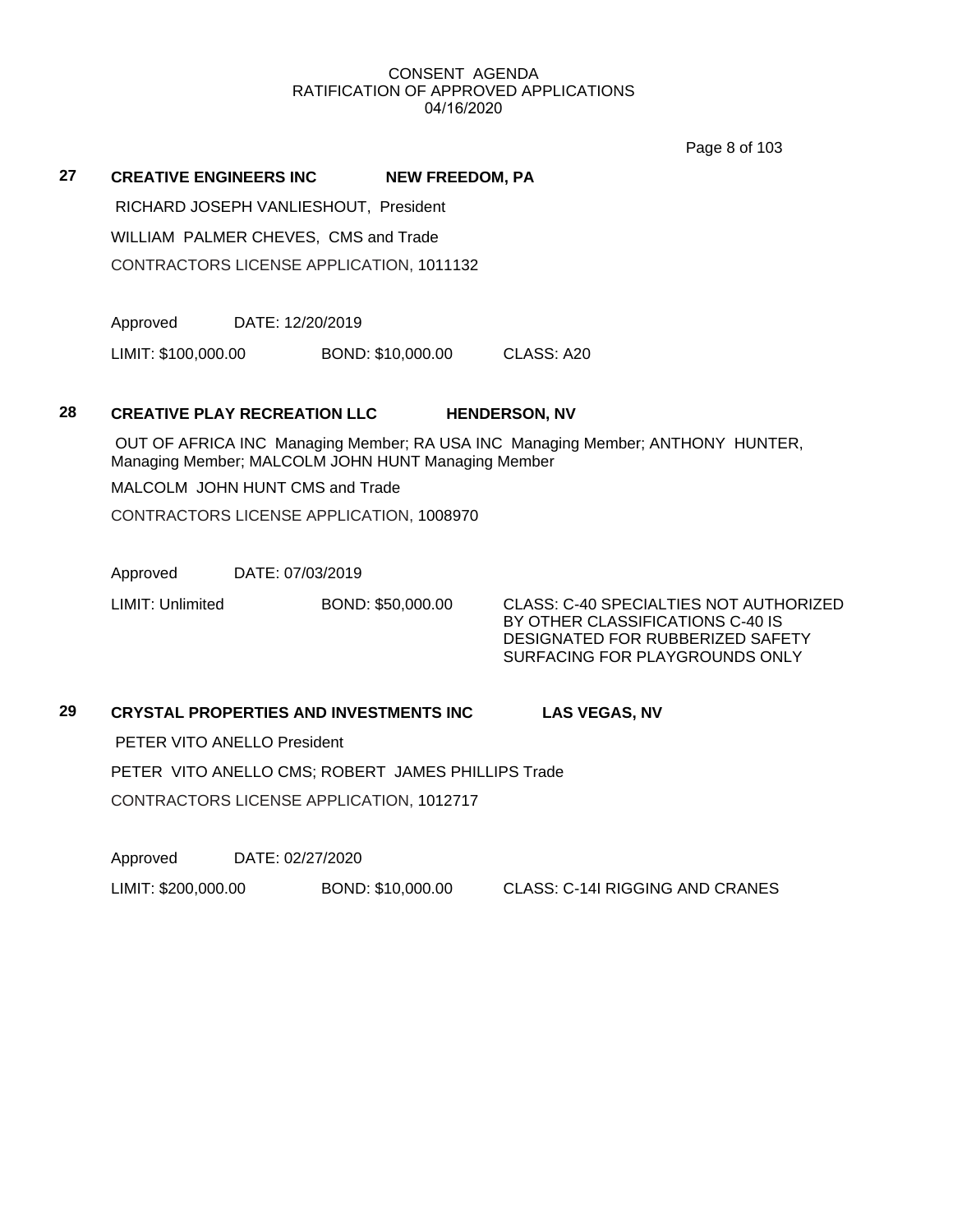CONSENT AGENDA
RATIFICATION OF APPROVED APPLICATIONS
04/16/2020

**27** **CREATIVE ENGINEERS INC** **NEW FREEDOM, PA**

RICHARD JOSEPH VANLIESHOUT, President

WILLIAM PALMER CHEVES, CMS and Trade

CONTRACTORS LICENSE APPLICATION, 1011132

Approved DATE: 12/20/2019

LIMIT: $100,000.00 BOND: $10,000.00 CLASS: A20

**28** **CREATIVE PLAY RECREATION LLC** **HENDERSON, NV**

OUT OF AFRICA INC Managing Member; RA USA INC Managing Member; ANTHONY HUNTER, Managing Member; MALCOLM JOHN HUNT Managing Member

MALCOLM JOHN HUNT CMS and Trade

CONTRACTORS LICENSE APPLICATION, 1008970

Approved DATE: 07/03/2019

LIMIT: Unlimited BOND: $50,000.00 CLASS: C-40 SPECIALTIES NOT AUTHORIZED BY OTHER CLASSIFICATIONS C-40 IS DESIGNATED FOR RUBBERIZED SAFETY SURFACING FOR PLAYGROUNDS ONLY

**29** **CRYSTAL PROPERTIES AND INVESTMENTS INC** **LAS VEGAS, NV**

PETER VITO ANELLO President

PETER VITO ANELLO CMS; ROBERT JAMES PHILLIPS Trade

CONTRACTORS LICENSE APPLICATION, 1012717

Approved DATE: 02/27/2020

LIMIT: $200,000.00 BOND: $10,000.00 CLASS: C-14I RIGGING AND CRANES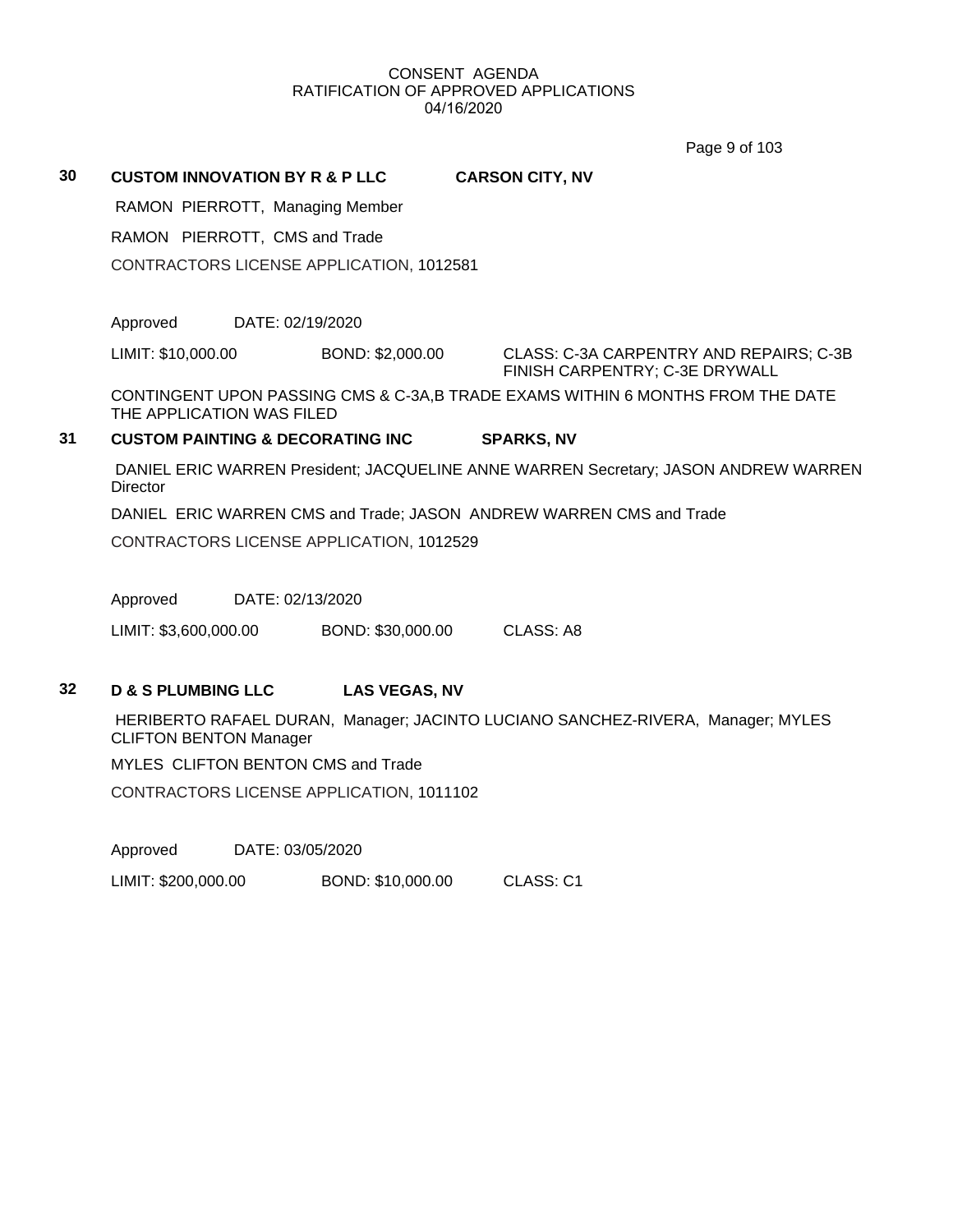CONSENT AGENDA
RATIFICATION OF APPROVED APPLICATIONS
04/16/2020

**30 CUSTOM INNOVATION BY R & P LLC CARSON CITY, NV**

RAMON PIERROTT, Managing Member

RAMON PIERROTT, CMS and Trade

CONTRACTORS LICENSE APPLICATION, 1012581

Approved DATE: 02/19/2020

LIMIT: $10,000.00 BOND: $2,000.00 CLASS: C-3A CARPENTRY AND REPAIRS; C-3B FINISH CARPENTRY; C-3E DRYWALL

CONTINGENT UPON PASSING CMS & C-3A,B TRADE EXAMS WITHIN 6 MONTHS FROM THE DATE THE APPLICATION WAS FILED

**31 CUSTOM PAINTING & DECORATING INC SPARKS, NV**

DANIEL ERIC WARREN President; JACQUELINE ANNE WARREN Secretary; JASON ANDREW WARREN Director

DANIEL ERIC WARREN CMS and Trade; JASON ANDREW WARREN CMS and Trade

CONTRACTORS LICENSE APPLICATION, 1012529

Approved DATE: 02/13/2020

LIMIT: $3,600,000.00 BOND: $30,000.00 CLASS: A8

**32 D & S PLUMBING LLC LAS VEGAS, NV**

HERIBERTO RAFAEL DURAN, Manager; JACINTO LUCIANO SANCHEZ-RIVERA, Manager; MYLES CLIFTON BENTON Manager

MYLES CLIFTON BENTON CMS and Trade

CONTRACTORS LICENSE APPLICATION, 1011102

Approved DATE: 03/05/2020

LIMIT: $200,000.00 BOND: $10,000.00 CLASS: C1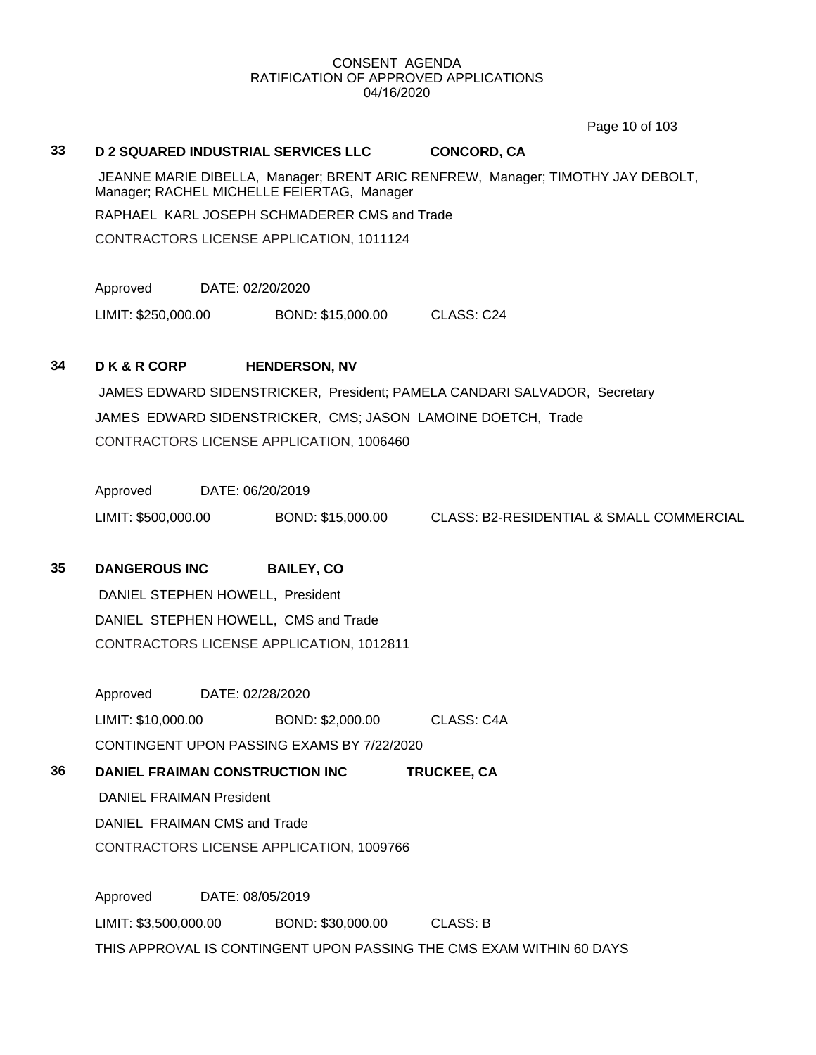CONSENT AGENDA
RATIFICATION OF APPROVED APPLICATIONS
04/16/2020

**33 D 2 SQUARED INDUSTRIAL SERVICES LLC CONCORD, CA**

JEANNE MARIE DIBELLA, Manager; BRENT ARIC RENFREW, Manager; TIMOTHY JAY DEBOLT, Manager; RACHEL MICHELLE FEIERTAG, Manager

RAPHAEL KARL JOSEPH SCHMADERER CMS and Trade

CONTRACTORS LICENSE APPLICATION, 1011124

Approved DATE: 02/20/2020

LIMIT: $250,000.00 BOND: $15,000.00 CLASS: C24

**34 D K & R CORP HENDERSON, NV**

JAMES EDWARD SIDENSTRICKER, President; PAMELA CANDARI SALVADOR, Secretary

JAMES EDWARD SIDENSTRICKER, CMS; JASON LAMOINE DOETCH, Trade

CONTRACTORS LICENSE APPLICATION, 1006460

Approved DATE: 06/20/2019

LIMIT: $500,000.00 BOND: $15,000.00 CLASS: B2-RESIDENTIAL & SMALL COMMERCIAL

**35 DANGEROUS INC BAILEY, CO**

DANIEL STEPHEN HOWELL, President

DANIEL STEPHEN HOWELL, CMS and Trade

CONTRACTORS LICENSE APPLICATION, 1012811

Approved DATE: 02/28/2020

LIMIT: $10,000.00 BOND: $2,000.00 CLASS: C4A

CONTINGENT UPON PASSING EXAMS BY 7/22/2020

**36 DANIEL FRAIMAN CONSTRUCTION INC TRUCKEE, CA**

DANIEL FRAIMAN President

DANIEL FRAIMAN CMS and Trade

CONTRACTORS LICENSE APPLICATION, 1009766

Approved DATE: 08/05/2019

LIMIT: $3,500,000.00 BOND: $30,000.00 CLASS: B

THIS APPROVAL IS CONTINGENT UPON PASSING THE CMS EXAM WITHIN 60 DAYS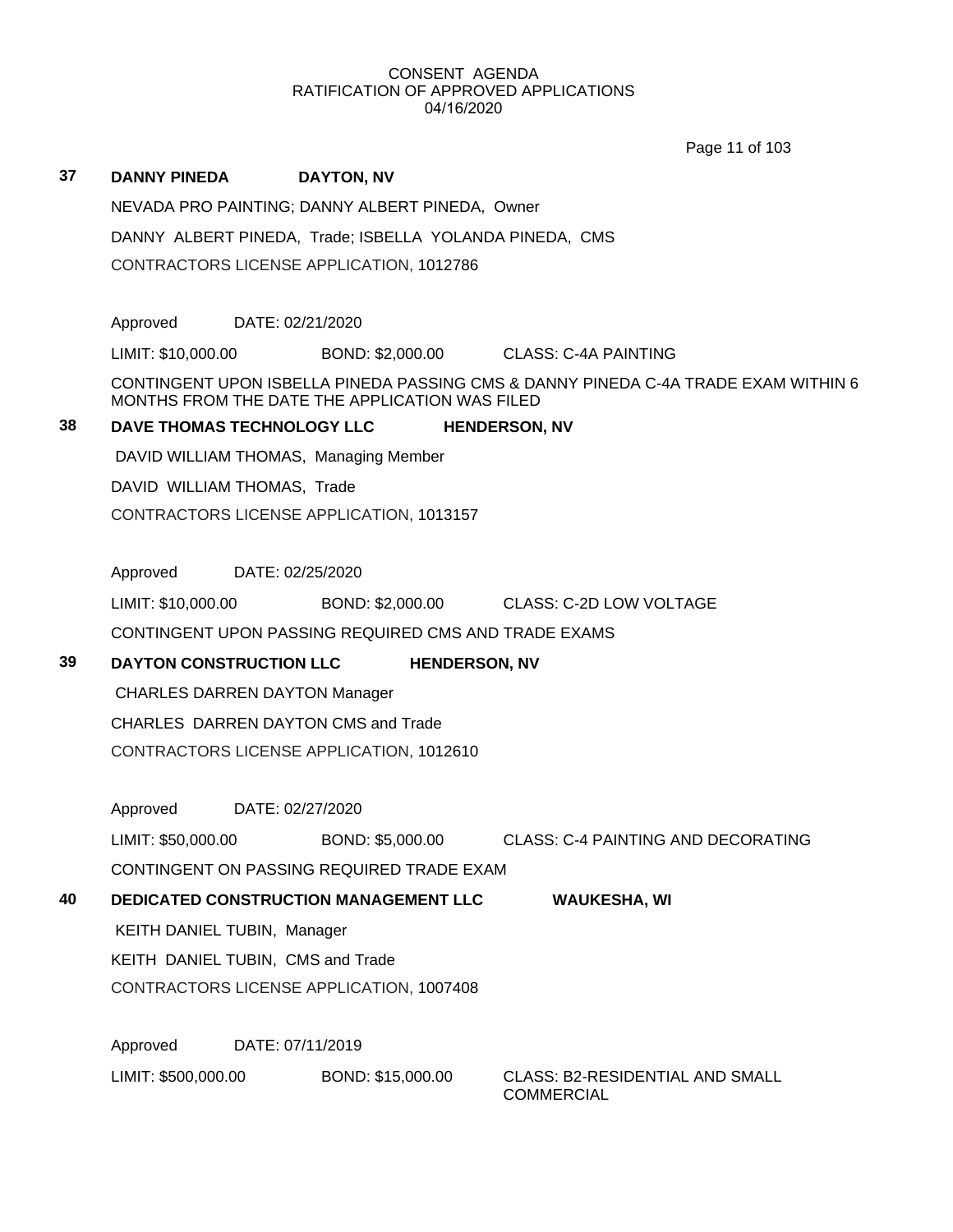CONSENT AGENDA
RATIFICATION OF APPROVED APPLICATIONS
04/16/2020

**37 DANNY PINEDA DAYTON, NV**

NEVADA PRO PAINTING; DANNY ALBERT PINEDA, Owner

DANNY ALBERT PINEDA, Trade; ISBELLA YOLANDA PINEDA, CMS

CONTRACTORS LICENSE APPLICATION, 1012786

Approved DATE: 02/21/2020

LIMIT: $10,000.00 BOND: $2,000.00 CLASS: C-4A PAINTING

CONTINGENT UPON ISBELLA PINEDA PASSING CMS & DANNY PINEDA C-4A TRADE EXAM WITHIN 6 MONTHS FROM THE DATE THE APPLICATION WAS FILED

**38 DAVE THOMAS TECHNOLOGY LLC HENDERSON, NV**

DAVID WILLIAM THOMAS, Managing Member

DAVID WILLIAM THOMAS, Trade

CONTRACTORS LICENSE APPLICATION, 1013157

Approved DATE: 02/25/2020

LIMIT: $10,000.00 BOND: $2,000.00 CLASS: C-2D LOW VOLTAGE

CONTINGENT UPON PASSING REQUIRED CMS AND TRADE EXAMS

**39 DAYTON CONSTRUCTION LLC HENDERSON, NV**

CHARLES DARREN DAYTON Manager

CHARLES DARREN DAYTON CMS and Trade

CONTRACTORS LICENSE APPLICATION, 1012610

Approved DATE: 02/27/2020

LIMIT: $50,000.00 BOND: $5,000.00 CLASS: C-4 PAINTING AND DECORATING

CONTINGENT ON PASSING REQUIRED TRADE EXAM

**40 DEDICATED CONSTRUCTION MANAGEMENT LLC WAUKESHA, WI**

KEITH DANIEL TUBIN, Manager

KEITH DANIEL TUBIN, CMS and Trade

CONTRACTORS LICENSE APPLICATION, 1007408

Approved DATE: 07/11/2019

LIMIT: $500,000.00 BOND: $15,000.00 CLASS: B2-RESIDENTIAL AND SMALL COMMERCIAL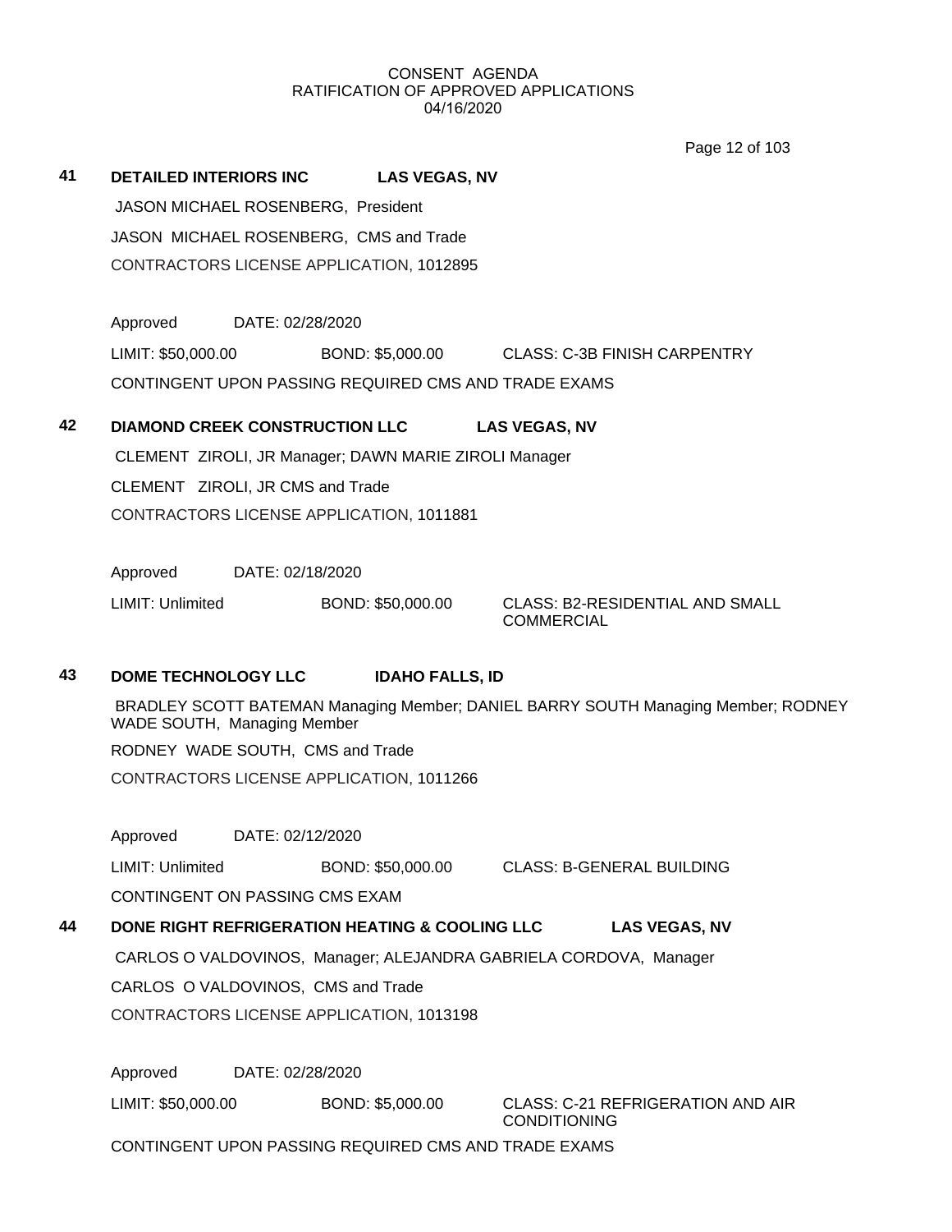CONSENT AGENDA
RATIFICATION OF APPROVED APPLICATIONS
04/16/2020

**41 DETAILED INTERIORS INC LAS VEGAS, NV**

JASON MICHAEL ROSENBERG, President

JASON MICHAEL ROSENBERG, CMS and Trade

CONTRACTORS LICENSE APPLICATION, 1012895

Approved DATE: 02/28/2020

LIMIT: $50,000.00 BOND: $5,000.00 CLASS: C-3B FINISH CARPENTRY

CONTINGENT UPON PASSING REQUIRED CMS AND TRADE EXAMS

**42 DIAMOND CREEK CONSTRUCTION LLC LAS VEGAS, NV**

CLEMENT ZIROLI, JR Manager; DAWN MARIE ZIROLI Manager

CLEMENT ZIROLI, JR CMS and Trade

CONTRACTORS LICENSE APPLICATION, 1011881

Approved DATE: 02/18/2020

LIMIT: Unlimited BOND: $50,000.00 CLASS: B2-RESIDENTIAL AND SMALL COMMERCIAL

**43 DOME TECHNOLOGY LLC IDAHO FALLS, ID**

BRADLEY SCOTT BATEMAN Managing Member; DANIEL BARRY SOUTH Managing Member; RODNEY WADE SOUTH, Managing Member

RODNEY WADE SOUTH, CMS and Trade

CONTRACTORS LICENSE APPLICATION, 1011266

Approved DATE: 02/12/2020

LIMIT: Unlimited BOND: $50,000.00 CLASS: B-GENERAL BUILDING

CONTINGENT ON PASSING CMS EXAM

**44 DONE RIGHT REFRIGERATION HEATING & COOLING LLC LAS VEGAS, NV**

CARLOS O VALDOVINOS, Manager; ALEJANDRA GABRIELA CORDOVA, Manager

CARLOS O VALDOVINOS, CMS and Trade

CONTRACTORS LICENSE APPLICATION, 1013198

Approved DATE: 02/28/2020

LIMIT: $50,000.00 BOND: $5,000.00 CLASS: C-21 REFRIGERATION AND AIR CONDITIONING

CONTINGENT UPON PASSING REQUIRED CMS AND TRADE EXAMS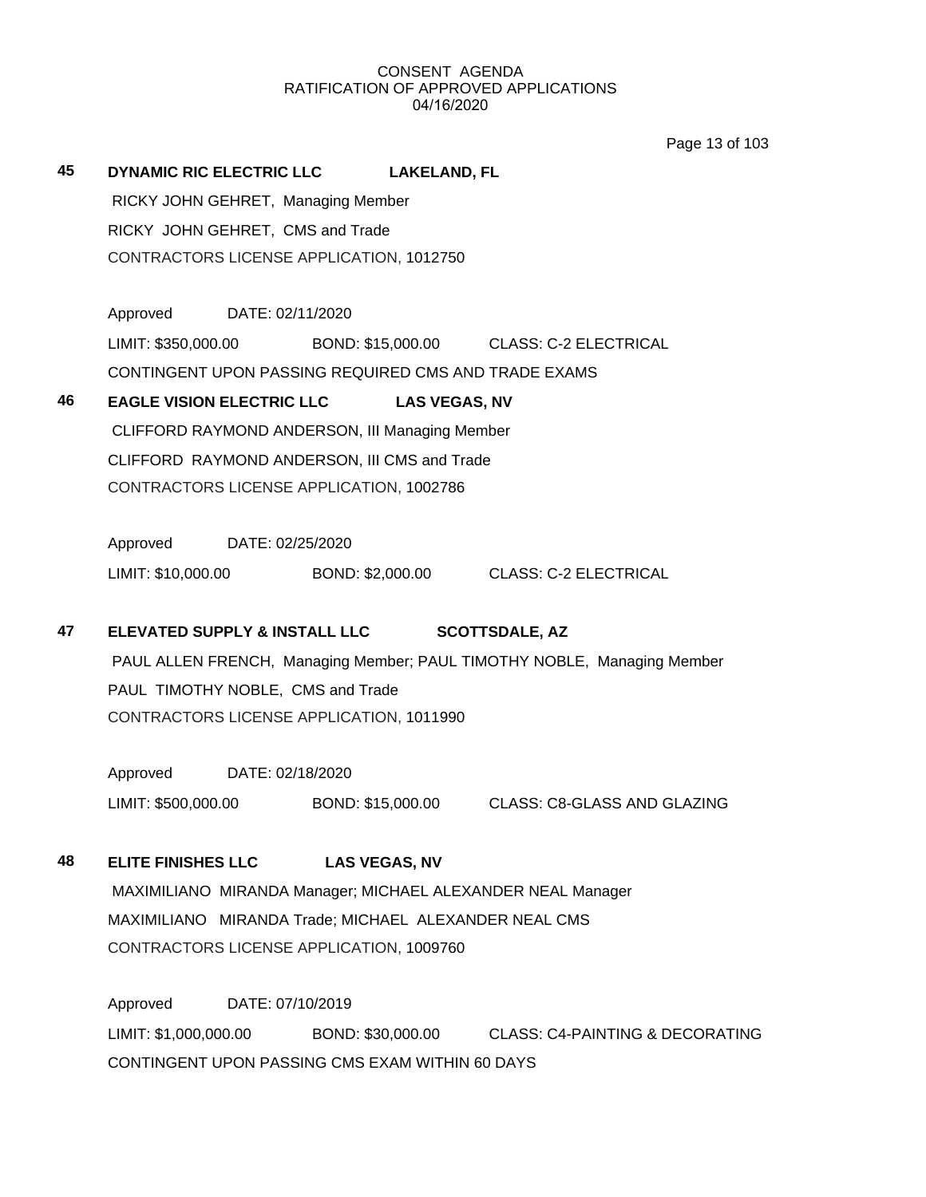CONSENT AGENDA
RATIFICATION OF APPROVED APPLICATIONS
04/16/2020

**45** **DYNAMIC RIC ELECTRIC LLC** **LAKELAND, FL**

RICKY JOHN GEHRET, Managing Member
RICKY JOHN GEHRET, CMS and Trade
CONTRACTORS LICENSE APPLICATION, 1012750

Approved DATE: 02/11/2020
LIMIT: $350,000.00 BOND: $15,000.00 CLASS: C-2 ELECTRICAL
CONTINGENT UPON PASSING REQUIRED CMS AND TRADE EXAMS

**46** **EAGLE VISION ELECTRIC LLC** **LAS VEGAS, NV**

CLIFFORD RAYMOND ANDERSON, III Managing Member
CLIFFORD RAYMOND ANDERSON, III CMS and Trade
CONTRACTORS LICENSE APPLICATION, 1002786

Approved DATE: 02/25/2020
LIMIT: $10,000.00 BOND: $2,000.00 CLASS: C-2 ELECTRICAL

**47** **ELEVATED SUPPLY & INSTALL LLC** **SCOTTSDALE, AZ**

PAUL ALLEN FRENCH, Managing Member; PAUL TIMOTHY NOBLE, Managing Member
PAUL TIMOTHY NOBLE, CMS and Trade
CONTRACTORS LICENSE APPLICATION, 1011990

Approved DATE: 02/18/2020
LIMIT: $500,000.00 BOND: $15,000.00 CLASS: C8-GLASS AND GLAZING

**48** **ELITE FINISHES LLC** **LAS VEGAS, NV**

MAXIMILIANO MIRANDA Manager; MICHAEL ALEXANDER NEAL Manager
MAXIMILIANO MIRANDA Trade; MICHAEL ALEXANDER NEAL CMS
CONTRACTORS LICENSE APPLICATION, 1009760

Approved DATE: 07/10/2019
LIMIT: $1,000,000.00 BOND: $30,000.00 CLASS: C4-PAINTING & DECORATING
CONTINGENT UPON PASSING CMS EXAM WITHIN 60 DAYS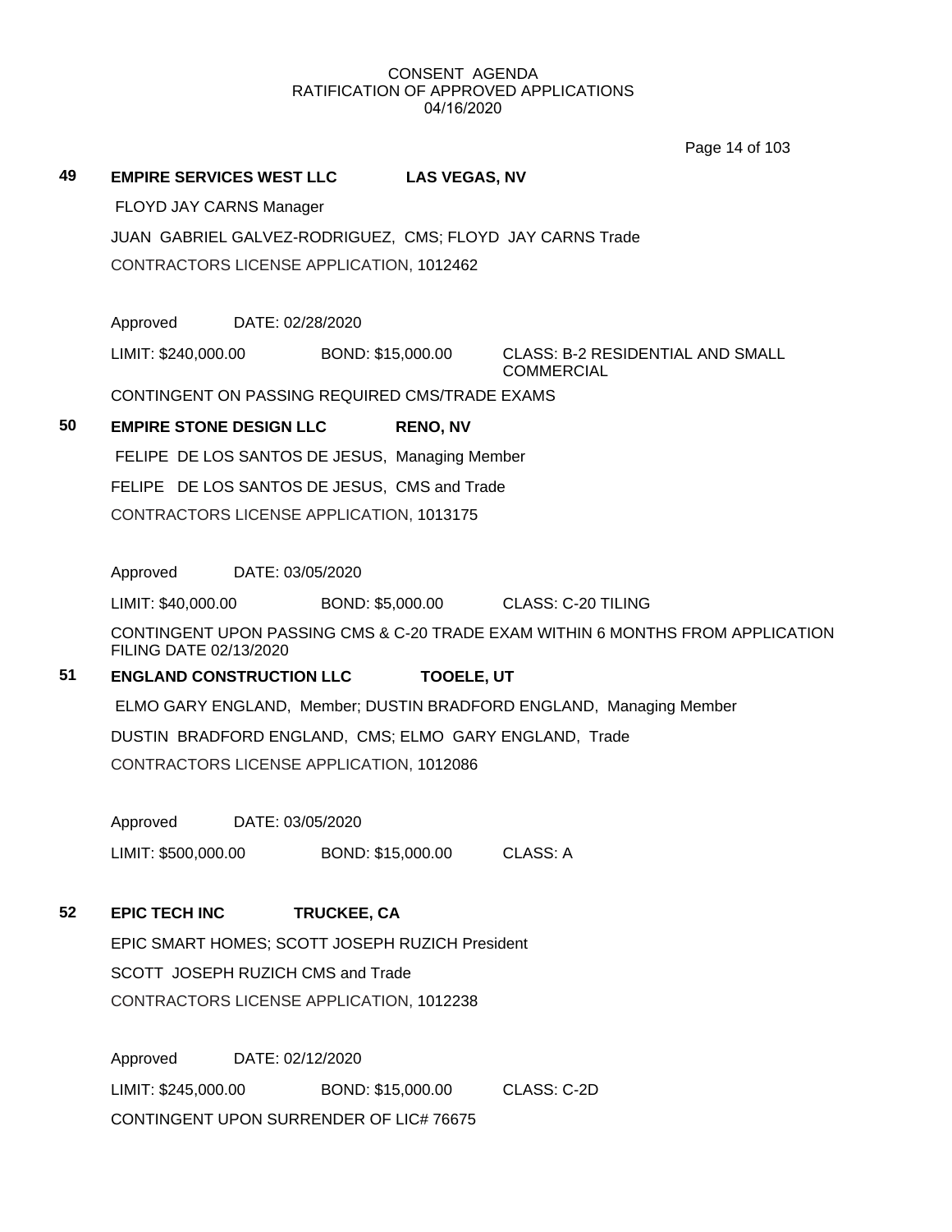CONSENT AGENDA
RATIFICATION OF APPROVED APPLICATIONS
04/16/2020

**49 EMPIRE SERVICES WEST LLC** **LAS VEGAS, NV**

FLOYD JAY CARNS Manager

JUAN GABRIEL GALVEZ-RODRIGUEZ, CMS; FLOYD JAY CARNS Trade

CONTRACTORS LICENSE APPLICATION, 1012462

Approved DATE: 02/28/2020

LIMIT: $240,000.00 BOND: $15,000.00 CLASS: B-2 RESIDENTIAL AND SMALL COMMERCIAL

CONTINGENT ON PASSING REQUIRED CMS/TRADE EXAMS

**50 EMPIRE STONE DESIGN LLC** **RENO, NV**

FELIPE DE LOS SANTOS DE JESUS, Managing Member

FELIPE DE LOS SANTOS DE JESUS, CMS and Trade

CONTRACTORS LICENSE APPLICATION, 1013175

Approved DATE: 03/05/2020

LIMIT: $40,000.00 BOND: $5,000.00 CLASS: C-20 TILING

CONTINGENT UPON PASSING CMS & C-20 TRADE EXAM WITHIN 6 MONTHS FROM APPLICATION FILING DATE 02/13/2020

**51 ENGLAND CONSTRUCTION LLC** **TOOELE, UT**

ELMO GARY ENGLAND, Member; DUSTIN BRADFORD ENGLAND, Managing Member

DUSTIN BRADFORD ENGLAND, CMS; ELMO GARY ENGLAND, Trade

CONTRACTORS LICENSE APPLICATION, 1012086

Approved DATE: 03/05/2020

LIMIT: $500,000.00 BOND: $15,000.00 CLASS: A

**52 EPIC TECH INC** **TRUCKEE, CA**

EPIC SMART HOMES; SCOTT JOSEPH RUZICH President

SCOTT JOSEPH RUZICH CMS and Trade

CONTRACTORS LICENSE APPLICATION, 1012238

Approved DATE: 02/12/2020

LIMIT: $245,000.00 BOND: $15,000.00 CLASS: C-2D

CONTINGENT UPON SURRENDER OF LIC# 76675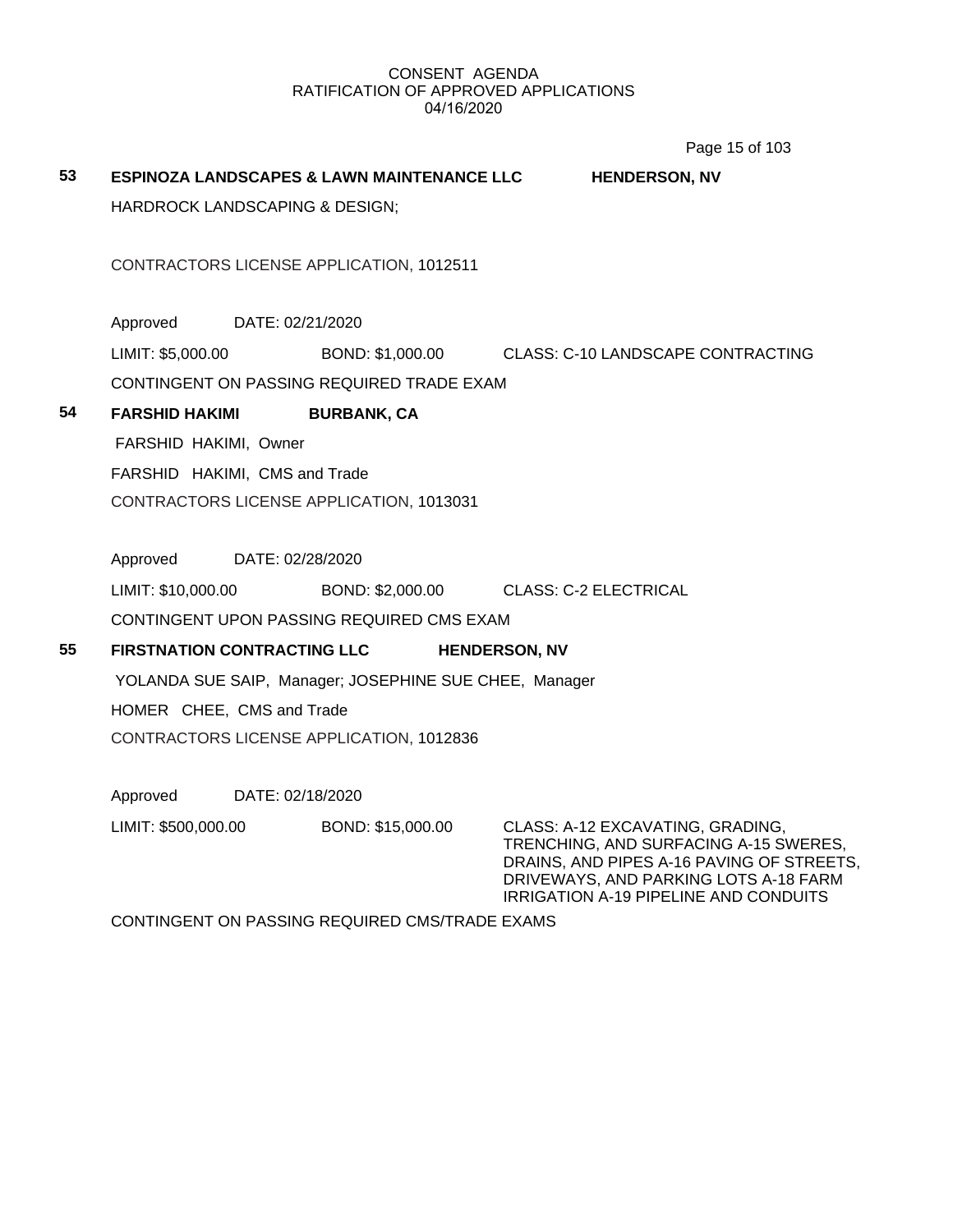CONSENT AGENDA
RATIFICATION OF APPROVED APPLICATIONS
04/16/2020

**53** **ESPINOZA LANDSCAPES & LAWN MAINTENANCE LLC** **HENDERSON, NV**

HARDROCK LANDSCAPING & DESIGN;

CONTRACTORS LICENSE APPLICATION, 1012511

Approved DATE: 02/21/2020

LIMIT: $5,000.00 BOND: $1,000.00 CLASS: C-10 LANDSCAPE CONTRACTING

CONTINGENT ON PASSING REQUIRED TRADE EXAM

**54** **FARSHID HAKIMI** **BURBANK, CA**

FARSHID HAKIMI, Owner

FARSHID HAKIMI, CMS and Trade

CONTRACTORS LICENSE APPLICATION, 1013031

Approved DATE: 02/28/2020

LIMIT: $10,000.00 BOND: $2,000.00 CLASS: C-2 ELECTRICAL

CONTINGENT UPON PASSING REQUIRED CMS EXAM

**55** **FIRSTNATION CONTRACTING LLC** **HENDERSON, NV**

YOLANDA SUE SAIP, Manager; JOSEPHINE SUE CHEE, Manager

HOMER CHEE, CMS and Trade

CONTRACTORS LICENSE APPLICATION, 1012836

Approved DATE: 02/18/2020

LIMIT: $500,000.00 BOND: $15,000.00 CLASS: A-12 EXCAVATING, GRADING, TRENCHING, AND SURFACING A-15 SWERES, DRAINS, AND PIPES A-16 PAVING OF STREETS, DRIVEWAYS, AND PARKING LOTS A-18 FARM IRRIGATION A-19 PIPELINE AND CONDUITS

CONTINGENT ON PASSING REQUIRED CMS/TRADE EXAMS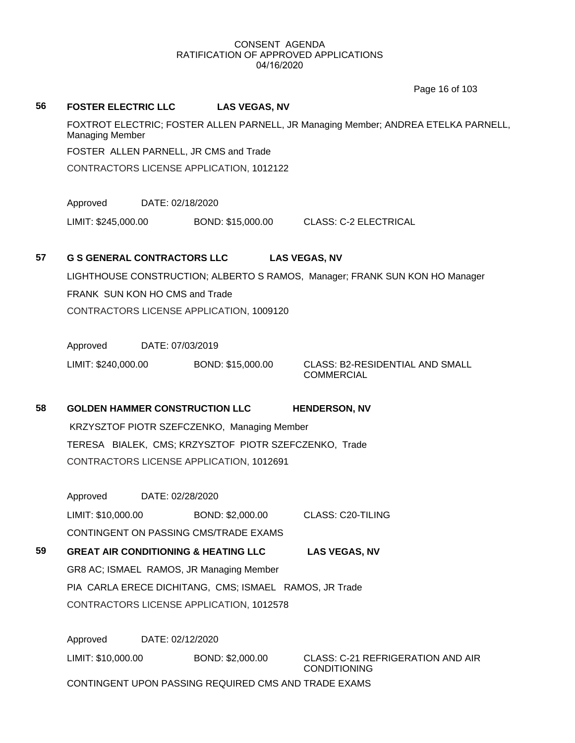CONSENT AGENDA
RATIFICATION OF APPROVED APPLICATIONS
04/16/2020

**56** **FOSTER ELECTRIC LLC** **LAS VEGAS, NV**

FOXTROT ELECTRIC; FOSTER ALLEN PARNELL, JR Managing Member; ANDREA ETELKA PARNELL, Managing Member

FOSTER ALLEN PARNELL, JR CMS and Trade

CONTRACTORS LICENSE APPLICATION, 1012122

Approved DATE: 02/18/2020

LIMIT: $245,000.00 BOND: $15,000.00 CLASS: C-2 ELECTRICAL

**57** **G S GENERAL CONTRACTORS LLC** **LAS VEGAS, NV**

LIGHTHOUSE CONSTRUCTION; ALBERTO S RAMOS, Manager; FRANK SUN KON HO Manager

FRANK SUN KON HO CMS and Trade

CONTRACTORS LICENSE APPLICATION, 1009120

Approved DATE: 07/03/2019

LIMIT: $240,000.00 BOND: $15,000.00 CLASS: B2-RESIDENTIAL AND SMALL COMMERCIAL

**58** **GOLDEN HAMMER CONSTRUCTION LLC** **HENDERSON, NV**

KRZYSZTOF PIOTR SZEFCZENKO, Managing Member

TERESA BIALEK, CMS; KRZYSZTOF PIOTR SZEFCZENKO, Trade

CONTRACTORS LICENSE APPLICATION, 1012691

Approved DATE: 02/28/2020

LIMIT: $10,000.00 BOND: $2,000.00 CLASS: C20-TILING

CONTINGENT ON PASSING CMS/TRADE EXAMS

**59** **GREAT AIR CONDITIONING & HEATING LLC** **LAS VEGAS, NV**

GR8 AC; ISMAEL RAMOS, JR Managing Member

PIA CARLA ERECE DICHITANG, CMS; ISMAEL RAMOS, JR Trade

CONTRACTORS LICENSE APPLICATION, 1012578

Approved DATE: 02/12/2020

LIMIT: $10,000.00 BOND: $2,000.00 CLASS: C-21 REFRIGERATION AND AIR CONDITIONING

CONTINGENT UPON PASSING REQUIRED CMS AND TRADE EXAMS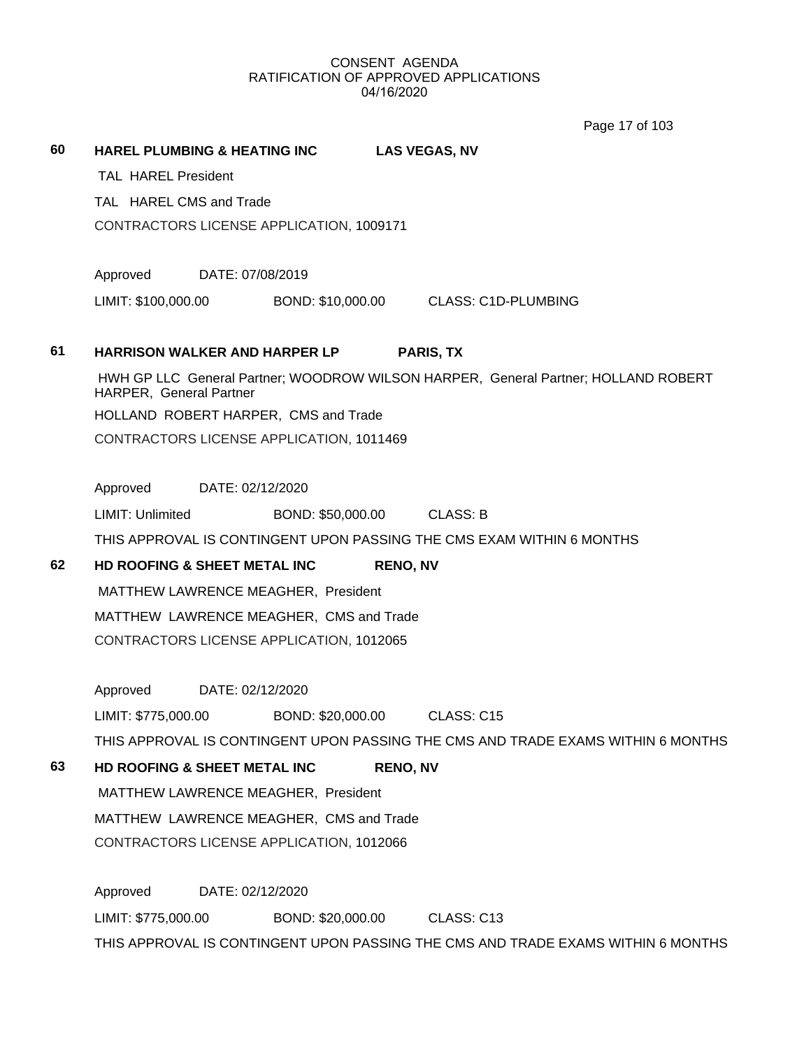CONSENT AGENDA
RATIFICATION OF APPROVED APPLICATIONS
04/16/2020

**60 HAREL PLUMBING & HEATING INC LAS VEGAS, NV**

TAL HAREL President

TAL HAREL CMS and Trade

CONTRACTORS LICENSE APPLICATION, 1009171

Approved DATE: 07/08/2019

LIMIT: $100,000.00 BOND: $10,000.00 CLASS: C1D-PLUMBING

**61 HARRISON WALKER AND HARPER LP PARIS, TX**

HWH GP LLC General Partner; WOODROW WILSON HARPER, General Partner; HOLLAND ROBERT HARPER, General Partner

HOLLAND ROBERT HARPER, CMS and Trade

CONTRACTORS LICENSE APPLICATION, 1011469

Approved DATE: 02/12/2020

LIMIT: Unlimited BOND: $50,000.00 CLASS: B

THIS APPROVAL IS CONTINGENT UPON PASSING THE CMS EXAM WITHIN 6 MONTHS

**62 HD ROOFING & SHEET METAL INC RENO, NV**

MATTHEW LAWRENCE MEAGHER, President

MATTHEW LAWRENCE MEAGHER, CMS and Trade

CONTRACTORS LICENSE APPLICATION, 1012065

Approved DATE: 02/12/2020

LIMIT: $775,000.00 BOND: $20,000.00 CLASS: C15

THIS APPROVAL IS CONTINGENT UPON PASSING THE CMS AND TRADE EXAMS WITHIN 6 MONTHS

**63 HD ROOFING & SHEET METAL INC RENO, NV**

MATTHEW LAWRENCE MEAGHER, President

MATTHEW LAWRENCE MEAGHER, CMS and Trade

CONTRACTORS LICENSE APPLICATION, 1012066

Approved DATE: 02/12/2020

LIMIT: $775,000.00 BOND: $20,000.00 CLASS: C13

THIS APPROVAL IS CONTINGENT UPON PASSING THE CMS AND TRADE EXAMS WITHIN 6 MONTHS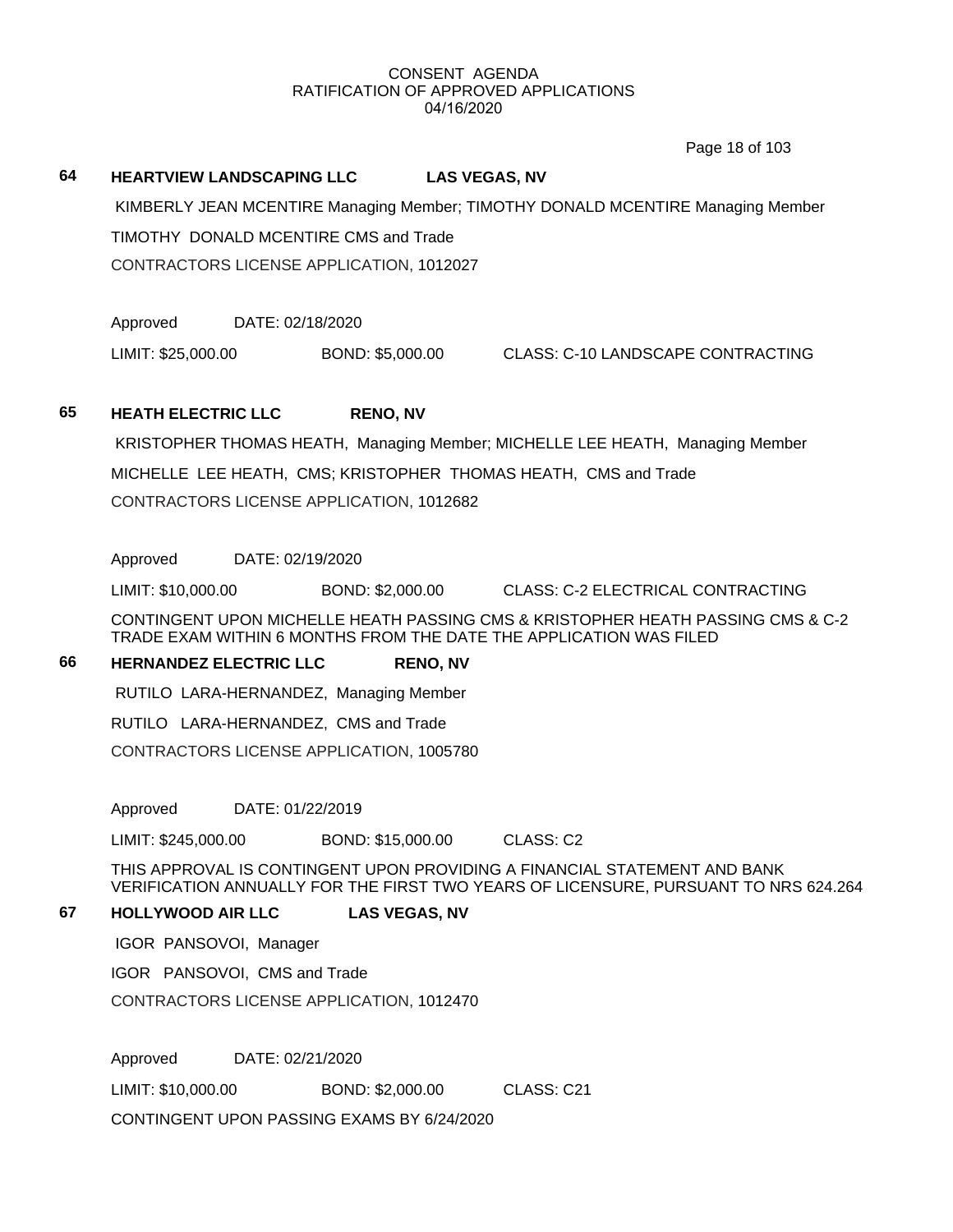CONSENT AGENDA
RATIFICATION OF APPROVED APPLICATIONS
04/16/2020

**64** **HEARTVIEW LANDSCAPING LLC** **LAS VEGAS, NV**

KIMBERLY JEAN MCENTIRE Managing Member; TIMOTHY DONALD MCENTIRE Managing Member

TIMOTHY DONALD MCENTIRE CMS and Trade

CONTRACTORS LICENSE APPLICATION, 1012027

Approved DATE: 02/18/2020

LIMIT: $25,000.00 BOND: $5,000.00 CLASS: C-10 LANDSCAPE CONTRACTING

**65** **HEATH ELECTRIC LLC** **RENO, NV**

KRISTOPHER THOMAS HEATH, Managing Member; MICHELLE LEE HEATH, Managing Member

MICHELLE LEE HEATH, CMS; KRISTOPHER THOMAS HEATH, CMS and Trade

CONTRACTORS LICENSE APPLICATION, 1012682

Approved DATE: 02/19/2020

LIMIT: $10,000.00 BOND: $2,000.00 CLASS: C-2 ELECTRICAL CONTRACTING

CONTINGENT UPON MICHELLE HEATH PASSING CMS & KRISTOPHER HEATH PASSING CMS & C-2 TRADE EXAM WITHIN 6 MONTHS FROM THE DATE THE APPLICATION WAS FILED

**66** **HERNANDEZ ELECTRIC LLC** **RENO, NV**

RUTILO LARA-HERNANDEZ, Managing Member

RUTILO LARA-HERNANDEZ, CMS and Trade

CONTRACTORS LICENSE APPLICATION, 1005780

Approved DATE: 01/22/2019

LIMIT: $245,000.00 BOND: $15,000.00 CLASS: C2

THIS APPROVAL IS CONTINGENT UPON PROVIDING A FINANCIAL STATEMENT AND BANK VERIFICATION ANNUALLY FOR THE FIRST TWO YEARS OF LICENSURE, PURSUANT TO NRS 624.264

**67** **HOLLYWOOD AIR LLC** **LAS VEGAS, NV**

IGOR PANSOVOI, Manager

IGOR PANSOVOI, CMS and Trade

CONTRACTORS LICENSE APPLICATION, 1012470

Approved DATE: 02/21/2020

LIMIT: $10,000.00 BOND: $2,000.00 CLASS: C21

CONTINGENT UPON PASSING EXAMS BY 6/24/2020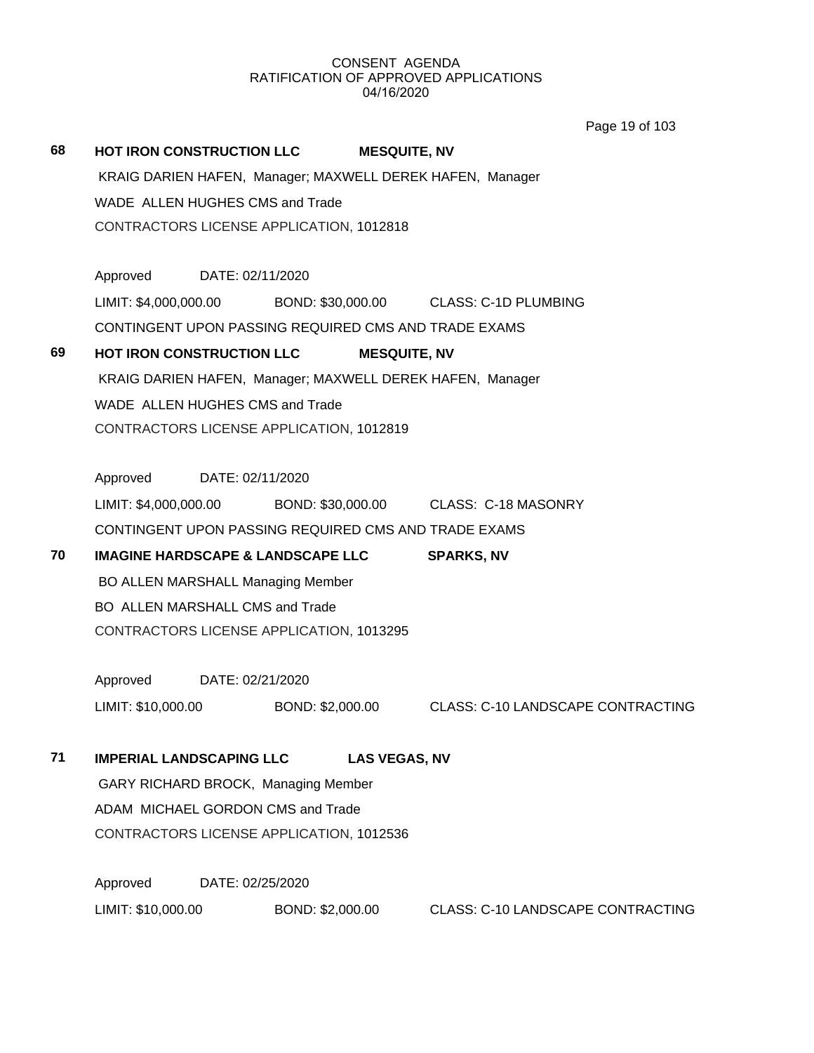CONSENT AGENDA
RATIFICATION OF APPROVED APPLICATIONS
04/16/2020

**68** **HOT IRON CONSTRUCTION LLC** **MESQUITE, NV**

KRAIG DARIEN HAFEN, Manager; MAXWELL DEREK HAFEN, Manager

WADE ALLEN HUGHES CMS and Trade

CONTRACTORS LICENSE APPLICATION, 1012818

Approved DATE: 02/11/2020

LIMIT: $4,000,000.00 BOND: $30,000.00 CLASS: C-1D PLUMBING

CONTINGENT UPON PASSING REQUIRED CMS AND TRADE EXAMS

**69** **HOT IRON CONSTRUCTION LLC** **MESQUITE, NV**

KRAIG DARIEN HAFEN, Manager; MAXWELL DEREK HAFEN, Manager

WADE ALLEN HUGHES CMS and Trade

CONTRACTORS LICENSE APPLICATION, 1012819

Approved DATE: 02/11/2020

LIMIT: $4,000,000.00 BOND: $30,000.00 CLASS: C-18 MASONRY

CONTINGENT UPON PASSING REQUIRED CMS AND TRADE EXAMS

**70** **IMAGINE HARDSCAPE & LANDSCAPE LLC** **SPARKS, NV**

BO ALLEN MARSHALL Managing Member

BO ALLEN MARSHALL CMS and Trade

CONTRACTORS LICENSE APPLICATION, 1013295

Approved DATE: 02/21/2020

LIMIT: $10,000.00 BOND: $2,000.00 CLASS: C-10 LANDSCAPE CONTRACTING

**71** **IMPERIAL LANDSCAPING LLC** **LAS VEGAS, NV**

GARY RICHARD BROCK, Managing Member

ADAM MICHAEL GORDON CMS and Trade

CONTRACTORS LICENSE APPLICATION, 1012536

Approved DATE: 02/25/2020

LIMIT: $10,000.00 BOND: $2,000.00 CLASS: C-10 LANDSCAPE CONTRACTING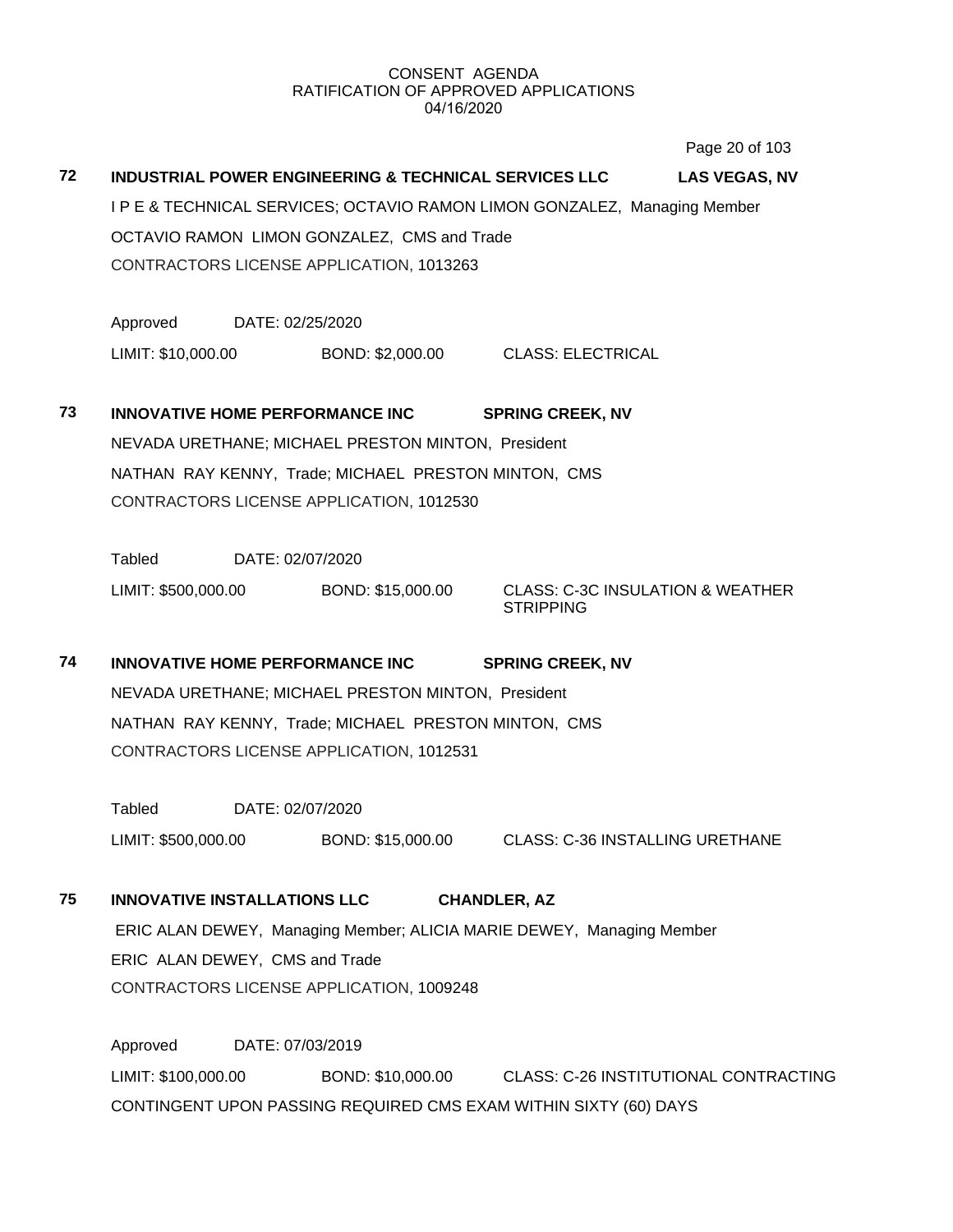CONSENT AGENDA
RATIFICATION OF APPROVED APPLICATIONS
04/16/2020

**72 INDUSTRIAL POWER ENGINEERING & TECHNICAL SERVICES LLC** **LAS VEGAS, NV**

I P E & TECHNICAL SERVICES; OCTAVIO RAMON LIMON GONZALEZ, Managing Member
OCTAVIO RAMON LIMON GONZALEZ, CMS and Trade
CONTRACTORS LICENSE APPLICATION, 1013263

Approved DATE: 02/25/2020
LIMIT: $10,000.00 BOND: $2,000.00 CLASS: ELECTRICAL

**73 INNOVATIVE HOME PERFORMANCE INC** **SPRING CREEK, NV**

NEVADA URETHANE; MICHAEL PRESTON MINTON, President
NATHAN RAY KENNY, Trade; MICHAEL PRESTON MINTON, CMS
CONTRACTORS LICENSE APPLICATION, 1012530

Tabled DATE: 02/07/2020
LIMIT: $500,000.00 BOND: $15,000.00 CLASS: C-3C INSULATION & WEATHER STRIPPING

**74 INNOVATIVE HOME PERFORMANCE INC** **SPRING CREEK, NV**

NEVADA URETHANE; MICHAEL PRESTON MINTON, President
NATHAN RAY KENNY, Trade; MICHAEL PRESTON MINTON, CMS
CONTRACTORS LICENSE APPLICATION, 1012531

Tabled DATE: 02/07/2020
LIMIT: $500,000.00 BOND: $15,000.00 CLASS: C-36 INSTALLING URETHANE

**75 INNOVATIVE INSTALLATIONS LLC** **CHANDLER, AZ**

ERIC ALAN DEWEY, Managing Member; ALICIA MARIE DEWEY, Managing Member
ERIC ALAN DEWEY, CMS and Trade
CONTRACTORS LICENSE APPLICATION, 1009248

Approved DATE: 07/03/2019
LIMIT: $100,000.00 BOND: $10,000.00 CLASS: C-26 INSTITUTIONAL CONTRACTING
CONTINGENT UPON PASSING REQUIRED CMS EXAM WITHIN SIXTY (60) DAYS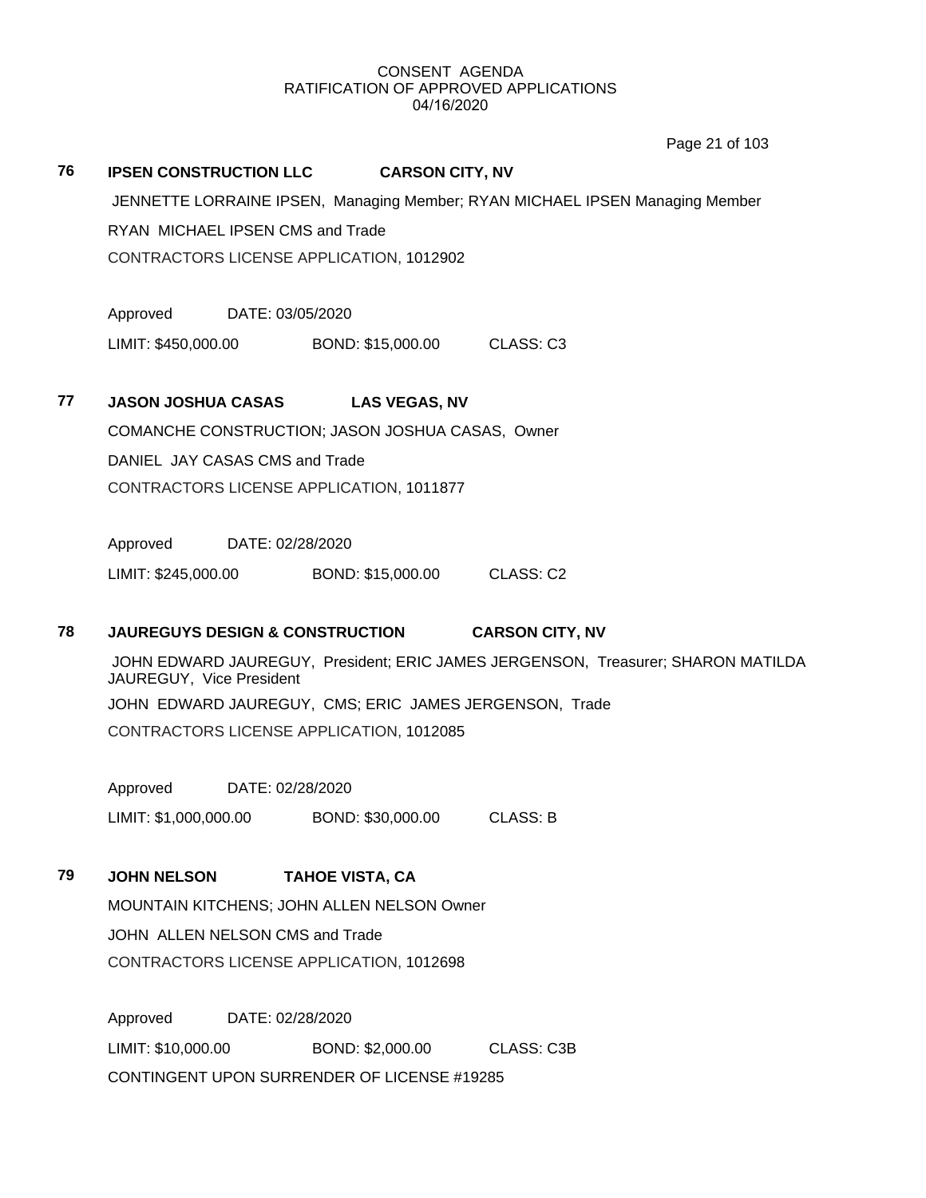CONSENT AGENDA
RATIFICATION OF APPROVED APPLICATIONS
04/16/2020

**76 IPSEN CONSTRUCTION LLC CARSON CITY, NV**

JENNETTE LORRAINE IPSEN, Managing Member; RYAN MICHAEL IPSEN Managing Member

RYAN MICHAEL IPSEN CMS and Trade

CONTRACTORS LICENSE APPLICATION, 1012902

Approved DATE: 03/05/2020

LIMIT: $450,000.00 BOND: $15,000.00 CLASS: C3

**77 JASON JOSHUA CASAS LAS VEGAS, NV**

COMANCHE CONSTRUCTION; JASON JOSHUA CASAS, Owner

DANIEL JAY CASAS CMS and Trade

CONTRACTORS LICENSE APPLICATION, 1011877

Approved DATE: 02/28/2020

LIMIT: $245,000.00 BOND: $15,000.00 CLASS: C2

**78 JAUREGUYS DESIGN & CONSTRUCTION CARSON CITY, NV**

JOHN EDWARD JAUREGUY, President; ERIC JAMES JERGENSON, Treasurer; SHARON MATILDA JAUREGUY, Vice President

JOHN EDWARD JAUREGUY, CMS; ERIC JAMES JERGENSON, Trade

CONTRACTORS LICENSE APPLICATION, 1012085

Approved DATE: 02/28/2020

LIMIT: $1,000,000.00 BOND: $30,000.00 CLASS: B

**79 JOHN NELSON TAHOE VISTA, CA**

MOUNTAIN KITCHENS; JOHN ALLEN NELSON Owner

JOHN ALLEN NELSON CMS and Trade

CONTRACTORS LICENSE APPLICATION, 1012698

Approved DATE: 02/28/2020

LIMIT: $10,000.00 BOND: $2,000.00 CLASS: C3B

CONTINGENT UPON SURRENDER OF LICENSE #19285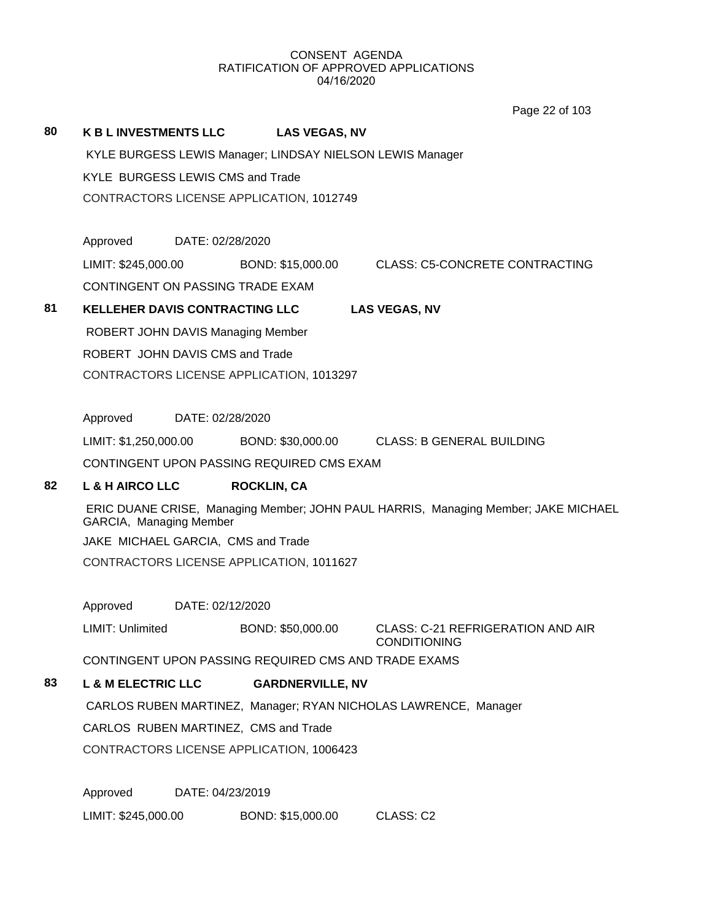CONSENT AGENDA
RATIFICATION OF APPROVED APPLICATIONS
04/16/2020

**80 K B L INVESTMENTS LLC LAS VEGAS, NV**

KYLE BURGESS LEWIS Manager; LINDSAY NIELSON LEWIS Manager

KYLE BURGESS LEWIS CMS and Trade

CONTRACTORS LICENSE APPLICATION, 1012749

Approved DATE: 02/28/2020

LIMIT: $245,000.00 BOND: $15,000.00 CLASS: C5-CONCRETE CONTRACTING

CONTINGENT ON PASSING TRADE EXAM

**81 KELLEHER DAVIS CONTRACTING LLC LAS VEGAS, NV**

ROBERT JOHN DAVIS Managing Member

ROBERT JOHN DAVIS CMS and Trade

CONTRACTORS LICENSE APPLICATION, 1013297

Approved DATE: 02/28/2020

LIMIT: $1,250,000.00 BOND: $30,000.00 CLASS: B GENERAL BUILDING

CONTINGENT UPON PASSING REQUIRED CMS EXAM

**82 L & H AIRCO LLC ROCKLIN, CA**

ERIC DUANE CRISE, Managing Member; JOHN PAUL HARRIS, Managing Member; JAKE MICHAEL GARCIA, Managing Member

JAKE MICHAEL GARCIA, CMS and Trade

CONTRACTORS LICENSE APPLICATION, 1011627

Approved DATE: 02/12/2020

LIMIT: Unlimited BOND: $50,000.00 CLASS: C-21 REFRIGERATION AND AIR CONDITIONING

CONTINGENT UPON PASSING REQUIRED CMS AND TRADE EXAMS

**83 L & M ELECTRIC LLC GARDNERVILLE, NV**

CARLOS RUBEN MARTINEZ, Manager; RYAN NICHOLAS LAWRENCE, Manager

CARLOS RUBEN MARTINEZ, CMS and Trade

CONTRACTORS LICENSE APPLICATION, 1006423

Approved DATE: 04/23/2019

LIMIT: $245,000.00 BOND: $15,000.00 CLASS: C2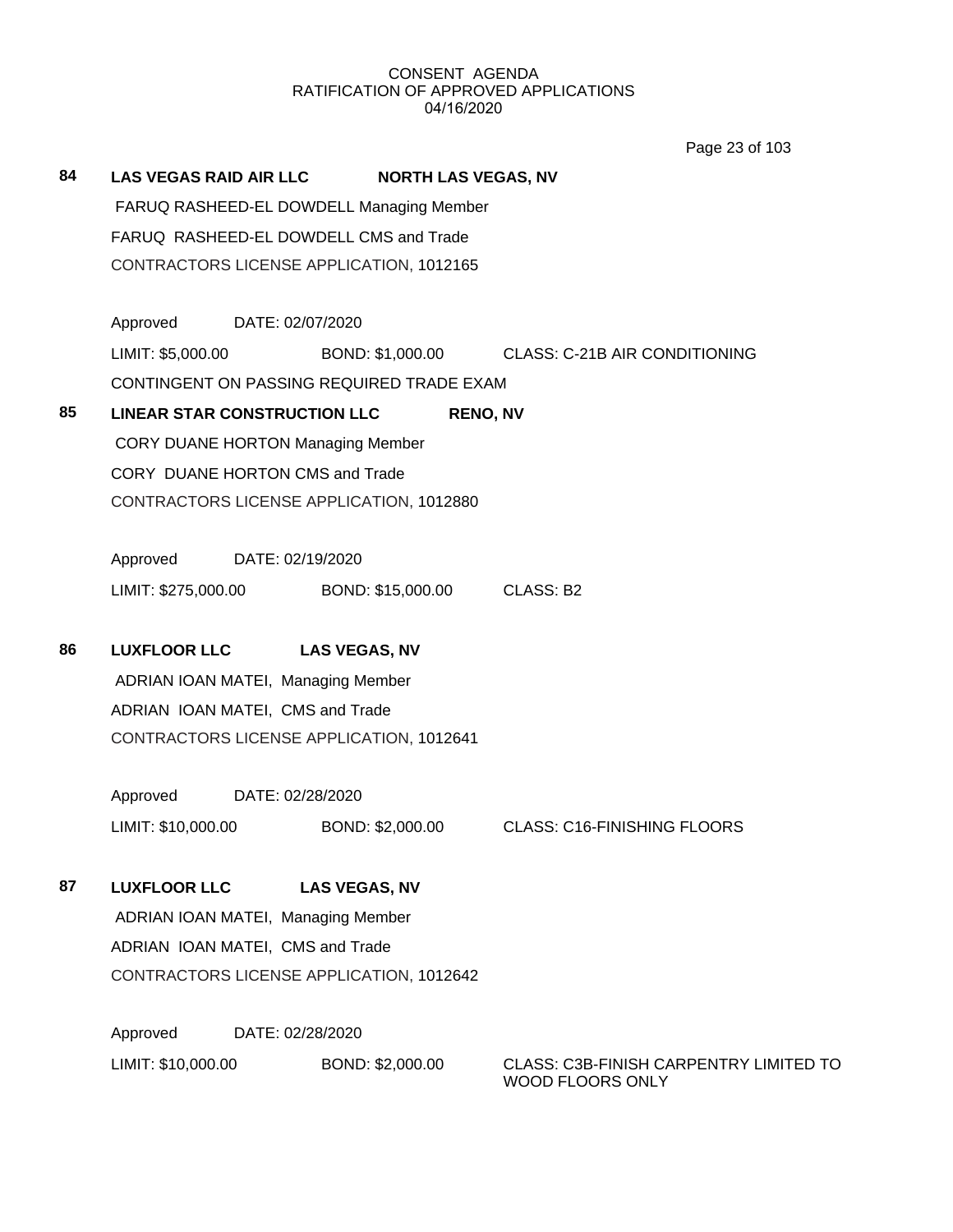CONSENT AGENDA
RATIFICATION OF APPROVED APPLICATIONS
04/16/2020

**84** **LAS VEGAS RAID AIR LLC** **NORTH LAS VEGAS, NV**

FARUQ RASHEED-EL DOWDELL Managing Member

FARUQ RASHEED-EL DOWDELL CMS and Trade

CONTRACTORS LICENSE APPLICATION, 1012165

Approved DATE: 02/07/2020

LIMIT: $5,000.00 BOND: $1,000.00 CLASS: C-21B AIR CONDITIONING

CONTINGENT ON PASSING REQUIRED TRADE EXAM

**85** **LINEAR STAR CONSTRUCTION LLC** **RENO, NV**

CORY DUANE HORTON Managing Member

CORY DUANE HORTON CMS and Trade

CONTRACTORS LICENSE APPLICATION, 1012880

Approved DATE: 02/19/2020

LIMIT: $275,000.00 BOND: $15,000.00 CLASS: B2

**86** **LUXFLOOR LLC** **LAS VEGAS, NV**

ADRIAN IOAN MATEI, Managing Member

ADRIAN IOAN MATEI, CMS and Trade

CONTRACTORS LICENSE APPLICATION, 1012641

Approved DATE: 02/28/2020

LIMIT: $10,000.00 BOND: $2,000.00 CLASS: C16-FINISHING FLOORS

**87** **LUXFLOOR LLC** **LAS VEGAS, NV**

ADRIAN IOAN MATEI, Managing Member

ADRIAN IOAN MATEI, CMS and Trade

CONTRACTORS LICENSE APPLICATION, 1012642

Approved DATE: 02/28/2020

LIMIT: $10,000.00 BOND: $2,000.00 CLASS: C3B-FINISH CARPENTRY LIMITED TO WOOD FLOORS ONLY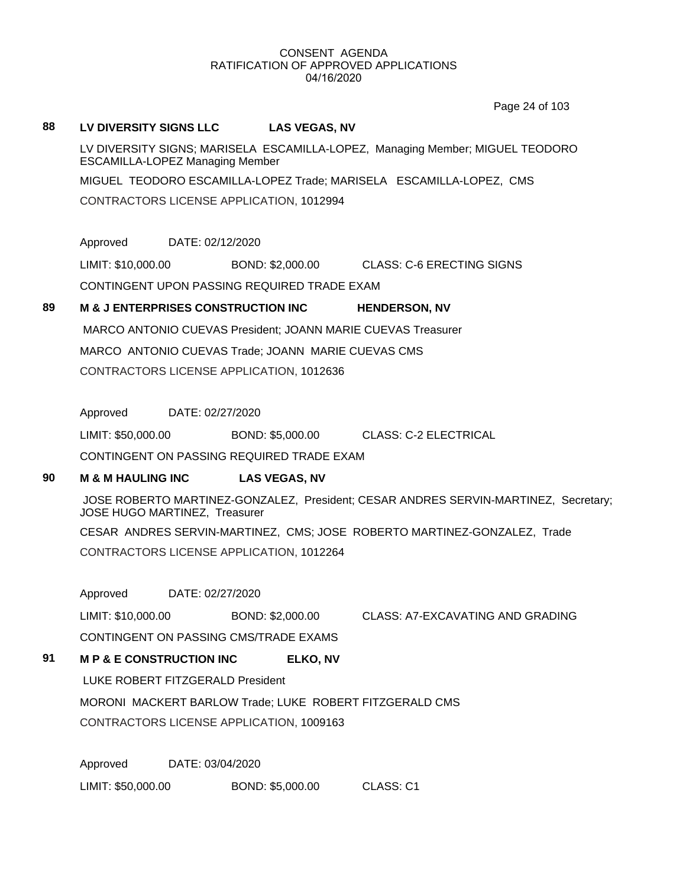CONSENT AGENDA
RATIFICATION OF APPROVED APPLICATIONS
04/16/2020

**88 LV DIVERSITY SIGNS LLC LAS VEGAS, NV**

LV DIVERSITY SIGNS; MARISELA ESCAMILLA-LOPEZ, Managing Member; MIGUEL TEODORO ESCAMILLA-LOPEZ Managing Member

MIGUEL TEODORO ESCAMILLA-LOPEZ Trade; MARISELA ESCAMILLA-LOPEZ, CMS

CONTRACTORS LICENSE APPLICATION, 1012994

Approved DATE: 02/12/2020

LIMIT: $10,000.00 BOND: $2,000.00 CLASS: C-6 ERECTING SIGNS

CONTINGENT UPON PASSING REQUIRED TRADE EXAM

**89 M & J ENTERPRISES CONSTRUCTION INC HENDERSON, NV**

MARCO ANTONIO CUEVAS President; JOANN MARIE CUEVAS Treasurer

MARCO ANTONIO CUEVAS Trade; JOANN MARIE CUEVAS CMS

CONTRACTORS LICENSE APPLICATION, 1012636

Approved DATE: 02/27/2020

LIMIT: $50,000.00 BOND: $5,000.00 CLASS: C-2 ELECTRICAL

CONTINGENT ON PASSING REQUIRED TRADE EXAM

**90 M & M HAULING INC LAS VEGAS, NV**

JOSE ROBERTO MARTINEZ-GONZALEZ, President; CESAR ANDRES SERVIN-MARTINEZ, Secretary; JOSE HUGO MARTINEZ, Treasurer

CESAR ANDRES SERVIN-MARTINEZ, CMS; JOSE ROBERTO MARTINEZ-GONZALEZ, Trade

CONTRACTORS LICENSE APPLICATION, 1012264

Approved DATE: 02/27/2020

LIMIT: $10,000.00 BOND: $2,000.00 CLASS: A7-EXCAVATING AND GRADING

CONTINGENT ON PASSING CMS/TRADE EXAMS

**91 M P & E CONSTRUCTION INC ELKO, NV**

LUKE ROBERT FITZGERALD President

MORONI MACKERT BARLOW Trade; LUKE ROBERT FITZGERALD CMS

CONTRACTORS LICENSE APPLICATION, 1009163

Approved DATE: 03/04/2020

LIMIT: $50,000.00 BOND: $5,000.00 CLASS: C1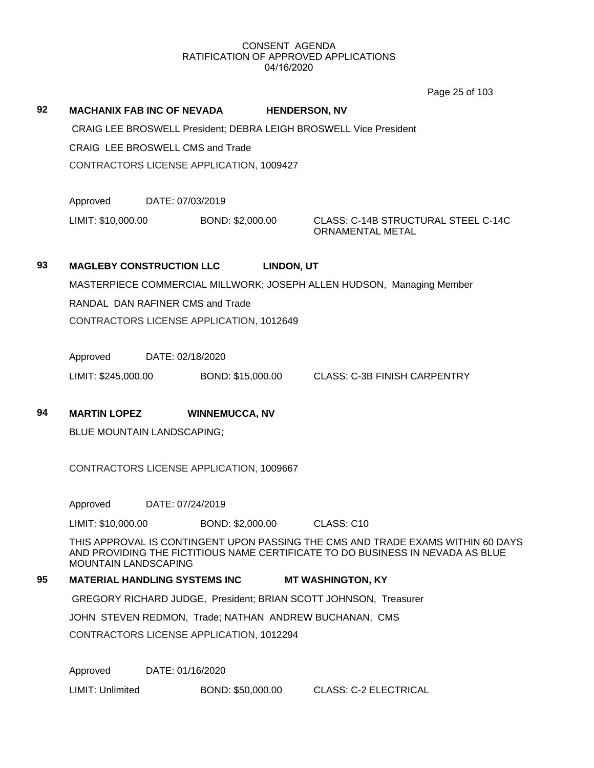CONSENT AGENDA
RATIFICATION OF APPROVED APPLICATIONS
04/16/2020

**92 MACHANIX FAB INC OF NEVADA HENDERSON, NV**

CRAIG LEE BROSWELL President; DEBRA LEIGH BROSWELL Vice President

CRAIG LEE BROSWELL CMS and Trade

CONTRACTORS LICENSE APPLICATION, 1009427

Approved DATE: 07/03/2019

LIMIT: $10,000.00 BOND: $2,000.00 CLASS: C-14B STRUCTURAL STEEL C-14C ORNAMENTAL METAL

**93 MAGLEBY CONSTRUCTION LLC LINDON, UT**

MASTERPIECE COMMERCIAL MILLWORK; JOSEPH ALLEN HUDSON, Managing Member

RANDAL DAN RAFINER CMS and Trade

CONTRACTORS LICENSE APPLICATION, 1012649

Approved DATE: 02/18/2020

LIMIT: $245,000.00 BOND: $15,000.00 CLASS: C-3B FINISH CARPENTRY

**94 MARTIN LOPEZ WINNEMUCCA, NV**

BLUE MOUNTAIN LANDSCAPING;

CONTRACTORS LICENSE APPLICATION, 1009667

Approved DATE: 07/24/2019

LIMIT: $10,000.00 BOND: $2,000.00 CLASS: C10

THIS APPROVAL IS CONTINGENT UPON PASSING THE CMS AND TRADE EXAMS WITHIN 60 DAYS AND PROVIDING THE FICTITIOUS NAME CERTIFICATE TO DO BUSINESS IN NEVADA AS BLUE MOUNTAIN LANDSCAPING

**95 MATERIAL HANDLING SYSTEMS INC MT WASHINGTON, KY**

GREGORY RICHARD JUDGE, President; BRIAN SCOTT JOHNSON, Treasurer

JOHN STEVEN REDMON, Trade; NATHAN ANDREW BUCHANAN, CMS

CONTRACTORS LICENSE APPLICATION, 1012294

Approved DATE: 01/16/2020

LIMIT: Unlimited BOND: $50,000.00 CLASS: C-2 ELECTRICAL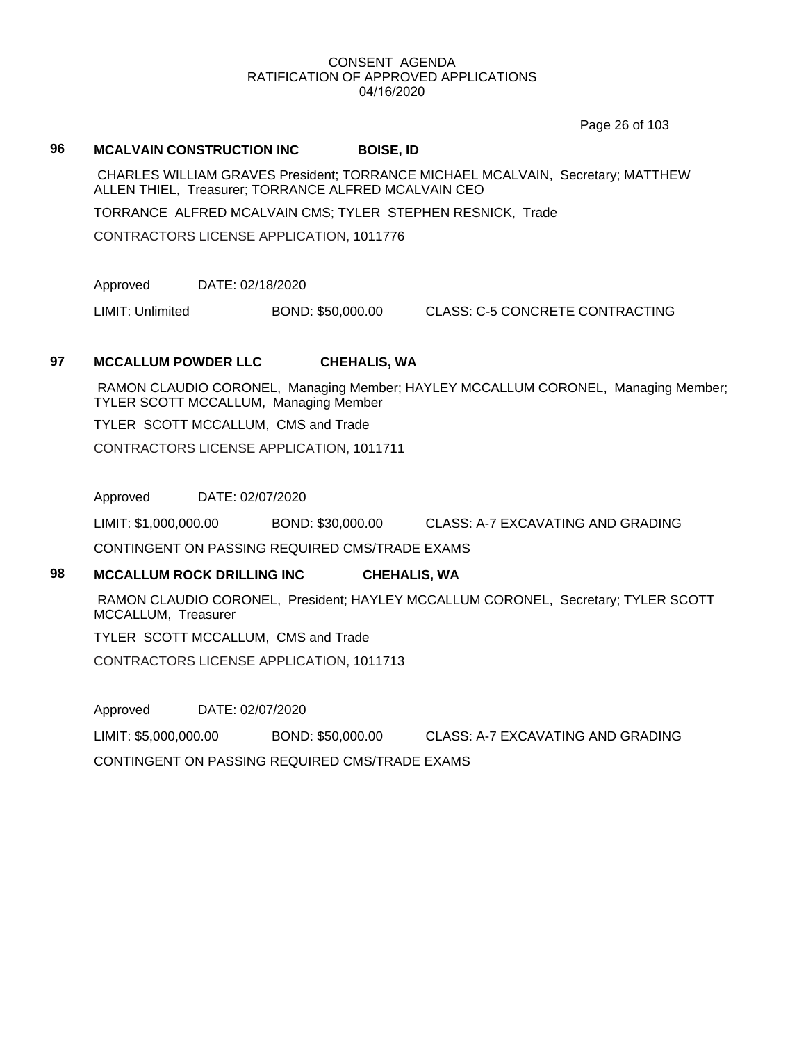CONSENT AGENDA
RATIFICATION OF APPROVED APPLICATIONS
04/16/2020

**96 MCALVAIN CONSTRUCTION INC BOISE, ID**

CHARLES WILLIAM GRAVES President; TORRANCE MICHAEL MCALVAIN, Secretary; MATTHEW ALLEN THIEL, Treasurer; TORRANCE ALFRED MCALVAIN CEO

TORRANCE ALFRED MCALVAIN CMS; TYLER STEPHEN RESNICK, Trade

CONTRACTORS LICENSE APPLICATION, 1011776

Approved DATE: 02/18/2020

LIMIT: Unlimited BOND: $50,000.00 CLASS: C-5 CONCRETE CONTRACTING

**97 MCCALLUM POWDER LLC CHEHALIS, WA**

RAMON CLAUDIO CORONEL, Managing Member; HAYLEY MCCALLUM CORONEL, Managing Member; TYLER SCOTT MCCALLUM, Managing Member

TYLER SCOTT MCCALLUM, CMS and Trade

CONTRACTORS LICENSE APPLICATION, 1011711

Approved DATE: 02/07/2020

LIMIT: $1,000,000.00 BOND: $30,000.00 CLASS: A-7 EXCAVATING AND GRADING

CONTINGENT ON PASSING REQUIRED CMS/TRADE EXAMS

**98 MCCALLUM ROCK DRILLING INC CHEHALIS, WA**

RAMON CLAUDIO CORONEL, President; HAYLEY MCCALLUM CORONEL, Secretary; TYLER SCOTT MCCALLUM, Treasurer

TYLER SCOTT MCCALLUM, CMS and Trade

CONTRACTORS LICENSE APPLICATION, 1011713

Approved DATE: 02/07/2020

LIMIT: $5,000,000.00 BOND: $50,000.00 CLASS: A-7 EXCAVATING AND GRADING

CONTINGENT ON PASSING REQUIRED CMS/TRADE EXAMS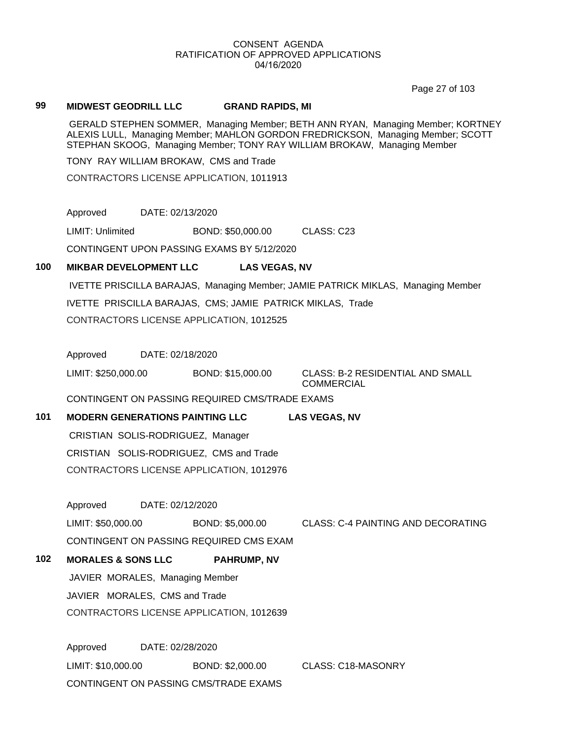CONSENT AGENDA
RATIFICATION OF APPROVED APPLICATIONS
04/16/2020

**99 MIDWEST GEODRILL LLC GRAND RAPIDS, MI**

GERALD STEPHEN SOMMER, Managing Member; BETH ANN RYAN, Managing Member; KORTNEY ALEXIS LULL, Managing Member; MAHLON GORDON FREDRICKSON, Managing Member; SCOTT STEPHAN SKOOG, Managing Member; TONY RAY WILLIAM BROKAW, Managing Member

TONY RAY WILLIAM BROKAW, CMS and Trade

CONTRACTORS LICENSE APPLICATION, 1011913

Approved DATE: 02/13/2020

LIMIT: Unlimited BOND: $50,000.00 CLASS: C23

CONTINGENT UPON PASSING EXAMS BY 5/12/2020

**100 MIKBAR DEVELOPMENT LLC LAS VEGAS, NV**

IVETTE PRISCILLA BARAJAS, Managing Member; JAMIE PATRICK MIKLAS, Managing Member

IVETTE PRISCILLA BARAJAS, CMS; JAMIE PATRICK MIKLAS, Trade

CONTRACTORS LICENSE APPLICATION, 1012525

Approved DATE: 02/18/2020

LIMIT: $250,000.00 BOND: $15,000.00 CLASS: B-2 RESIDENTIAL AND SMALL COMMERCIAL

CONTINGENT ON PASSING REQUIRED CMS/TRADE EXAMS

**101 MODERN GENERATIONS PAINTING LLC LAS VEGAS, NV**

CRISTIAN SOLIS-RODRIGUEZ, Manager

CRISTIAN SOLIS-RODRIGUEZ, CMS and Trade

CONTRACTORS LICENSE APPLICATION, 1012976

Approved DATE: 02/12/2020

LIMIT: $50,000.00 BOND: $5,000.00 CLASS: C-4 PAINTING AND DECORATING

CONTINGENT ON PASSING REQUIRED CMS EXAM

**102 MORALES & SONS LLC PAHRUMP, NV**

JAVIER MORALES, Managing Member

JAVIER MORALES, CMS and Trade

CONTRACTORS LICENSE APPLICATION, 1012639

Approved DATE: 02/28/2020

LIMIT: $10,000.00 BOND: $2,000.00 CLASS: C18-MASONRY

CONTINGENT ON PASSING CMS/TRADE EXAMS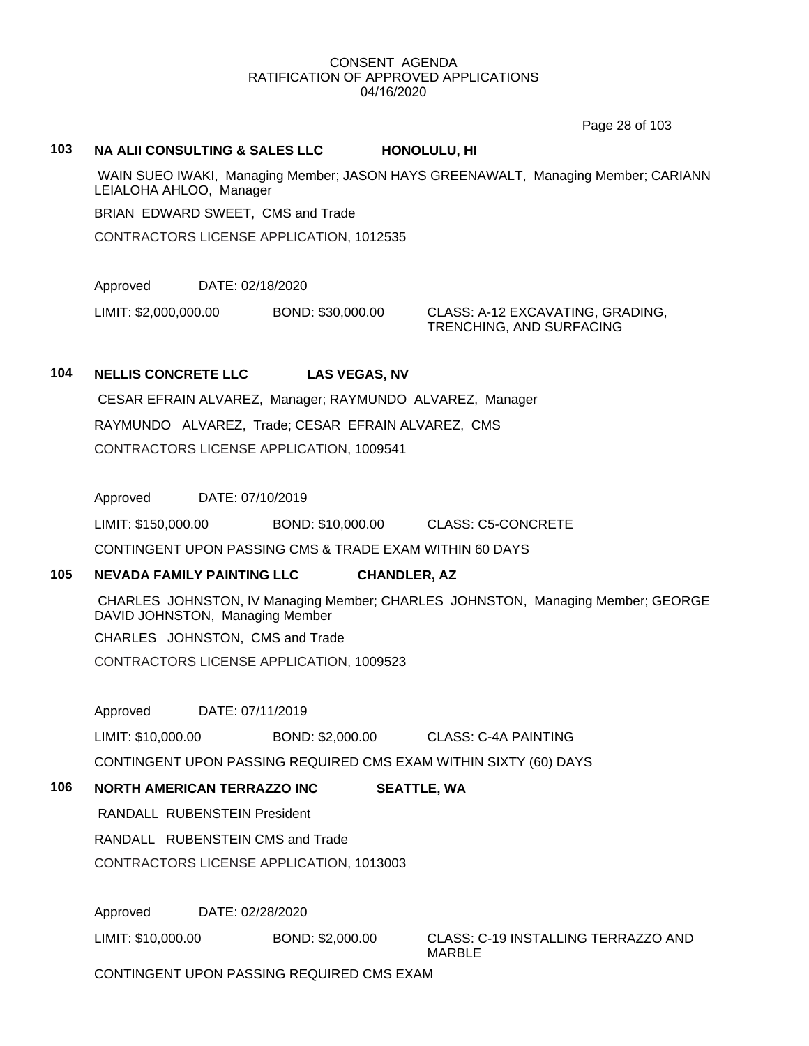CONSENT AGENDA
RATIFICATION OF APPROVED APPLICATIONS
04/16/2020

**103 NA ALII CONSULTING & SALES LLC HONOLULU, HI**

WAIN SUEO IWAKI, Managing Member; JASON HAYS GREENAWALT, Managing Member; CARIANN LEIALOHA AHLOO, Manager

BRIAN EDWARD SWEET, CMS and Trade

CONTRACTORS LICENSE APPLICATION, 1012535

Approved DATE: 02/18/2020

LIMIT: $2,000,000.00 BOND: $30,000.00 CLASS: A-12 EXCAVATING, GRADING, TRENCHING, AND SURFACING

**104 NELLIS CONCRETE LLC LAS VEGAS, NV**

CESAR EFRAIN ALVAREZ, Manager; RAYMUNDO ALVAREZ, Manager

RAYMUNDO ALVAREZ, Trade; CESAR EFRAIN ALVAREZ, CMS

CONTRACTORS LICENSE APPLICATION, 1009541

Approved DATE: 07/10/2019

LIMIT: $150,000.00 BOND: $10,000.00 CLASS: C5-CONCRETE

CONTINGENT UPON PASSING CMS & TRADE EXAM WITHIN 60 DAYS

**105 NEVADA FAMILY PAINTING LLC CHANDLER, AZ**

CHARLES JOHNSTON, IV Managing Member; CHARLES JOHNSTON, Managing Member; GEORGE DAVID JOHNSTON, Managing Member

CHARLES JOHNSTON, CMS and Trade

CONTRACTORS LICENSE APPLICATION, 1009523

Approved DATE: 07/11/2019

LIMIT: $10,000.00 BOND: $2,000.00 CLASS: C-4A PAINTING

CONTINGENT UPON PASSING REQUIRED CMS EXAM WITHIN SIXTY (60) DAYS

**106 NORTH AMERICAN TERRAZZO INC SEATTLE, WA**

RANDALL RUBENSTEIN President

RANDALL RUBENSTEIN CMS and Trade

CONTRACTORS LICENSE APPLICATION, 1013003

Approved DATE: 02/28/2020

LIMIT: $10,000.00 BOND: $2,000.00 CLASS: C-19 INSTALLING TERRAZZO AND MARBLE

CONTINGENT UPON PASSING REQUIRED CMS EXAM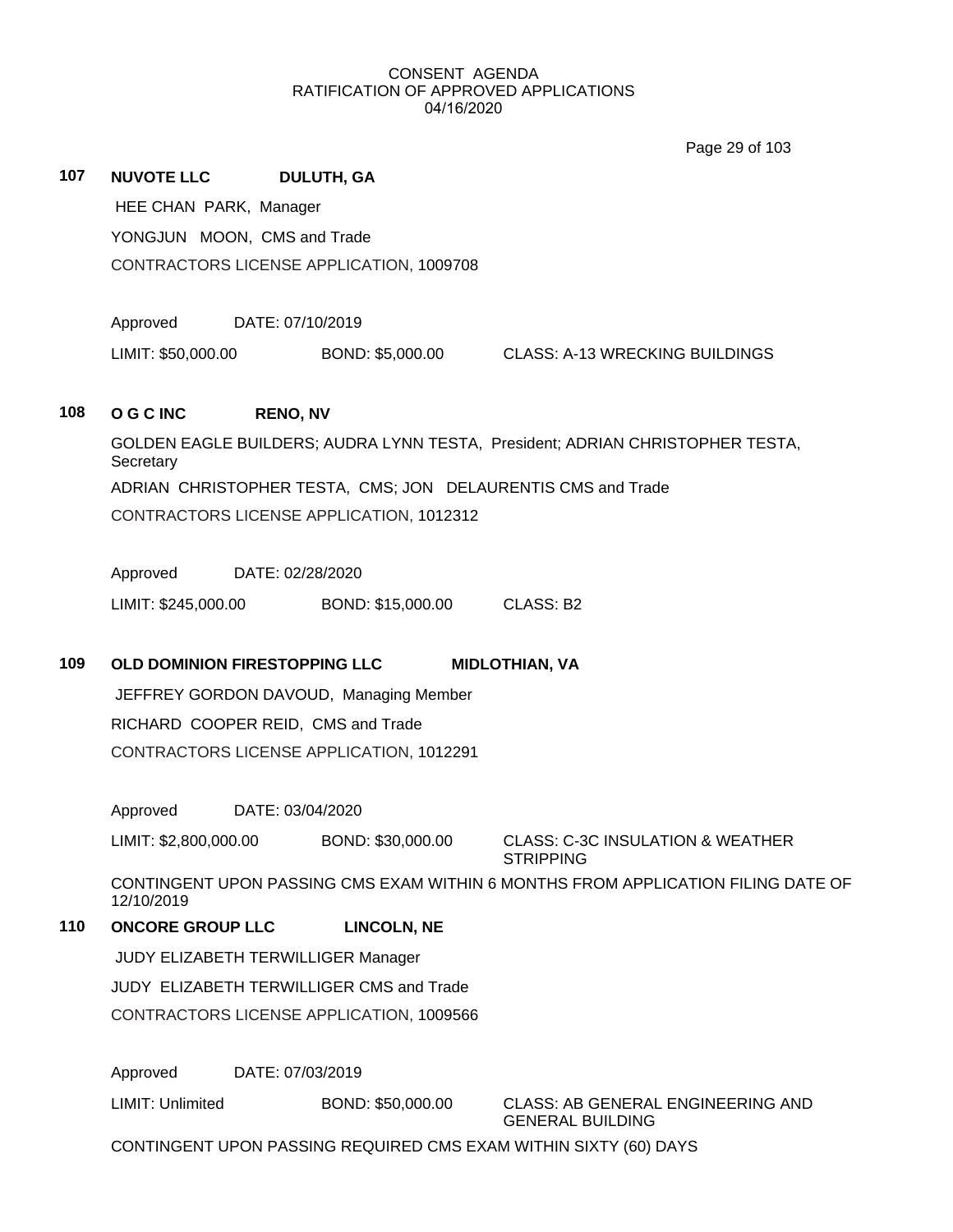CONSENT AGENDA
RATIFICATION OF APPROVED APPLICATIONS
04/16/2020

**107 NUVOTE LLC DULUTH, GA**

HEE CHAN PARK, Manager

YONGJUN MOON, CMS and Trade

CONTRACTORS LICENSE APPLICATION, 1009708

Approved DATE: 07/10/2019

LIMIT: $50,000.00 BOND: $5,000.00 CLASS: A-13 WRECKING BUILDINGS

**108 O G C INC RENO, NV**

GOLDEN EAGLE BUILDERS; AUDRA LYNN TESTA, President; ADRIAN CHRISTOPHER TESTA, Secretary

ADRIAN CHRISTOPHER TESTA, CMS; JON DELAURENTIS CMS and Trade

CONTRACTORS LICENSE APPLICATION, 1012312

Approved DATE: 02/28/2020

LIMIT: $245,000.00 BOND: $15,000.00 CLASS: B2

**109 OLD DOMINION FIRESTOPPING LLC MIDLOTHIAN, VA**

JEFFREY GORDON DAVOUD, Managing Member

RICHARD COOPER REID, CMS and Trade

CONTRACTORS LICENSE APPLICATION, 1012291

Approved DATE: 03/04/2020

LIMIT: $2,800,000.00 BOND: $30,000.00 CLASS: C-3C INSULATION & WEATHER STRIPPING

CONTINGENT UPON PASSING CMS EXAM WITHIN 6 MONTHS FROM APPLICATION FILING DATE OF 12/10/2019

**110 ONCORE GROUP LLC LINCOLN, NE**

JUDY ELIZABETH TERWILLIGER Manager

JUDY ELIZABETH TERWILLIGER CMS and Trade

CONTRACTORS LICENSE APPLICATION, 1009566

Approved DATE: 07/03/2019

LIMIT: Unlimited BOND: $50,000.00 CLASS: AB GENERAL ENGINEERING AND GENERAL BUILDING

CONTINGENT UPON PASSING REQUIRED CMS EXAM WITHIN SIXTY (60) DAYS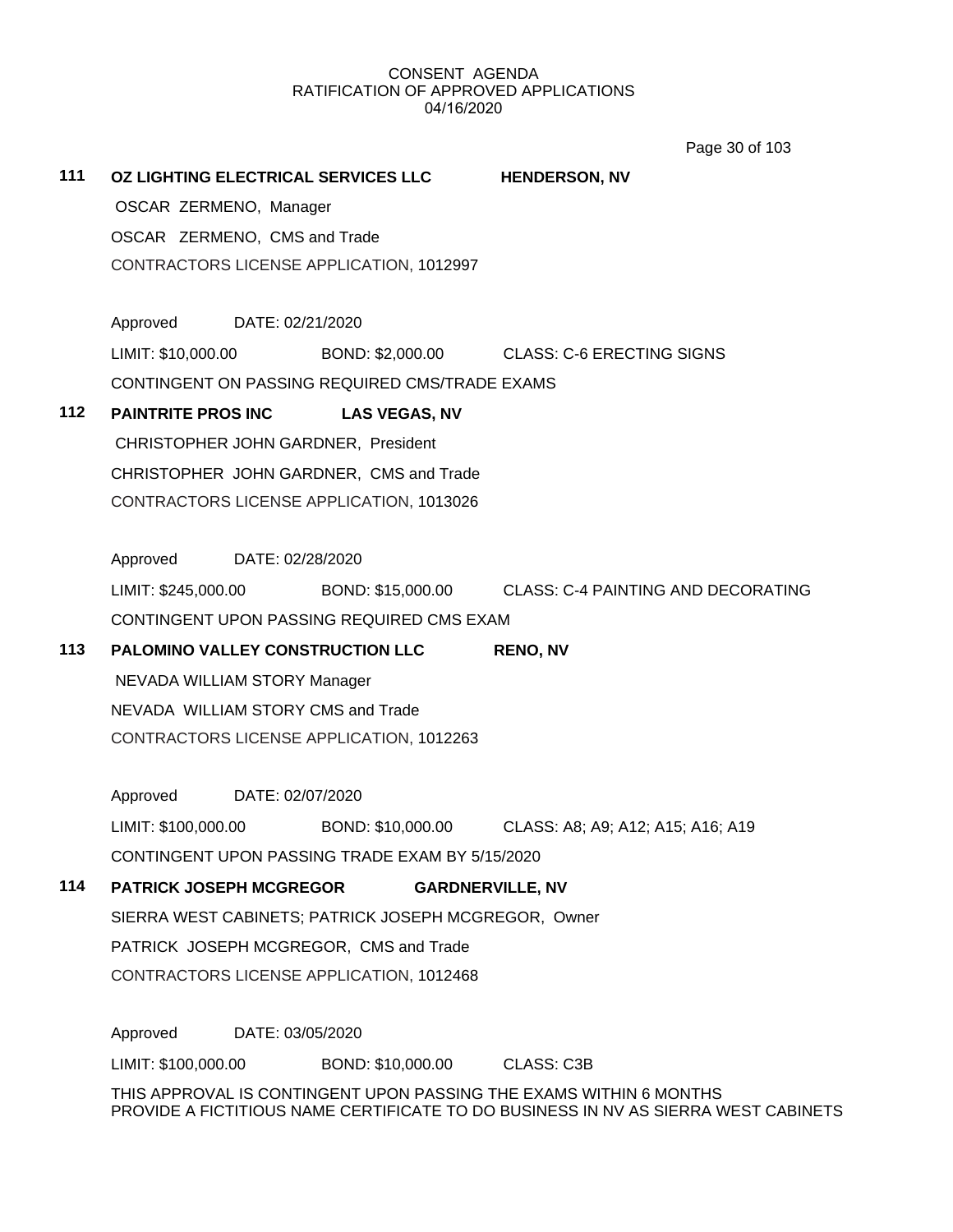CONSENT AGENDA
RATIFICATION OF APPROVED APPLICATIONS
04/16/2020

**111 OZ LIGHTING ELECTRICAL SERVICES LLC HENDERSON, NV**

OSCAR ZERMENO, Manager

OSCAR ZERMENO, CMS and Trade

CONTRACTORS LICENSE APPLICATION, 1012997

Approved DATE: 02/21/2020

LIMIT: $10,000.00 BOND: $2,000.00 CLASS: C-6 ERECTING SIGNS

CONTINGENT ON PASSING REQUIRED CMS/TRADE EXAMS

**112 PAINTRITE PROS INC LAS VEGAS, NV**

CHRISTOPHER JOHN GARDNER, President

CHRISTOPHER JOHN GARDNER, CMS and Trade

CONTRACTORS LICENSE APPLICATION, 1013026

Approved DATE: 02/28/2020

LIMIT: $245,000.00 BOND: $15,000.00 CLASS: C-4 PAINTING AND DECORATING

CONTINGENT UPON PASSING REQUIRED CMS EXAM

**113 PALOMINO VALLEY CONSTRUCTION LLC RENO, NV**

NEVADA WILLIAM STORY Manager

NEVADA WILLIAM STORY CMS and Trade

CONTRACTORS LICENSE APPLICATION, 1012263

Approved DATE: 02/07/2020

LIMIT: $100,000.00 BOND: $10,000.00 CLASS: A8; A9; A12; A15; A16; A19

CONTINGENT UPON PASSING TRADE EXAM BY 5/15/2020

**114 PATRICK JOSEPH MCGREGOR GARDNERVILLE, NV**

SIERRA WEST CABINETS; PATRICK JOSEPH MCGREGOR, Owner

PATRICK JOSEPH MCGREGOR, CMS and Trade

CONTRACTORS LICENSE APPLICATION, 1012468

Approved DATE: 03/05/2020

LIMIT: $100,000.00 BOND: $10,000.00 CLASS: C3B

THIS APPROVAL IS CONTINGENT UPON PASSING THE EXAMS WITHIN 6 MONTHS
PROVIDE A FICTITIOUS NAME CERTIFICATE TO DO BUSINESS IN NV AS SIERRA WEST CABINETS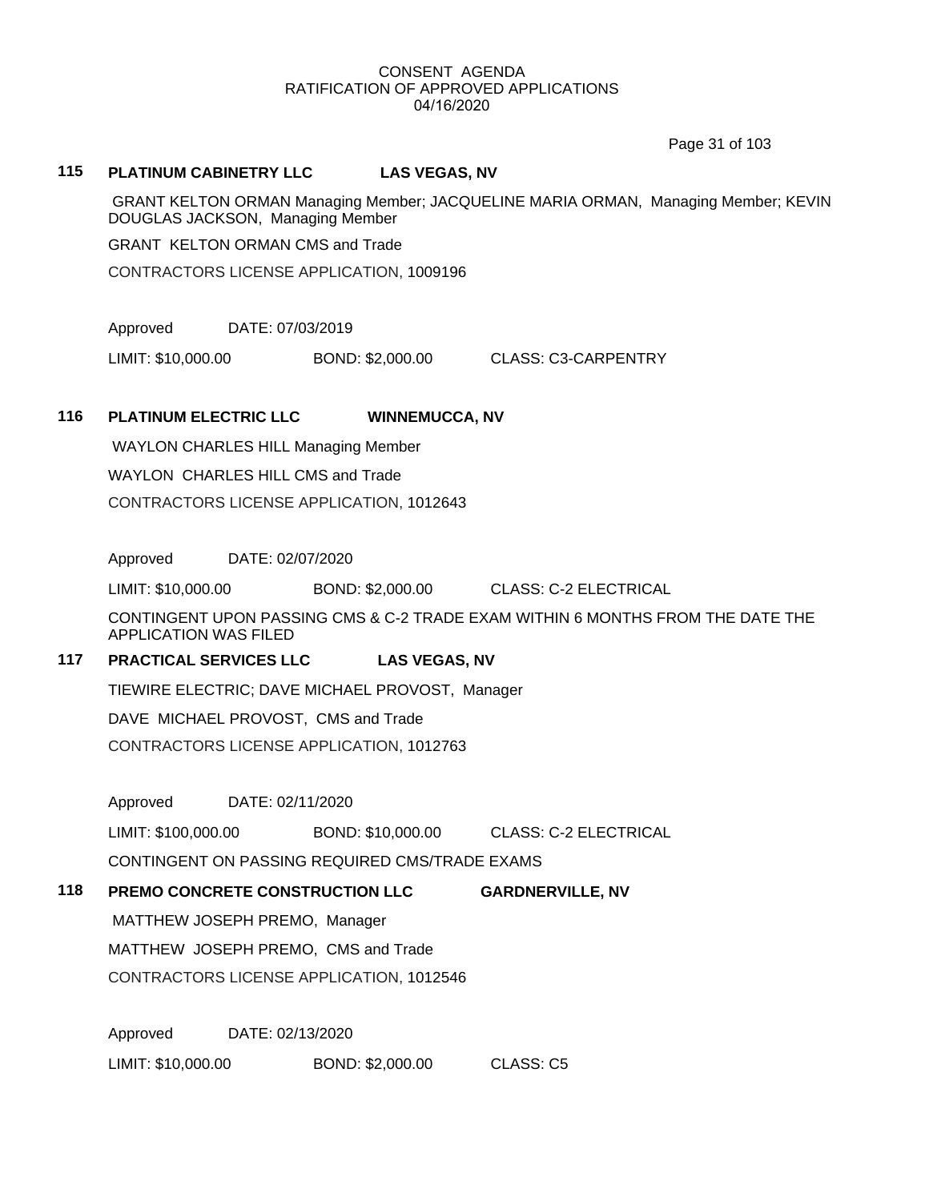CONSENT AGENDA
RATIFICATION OF APPROVED APPLICATIONS
04/16/2020

**115 PLATINUM CABINETRY LLC LAS VEGAS, NV**

GRANT KELTON ORMAN Managing Member; JACQUELINE MARIA ORMAN, Managing Member; KEVIN DOUGLAS JACKSON, Managing Member

GRANT KELTON ORMAN CMS and Trade

CONTRACTORS LICENSE APPLICATION, 1009196

Approved DATE: 07/03/2019

LIMIT: $10,000.00 BOND: $2,000.00 CLASS: C3-CARPENTRY

**116 PLATINUM ELECTRIC LLC WINNEMUCCA, NV**

WAYLON CHARLES HILL Managing Member

WAYLON CHARLES HILL CMS and Trade

CONTRACTORS LICENSE APPLICATION, 1012643

Approved DATE: 02/07/2020

LIMIT: $10,000.00 BOND: $2,000.00 CLASS: C-2 ELECTRICAL

CONTINGENT UPON PASSING CMS & C-2 TRADE EXAM WITHIN 6 MONTHS FROM THE DATE THE APPLICATION WAS FILED

**117 PRACTICAL SERVICES LLC LAS VEGAS, NV**

TIEWIRE ELECTRIC; DAVE MICHAEL PROVOST, Manager

DAVE MICHAEL PROVOST, CMS and Trade

CONTRACTORS LICENSE APPLICATION, 1012763

Approved DATE: 02/11/2020

LIMIT: $100,000.00 BOND: $10,000.00 CLASS: C-2 ELECTRICAL

CONTINGENT ON PASSING REQUIRED CMS/TRADE EXAMS

**118 PREMO CONCRETE CONSTRUCTION LLC GARDNERVILLE, NV**

MATTHEW JOSEPH PREMO, Manager

MATTHEW JOSEPH PREMO, CMS and Trade

CONTRACTORS LICENSE APPLICATION, 1012546

Approved DATE: 02/13/2020

LIMIT: $10,000.00 BOND: $2,000.00 CLASS: C5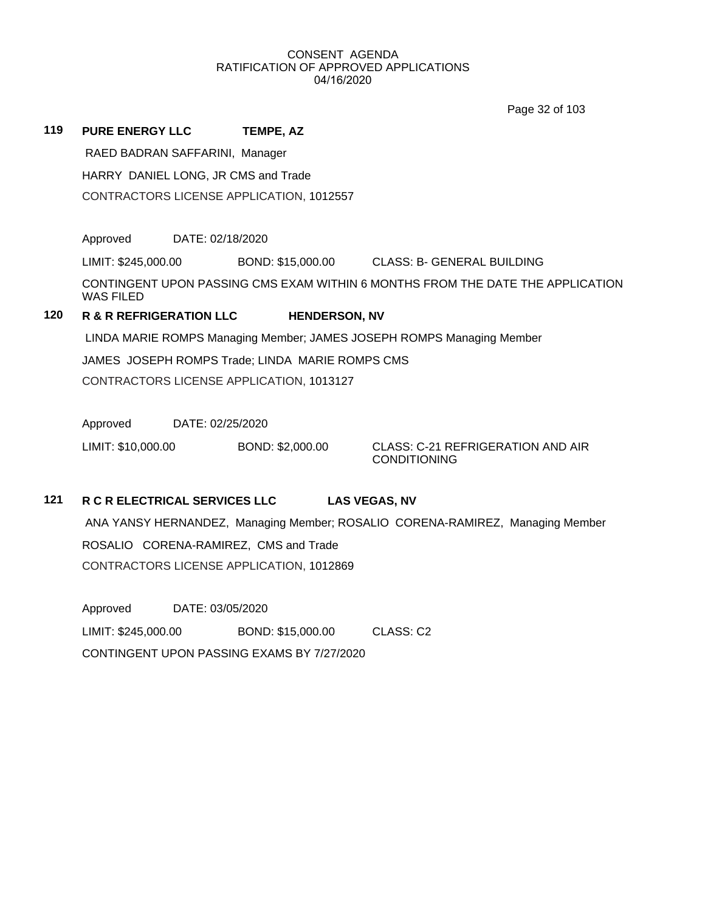CONSENT AGENDA
RATIFICATION OF APPROVED APPLICATIONS
04/16/2020

**119 PURE ENERGY LLC TEMPE, AZ**

RAED BADRAN SAFFARINI, Manager

HARRY DANIEL LONG, JR CMS and Trade

CONTRACTORS LICENSE APPLICATION, 1012557

Approved DATE: 02/18/2020

LIMIT: $245,000.00 BOND: $15,000.00 CLASS: B- GENERAL BUILDING

CONTINGENT UPON PASSING CMS EXAM WITHIN 6 MONTHS FROM THE DATE THE APPLICATION WAS FILED

**120 R & R REFRIGERATION LLC HENDERSON, NV**

LINDA MARIE ROMPS Managing Member; JAMES JOSEPH ROMPS Managing Member

JAMES JOSEPH ROMPS Trade; LINDA MARIE ROMPS CMS

CONTRACTORS LICENSE APPLICATION, 1013127

Approved DATE: 02/25/2020

LIMIT: $10,000.00 BOND: $2,000.00 CLASS: C-21 REFRIGERATION AND AIR CONDITIONING

**121 R C R ELECTRICAL SERVICES LLC LAS VEGAS, NV**

ANA YANSY HERNANDEZ, Managing Member; ROSALIO CORENA-RAMIREZ, Managing Member

ROSALIO CORENA-RAMIREZ, CMS and Trade

CONTRACTORS LICENSE APPLICATION, 1012869

Approved DATE: 03/05/2020

LIMIT: $245,000.00 BOND: $15,000.00 CLASS: C2

CONTINGENT UPON PASSING EXAMS BY 7/27/2020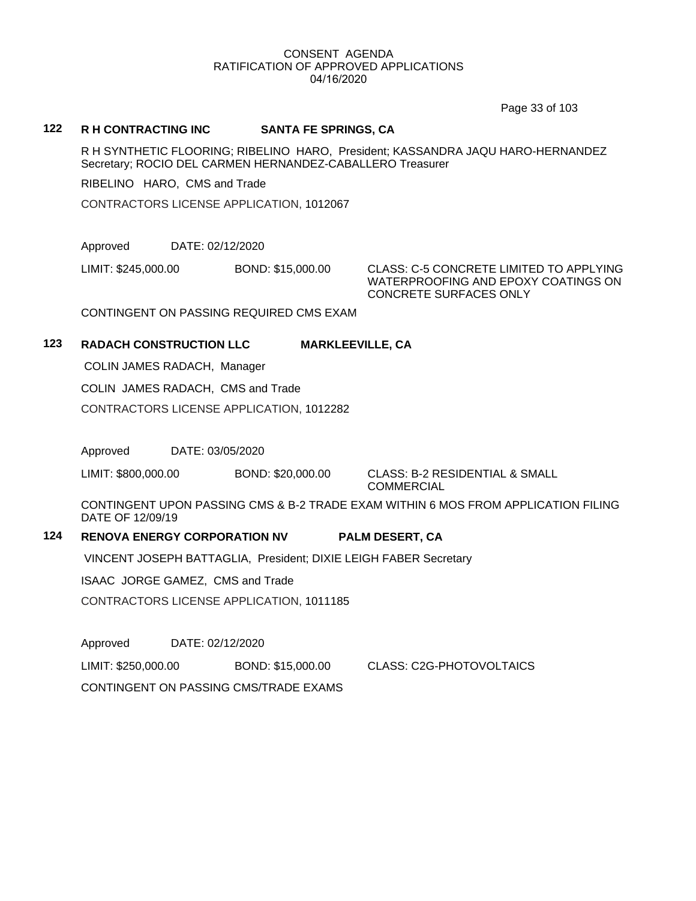CONSENT AGENDA
RATIFICATION OF APPROVED APPLICATIONS
04/16/2020

**122 R H CONTRACTING INC SANTA FE SPRINGS, CA**

R H SYNTHETIC FLOORING; RIBELINO HARO, President; KASSANDRA JAQU HARO-HERNANDEZ Secretary; ROCIO DEL CARMEN HERNANDEZ-CABALLERO Treasurer

RIBELINO HARO, CMS and Trade

CONTRACTORS LICENSE APPLICATION, 1012067

Approved DATE: 02/12/2020

LIMIT: $245,000.00 BOND: $15,000.00 CLASS: C-5 CONCRETE LIMITED TO APPLYING WATERPROOFING AND EPOXY COATINGS ON CONCRETE SURFACES ONLY

CONTINGENT ON PASSING REQUIRED CMS EXAM

**123 RADACH CONSTRUCTION LLC MARKLEEVILLE, CA**

COLIN JAMES RADACH, Manager

COLIN JAMES RADACH, CMS and Trade

CONTRACTORS LICENSE APPLICATION, 1012282

Approved DATE: 03/05/2020

LIMIT: $800,000.00 BOND: $20,000.00 CLASS: B-2 RESIDENTIAL & SMALL COMMERCIAL

CONTINGENT UPON PASSING CMS & B-2 TRADE EXAM WITHIN 6 MOS FROM APPLICATION FILING DATE OF 12/09/19

**124 RENOVA ENERGY CORPORATION NV PALM DESERT, CA**

VINCENT JOSEPH BATTAGLIA, President; DIXIE LEIGH FABER Secretary

ISAAC JORGE GAMEZ, CMS and Trade

CONTRACTORS LICENSE APPLICATION, 1011185

Approved DATE: 02/12/2020

LIMIT: $250,000.00 BOND: $15,000.00 CLASS: C2G-PHOTOVOLTAICS

CONTINGENT ON PASSING CMS/TRADE EXAMS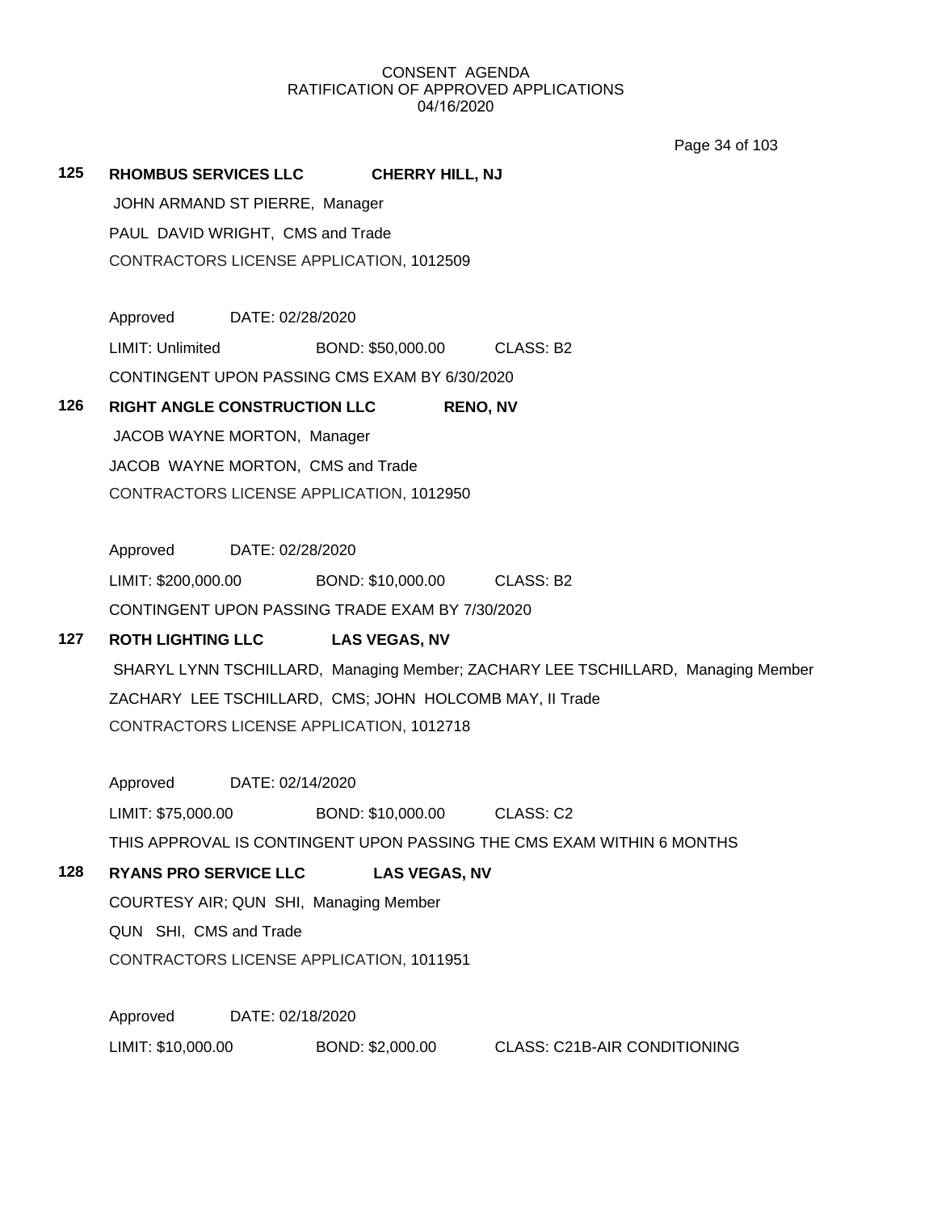CONSENT AGENDA
RATIFICATION OF APPROVED APPLICATIONS
04/16/2020

**125** **RHOMBUS SERVICES LLC** **CHERRY HILL, NJ**

JOHN ARMAND ST PIERRE, Manager

PAUL DAVID WRIGHT, CMS and Trade

CONTRACTORS LICENSE APPLICATION, 1012509

Approved DATE: 02/28/2020

LIMIT: Unlimited BOND: $50,000.00 CLASS: B2

CONTINGENT UPON PASSING CMS EXAM BY 6/30/2020

**126** **RIGHT ANGLE CONSTRUCTION LLC** **RENO, NV**

JACOB WAYNE MORTON, Manager

JACOB WAYNE MORTON, CMS and Trade

CONTRACTORS LICENSE APPLICATION, 1012950

Approved DATE: 02/28/2020

LIMIT: $200,000.00 BOND: $10,000.00 CLASS: B2

CONTINGENT UPON PASSING TRADE EXAM BY 7/30/2020

**127** **ROTH LIGHTING LLC** **LAS VEGAS, NV**

SHARYL LYNN TSCHILLARD, Managing Member; ZACHARY LEE TSCHILLARD, Managing Member

ZACHARY LEE TSCHILLARD, CMS; JOHN HOLCOMB MAY, II Trade

CONTRACTORS LICENSE APPLICATION, 1012718

Approved DATE: 02/14/2020

LIMIT: $75,000.00 BOND: $10,000.00 CLASS: C2

THIS APPROVAL IS CONTINGENT UPON PASSING THE CMS EXAM WITHIN 6 MONTHS

**128** **RYANS PRO SERVICE LLC** **LAS VEGAS, NV**

COURTESY AIR; QUN SHI, Managing Member

QUN SHI, CMS and Trade

CONTRACTORS LICENSE APPLICATION, 1011951

Approved DATE: 02/18/2020

LIMIT: $10,000.00 BOND: $2,000.00 CLASS: C21B-AIR CONDITIONING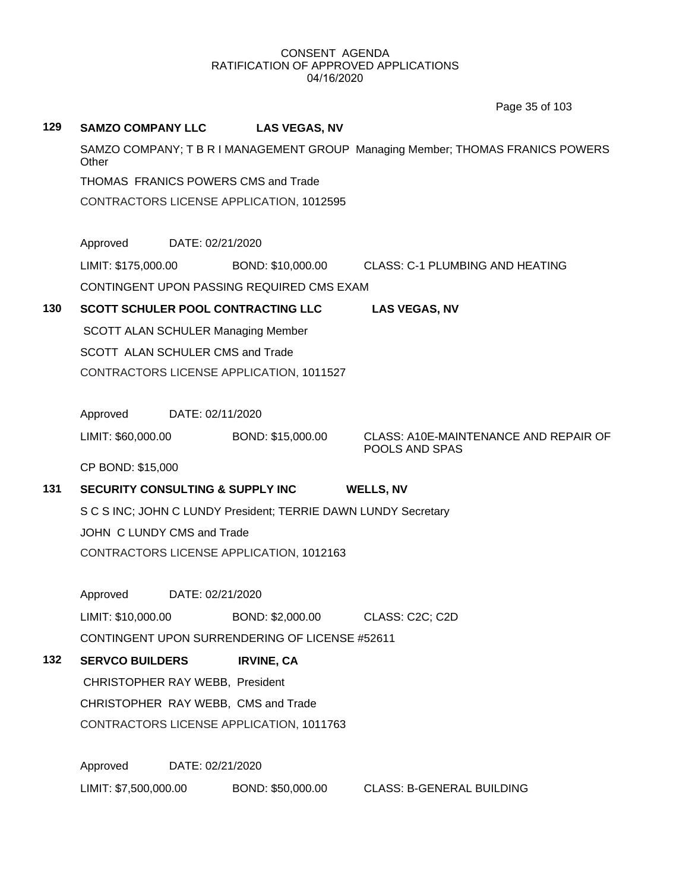CONSENT AGENDA
RATIFICATION OF APPROVED APPLICATIONS
04/16/2020

**129 SAMZO COMPANY LLC LAS VEGAS, NV**

SAMZO COMPANY; T B R I MANAGEMENT GROUP Managing Member; THOMAS FRANICS POWERS Other

THOMAS FRANICS POWERS CMS and Trade

CONTRACTORS LICENSE APPLICATION, 1012595

Approved DATE: 02/21/2020

LIMIT: $175,000.00 BOND: $10,000.00 CLASS: C-1 PLUMBING AND HEATING

CONTINGENT UPON PASSING REQUIRED CMS EXAM

**130 SCOTT SCHULER POOL CONTRACTING LLC LAS VEGAS, NV**

SCOTT ALAN SCHULER Managing Member

SCOTT ALAN SCHULER CMS and Trade

CONTRACTORS LICENSE APPLICATION, 1011527

Approved DATE: 02/11/2020

LIMIT: $60,000.00 BOND: $15,000.00 CLASS: A10E-MAINTENANCE AND REPAIR OF POOLS AND SPAS

CP BOND: $15,000

**131 SECURITY CONSULTING & SUPPLY INC WELLS, NV**

S C S INC; JOHN C LUNDY President; TERRIE DAWN LUNDY Secretary

JOHN C LUNDY CMS and Trade

CONTRACTORS LICENSE APPLICATION, 1012163

Approved DATE: 02/21/2020

LIMIT: $10,000.00 BOND: $2,000.00 CLASS: C2C; C2D

CONTINGENT UPON SURRENDERING OF LICENSE #52611

**132 SERVCO BUILDERS IRVINE, CA**

CHRISTOPHER RAY WEBB, President

CHRISTOPHER RAY WEBB, CMS and Trade

CONTRACTORS LICENSE APPLICATION, 1011763

Approved DATE: 02/21/2020

LIMIT: $7,500,000.00 BOND: $50,000.00 CLASS: B-GENERAL BUILDING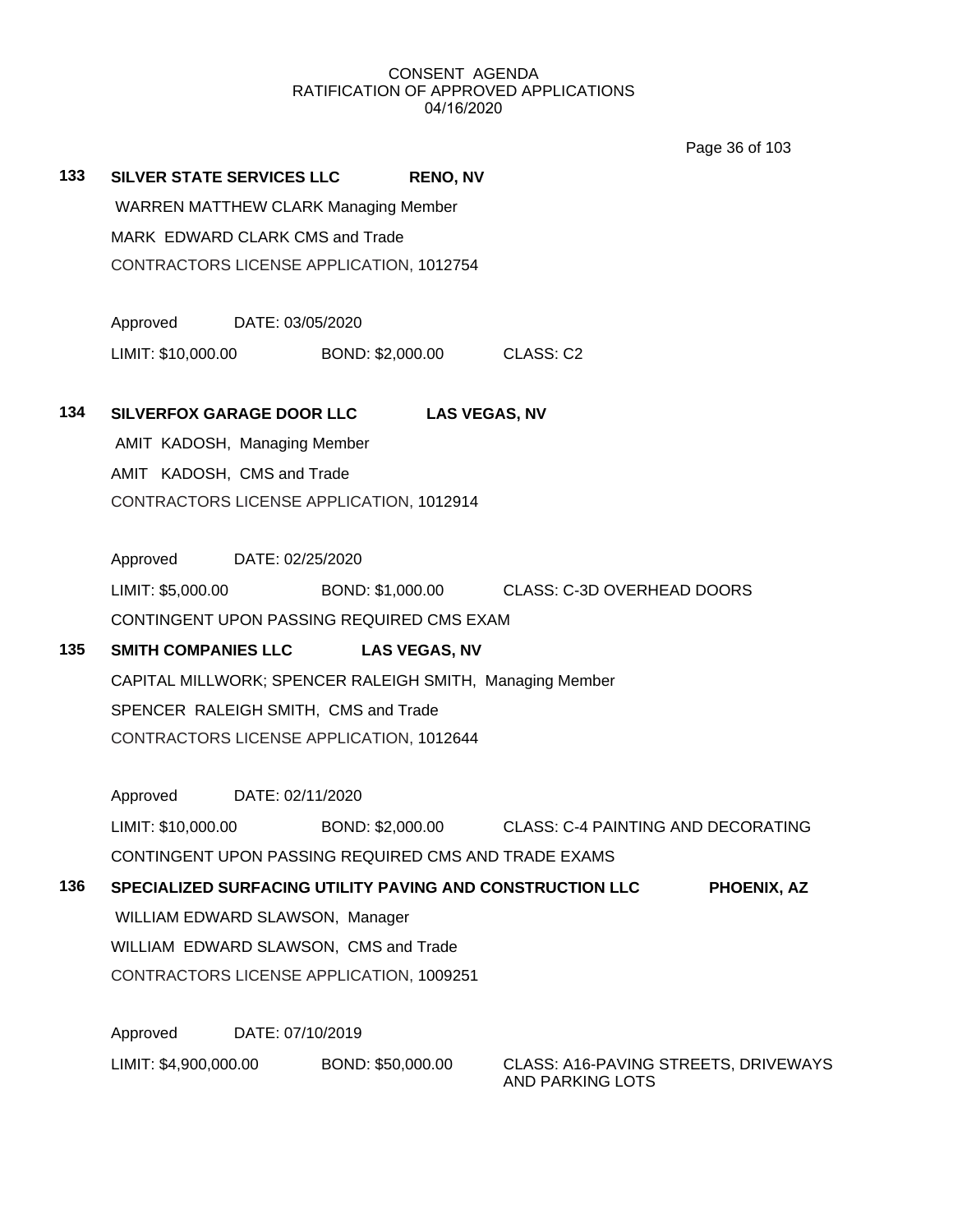CONSENT AGENDA
RATIFICATION OF APPROVED APPLICATIONS
04/16/2020

**133 SILVER STATE SERVICES LLC RENO, NV**

WARREN MATTHEW CLARK Managing Member

MARK EDWARD CLARK CMS and Trade

CONTRACTORS LICENSE APPLICATION, 1012754

Approved DATE: 03/05/2020

LIMIT: $10,000.00 BOND: $2,000.00 CLASS: C2

**134 SILVERFOX GARAGE DOOR LLC LAS VEGAS, NV**

AMIT KADOSH, Managing Member

AMIT KADOSH, CMS and Trade

CONTRACTORS LICENSE APPLICATION, 1012914

Approved DATE: 02/25/2020

LIMIT: $5,000.00 BOND: $1,000.00 CLASS: C-3D OVERHEAD DOORS

CONTINGENT UPON PASSING REQUIRED CMS EXAM

**135 SMITH COMPANIES LLC LAS VEGAS, NV**

CAPITAL MILLWORK; SPENCER RALEIGH SMITH, Managing Member

SPENCER RALEIGH SMITH, CMS and Trade

CONTRACTORS LICENSE APPLICATION, 1012644

Approved DATE: 02/11/2020

LIMIT: $10,000.00 BOND: $2,000.00 CLASS: C-4 PAINTING AND DECORATING

CONTINGENT UPON PASSING REQUIRED CMS AND TRADE EXAMS

**136 SPECIALIZED SURFACING UTILITY PAVING AND CONSTRUCTION LLC PHOENIX, AZ**

WILLIAM EDWARD SLAWSON, Manager

WILLIAM EDWARD SLAWSON, CMS and Trade

CONTRACTORS LICENSE APPLICATION, 1009251

Approved DATE: 07/10/2019

LIMIT: $4,900,000.00 BOND: $50,000.00 CLASS: A16-PAVING STREETS, DRIVEWAYS AND PARKING LOTS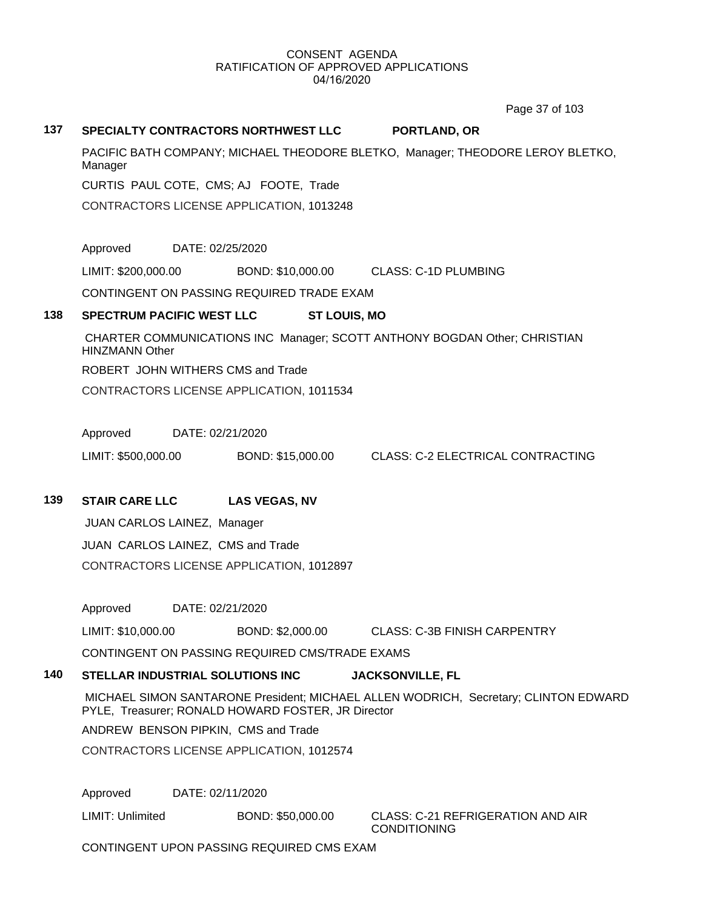CONSENT AGENDA
RATIFICATION OF APPROVED APPLICATIONS
04/16/2020

**137 SPECIALTY CONTRACTORS NORTHWEST LLC PORTLAND, OR**

PACIFIC BATH COMPANY; MICHAEL THEODORE BLETKO, Manager; THEODORE LEROY BLETKO, Manager

CURTIS PAUL COTE, CMS; AJ FOOTE, Trade

CONTRACTORS LICENSE APPLICATION, 1013248

Approved DATE: 02/25/2020

LIMIT: $200,000.00 BOND: $10,000.00 CLASS: C-1D PLUMBING

CONTINGENT ON PASSING REQUIRED TRADE EXAM

**138 SPECTRUM PACIFIC WEST LLC ST LOUIS, MO**

CHARTER COMMUNICATIONS INC Manager; SCOTT ANTHONY BOGDAN Other; CHRISTIAN HINZMANN Other

ROBERT JOHN WITHERS CMS and Trade

CONTRACTORS LICENSE APPLICATION, 1011534

Approved DATE: 02/21/2020

LIMIT: $500,000.00 BOND: $15,000.00 CLASS: C-2 ELECTRICAL CONTRACTING

**139 STAIR CARE LLC LAS VEGAS, NV**

JUAN CARLOS LAINEZ, Manager

JUAN CARLOS LAINEZ, CMS and Trade

CONTRACTORS LICENSE APPLICATION, 1012897

Approved DATE: 02/21/2020

LIMIT: $10,000.00 BOND: $2,000.00 CLASS: C-3B FINISH CARPENTRY

CONTINGENT ON PASSING REQUIRED CMS/TRADE EXAMS

**140 STELLAR INDUSTRIAL SOLUTIONS INC JACKSONVILLE, FL**

MICHAEL SIMON SANTARONE President; MICHAEL ALLEN WODRICH, Secretary; CLINTON EDWARD PYLE, Treasurer; RONALD HOWARD FOSTER, JR Director

ANDREW BENSON PIPKIN, CMS and Trade

CONTRACTORS LICENSE APPLICATION, 1012574

Approved DATE: 02/11/2020

LIMIT: Unlimited BOND: $50,000.00 CLASS: C-21 REFRIGERATION AND AIR CONDITIONING

CONTINGENT UPON PASSING REQUIRED CMS EXAM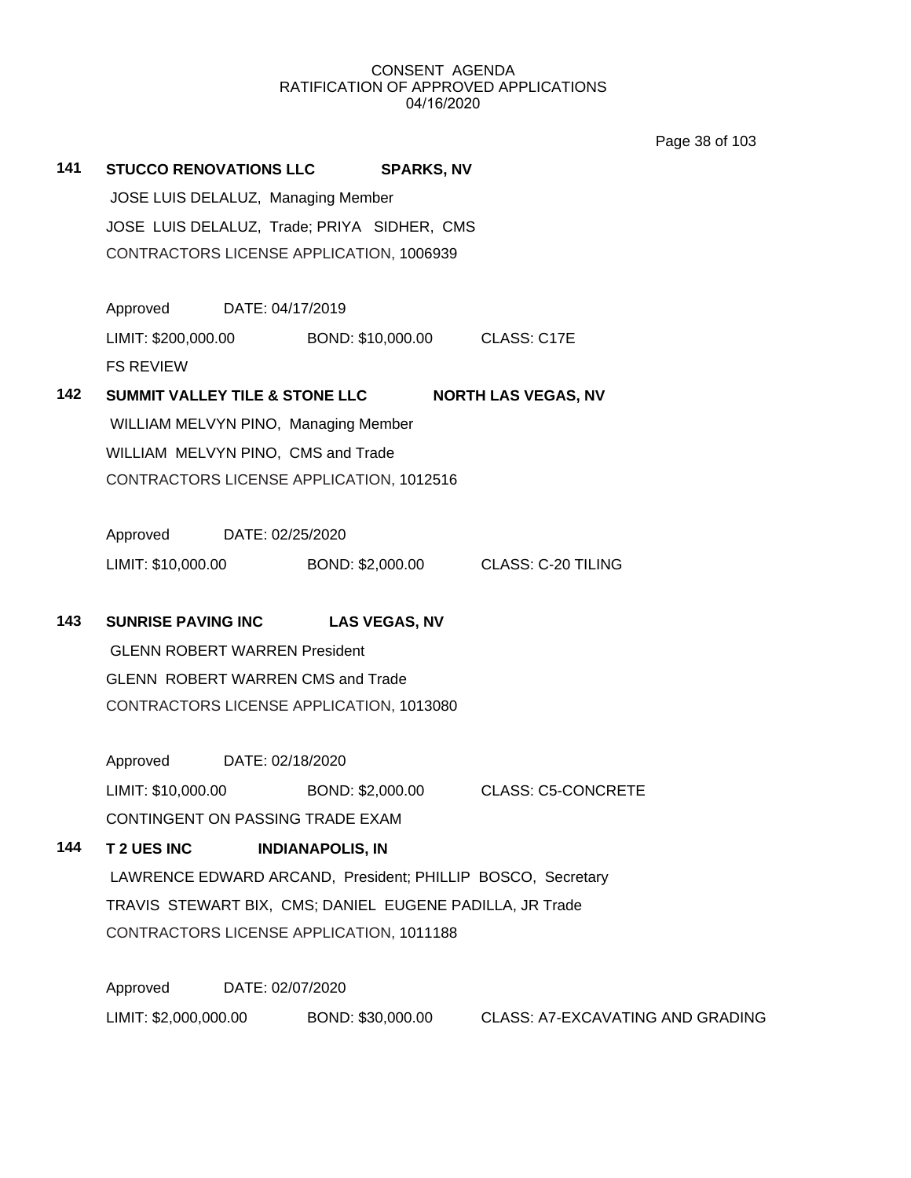CONSENT AGENDA
RATIFICATION OF APPROVED APPLICATIONS
04/16/2020

**141 STUCCO RENOVATIONS LLC SPARKS, NV**

JOSE LUIS DELALUZ, Managing Member
JOSE LUIS DELALUZ, Trade; PRIYA SIDHER, CMS
CONTRACTORS LICENSE APPLICATION, 1006939

Approved DATE: 04/17/2019
LIMIT: $200,000.00 BOND: $10,000.00 CLASS: C17E
FS REVIEW

**142 SUMMIT VALLEY TILE & STONE LLC NORTH LAS VEGAS, NV**

WILLIAM MELVYN PINO, Managing Member
WILLIAM MELVYN PINO, CMS and Trade
CONTRACTORS LICENSE APPLICATION, 1012516

Approved DATE: 02/25/2020
LIMIT: $10,000.00 BOND: $2,000.00 CLASS: C-20 TILING

**143 SUNRISE PAVING INC LAS VEGAS, NV**

GLENN ROBERT WARREN President
GLENN ROBERT WARREN CMS and Trade
CONTRACTORS LICENSE APPLICATION, 1013080

Approved DATE: 02/18/2020
LIMIT: $10,000.00 BOND: $2,000.00 CLASS: C5-CONCRETE
CONTINGENT ON PASSING TRADE EXAM

**144 T 2 UES INC INDIANAPOLIS, IN**

LAWRENCE EDWARD ARCAND, President; PHILLIP BOSCO, Secretary
TRAVIS STEWART BIX, CMS; DANIEL EUGENE PADILLA, JR Trade
CONTRACTORS LICENSE APPLICATION, 1011188

Approved DATE: 02/07/2020
LIMIT: $2,000,000.00 BOND: $30,000.00 CLASS: A7-EXCAVATING AND GRADING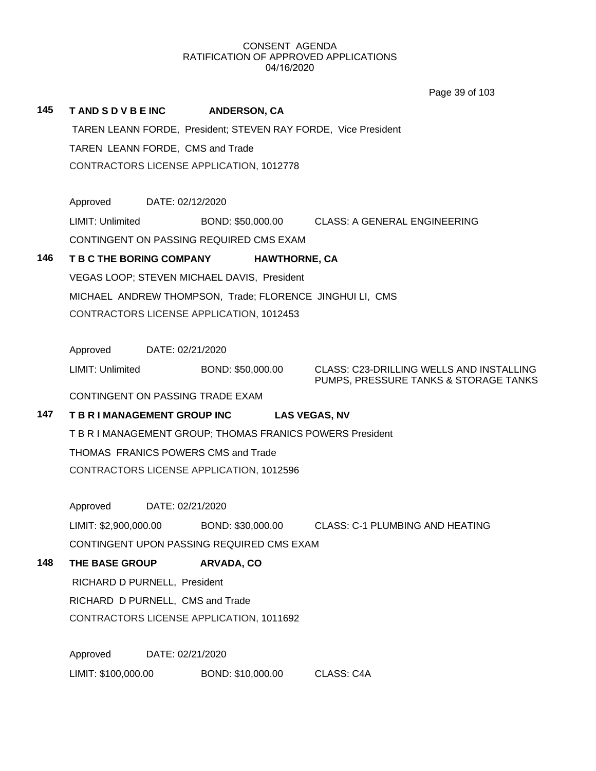CONSENT AGENDA
RATIFICATION OF APPROVED APPLICATIONS
04/16/2020

**145 T AND S D V B E INC ANDERSON, CA**

TAREN LEANN FORDE, President; STEVEN RAY FORDE, Vice President

TAREN LEANN FORDE, CMS and Trade

CONTRACTORS LICENSE APPLICATION, 1012778

Approved DATE: 02/12/2020

LIMIT: Unlimited BOND: $50,000.00 CLASS: A GENERAL ENGINEERING

CONTINGENT ON PASSING REQUIRED CMS EXAM

**146 T B C THE BORING COMPANY HAWTHORNE, CA**

VEGAS LOOP; STEVEN MICHAEL DAVIS, President

MICHAEL ANDREW THOMPSON, Trade; FLORENCE JINGHUI LI, CMS

CONTRACTORS LICENSE APPLICATION, 1012453

Approved DATE: 02/21/2020

LIMIT: Unlimited BOND: $50,000.00 CLASS: C23-DRILLING WELLS AND INSTALLING PUMPS, PRESSURE TANKS & STORAGE TANKS

CONTINGENT ON PASSING TRADE EXAM

**147 T B R I MANAGEMENT GROUP INC LAS VEGAS, NV**

T B R I MANAGEMENT GROUP; THOMAS FRANICS POWERS President

THOMAS FRANICS POWERS CMS and Trade

CONTRACTORS LICENSE APPLICATION, 1012596

Approved DATE: 02/21/2020

LIMIT: $2,900,000.00 BOND: $30,000.00 CLASS: C-1 PLUMBING AND HEATING

CONTINGENT UPON PASSING REQUIRED CMS EXAM

**148 THE BASE GROUP ARVADA, CO**

RICHARD D PURNELL, President

RICHARD D PURNELL, CMS and Trade

CONTRACTORS LICENSE APPLICATION, 1011692

Approved DATE: 02/21/2020

LIMIT: $100,000.00 BOND: $10,000.00 CLASS: C4A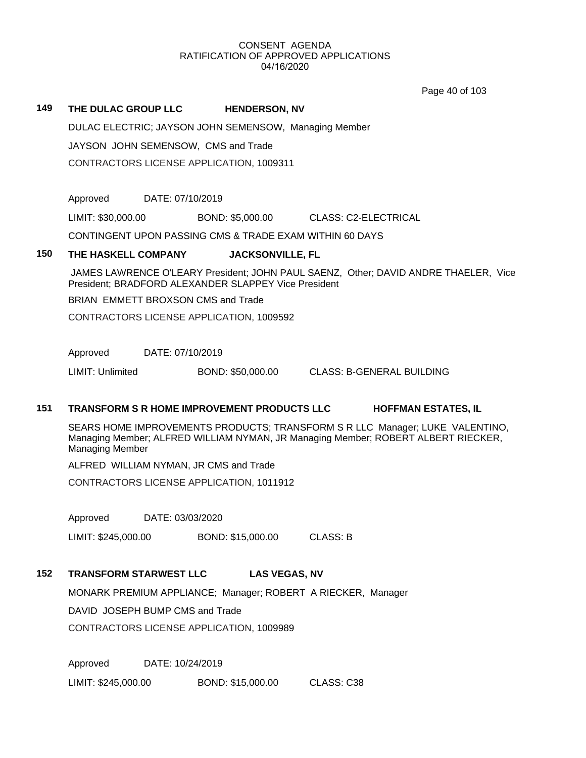CONSENT AGENDA
RATIFICATION OF APPROVED APPLICATIONS
04/16/2020

**149 THE DULAC GROUP LLC HENDERSON, NV**

DULAC ELECTRIC; JAYSON JOHN SEMENSOW, Managing Member

JAYSON JOHN SEMENSOW, CMS and Trade

CONTRACTORS LICENSE APPLICATION, 1009311

Approved DATE: 07/10/2019

LIMIT: $30,000.00 BOND: $5,000.00 CLASS: C2-ELECTRICAL

CONTINGENT UPON PASSING CMS & TRADE EXAM WITHIN 60 DAYS

**150 THE HASKELL COMPANY JACKSONVILLE, FL**

JAMES LAWRENCE O'LEARY President; JOHN PAUL SAENZ, Other; DAVID ANDRE THAELER, Vice President; BRADFORD ALEXANDER SLAPPEY Vice President

BRIAN EMMETT BROXSON CMS and Trade

CONTRACTORS LICENSE APPLICATION, 1009592

Approved DATE: 07/10/2019

LIMIT: Unlimited BOND: $50,000.00 CLASS: B-GENERAL BUILDING

**151 TRANSFORM S R HOME IMPROVEMENT PRODUCTS LLC HOFFMAN ESTATES, IL**

SEARS HOME IMPROVEMENTS PRODUCTS; TRANSFORM S R LLC Manager; LUKE VALENTINO, Managing Member; ALFRED WILLIAM NYMAN, JR Managing Member; ROBERT ALBERT RIECKER, Managing Member

ALFRED WILLIAM NYMAN, JR CMS and Trade

CONTRACTORS LICENSE APPLICATION, 1011912

Approved DATE: 03/03/2020

LIMIT: $245,000.00 BOND: $15,000.00 CLASS: B

**152 TRANSFORM STARWEST LLC LAS VEGAS, NV**

MONARK PREMIUM APPLIANCE; Manager; ROBERT A RIECKER, Manager

DAVID JOSEPH BUMP CMS and Trade

CONTRACTORS LICENSE APPLICATION, 1009989

Approved DATE: 10/24/2019

LIMIT: $245,000.00 BOND: $15,000.00 CLASS: C38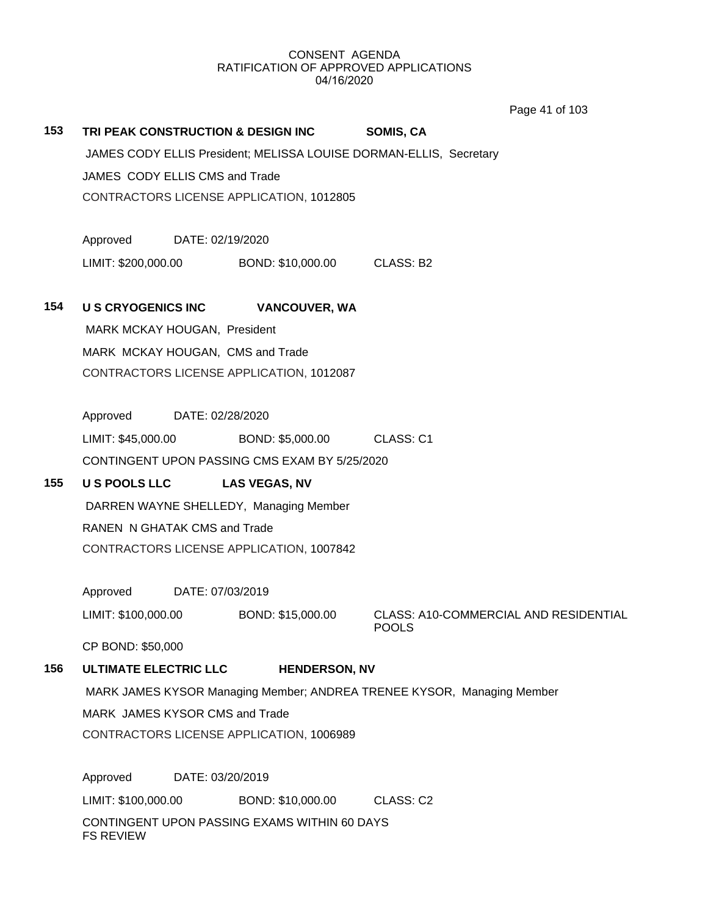CONSENT AGENDA
RATIFICATION OF APPROVED APPLICATIONS
04/16/2020

**153 TRI PEAK CONSTRUCTION & DESIGN INC SOMIS, CA**

JAMES CODY ELLIS President; MELISSA LOUISE DORMAN-ELLIS, Secretary

JAMES CODY ELLIS CMS and Trade

CONTRACTORS LICENSE APPLICATION, 1012805

Approved DATE: 02/19/2020

LIMIT: $200,000.00 BOND: $10,000.00 CLASS: B2

**154 U S CRYOGENICS INC VANCOUVER, WA**

MARK MCKAY HOUGAN, President

MARK MCKAY HOUGAN, CMS and Trade

CONTRACTORS LICENSE APPLICATION, 1012087

Approved DATE: 02/28/2020

LIMIT: $45,000.00 BOND: $5,000.00 CLASS: C1

CONTINGENT UPON PASSING CMS EXAM BY 5/25/2020

**155 U S POOLS LLC LAS VEGAS, NV**

DARREN WAYNE SHELLEDY, Managing Member

RANEN N GHATAK CMS and Trade

CONTRACTORS LICENSE APPLICATION, 1007842

Approved DATE: 07/03/2019

LIMIT: $100,000.00 BOND: $15,000.00 CLASS: A10-COMMERCIAL AND RESIDENTIAL POOLS

CP BOND: $50,000

**156 ULTIMATE ELECTRIC LLC HENDERSON, NV**

MARK JAMES KYSOR Managing Member; ANDREA TRENEE KYSOR, Managing Member

MARK JAMES KYSOR CMS and Trade

CONTRACTORS LICENSE APPLICATION, 1006989

Approved DATE: 03/20/2019

LIMIT: $100,000.00 BOND: $10,000.00 CLASS: C2

CONTINGENT UPON PASSING EXAMS WITHIN 60 DAYS
FS REVIEW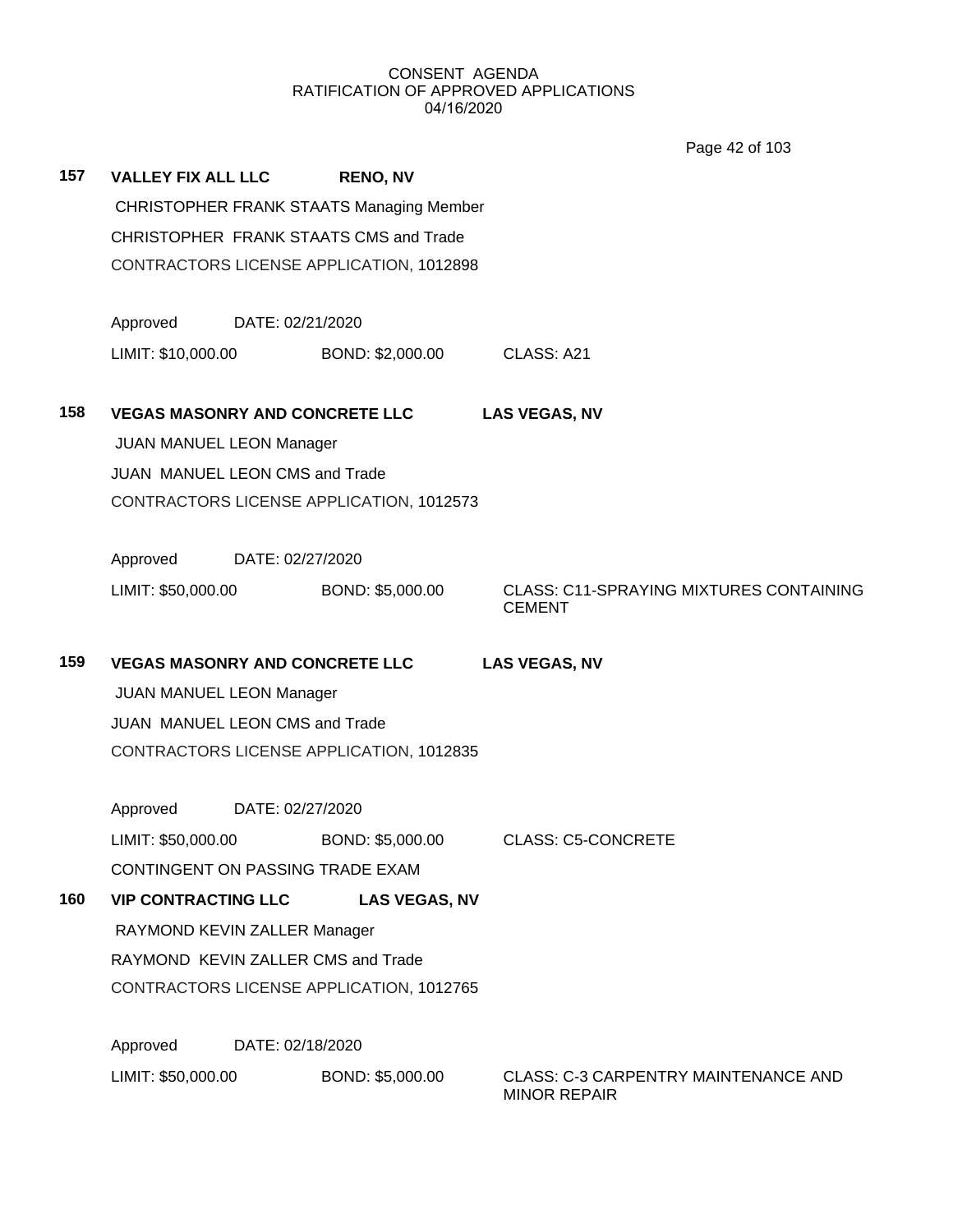CONSENT AGENDA
RATIFICATION OF APPROVED APPLICATIONS
04/16/2020

**157** **VALLEY FIX ALL LLC** **RENO, NV**

CHRISTOPHER FRANK STAATS Managing Member

CHRISTOPHER FRANK STAATS CMS and Trade

CONTRACTORS LICENSE APPLICATION, 1012898

Approved DATE: 02/21/2020

LIMIT: $10,000.00 BOND: $2,000.00 CLASS: A21

**158** **VEGAS MASONRY AND CONCRETE LLC** **LAS VEGAS, NV**

JUAN MANUEL LEON Manager

JUAN MANUEL LEON CMS and Trade

CONTRACTORS LICENSE APPLICATION, 1012573

Approved DATE: 02/27/2020

LIMIT: $50,000.00 BOND: $5,000.00 CLASS: C11-SPRAYING MIXTURES CONTAINING CEMENT

**159** **VEGAS MASONRY AND CONCRETE LLC** **LAS VEGAS, NV**

JUAN MANUEL LEON Manager

JUAN MANUEL LEON CMS and Trade

CONTRACTORS LICENSE APPLICATION, 1012835

Approved DATE: 02/27/2020

LIMIT: $50,000.00 BOND: $5,000.00 CLASS: C5-CONCRETE

CONTINGENT ON PASSING TRADE EXAM

**160** **VIP CONTRACTING LLC** **LAS VEGAS, NV**

RAYMOND KEVIN ZALLER Manager

RAYMOND KEVIN ZALLER CMS and Trade

CONTRACTORS LICENSE APPLICATION, 1012765

Approved DATE: 02/18/2020

LIMIT: $50,000.00 BOND: $5,000.00 CLASS: C-3 CARPENTRY MAINTENANCE AND MINOR REPAIR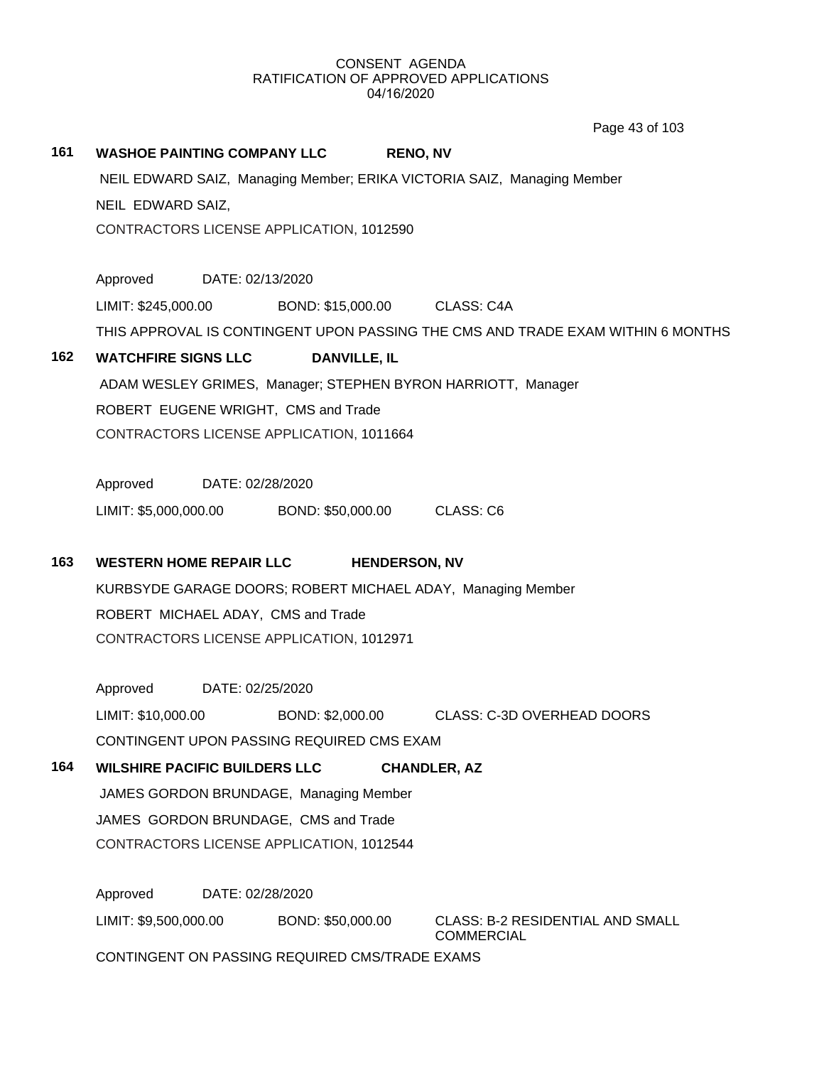CONSENT AGENDA
RATIFICATION OF APPROVED APPLICATIONS
04/16/2020

**161 WASHOE PAINTING COMPANY LLC RENO, NV**

NEIL EDWARD SAIZ, Managing Member; ERIKA VICTORIA SAIZ, Managing Member

NEIL EDWARD SAIZ,

CONTRACTORS LICENSE APPLICATION, 1012590

Approved DATE: 02/13/2020

LIMIT: $245,000.00 BOND: $15,000.00 CLASS: C4A

THIS APPROVAL IS CONTINGENT UPON PASSING THE CMS AND TRADE EXAM WITHIN 6 MONTHS

**162 WATCHFIRE SIGNS LLC DANVILLE, IL**

ADAM WESLEY GRIMES, Manager; STEPHEN BYRON HARRIOTT, Manager

ROBERT EUGENE WRIGHT, CMS and Trade

CONTRACTORS LICENSE APPLICATION, 1011664

Approved DATE: 02/28/2020

LIMIT: $5,000,000.00 BOND: $50,000.00 CLASS: C6

**163 WESTERN HOME REPAIR LLC HENDERSON, NV**

KURBSYDE GARAGE DOORS; ROBERT MICHAEL ADAY, Managing Member

ROBERT MICHAEL ADAY, CMS and Trade

CONTRACTORS LICENSE APPLICATION, 1012971

Approved DATE: 02/25/2020

LIMIT: $10,000.00 BOND: $2,000.00 CLASS: C-3D OVERHEAD DOORS

CONTINGENT UPON PASSING REQUIRED CMS EXAM

**164 WILSHIRE PACIFIC BUILDERS LLC CHANDLER, AZ**

JAMES GORDON BRUNDAGE, Managing Member

JAMES GORDON BRUNDAGE, CMS and Trade

CONTRACTORS LICENSE APPLICATION, 1012544

Approved DATE: 02/28/2020

LIMIT: $9,500,000.00 BOND: $50,000.00 CLASS: B-2 RESIDENTIAL AND SMALL COMMERCIAL

CONTINGENT ON PASSING REQUIRED CMS/TRADE EXAMS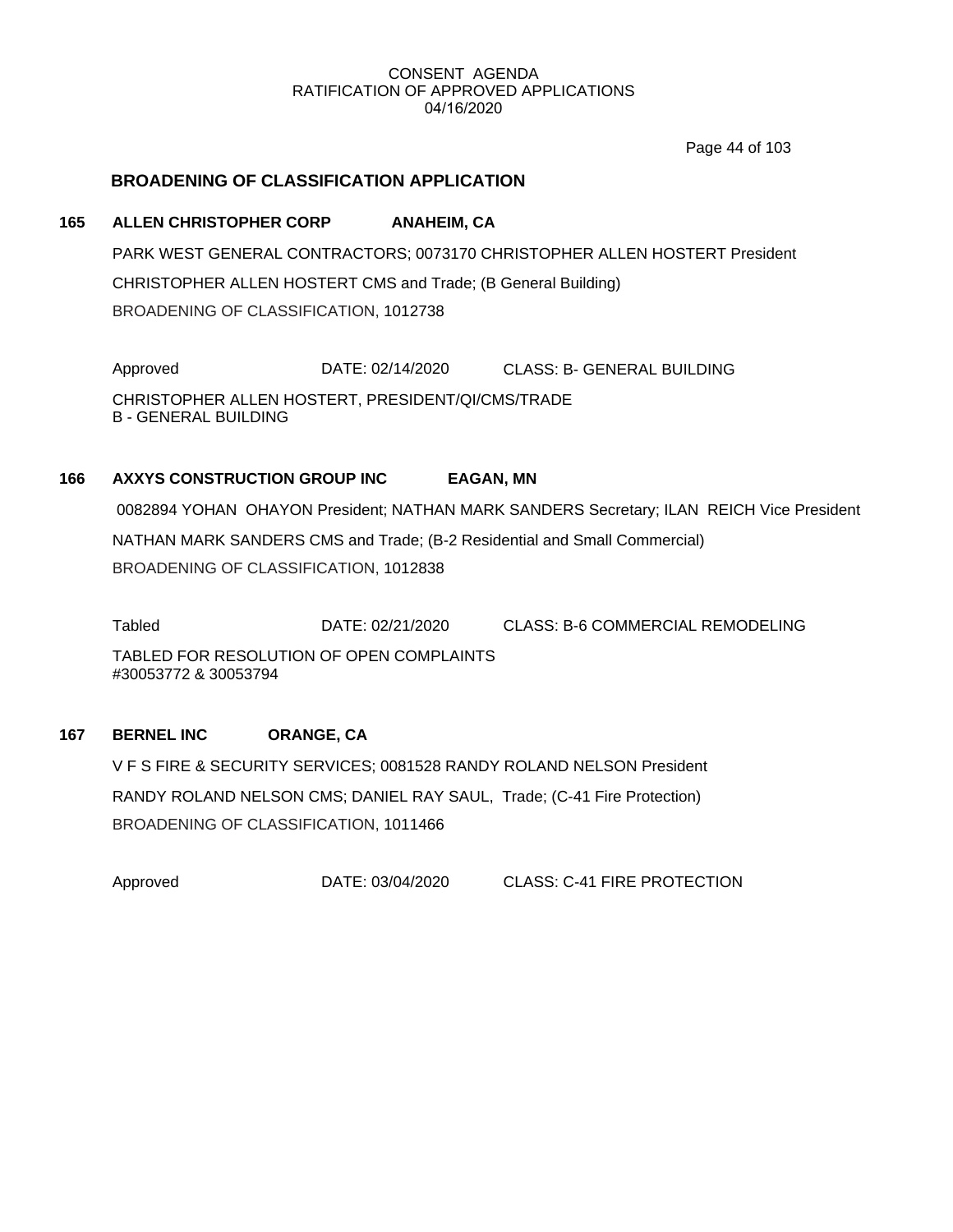CONSENT AGENDA
RATIFICATION OF APPROVED APPLICATIONS
04/16/2020

## BROADENING OF CLASSIFICATION APPLICATION

**165 ALLEN CHRISTOPHER CORP ANAHEIM, CA**

PARK WEST GENERAL CONTRACTORS; 0073170 CHRISTOPHER ALLEN HOSTERT President

CHRISTOPHER ALLEN HOSTERT CMS and Trade; (B General Building)

BROADENING OF CLASSIFICATION, 1012738

Approved DATE: 02/14/2020 CLASS: B- GENERAL BUILDING

CHRISTOPHER ALLEN HOSTERT, PRESIDENT/QI/CMS/TRADE
B - GENERAL BUILDING

**166 AXXYS CONSTRUCTION GROUP INC EAGAN, MN**

0082894 YOHAN OHAYON President; NATHAN MARK SANDERS Secretary; ILAN REICH Vice President

NATHAN MARK SANDERS CMS and Trade; (B-2 Residential and Small Commercial)

BROADENING OF CLASSIFICATION, 1012838

Tabled DATE: 02/21/2020 CLASS: B-6 COMMERCIAL REMODELING

TABLED FOR RESOLUTION OF OPEN COMPLAINTS
#30053772 & 30053794

**167 BERNEL INC ORANGE, CA**

V F S FIRE & SECURITY SERVICES; 0081528 RANDY ROLAND NELSON President

RANDY ROLAND NELSON CMS; DANIEL RAY SAUL, Trade; (C-41 Fire Protection)

BROADENING OF CLASSIFICATION, 1011466

Approved DATE: 03/04/2020 CLASS: C-41 FIRE PROTECTION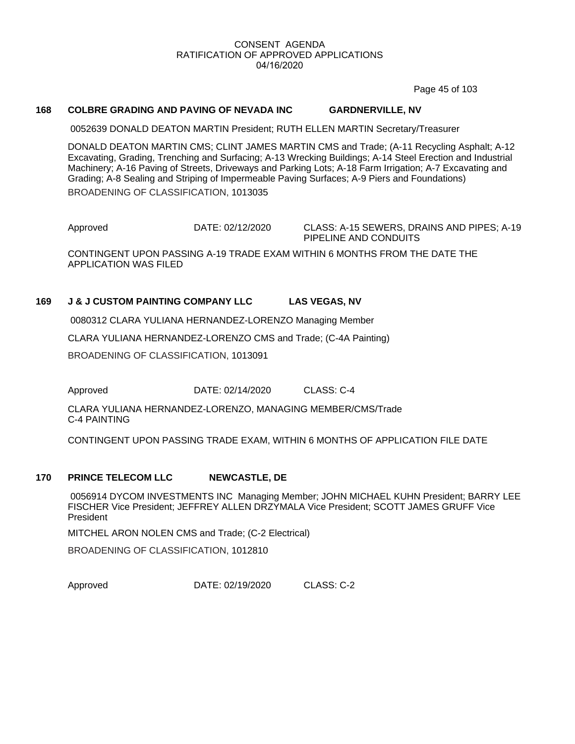CONSENT AGENDA
RATIFICATION OF APPROVED APPLICATIONS
04/16/2020

**168 COLBRE GRADING AND PAVING OF NEVADA INC GARDNERVILLE, NV**

0052639 DONALD DEATON MARTIN President; RUTH ELLEN MARTIN Secretary/Treasurer

DONALD DEATON MARTIN CMS; CLINT JAMES MARTIN CMS and Trade; (A-11 Recycling Asphalt; A-12 Excavating, Grading, Trenching and Surfacing; A-13 Wrecking Buildings; A-14 Steel Erection and Industrial Machinery; A-16 Paving of Streets, Driveways and Parking Lots; A-18 Farm Irrigation; A-7 Excavating and Grading; A-8 Sealing and Striping of Impermeable Paving Surfaces; A-9 Piers and Foundations)

BROADENING OF CLASSIFICATION, 1013035

Approved DATE: 02/12/2020 CLASS: A-15 SEWERS, DRAINS AND PIPES; A-19 PIPELINE AND CONDUITS

CONTINGENT UPON PASSING A-19 TRADE EXAM WITHIN 6 MONTHS FROM THE DATE THE APPLICATION WAS FILED

**169 J & J CUSTOM PAINTING COMPANY LLC LAS VEGAS, NV**

0080312 CLARA YULIANA HERNANDEZ-LORENZO Managing Member

CLARA YULIANA HERNANDEZ-LORENZO CMS and Trade; (C-4A Painting)

BROADENING OF CLASSIFICATION, 1013091

Approved DATE: 02/14/2020 CLASS: C-4

CLARA YULIANA HERNANDEZ-LORENZO, MANAGING MEMBER/CMS/Trade
C-4 PAINTING

CONTINGENT UPON PASSING TRADE EXAM, WITHIN 6 MONTHS OF APPLICATION FILE DATE

**170 PRINCE TELECOM LLC NEWCASTLE, DE**

0056914 DYCOM INVESTMENTS INC Managing Member; JOHN MICHAEL KUHN President; BARRY LEE FISCHER Vice President; JEFFREY ALLEN DRZYMALA Vice President; SCOTT JAMES GRUFF Vice President

MITCHEL ARON NOLEN CMS and Trade; (C-2 Electrical)

BROADENING OF CLASSIFICATION, 1012810

Approved DATE: 02/19/2020 CLASS: C-2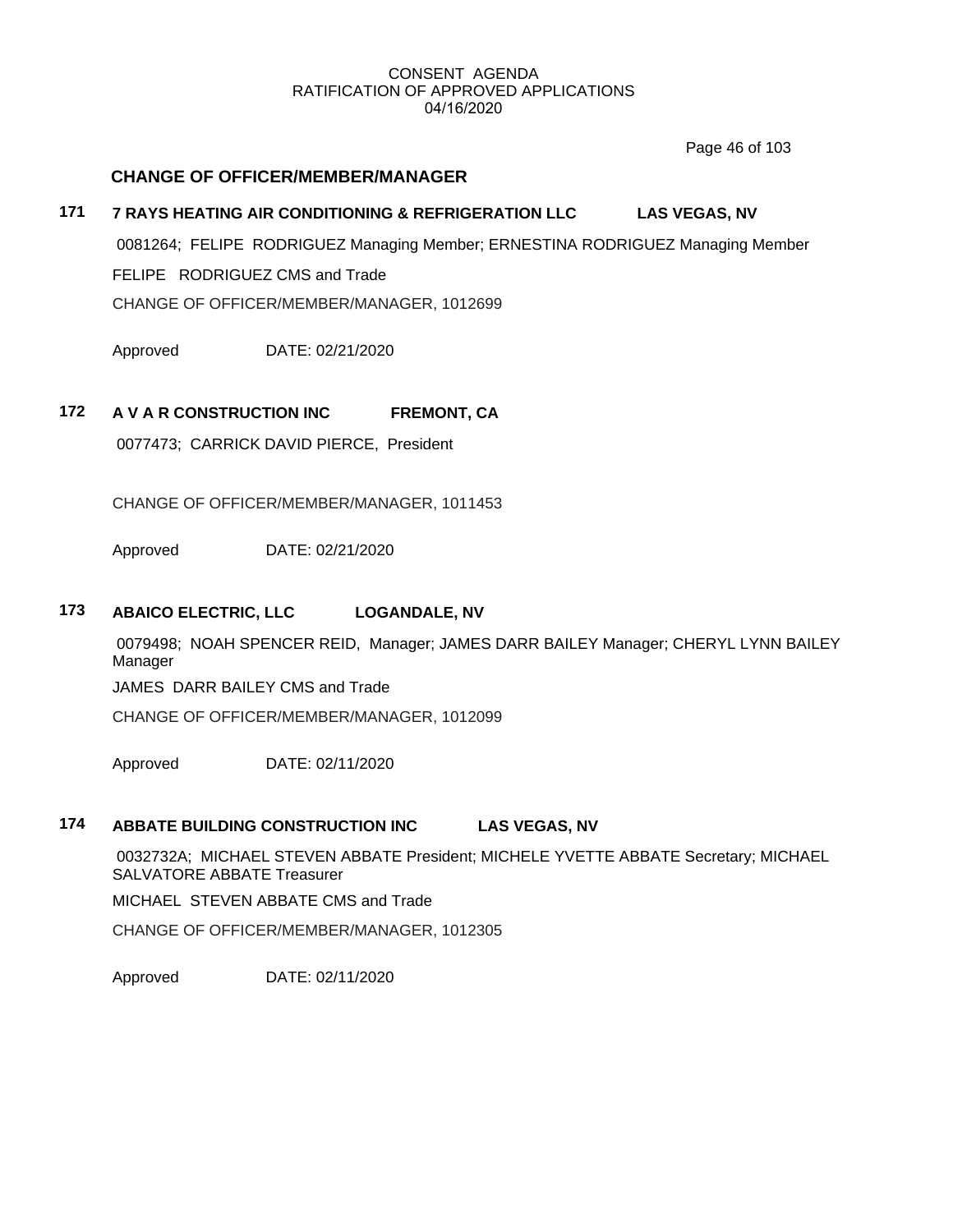CONSENT AGENDA
RATIFICATION OF APPROVED APPLICATIONS
04/16/2020

## CHANGE OF OFFICER/MEMBER/MANAGER

### 171 7 RAYS HEATING AIR CONDITIONING & REFRIGERATION LLC LAS VEGAS, NV

0081264; FELIPE RODRIGUEZ Managing Member; ERNESTINA RODRIGUEZ Managing Member

FELIPE RODRIGUEZ CMS and Trade

CHANGE OF OFFICER/MEMBER/MANAGER, 1012699

Approved DATE: 02/21/2020

### 172 A V A R CONSTRUCTION INC FREMONT, CA

0077473; CARRICK DAVID PIERCE, President

CHANGE OF OFFICER/MEMBER/MANAGER, 1011453

Approved DATE: 02/21/2020

### 173 ABAICO ELECTRIC, LLC LOGANDALE, NV

0079498; NOAH SPENCER REID, Manager; JAMES DARR BAILEY Manager; CHERYL LYNN BAILEY Manager

JAMES DARR BAILEY CMS and Trade

CHANGE OF OFFICER/MEMBER/MANAGER, 1012099

Approved DATE: 02/11/2020

### 174 ABBATE BUILDING CONSTRUCTION INC LAS VEGAS, NV

0032732A; MICHAEL STEVEN ABBATE President; MICHELE YVETTE ABBATE Secretary; MICHAEL SALVATORE ABBATE Treasurer

MICHAEL STEVEN ABBATE CMS and Trade

CHANGE OF OFFICER/MEMBER/MANAGER, 1012305

Approved DATE: 02/11/2020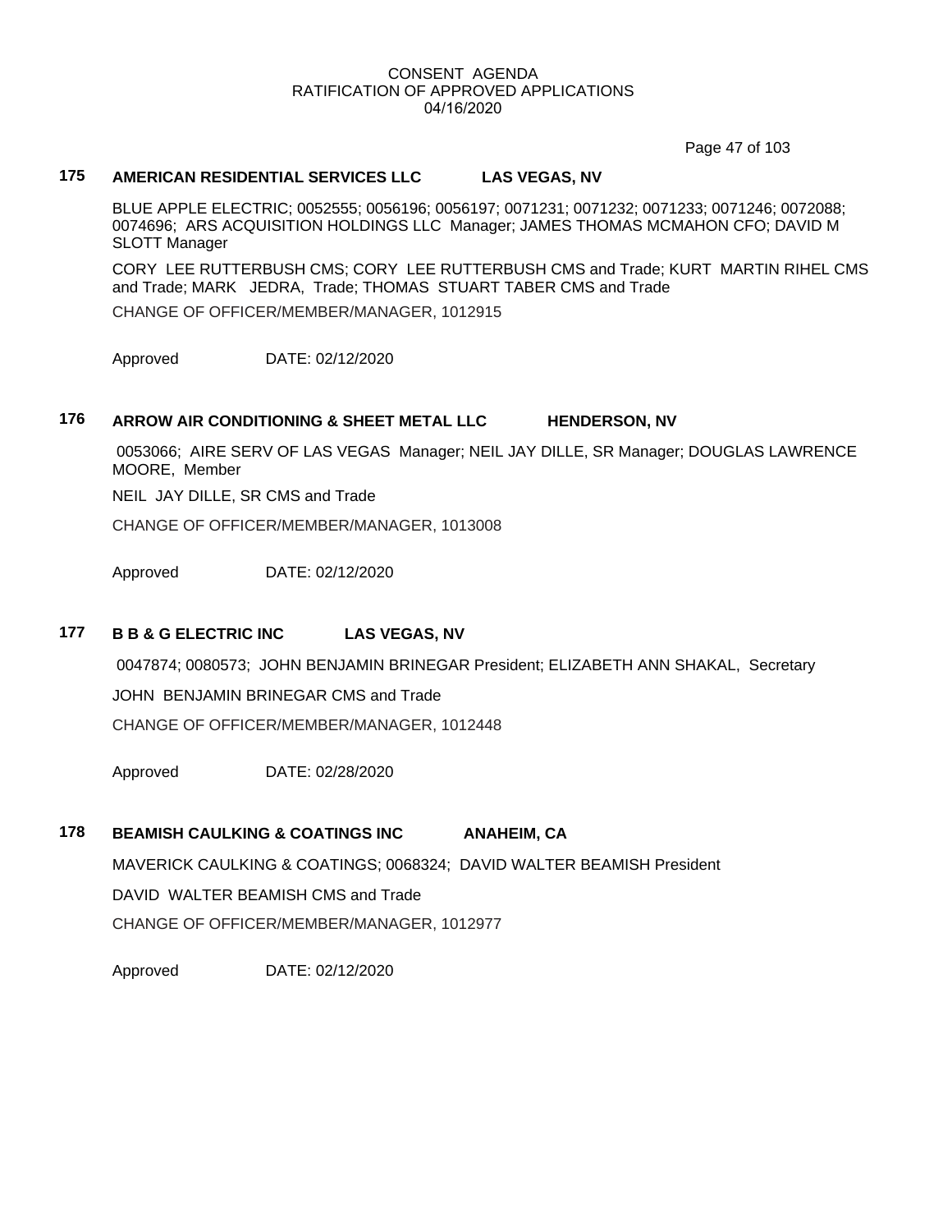CONSENT AGENDA
RATIFICATION OF APPROVED APPLICATIONS
04/16/2020

**175 AMERICAN RESIDENTIAL SERVICES LLC LAS VEGAS, NV**

BLUE APPLE ELECTRIC; 0052555; 0056196; 0056197; 0071231; 0071232; 0071233; 0071246; 0072088; 0074696; ARS ACQUISITION HOLDINGS LLC Manager; JAMES THOMAS MCMAHON CFO; DAVID M SLOTT Manager

CORY LEE RUTTERBUSH CMS; CORY LEE RUTTERBUSH CMS and Trade; KURT MARTIN RIHEL CMS and Trade; MARK JEDRA, Trade; THOMAS STUART TABER CMS and Trade

CHANGE OF OFFICER/MEMBER/MANAGER, 1012915

Approved DATE: 02/12/2020

**176 ARROW AIR CONDITIONING & SHEET METAL LLC HENDERSON, NV**

0053066; AIRE SERV OF LAS VEGAS Manager; NEIL JAY DILLE, SR Manager; DOUGLAS LAWRENCE MOORE, Member

NEIL JAY DILLE, SR CMS and Trade

CHANGE OF OFFICER/MEMBER/MANAGER, 1013008

Approved DATE: 02/12/2020

**177 B B & G ELECTRIC INC LAS VEGAS, NV**

0047874; 0080573; JOHN BENJAMIN BRINEGAR President; ELIZABETH ANN SHAKAL, Secretary

JOHN BENJAMIN BRINEGAR CMS and Trade

CHANGE OF OFFICER/MEMBER/MANAGER, 1012448

Approved DATE: 02/28/2020

**178 BEAMISH CAULKING & COATINGS INC ANAHEIM, CA**

MAVERICK CAULKING & COATINGS; 0068324; DAVID WALTER BEAMISH President

DAVID WALTER BEAMISH CMS and Trade

CHANGE OF OFFICER/MEMBER/MANAGER, 1012977

Approved DATE: 02/12/2020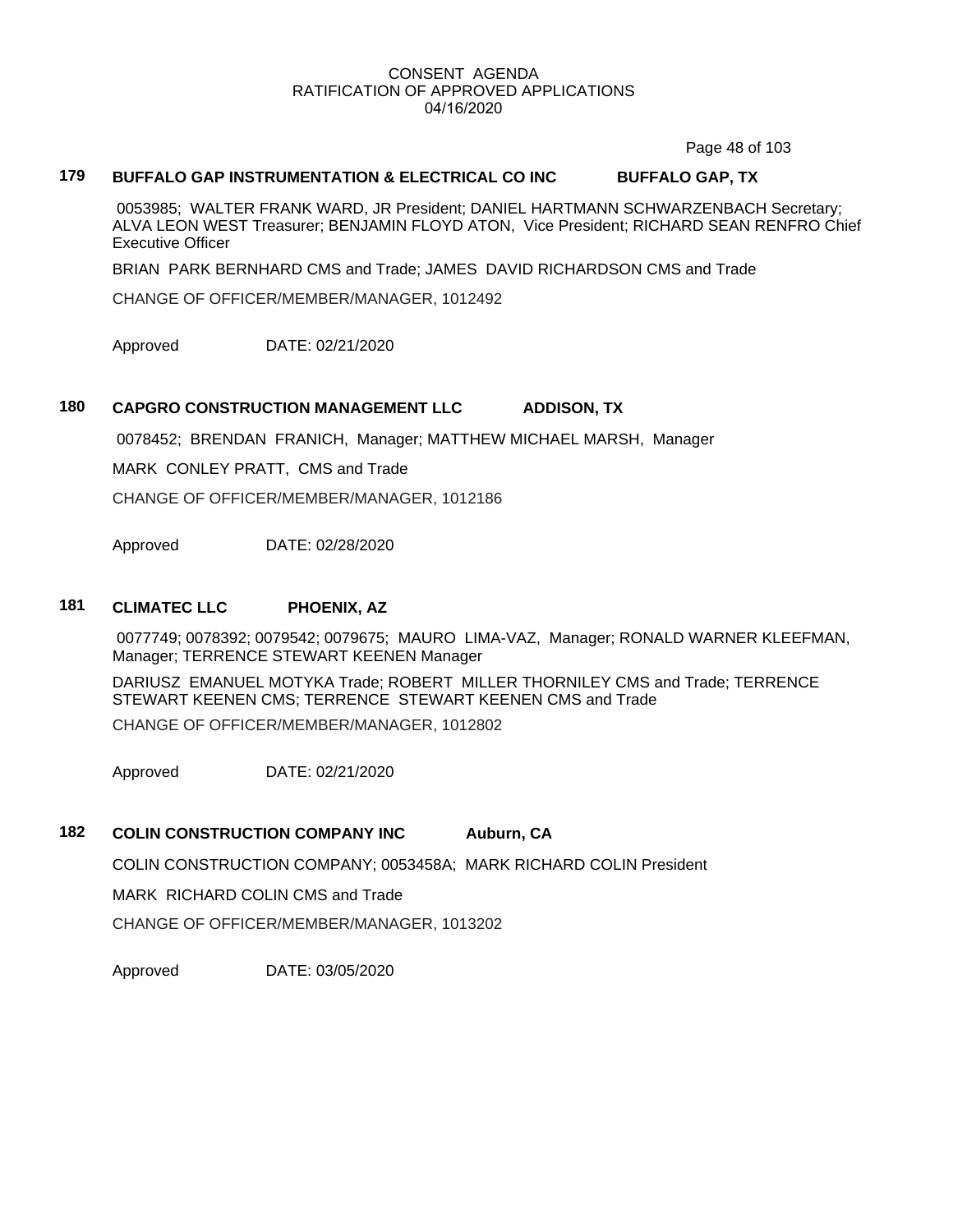CONSENT AGENDA
RATIFICATION OF APPROVED APPLICATIONS
04/16/2020

**179 BUFFALO GAP INSTRUMENTATION & ELECTRICAL CO INC BUFFALO GAP, TX**

0053985; WALTER FRANK WARD, JR President; DANIEL HARTMANN SCHWARZENBACH Secretary; ALVA LEON WEST Treasurer; BENJAMIN FLOYD ATON, Vice President; RICHARD SEAN RENFRO Chief Executive Officer

BRIAN PARK BERNHARD CMS and Trade; JAMES DAVID RICHARDSON CMS and Trade

CHANGE OF OFFICER/MEMBER/MANAGER, 1012492

Approved DATE: 02/21/2020

**180 CAPGRO CONSTRUCTION MANAGEMENT LLC ADDISON, TX**

0078452; BRENDAN FRANICH, Manager; MATTHEW MICHAEL MARSH, Manager

MARK CONLEY PRATT, CMS and Trade

CHANGE OF OFFICER/MEMBER/MANAGER, 1012186

Approved DATE: 02/28/2020

**181 CLIMATEC LLC PHOENIX, AZ**

0077749; 0078392; 0079542; 0079675; MAURO LIMA-VAZ, Manager; RONALD WARNER KLEEFMAN, Manager; TERRENCE STEWART KEENEN Manager

DARIUSZ EMANUEL MOTYKA Trade; ROBERT MILLER THORNILEY CMS and Trade; TERRENCE STEWART KEENEN CMS; TERRENCE STEWART KEENEN CMS and Trade

CHANGE OF OFFICER/MEMBER/MANAGER, 1012802

Approved DATE: 02/21/2020

**182 COLIN CONSTRUCTION COMPANY INC Auburn, CA**

COLIN CONSTRUCTION COMPANY; 0053458A; MARK RICHARD COLIN President

MARK RICHARD COLIN CMS and Trade

CHANGE OF OFFICER/MEMBER/MANAGER, 1013202

Approved DATE: 03/05/2020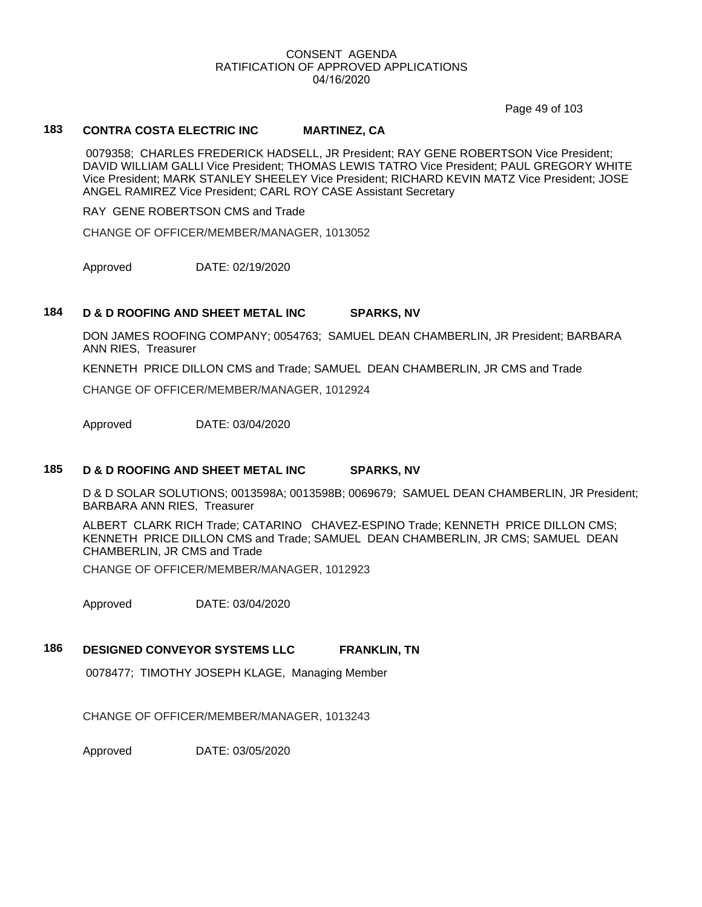CONSENT AGENDA
RATIFICATION OF APPROVED APPLICATIONS
04/16/2020

### 183 CONTRA COSTA ELECTRIC INC MARTINEZ, CA

0079358; CHARLES FREDERICK HADSELL, JR President; RAY GENE ROBERTSON Vice President; DAVID WILLIAM GALLI Vice President; THOMAS LEWIS TATRO Vice President; PAUL GREGORY WHITE Vice President; MARK STANLEY SHEELEY Vice President; RICHARD KEVIN MATZ Vice President; JOSE ANGEL RAMIREZ Vice President; CARL ROY CASE Assistant Secretary

RAY GENE ROBERTSON CMS and Trade

CHANGE OF OFFICER/MEMBER/MANAGER, 1013052

Approved DATE: 02/19/2020

### 184 D & D ROOFING AND SHEET METAL INC SPARKS, NV

DON JAMES ROOFING COMPANY; 0054763; SAMUEL DEAN CHAMBERLIN, JR President; BARBARA ANN RIES, Treasurer

KENNETH PRICE DILLON CMS and Trade; SAMUEL DEAN CHAMBERLIN, JR CMS and Trade

CHANGE OF OFFICER/MEMBER/MANAGER, 1012924

Approved DATE: 03/04/2020

### 185 D & D ROOFING AND SHEET METAL INC SPARKS, NV

D & D SOLAR SOLUTIONS; 0013598A; 0013598B; 0069679; SAMUEL DEAN CHAMBERLIN, JR President; BARBARA ANN RIES, Treasurer

ALBERT CLARK RICH Trade; CATARINO CHAVEZ-ESPINO Trade; KENNETH PRICE DILLON CMS; KENNETH PRICE DILLON CMS and Trade; SAMUEL DEAN CHAMBERLIN, JR CMS; SAMUEL DEAN CHAMBERLIN, JR CMS and Trade

CHANGE OF OFFICER/MEMBER/MANAGER, 1012923

Approved DATE: 03/04/2020

### 186 DESIGNED CONVEYOR SYSTEMS LLC FRANKLIN, TN

0078477; TIMOTHY JOSEPH KLAGE, Managing Member

CHANGE OF OFFICER/MEMBER/MANAGER, 1013243

Approved DATE: 03/05/2020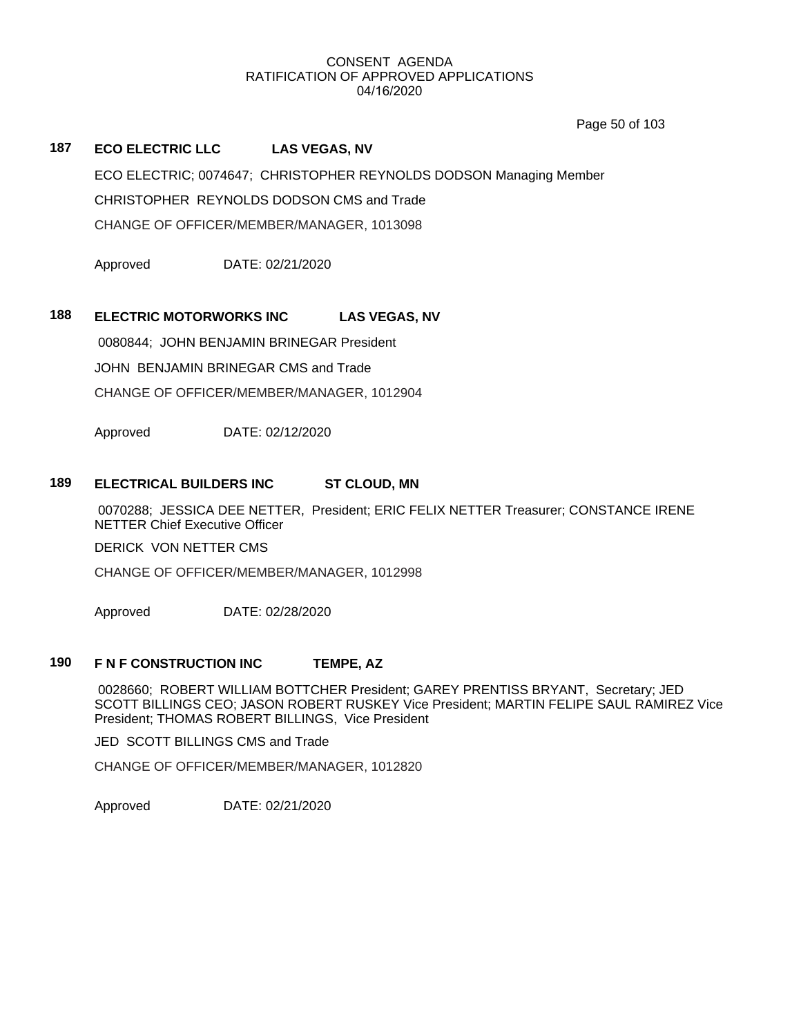CONSENT AGENDA
RATIFICATION OF APPROVED APPLICATIONS
04/16/2020

**187** **ECO ELECTRIC LLC** **LAS VEGAS, NV**

ECO ELECTRIC; 0074647; CHRISTOPHER REYNOLDS DODSON Managing Member

CHRISTOPHER REYNOLDS DODSON CMS and Trade

CHANGE OF OFFICER/MEMBER/MANAGER, 1013098

Approved DATE: 02/21/2020

**188** **ELECTRIC MOTORWORKS INC** **LAS VEGAS, NV**

0080844; JOHN BENJAMIN BRINEGAR President

JOHN BENJAMIN BRINEGAR CMS and Trade

CHANGE OF OFFICER/MEMBER/MANAGER, 1012904

Approved DATE: 02/12/2020

**189** **ELECTRICAL BUILDERS INC** **ST CLOUD, MN**

0070288; JESSICA DEE NETTER, President; ERIC FELIX NETTER Treasurer; CONSTANCE IRENE NETTER Chief Executive Officer

DERICK VON NETTER CMS

CHANGE OF OFFICER/MEMBER/MANAGER, 1012998

Approved DATE: 02/28/2020

**190** **F N F CONSTRUCTION INC** **TEMPE, AZ**

0028660; ROBERT WILLIAM BOTTCHER President; GAREY PRENTISS BRYANT, Secretary; JED SCOTT BILLINGS CEO; JASON ROBERT RUSKEY Vice President; MARTIN FELIPE SAUL RAMIREZ Vice President; THOMAS ROBERT BILLINGS, Vice President

JED SCOTT BILLINGS CMS and Trade

CHANGE OF OFFICER/MEMBER/MANAGER, 1012820

Approved DATE: 02/21/2020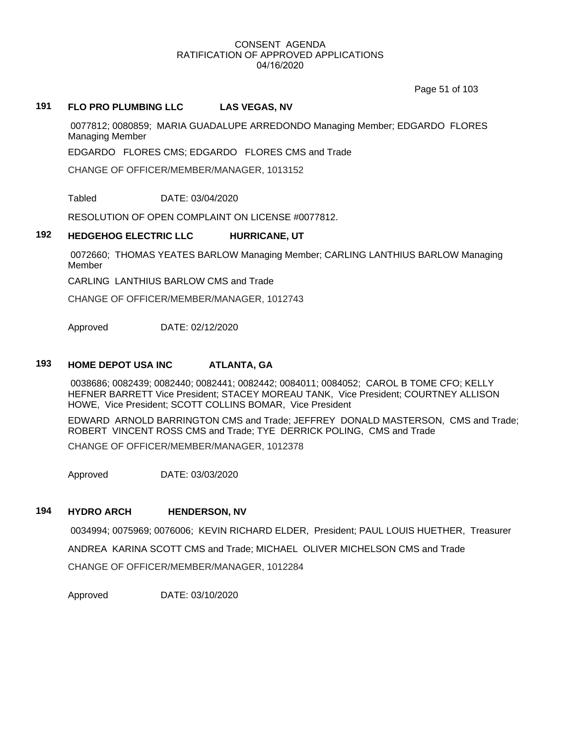CONSENT AGENDA
RATIFICATION OF APPROVED APPLICATIONS
04/16/2020

### 191 FLO PRO PLUMBING LLC LAS VEGAS, NV

0077812; 0080859; MARIA GUADALUPE ARREDONDO Managing Member; EDGARDO FLORES Managing Member

EDGARDO FLORES CMS; EDGARDO FLORES CMS and Trade

CHANGE OF OFFICER/MEMBER/MANAGER, 1013152

Tabled DATE: 03/04/2020

RESOLUTION OF OPEN COMPLAINT ON LICENSE #0077812.

### 192 HEDGEHOG ELECTRIC LLC HURRICANE, UT

0072660; THOMAS YEATES BARLOW Managing Member; CARLING LANTHIUS BARLOW Managing Member

CARLING LANTHIUS BARLOW CMS and Trade

CHANGE OF OFFICER/MEMBER/MANAGER, 1012743

Approved DATE: 02/12/2020

### 193 HOME DEPOT USA INC ATLANTA, GA

0038686; 0082439; 0082440; 0082441; 0082442; 0084011; 0084052; CAROL B TOME CFO; KELLY HEFNER BARRETT Vice President; STACEY MOREAU TANK, Vice President; COURTNEY ALLISON HOWE, Vice President; SCOTT COLLINS BOMAR, Vice President

EDWARD ARNOLD BARRINGTON CMS and Trade; JEFFREY DONALD MASTERSON, CMS and Trade; ROBERT VINCENT ROSS CMS and Trade; TYE DERRICK POLING, CMS and Trade

CHANGE OF OFFICER/MEMBER/MANAGER, 1012378

Approved DATE: 03/03/2020

### 194 HYDRO ARCH HENDERSON, NV

0034994; 0075969; 0076006; KEVIN RICHARD ELDER, President; PAUL LOUIS HUETHER, Treasurer

ANDREA KARINA SCOTT CMS and Trade; MICHAEL OLIVER MICHELSON CMS and Trade

CHANGE OF OFFICER/MEMBER/MANAGER, 1012284

Approved DATE: 03/10/2020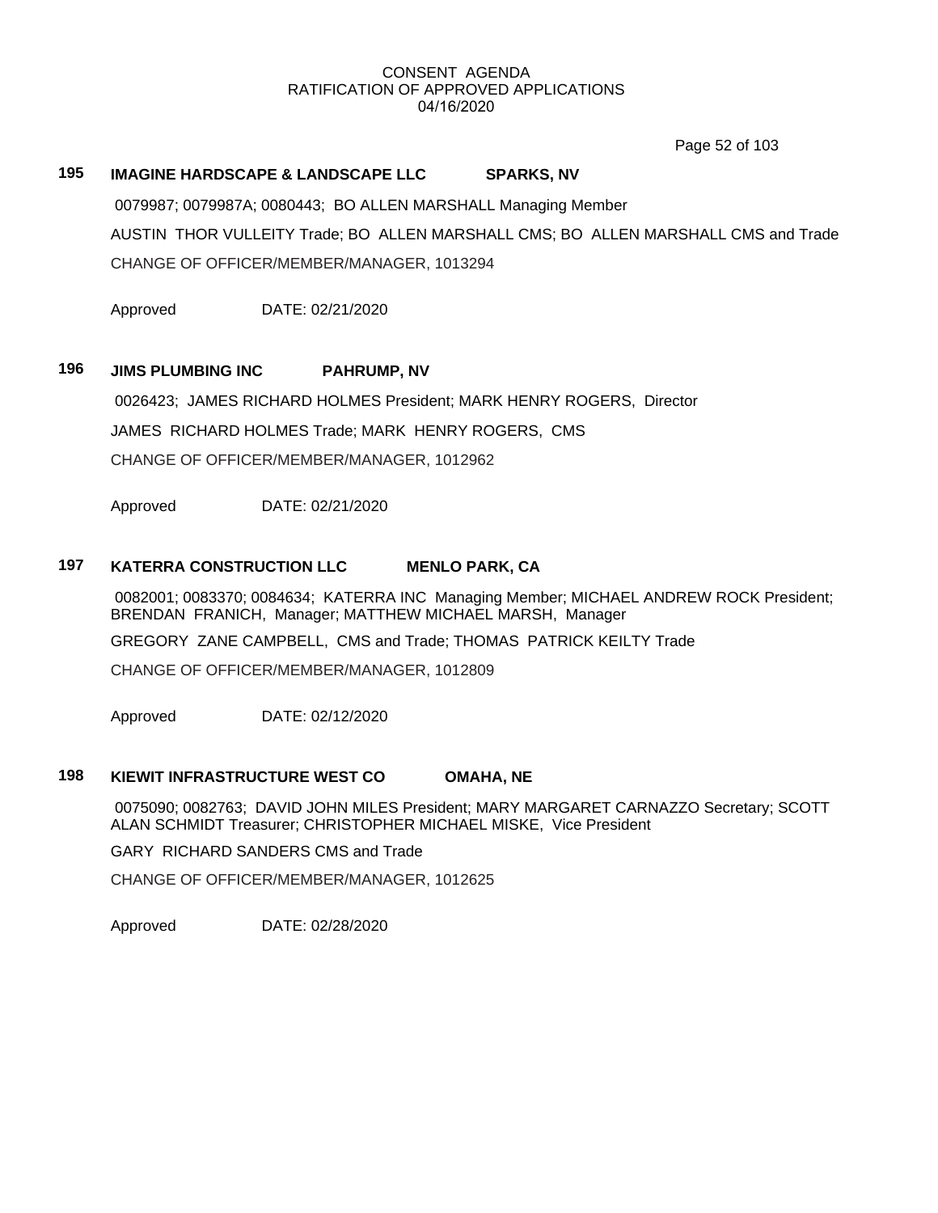CONSENT AGENDA
RATIFICATION OF APPROVED APPLICATIONS
04/16/2020

**195 IMAGINE HARDSCAPE & LANDSCAPE LLC SPARKS, NV**

0079987; 0079987A; 0080443; BO ALLEN MARSHALL Managing Member

AUSTIN THOR VULLEITY Trade; BO ALLEN MARSHALL CMS; BO ALLEN MARSHALL CMS and Trade

CHANGE OF OFFICER/MEMBER/MANAGER, 1013294

Approved DATE: 02/21/2020

**196 JIMS PLUMBING INC PAHRUMP, NV**

0026423; JAMES RICHARD HOLMES President; MARK HENRY ROGERS, Director

JAMES RICHARD HOLMES Trade; MARK HENRY ROGERS, CMS

CHANGE OF OFFICER/MEMBER/MANAGER, 1012962

Approved DATE: 02/21/2020

**197 KATERRA CONSTRUCTION LLC MENLO PARK, CA**

0082001; 0083370; 0084634; KATERRA INC Managing Member; MICHAEL ANDREW ROCK President; BRENDAN FRANICH, Manager; MATTHEW MICHAEL MARSH, Manager

GREGORY ZANE CAMPBELL, CMS and Trade; THOMAS PATRICK KEILTY Trade

CHANGE OF OFFICER/MEMBER/MANAGER, 1012809

Approved DATE: 02/12/2020

**198 KIEWIT INFRASTRUCTURE WEST CO OMAHA, NE**

0075090; 0082763; DAVID JOHN MILES President; MARY MARGARET CARNAZZO Secretary; SCOTT ALAN SCHMIDT Treasurer; CHRISTOPHER MICHAEL MISKE, Vice President

GARY RICHARD SANDERS CMS and Trade

CHANGE OF OFFICER/MEMBER/MANAGER, 1012625

Approved DATE: 02/28/2020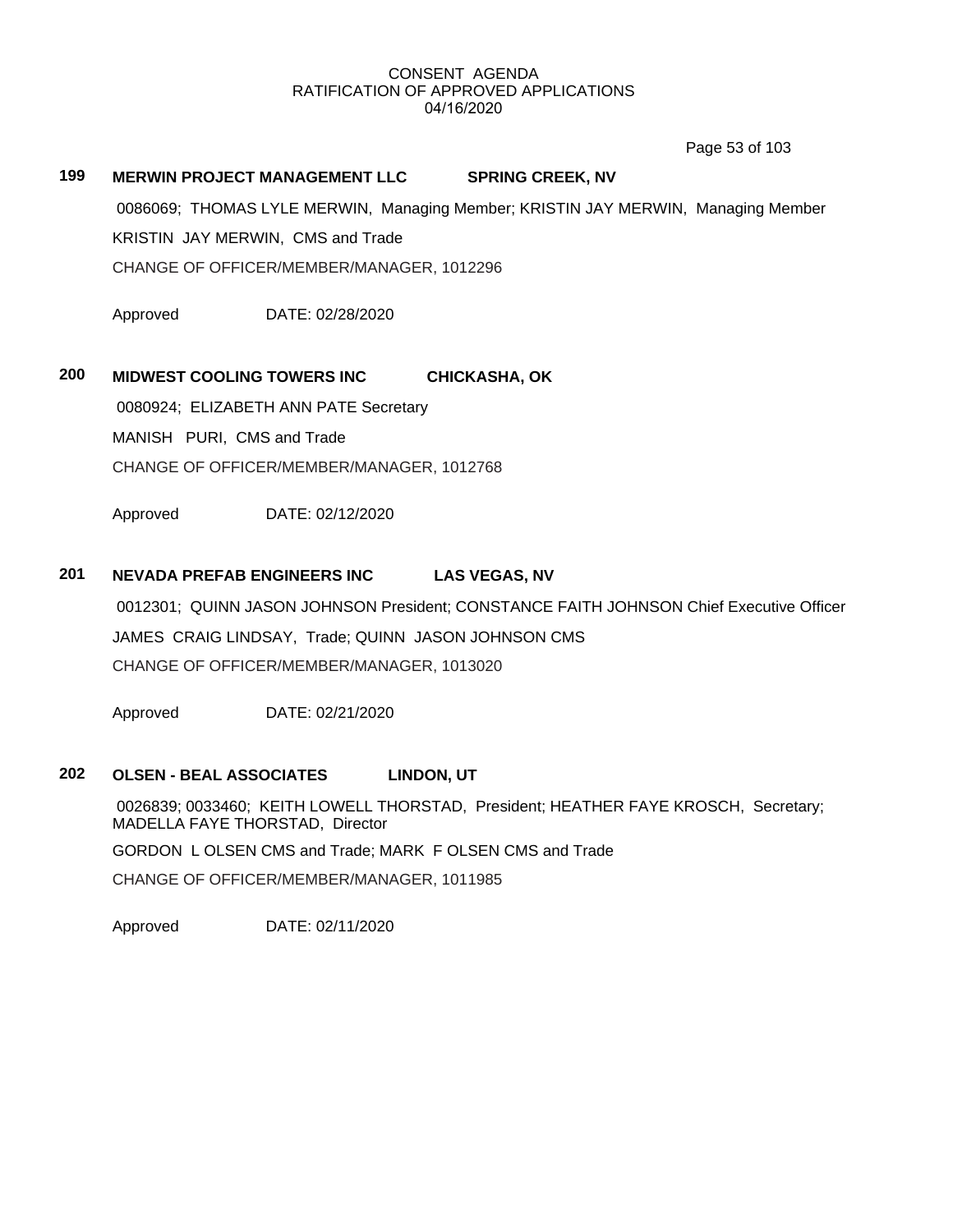CONSENT AGENDA
RATIFICATION OF APPROVED APPLICATIONS
04/16/2020

**199 MERWIN PROJECT MANAGEMENT LLC SPRING CREEK, NV**

0086069; THOMAS LYLE MERWIN, Managing Member; KRISTIN JAY MERWIN, Managing Member

KRISTIN JAY MERWIN, CMS and Trade

CHANGE OF OFFICER/MEMBER/MANAGER, 1012296

Approved DATE: 02/28/2020

**200 MIDWEST COOLING TOWERS INC CHICKASHA, OK**

0080924; ELIZABETH ANN PATE Secretary

MANISH PURI, CMS and Trade

CHANGE OF OFFICER/MEMBER/MANAGER, 1012768

Approved DATE: 02/12/2020

**201 NEVADA PREFAB ENGINEERS INC LAS VEGAS, NV**

0012301; QUINN JASON JOHNSON President; CONSTANCE FAITH JOHNSON Chief Executive Officer

JAMES CRAIG LINDSAY, Trade; QUINN JASON JOHNSON CMS

CHANGE OF OFFICER/MEMBER/MANAGER, 1013020

Approved DATE: 02/21/2020

**202 OLSEN - BEAL ASSOCIATES LINDON, UT**

0026839; 0033460; KEITH LOWELL THORSTAD, President; HEATHER FAYE KROSCH, Secretary; MADELLA FAYE THORSTAD, Director

GORDON L OLSEN CMS and Trade; MARK F OLSEN CMS and Trade

CHANGE OF OFFICER/MEMBER/MANAGER, 1011985

Approved DATE: 02/11/2020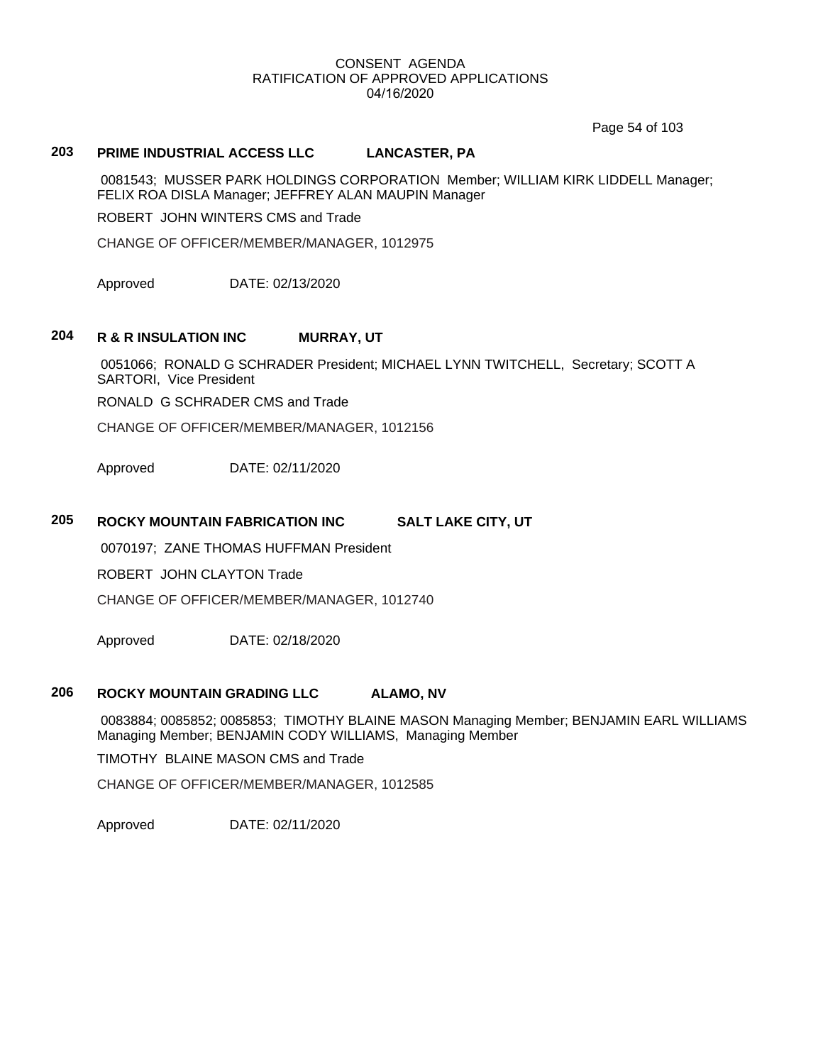CONSENT AGENDA
RATIFICATION OF APPROVED APPLICATIONS
04/16/2020

### 203 PRIME INDUSTRIAL ACCESS LLC LANCASTER, PA

0081543; MUSSER PARK HOLDINGS CORPORATION Member; WILLIAM KIRK LIDDELL Manager; FELIX ROA DISLA Manager; JEFFREY ALAN MAUPIN Manager

ROBERT JOHN WINTERS CMS and Trade

CHANGE OF OFFICER/MEMBER/MANAGER, 1012975

Approved DATE: 02/13/2020

### 204 R & R INSULATION INC MURRAY, UT

0051066; RONALD G SCHRADER President; MICHAEL LYNN TWITCHELL, Secretary; SCOTT A SARTORI, Vice President

RONALD G SCHRADER CMS and Trade

CHANGE OF OFFICER/MEMBER/MANAGER, 1012156

Approved DATE: 02/11/2020

### 205 ROCKY MOUNTAIN FABRICATION INC SALT LAKE CITY, UT

0070197; ZANE THOMAS HUFFMAN President

ROBERT JOHN CLAYTON Trade

CHANGE OF OFFICER/MEMBER/MANAGER, 1012740

Approved DATE: 02/18/2020

### 206 ROCKY MOUNTAIN GRADING LLC ALAMO, NV

0083884; 0085852; 0085853; TIMOTHY BLAINE MASON Managing Member; BENJAMIN EARL WILLIAMS Managing Member; BENJAMIN CODY WILLIAMS, Managing Member

TIMOTHY BLAINE MASON CMS and Trade

CHANGE OF OFFICER/MEMBER/MANAGER, 1012585

Approved DATE: 02/11/2020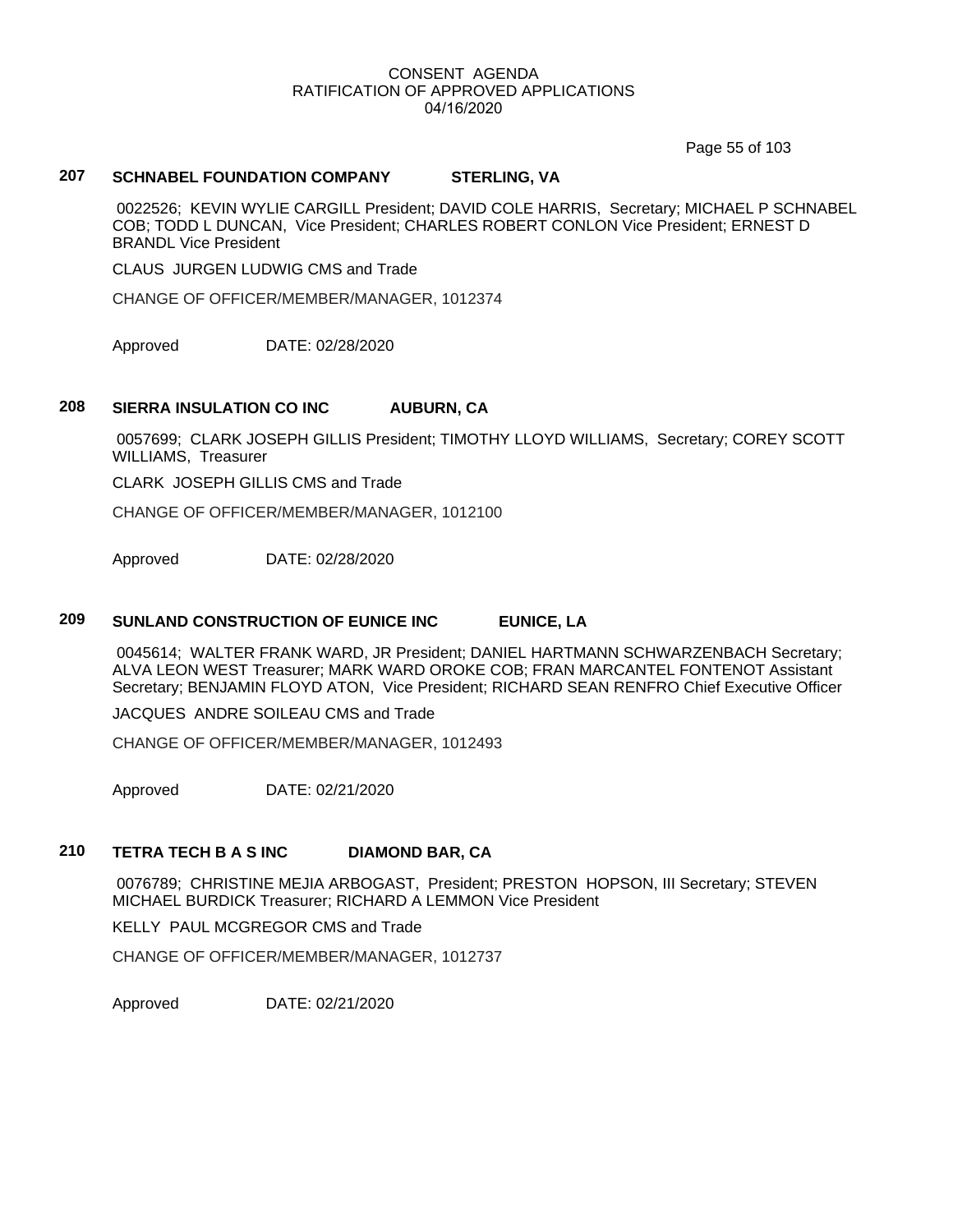CONSENT AGENDA
RATIFICATION OF APPROVED APPLICATIONS
04/16/2020

**207 SCHNABEL FOUNDATION COMPANY STERLING, VA**

0022526; KEVIN WYLIE CARGILL President; DAVID COLE HARRIS, Secretary; MICHAEL P SCHNABEL COB; TODD L DUNCAN, Vice President; CHARLES ROBERT CONLON Vice President; ERNEST D BRANDL Vice President

CLAUS JURGEN LUDWIG CMS and Trade

CHANGE OF OFFICER/MEMBER/MANAGER, 1012374

Approved DATE: 02/28/2020

**208 SIERRA INSULATION CO INC AUBURN, CA**

0057699; CLARK JOSEPH GILLIS President; TIMOTHY LLOYD WILLIAMS, Secretary; COREY SCOTT WILLIAMS, Treasurer

CLARK JOSEPH GILLIS CMS and Trade

CHANGE OF OFFICER/MEMBER/MANAGER, 1012100

Approved DATE: 02/28/2020

**209 SUNLAND CONSTRUCTION OF EUNICE INC EUNICE, LA**

0045614; WALTER FRANK WARD, JR President; DANIEL HARTMANN SCHWARZENBACH Secretary; ALVA LEON WEST Treasurer; MARK WARD OROKE COB; FRAN MARCANTEL FONTENOT Assistant Secretary; BENJAMIN FLOYD ATON, Vice President; RICHARD SEAN RENFRO Chief Executive Officer

JACQUES ANDRE SOILEAU CMS and Trade

CHANGE OF OFFICER/MEMBER/MANAGER, 1012493

Approved DATE: 02/21/2020

**210 TETRA TECH B A S INC DIAMOND BAR, CA**

0076789; CHRISTINE MEJIA ARBOGAST, President; PRESTON HOPSON, III Secretary; STEVEN MICHAEL BURDICK Treasurer; RICHARD A LEMMON Vice President

KELLY PAUL MCGREGOR CMS and Trade

CHANGE OF OFFICER/MEMBER/MANAGER, 1012737

Approved DATE: 02/21/2020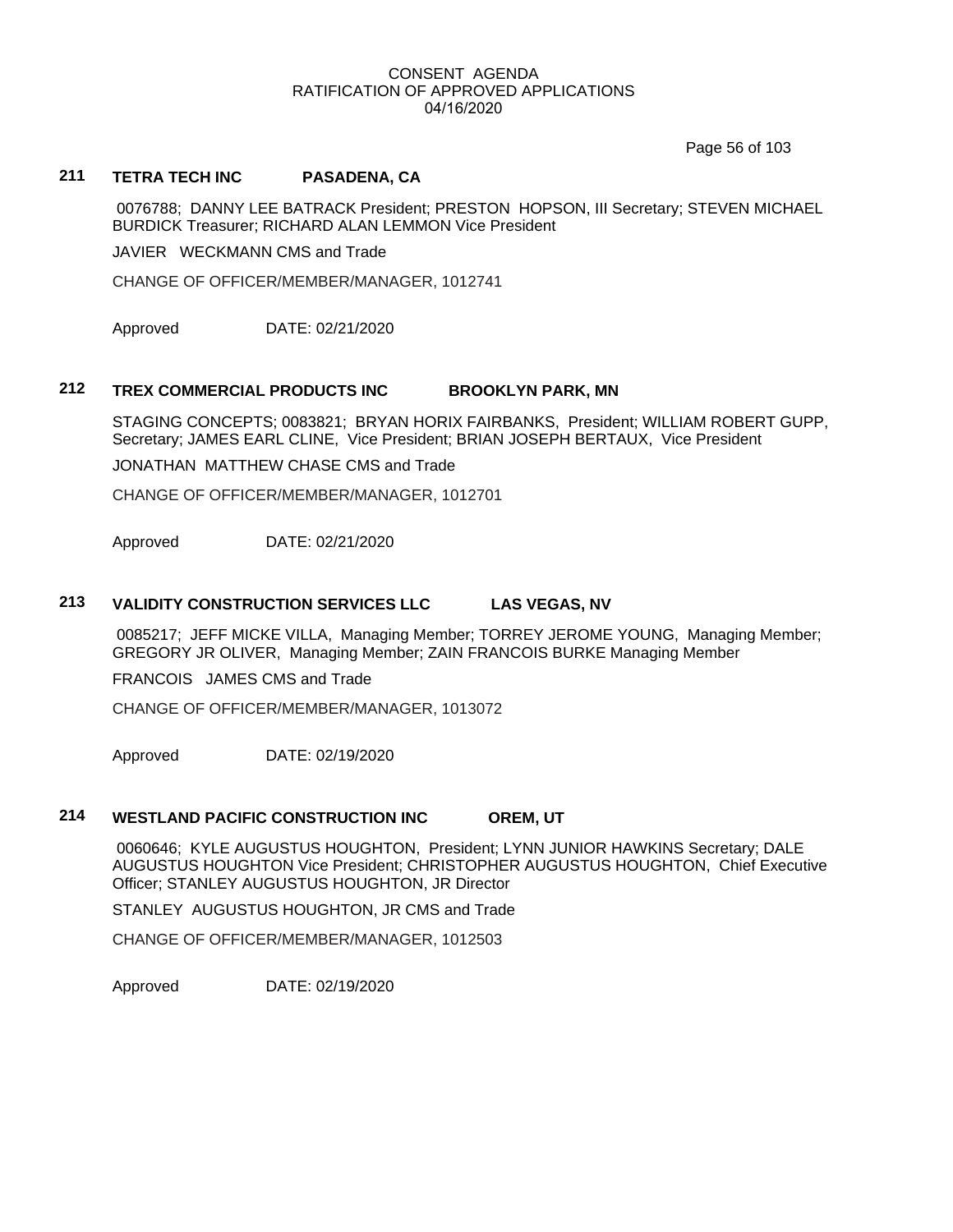CONSENT AGENDA
RATIFICATION OF APPROVED APPLICATIONS
04/16/2020

## 211 TETRA TECH INC PASADENA, CA

0076788; DANNY LEE BATRACK President; PRESTON HOPSON, III Secretary; STEVEN MICHAEL BURDICK Treasurer; RICHARD ALAN LEMMON Vice President

JAVIER WECKMANN CMS and Trade

CHANGE OF OFFICER/MEMBER/MANAGER, 1012741

Approved DATE: 02/21/2020

## 212 TREX COMMERCIAL PRODUCTS INC BROOKLYN PARK, MN

STAGING CONCEPTS; 0083821; BRYAN HORIX FAIRBANKS, President; WILLIAM ROBERT GUPP, Secretary; JAMES EARL CLINE, Vice President; BRIAN JOSEPH BERTAUX, Vice President

JONATHAN MATTHEW CHASE CMS and Trade

CHANGE OF OFFICER/MEMBER/MANAGER, 1012701

Approved DATE: 02/21/2020

## 213 VALIDITY CONSTRUCTION SERVICES LLC LAS VEGAS, NV

0085217; JEFF MICKE VILLA, Managing Member; TORREY JEROME YOUNG, Managing Member; GREGORY JR OLIVER, Managing Member; ZAIN FRANCOIS BURKE Managing Member

FRANCOIS JAMES CMS and Trade

CHANGE OF OFFICER/MEMBER/MANAGER, 1013072

Approved DATE: 02/19/2020

## 214 WESTLAND PACIFIC CONSTRUCTION INC OREM, UT

0060646; KYLE AUGUSTUS HOUGHTON, President; LYNN JUNIOR HAWKINS Secretary; DALE AUGUSTUS HOUGHTON Vice President; CHRISTOPHER AUGUSTUS HOUGHTON, Chief Executive Officer; STANLEY AUGUSTUS HOUGHTON, JR Director

STANLEY AUGUSTUS HOUGHTON, JR CMS and Trade

CHANGE OF OFFICER/MEMBER/MANAGER, 1012503

Approved DATE: 02/19/2020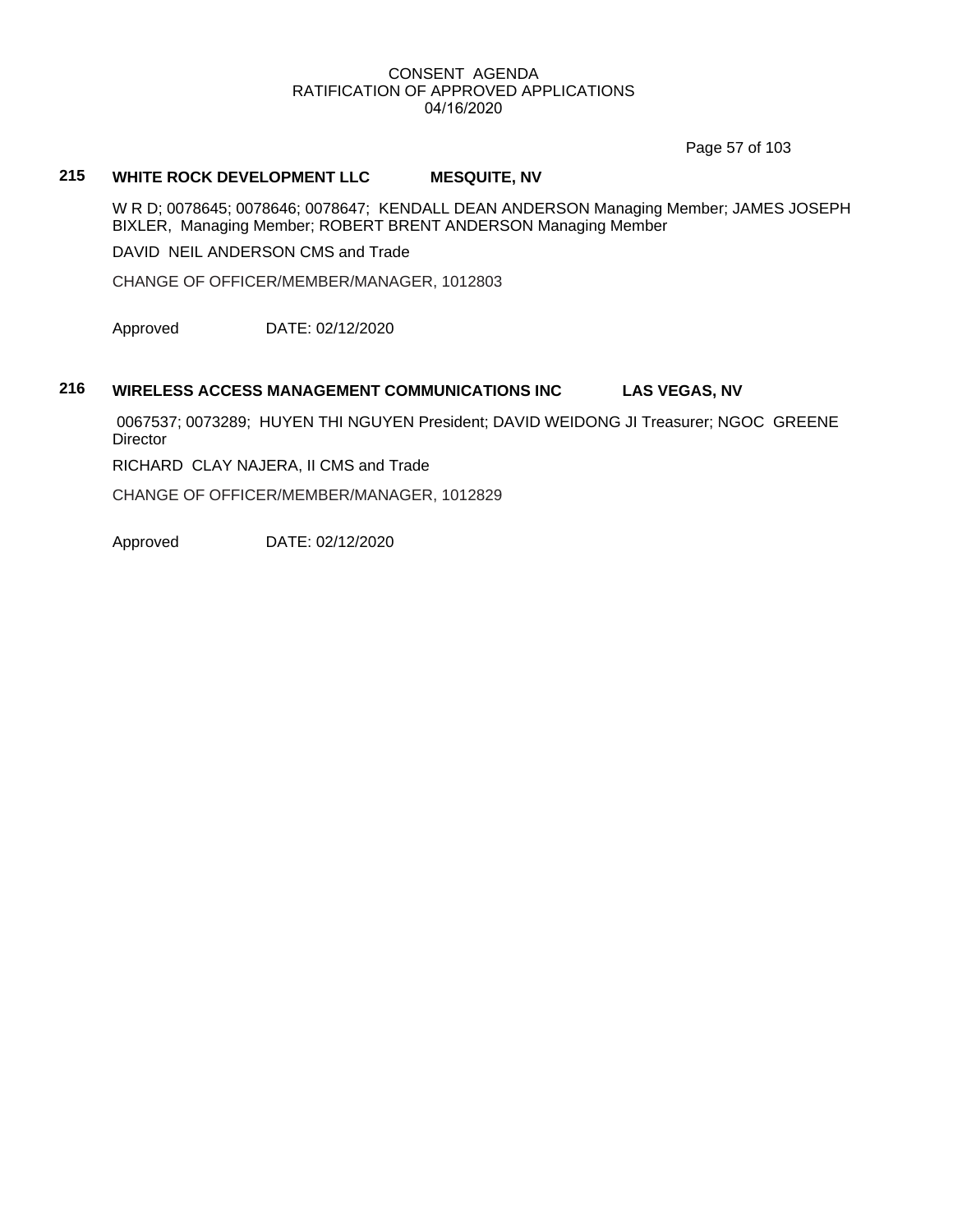## 215 WHITE ROCK DEVELOPMENT LLC MESQUITE, NV

W R D; 0078645; 0078646; 0078647; KENDALL DEAN ANDERSON Managing Member; JAMES JOSEPH BIXLER, Managing Member; ROBERT BRENT ANDERSON Managing Member

DAVID NEIL ANDERSON CMS and Trade

CHANGE OF OFFICER/MEMBER/MANAGER, 1012803

Approved DATE: 02/12/2020

## 216 WIRELESS ACCESS MANAGEMENT COMMUNICATIONS INC LAS VEGAS, NV

0067537; 0073289; HUYEN THI NGUYEN President; DAVID WEIDONG JI Treasurer; NGOC GREENE Director

RICHARD CLAY NAJERA, II CMS and Trade

CHANGE OF OFFICER/MEMBER/MANAGER, 1012829

Approved DATE: 02/12/2020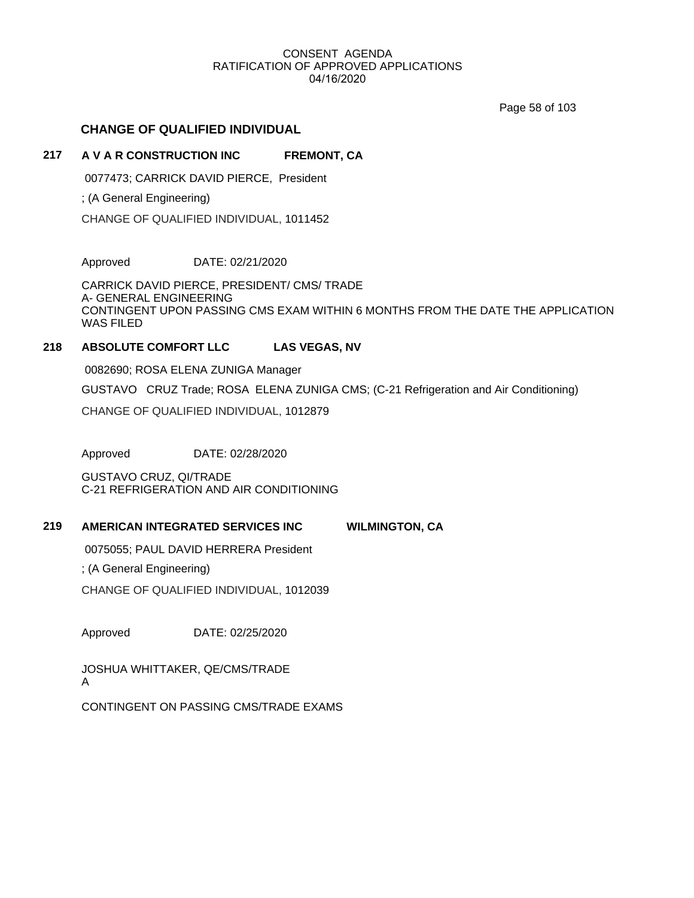CONSENT AGENDA
RATIFICATION OF APPROVED APPLICATIONS
04/16/2020

## CHANGE OF QUALIFIED INDIVIDUAL

### 217 A V A R CONSTRUCTION INC FREMONT, CA

0077473; CARRICK DAVID PIERCE, President

; (A General Engineering)

CHANGE OF QUALIFIED INDIVIDUAL, 1011452

Approved DATE: 02/21/2020

CARRICK DAVID PIERCE, PRESIDENT/ CMS/ TRADE
A- GENERAL ENGINEERING
CONTINGENT UPON PASSING CMS EXAM WITHIN 6 MONTHS FROM THE DATE THE APPLICATION WAS FILED

### 218 ABSOLUTE COMFORT LLC LAS VEGAS, NV

0082690; ROSA ELENA ZUNIGA Manager

GUSTAVO CRUZ Trade; ROSA ELENA ZUNIGA CMS; (C-21 Refrigeration and Air Conditioning)

CHANGE OF QUALIFIED INDIVIDUAL, 1012879

Approved DATE: 02/28/2020

GUSTAVO CRUZ, QI/TRADE
C-21 REFRIGERATION AND AIR CONDITIONING

### 219 AMERICAN INTEGRATED SERVICES INC WILMINGTON, CA

0075055; PAUL DAVID HERRERA President

; (A General Engineering)

CHANGE OF QUALIFIED INDIVIDUAL, 1012039

Approved DATE: 02/25/2020

JOSHUA WHITTAKER, QE/CMS/TRADE
A

CONTINGENT ON PASSING CMS/TRADE EXAMS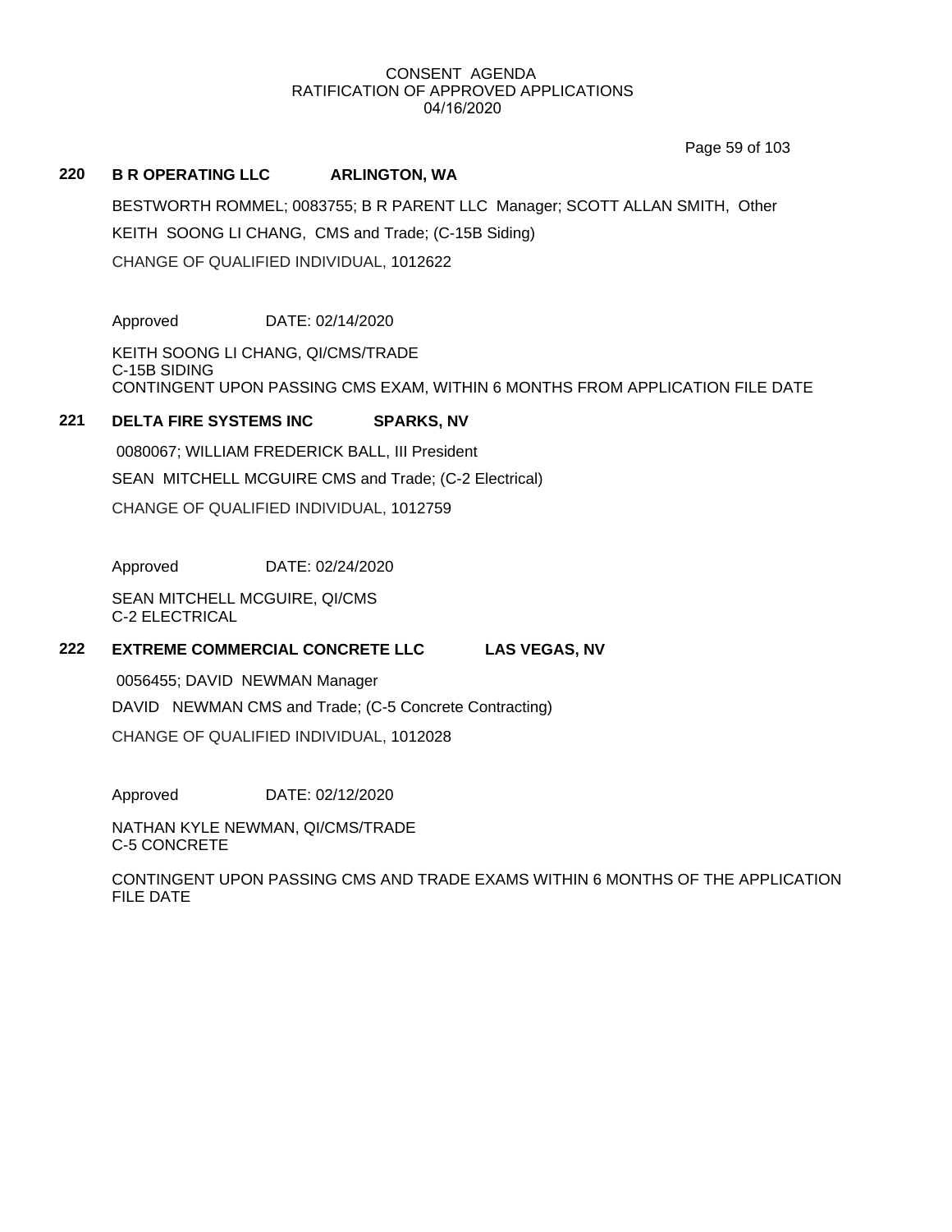CONSENT AGENDA
RATIFICATION OF APPROVED APPLICATIONS
04/16/2020

## 220 B R OPERATING LLC ARLINGTON, WA

BESTWORTH ROMMEL; 0083755; B R PARENT LLC Manager; SCOTT ALLAN SMITH, Other

KEITH SOONG LI CHANG, CMS and Trade; (C-15B Siding)

CHANGE OF QUALIFIED INDIVIDUAL, 1012622

Approved DATE: 02/14/2020

KEITH SOONG LI CHANG, QI/CMS/TRADE
C-15B SIDING
CONTINGENT UPON PASSING CMS EXAM, WITHIN 6 MONTHS FROM APPLICATION FILE DATE

## 221 DELTA FIRE SYSTEMS INC SPARKS, NV

0080067; WILLIAM FREDERICK BALL, III President

SEAN MITCHELL MCGUIRE CMS and Trade; (C-2 Electrical)

CHANGE OF QUALIFIED INDIVIDUAL, 1012759

Approved DATE: 02/24/2020

SEAN MITCHELL MCGUIRE, QI/CMS
C-2 ELECTRICAL

## 222 EXTREME COMMERCIAL CONCRETE LLC LAS VEGAS, NV

0056455; DAVID NEWMAN Manager

DAVID NEWMAN CMS and Trade; (C-5 Concrete Contracting)

CHANGE OF QUALIFIED INDIVIDUAL, 1012028

Approved DATE: 02/12/2020

NATHAN KYLE NEWMAN, QI/CMS/TRADE
C-5 CONCRETE

CONTINGENT UPON PASSING CMS AND TRADE EXAMS WITHIN 6 MONTHS OF THE APPLICATION FILE DATE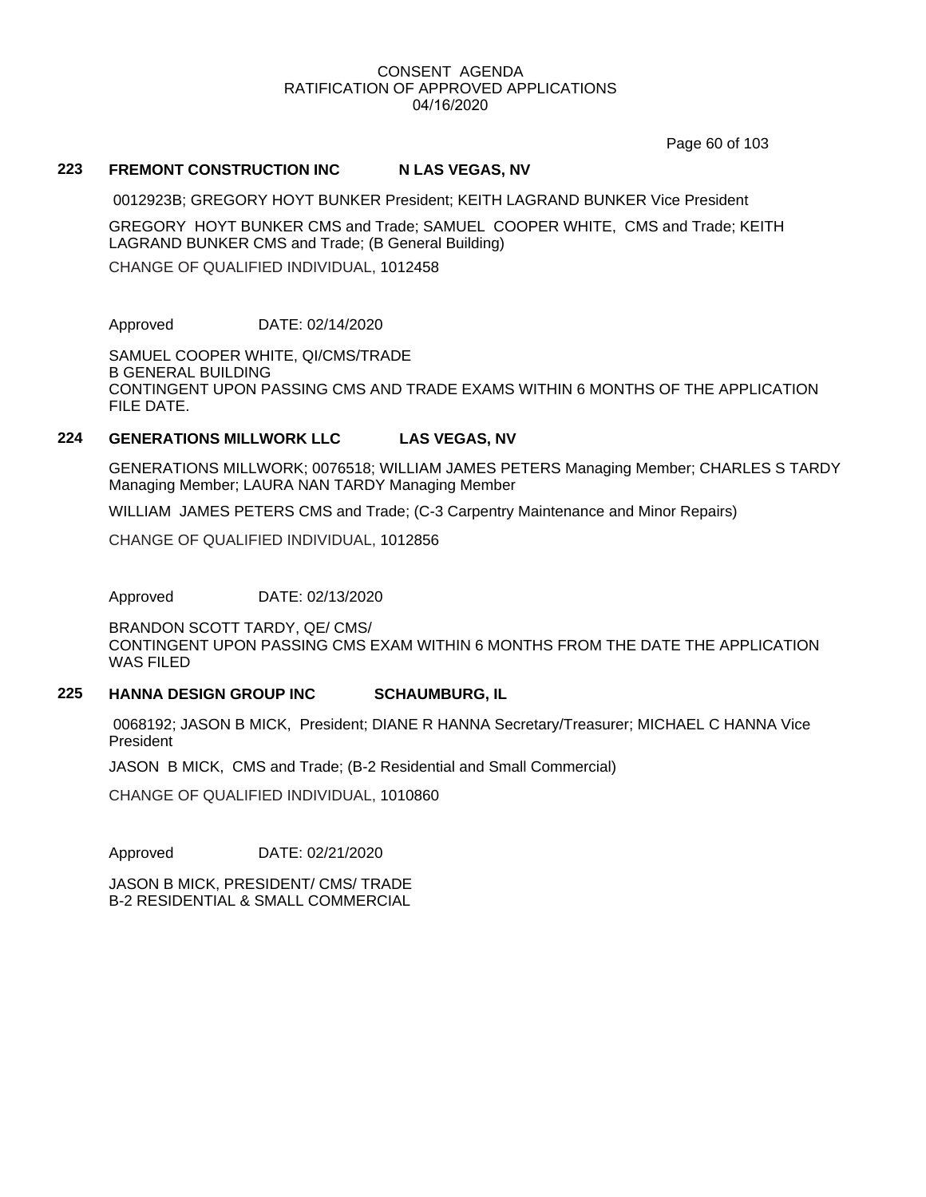CONSENT AGENDA
RATIFICATION OF APPROVED APPLICATIONS
04/16/2020

## 223 FREMONT CONSTRUCTION INC N LAS VEGAS, NV

0012923B; GREGORY HOYT BUNKER President; KEITH LAGRAND BUNKER Vice President

GREGORY HOYT BUNKER CMS and Trade; SAMUEL COOPER WHITE, CMS and Trade; KEITH LAGRAND BUNKER CMS and Trade; (B General Building)

CHANGE OF QUALIFIED INDIVIDUAL, 1012458

Approved DATE: 02/14/2020

SAMUEL COOPER WHITE, QI/CMS/TRADE
B GENERAL BUILDING
CONTINGENT UPON PASSING CMS AND TRADE EXAMS WITHIN 6 MONTHS OF THE APPLICATION FILE DATE.

## 224 GENERATIONS MILLWORK LLC LAS VEGAS, NV

GENERATIONS MILLWORK; 0076518; WILLIAM JAMES PETERS Managing Member; CHARLES S TARDY Managing Member; LAURA NAN TARDY Managing Member

WILLIAM JAMES PETERS CMS and Trade; (C-3 Carpentry Maintenance and Minor Repairs)

CHANGE OF QUALIFIED INDIVIDUAL, 1012856

Approved DATE: 02/13/2020

BRANDON SCOTT TARDY, QE/ CMS/
CONTINGENT UPON PASSING CMS EXAM WITHIN 6 MONTHS FROM THE DATE THE APPLICATION WAS FILED

## 225 HANNA DESIGN GROUP INC SCHAUMBURG, IL

0068192; JASON B MICK, President; DIANE R HANNA Secretary/Treasurer; MICHAEL C HANNA Vice President

JASON B MICK, CMS and Trade; (B-2 Residential and Small Commercial)

CHANGE OF QUALIFIED INDIVIDUAL, 1010860

Approved DATE: 02/21/2020

JASON B MICK, PRESIDENT/ CMS/ TRADE
B-2 RESIDENTIAL & SMALL COMMERCIAL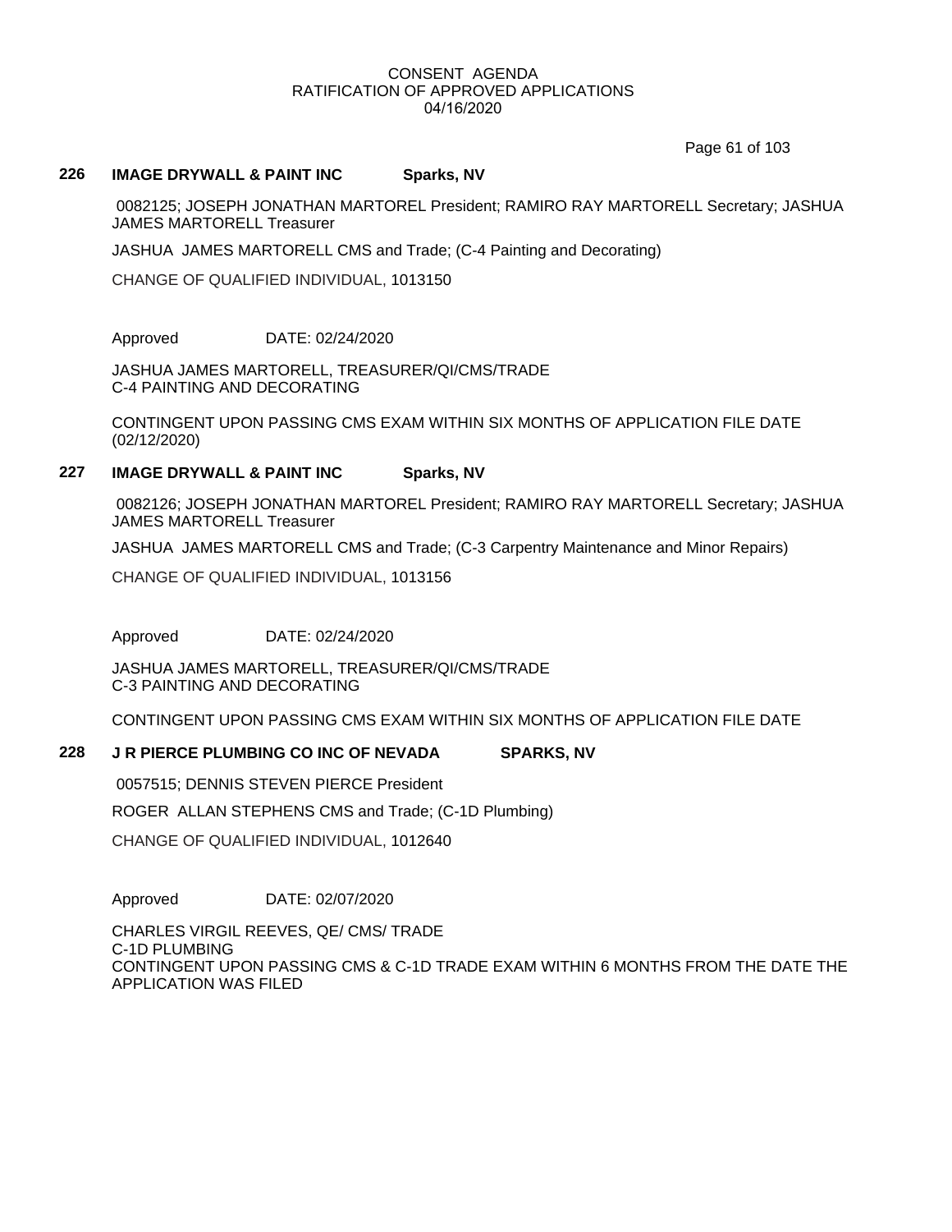CONSENT AGENDA
RATIFICATION OF APPROVED APPLICATIONS
04/16/2020

**226 IMAGE DRYWALL & PAINT INC Sparks, NV**

0082125; JOSEPH JONATHAN MARTOREL President; RAMIRO RAY MARTORELL Secretary; JASHUA JAMES MARTORELL Treasurer

JASHUA JAMES MARTORELL CMS and Trade; (C-4 Painting and Decorating)

CHANGE OF QUALIFIED INDIVIDUAL, 1013150

Approved DATE: 02/24/2020

JASHUA JAMES MARTORELL, TREASURER/QI/CMS/TRADE
C-4 PAINTING AND DECORATING

CONTINGENT UPON PASSING CMS EXAM WITHIN SIX MONTHS OF APPLICATION FILE DATE (02/12/2020)

**227 IMAGE DRYWALL & PAINT INC Sparks, NV**

0082126; JOSEPH JONATHAN MARTOREL President; RAMIRO RAY MARTORELL Secretary; JASHUA JAMES MARTORELL Treasurer

JASHUA JAMES MARTORELL CMS and Trade; (C-3 Carpentry Maintenance and Minor Repairs)

CHANGE OF QUALIFIED INDIVIDUAL, 1013156

Approved DATE: 02/24/2020

JASHUA JAMES MARTORELL, TREASURER/QI/CMS/TRADE
C-3 PAINTING AND DECORATING

CONTINGENT UPON PASSING CMS EXAM WITHIN SIX MONTHS OF APPLICATION FILE DATE

**228 J R PIERCE PLUMBING CO INC OF NEVADA SPARKS, NV**

0057515; DENNIS STEVEN PIERCE President

ROGER ALLAN STEPHENS CMS and Trade; (C-1D Plumbing)

CHANGE OF QUALIFIED INDIVIDUAL, 1012640

Approved DATE: 02/07/2020

CHARLES VIRGIL REEVES, QE/ CMS/ TRADE
C-1D PLUMBING
CONTINGENT UPON PASSING CMS & C-1D TRADE EXAM WITHIN 6 MONTHS FROM THE DATE THE APPLICATION WAS FILED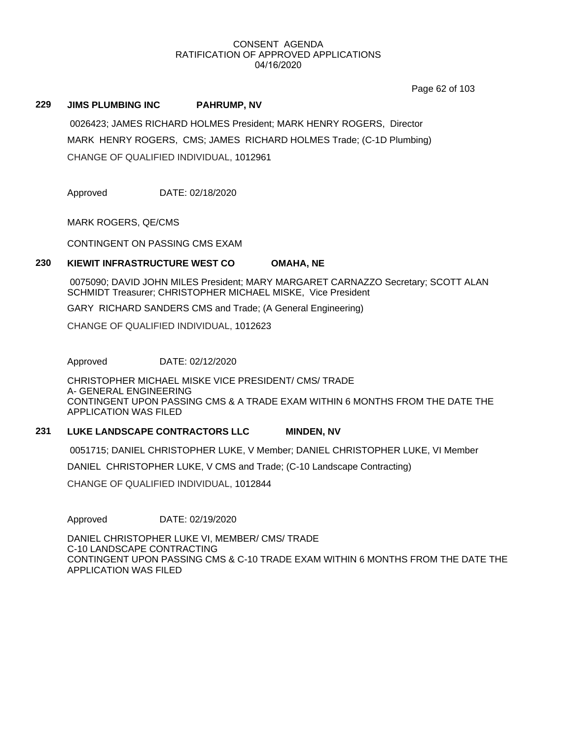CONSENT AGENDA
RATIFICATION OF APPROVED APPLICATIONS
04/16/2020

## 229 JIMS PLUMBING INC PAHRUMP, NV

0026423; JAMES RICHARD HOLMES President; MARK HENRY ROGERS, Director

MARK HENRY ROGERS, CMS; JAMES RICHARD HOLMES Trade; (C-1D Plumbing)

CHANGE OF QUALIFIED INDIVIDUAL, 1012961

Approved DATE: 02/18/2020

MARK ROGERS, QE/CMS

CONTINGENT ON PASSING CMS EXAM

## 230 KIEWIT INFRASTRUCTURE WEST CO OMAHA, NE

0075090; DAVID JOHN MILES President; MARY MARGARET CARNAZZO Secretary; SCOTT ALAN SCHMIDT Treasurer; CHRISTOPHER MICHAEL MISKE, Vice President

GARY RICHARD SANDERS CMS and Trade; (A General Engineering)

CHANGE OF QUALIFIED INDIVIDUAL, 1012623

Approved DATE: 02/12/2020

CHRISTOPHER MICHAEL MISKE VICE PRESIDENT/ CMS/ TRADE
A- GENERAL ENGINEERING
CONTINGENT UPON PASSING CMS & A TRADE EXAM WITHIN 6 MONTHS FROM THE DATE THE APPLICATION WAS FILED

## 231 LUKE LANDSCAPE CONTRACTORS LLC MINDEN, NV

0051715; DANIEL CHRISTOPHER LUKE, V Member; DANIEL CHRISTOPHER LUKE, VI Member

DANIEL CHRISTOPHER LUKE, V CMS and Trade; (C-10 Landscape Contracting)

CHANGE OF QUALIFIED INDIVIDUAL, 1012844

Approved DATE: 02/19/2020

DANIEL CHRISTOPHER LUKE VI, MEMBER/ CMS/ TRADE
C-10 LANDSCAPE CONTRACTING
CONTINGENT UPON PASSING CMS & C-10 TRADE EXAM WITHIN 6 MONTHS FROM THE DATE THE APPLICATION WAS FILED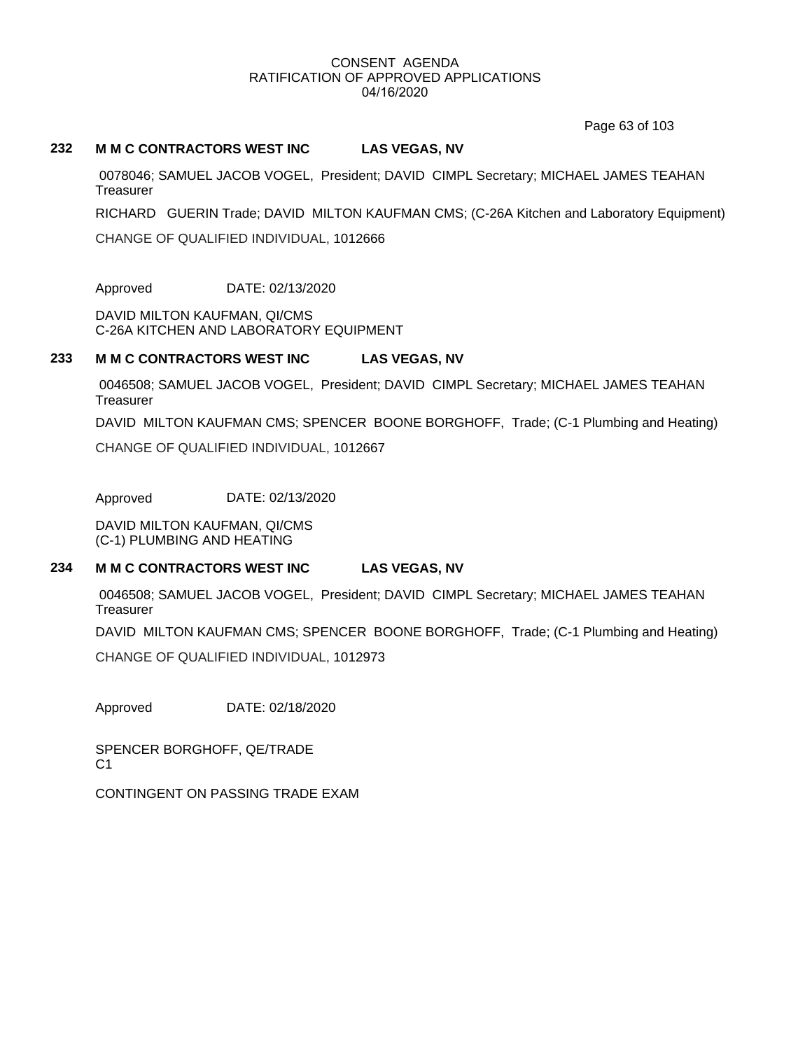CONSENT AGENDA
RATIFICATION OF APPROVED APPLICATIONS
04/16/2020

**232 M M C CONTRACTORS WEST INC LAS VEGAS, NV**

0078046; SAMUEL JACOB VOGEL, President; DAVID CIMPL Secretary; MICHAEL JAMES TEAHAN Treasurer

RICHARD GUERIN Trade; DAVID MILTON KAUFMAN CMS; (C-26A Kitchen and Laboratory Equipment)

CHANGE OF QUALIFIED INDIVIDUAL, 1012666

Approved DATE: 02/13/2020

DAVID MILTON KAUFMAN, QI/CMS
C-26A KITCHEN AND LABORATORY EQUIPMENT

**233 M M C CONTRACTORS WEST INC LAS VEGAS, NV**

0046508; SAMUEL JACOB VOGEL, President; DAVID CIMPL Secretary; MICHAEL JAMES TEAHAN Treasurer

DAVID MILTON KAUFMAN CMS; SPENCER BOONE BORGHOFF, Trade; (C-1 Plumbing and Heating)

CHANGE OF QUALIFIED INDIVIDUAL, 1012667

Approved DATE: 02/13/2020

DAVID MILTON KAUFMAN, QI/CMS
(C-1) PLUMBING AND HEATING

**234 M M C CONTRACTORS WEST INC LAS VEGAS, NV**

0046508; SAMUEL JACOB VOGEL, President; DAVID CIMPL Secretary; MICHAEL JAMES TEAHAN Treasurer

DAVID MILTON KAUFMAN CMS; SPENCER BOONE BORGHOFF, Trade; (C-1 Plumbing and Heating)

CHANGE OF QUALIFIED INDIVIDUAL, 1012973

Approved DATE: 02/18/2020

SPENCER BORGHOFF, QE/TRADE
C1

CONTINGENT ON PASSING TRADE EXAM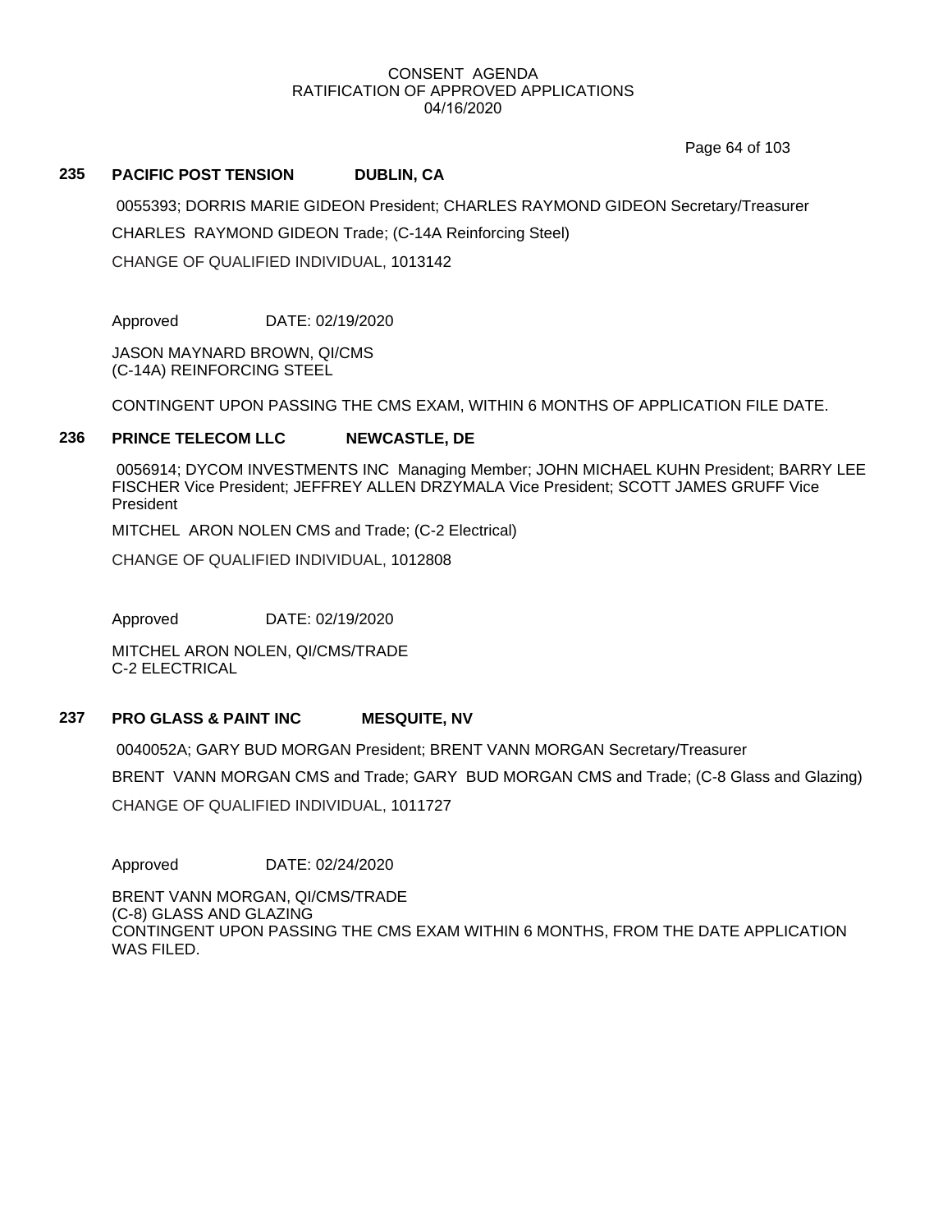CONSENT AGENDA
RATIFICATION OF APPROVED APPLICATIONS
04/16/2020

### 235 PACIFIC POST TENSION DUBLIN, CA

0055393; DORRIS MARIE GIDEON President; CHARLES RAYMOND GIDEON Secretary/Treasurer

CHARLES RAYMOND GIDEON Trade; (C-14A Reinforcing Steel)

CHANGE OF QUALIFIED INDIVIDUAL, 1013142

Approved DATE: 02/19/2020

JASON MAYNARD BROWN, QI/CMS
(C-14A) REINFORCING STEEL

CONTINGENT UPON PASSING THE CMS EXAM, WITHIN 6 MONTHS OF APPLICATION FILE DATE.

### 236 PRINCE TELECOM LLC NEWCASTLE, DE

0056914; DYCOM INVESTMENTS INC Managing Member; JOHN MICHAEL KUHN President; BARRY LEE FISCHER Vice President; JEFFREY ALLEN DRZYMALA Vice President; SCOTT JAMES GRUFF Vice President

MITCHEL ARON NOLEN CMS and Trade; (C-2 Electrical)

CHANGE OF QUALIFIED INDIVIDUAL, 1012808

Approved DATE: 02/19/2020

MITCHEL ARON NOLEN, QI/CMS/TRADE
C-2 ELECTRICAL

### 237 PRO GLASS & PAINT INC MESQUITE, NV

0040052A; GARY BUD MORGAN President; BRENT VANN MORGAN Secretary/Treasurer

BRENT VANN MORGAN CMS and Trade; GARY BUD MORGAN CMS and Trade; (C-8 Glass and Glazing)

CHANGE OF QUALIFIED INDIVIDUAL, 1011727

Approved DATE: 02/24/2020

BRENT VANN MORGAN, QI/CMS/TRADE
(C-8) GLASS AND GLAZING
CONTINGENT UPON PASSING THE CMS EXAM WITHIN 6 MONTHS, FROM THE DATE APPLICATION WAS FILED.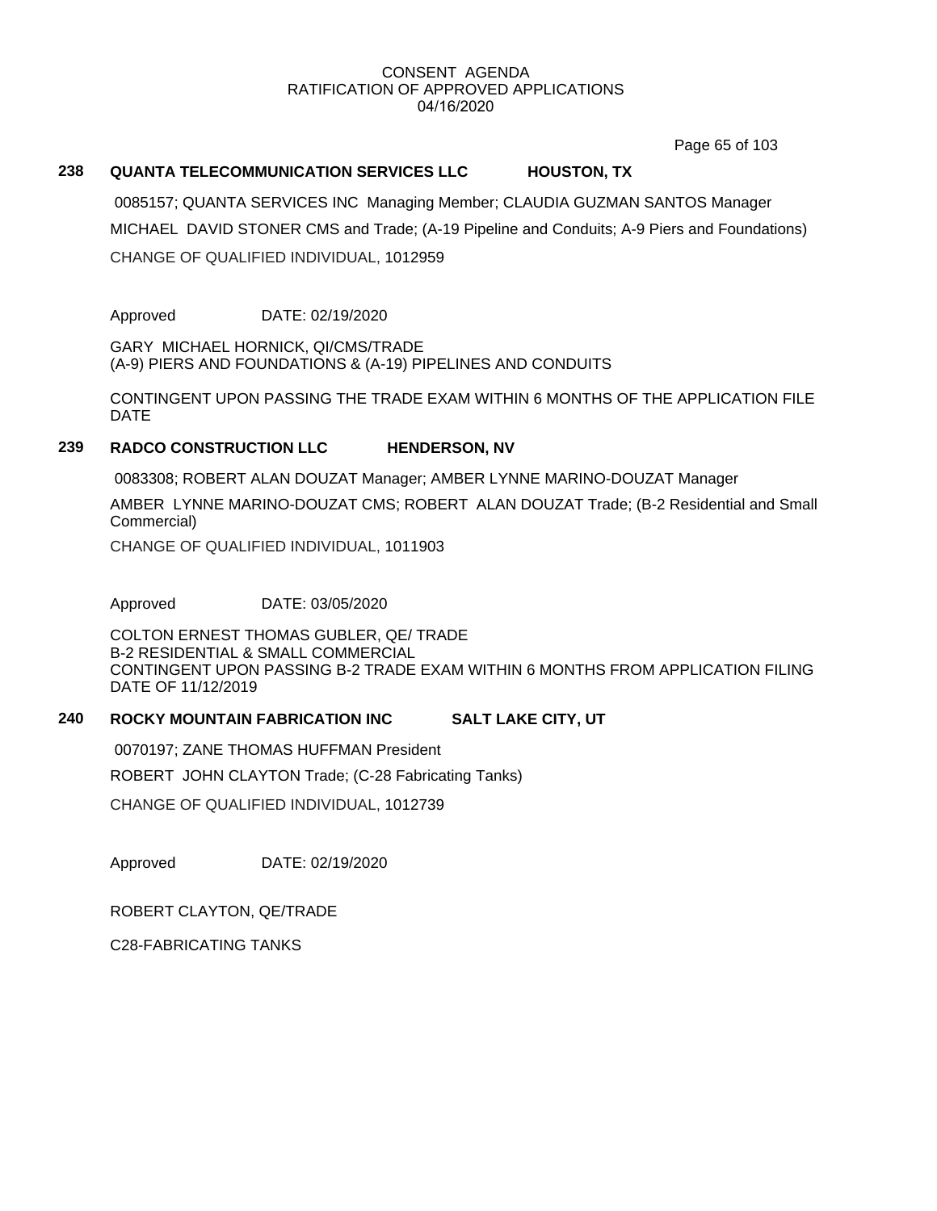CONSENT AGENDA
RATIFICATION OF APPROVED APPLICATIONS
04/16/2020

### 238 QUANTA TELECOMMUNICATION SERVICES LLC HOUSTON, TX

0085157; QUANTA SERVICES INC Managing Member; CLAUDIA GUZMAN SANTOS Manager

MICHAEL DAVID STONER CMS and Trade; (A-19 Pipeline and Conduits; A-9 Piers and Foundations)

CHANGE OF QUALIFIED INDIVIDUAL, 1012959

Approved DATE: 02/19/2020

GARY MICHAEL HORNICK, QI/CMS/TRADE
(A-9) PIERS AND FOUNDATIONS & (A-19) PIPELINES AND CONDUITS

CONTINGENT UPON PASSING THE TRADE EXAM WITHIN 6 MONTHS OF THE APPLICATION FILE DATE

### 239 RADCO CONSTRUCTION LLC HENDERSON, NV

0083308; ROBERT ALAN DOUZAT Manager; AMBER LYNNE MARINO-DOUZAT Manager

AMBER LYNNE MARINO-DOUZAT CMS; ROBERT ALAN DOUZAT Trade; (B-2 Residential and Small Commercial)

CHANGE OF QUALIFIED INDIVIDUAL, 1011903

Approved DATE: 03/05/2020

COLTON ERNEST THOMAS GUBLER, QE/ TRADE
B-2 RESIDENTIAL & SMALL COMMERCIAL
CONTINGENT UPON PASSING B-2 TRADE EXAM WITHIN 6 MONTHS FROM APPLICATION FILING DATE OF 11/12/2019

### 240 ROCKY MOUNTAIN FABRICATION INC SALT LAKE CITY, UT

0070197; ZANE THOMAS HUFFMAN President

ROBERT JOHN CLAYTON Trade; (C-28 Fabricating Tanks)

CHANGE OF QUALIFIED INDIVIDUAL, 1012739

Approved DATE: 02/19/2020

ROBERT CLAYTON, QE/TRADE

C28-FABRICATING TANKS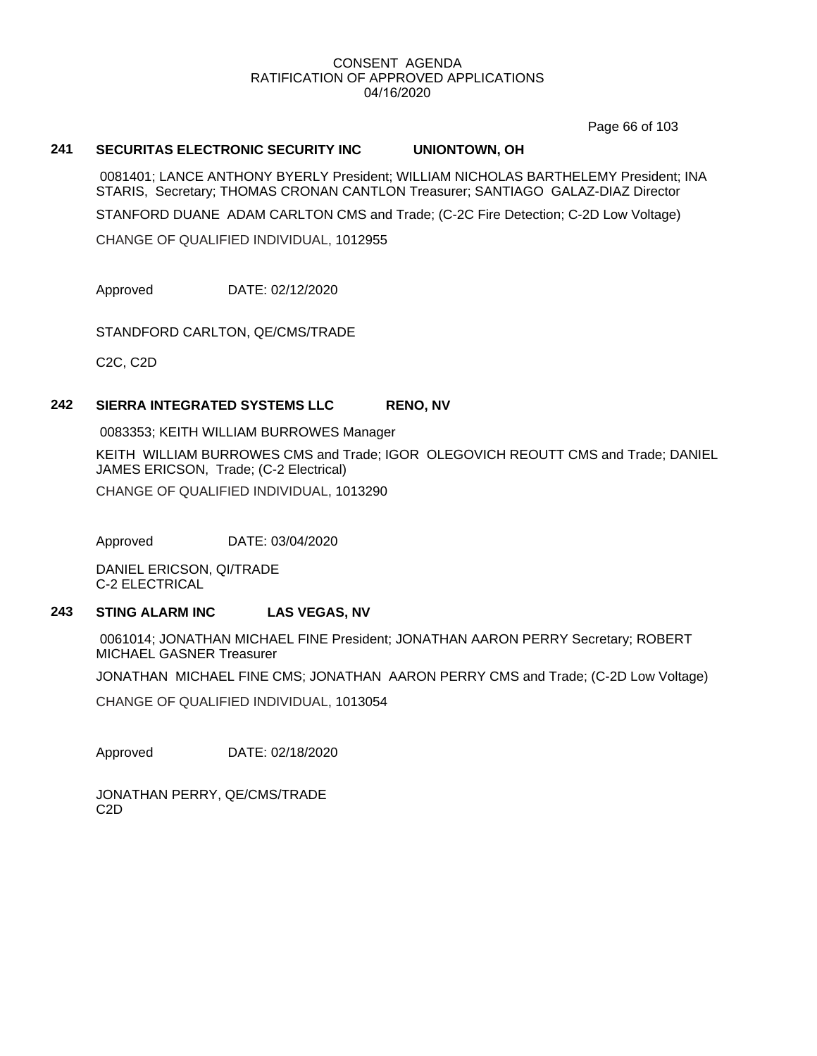CONSENT AGENDA
RATIFICATION OF APPROVED APPLICATIONS
04/16/2020

**241 SECURITAS ELECTRONIC SECURITY INC UNIONTOWN, OH**

0081401; LANCE ANTHONY BYERLY President; WILLIAM NICHOLAS BARTHELEMY President; INA STARIS, Secretary; THOMAS CRONAN CANTLON Treasurer; SANTIAGO GALAZ-DIAZ Director

STANFORD DUANE ADAM CARLTON CMS and Trade; (C-2C Fire Detection; C-2D Low Voltage)

CHANGE OF QUALIFIED INDIVIDUAL, 1012955

Approved DATE: 02/12/2020

STANDFORD CARLTON, QE/CMS/TRADE

C2C, C2D

**242 SIERRA INTEGRATED SYSTEMS LLC RENO, NV**

0083353; KEITH WILLIAM BURROWES Manager

KEITH WILLIAM BURROWES CMS and Trade; IGOR OLEGOVICH REOUTT CMS and Trade; DANIEL JAMES ERICSON, Trade; (C-2 Electrical)

CHANGE OF QUALIFIED INDIVIDUAL, 1013290

Approved DATE: 03/04/2020

DANIEL ERICSON, QI/TRADE
C-2 ELECTRICAL

**243 STING ALARM INC LAS VEGAS, NV**

0061014; JONATHAN MICHAEL FINE President; JONATHAN AARON PERRY Secretary; ROBERT MICHAEL GASNER Treasurer

JONATHAN MICHAEL FINE CMS; JONATHAN AARON PERRY CMS and Trade; (C-2D Low Voltage)

CHANGE OF QUALIFIED INDIVIDUAL, 1013054

Approved DATE: 02/18/2020

JONATHAN PERRY, QE/CMS/TRADE
C2D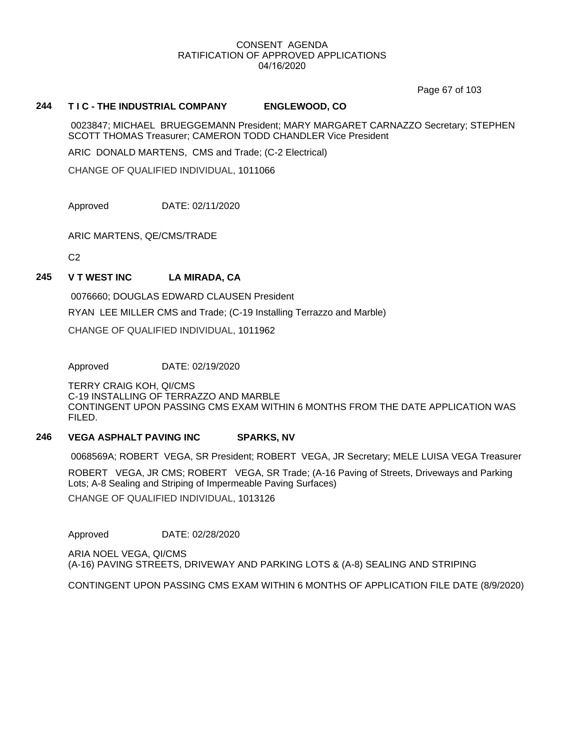CONSENT AGENDA
RATIFICATION OF APPROVED APPLICATIONS
04/16/2020

### 244 T I C - THE INDUSTRIAL COMPANY ENGLEWOOD, CO

0023847; MICHAEL BRUEGGEMANN President; MARY MARGARET CARNAZZO Secretary; STEPHEN SCOTT THOMAS Treasurer; CAMERON TODD CHANDLER Vice President

ARIC DONALD MARTENS, CMS and Trade; (C-2 Electrical)

CHANGE OF QUALIFIED INDIVIDUAL, 1011066

Approved DATE: 02/11/2020

ARIC MARTENS, QE/CMS/TRADE

C2

### 245 V T WEST INC LA MIRADA, CA

0076660; DOUGLAS EDWARD CLAUSEN President

RYAN LEE MILLER CMS and Trade; (C-19 Installing Terrazzo and Marble)

CHANGE OF QUALIFIED INDIVIDUAL, 1011962

Approved DATE: 02/19/2020

TERRY CRAIG KOH, QI/CMS
C-19 INSTALLING OF TERRAZZO AND MARBLE
CONTINGENT UPON PASSING CMS EXAM WITHIN 6 MONTHS FROM THE DATE APPLICATION WAS FILED.

### 246 VEGA ASPHALT PAVING INC SPARKS, NV

0068569A; ROBERT VEGA, SR President; ROBERT VEGA, JR Secretary; MELE LUISA VEGA Treasurer

ROBERT VEGA, JR CMS; ROBERT VEGA, SR Trade; (A-16 Paving of Streets, Driveways and Parking Lots; A-8 Sealing and Striping of Impermeable Paving Surfaces)

CHANGE OF QUALIFIED INDIVIDUAL, 1013126

Approved DATE: 02/28/2020

ARIA NOEL VEGA, QI/CMS
(A-16) PAVING STREETS, DRIVEWAY AND PARKING LOTS & (A-8) SEALING AND STRIPING

CONTINGENT UPON PASSING CMS EXAM WITHIN 6 MONTHS OF APPLICATION FILE DATE (8/9/2020)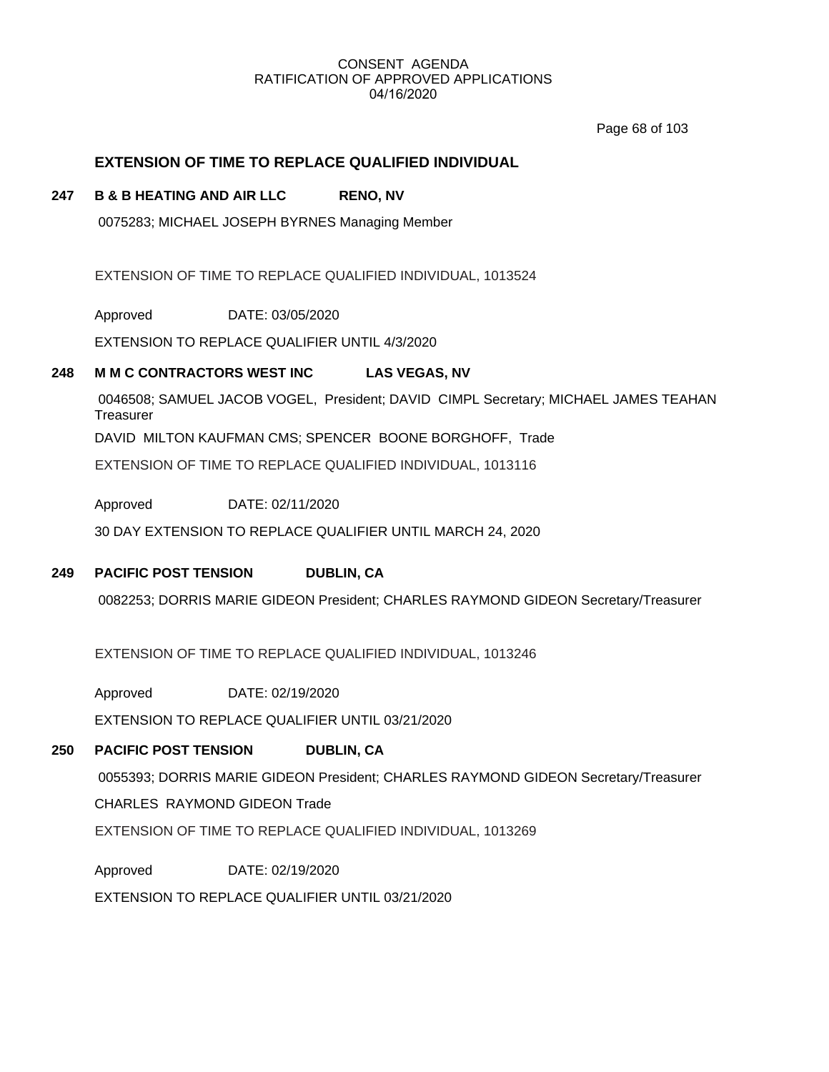## EXTENSION OF TIME TO REPLACE QUALIFIED INDIVIDUAL

**247 B & B HEATING AND AIR LLC RENO, NV**

0075283; MICHAEL JOSEPH BYRNES Managing Member

EXTENSION OF TIME TO REPLACE QUALIFIED INDIVIDUAL, 1013524

Approved DATE: 03/05/2020

EXTENSION TO REPLACE QUALIFIER UNTIL 4/3/2020

**248 M M C CONTRACTORS WEST INC LAS VEGAS, NV**

0046508; SAMUEL JACOB VOGEL, President; DAVID CIMPL Secretary; MICHAEL JAMES TEAHAN Treasurer

DAVID MILTON KAUFMAN CMS; SPENCER BOONE BORGHOFF, Trade

EXTENSION OF TIME TO REPLACE QUALIFIED INDIVIDUAL, 1013116

Approved DATE: 02/11/2020

30 DAY EXTENSION TO REPLACE QUALIFIER UNTIL MARCH 24, 2020

**249 PACIFIC POST TENSION DUBLIN, CA**

0082253; DORRIS MARIE GIDEON President; CHARLES RAYMOND GIDEON Secretary/Treasurer

EXTENSION OF TIME TO REPLACE QUALIFIED INDIVIDUAL, 1013246

Approved DATE: 02/19/2020

EXTENSION TO REPLACE QUALIFIER UNTIL 03/21/2020

**250 PACIFIC POST TENSION DUBLIN, CA**

0055393; DORRIS MARIE GIDEON President; CHARLES RAYMOND GIDEON Secretary/Treasurer

CHARLES RAYMOND GIDEON Trade

EXTENSION OF TIME TO REPLACE QUALIFIED INDIVIDUAL, 1013269

Approved DATE: 02/19/2020

EXTENSION TO REPLACE QUALIFIER UNTIL 03/21/2020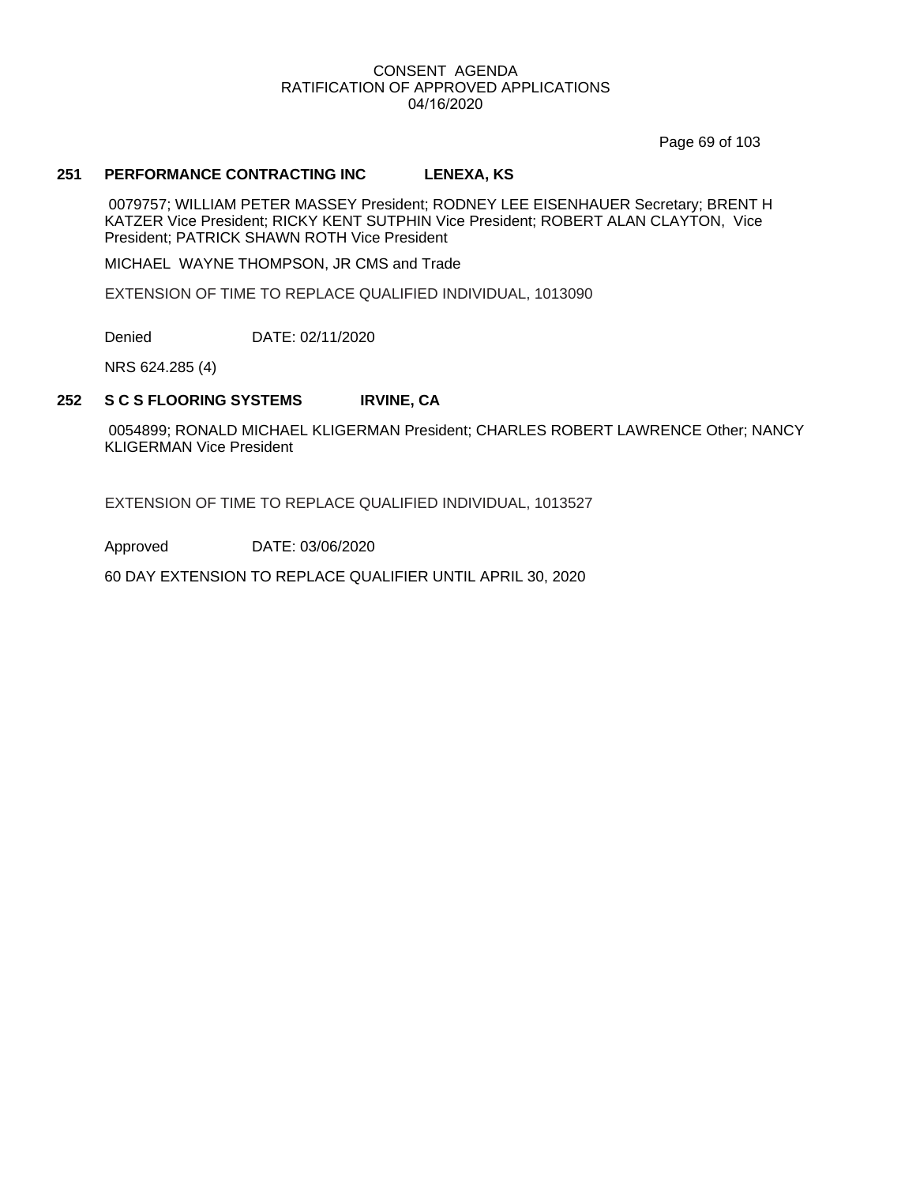## 251 PERFORMANCE CONTRACTING INC LENEXA, KS

0079757; WILLIAM PETER MASSEY President; RODNEY LEE EISENHAUER Secretary; BRENT H KATZER Vice President; RICKY KENT SUTPHIN Vice President; ROBERT ALAN CLAYTON, Vice President; PATRICK SHAWN ROTH Vice President

MICHAEL WAYNE THOMPSON, JR CMS and Trade

EXTENSION OF TIME TO REPLACE QUALIFIED INDIVIDUAL, 1013090

Denied DATE: 02/11/2020

NRS 624.285 (4)

## 252 S C S FLOORING SYSTEMS IRVINE, CA

0054899; RONALD MICHAEL KLIGERMAN President; CHARLES ROBERT LAWRENCE Other; NANCY KLIGERMAN Vice President

EXTENSION OF TIME TO REPLACE QUALIFIED INDIVIDUAL, 1013527

Approved DATE: 03/06/2020

60 DAY EXTENSION TO REPLACE QUALIFIER UNTIL APRIL 30, 2020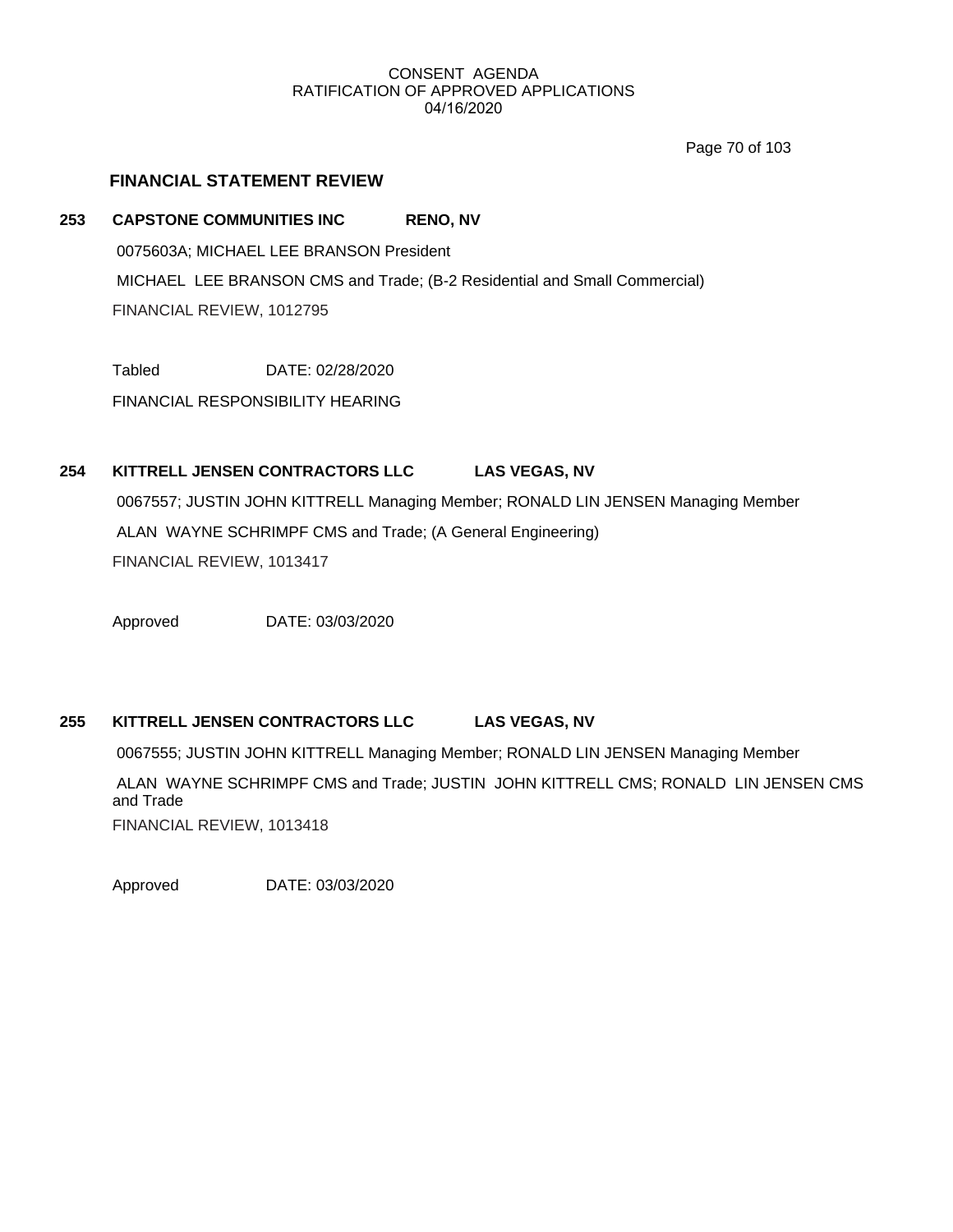## FINANCIAL STATEMENT REVIEW

**253 CAPSTONE COMMUNITIES INC RENO, NV**

0075603A; MICHAEL LEE BRANSON President

MICHAEL LEE BRANSON CMS and Trade; (B-2 Residential and Small Commercial)

FINANCIAL REVIEW, 1012795

Tabled DATE: 02/28/2020

FINANCIAL RESPONSIBILITY HEARING

**254 KITTRELL JENSEN CONTRACTORS LLC LAS VEGAS, NV**

0067557; JUSTIN JOHN KITTRELL Managing Member; RONALD LIN JENSEN Managing Member

ALAN WAYNE SCHRIMPF CMS and Trade; (A General Engineering)

FINANCIAL REVIEW, 1013417

Approved DATE: 03/03/2020

**255 KITTRELL JENSEN CONTRACTORS LLC LAS VEGAS, NV**

0067555; JUSTIN JOHN KITTRELL Managing Member; RONALD LIN JENSEN Managing Member

ALAN WAYNE SCHRIMPF CMS and Trade; JUSTIN JOHN KITTRELL CMS; RONALD LIN JENSEN CMS and Trade

FINANCIAL REVIEW, 1013418

Approved DATE: 03/03/2020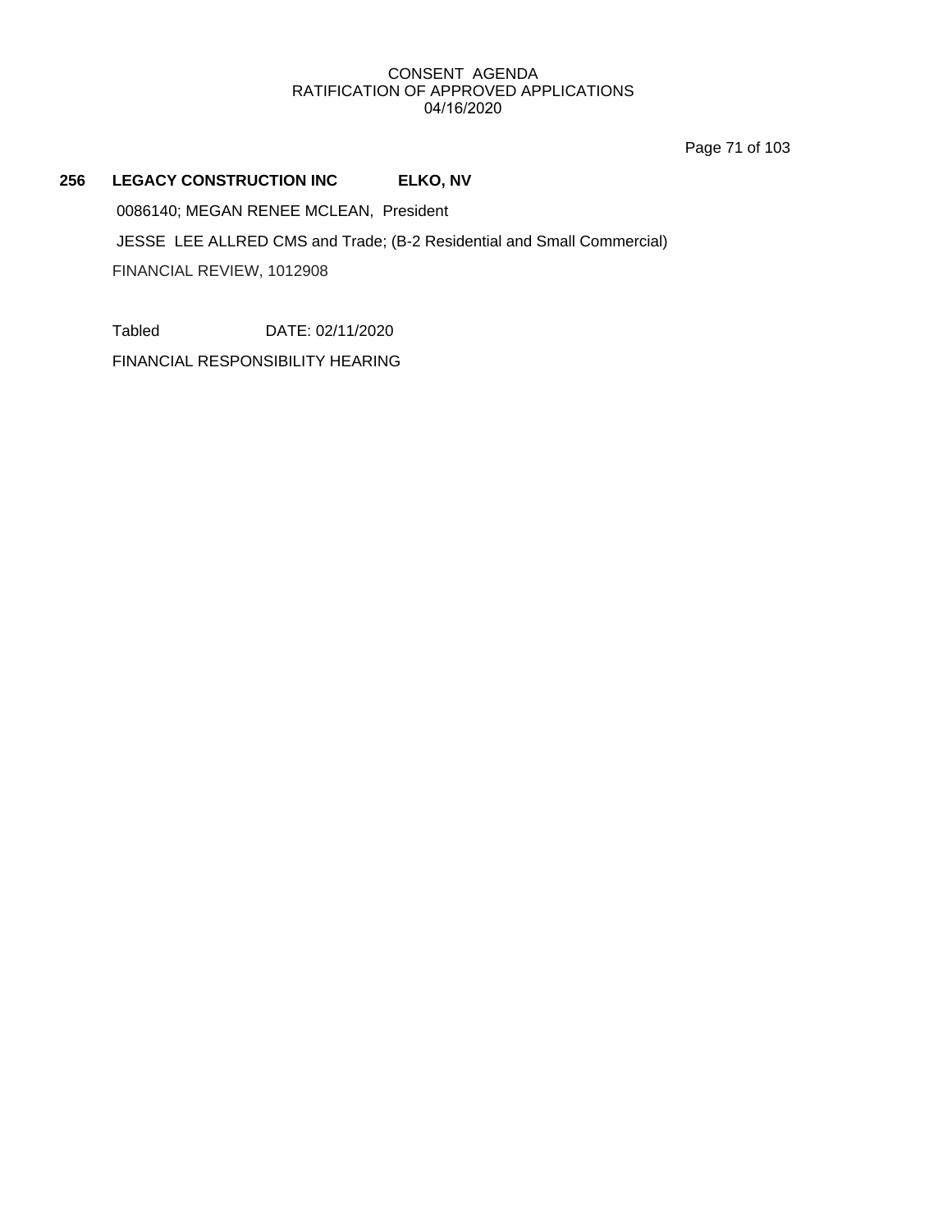**256 LEGACY CONSTRUCTION INC ELKO, NV**

0086140; MEGAN RENEE MCLEAN, President

JESSE LEE ALLRED CMS and Trade; (B-2 Residential and Small Commercial)

FINANCIAL REVIEW, 1012908

Tabled DATE: 02/11/2020

FINANCIAL RESPONSIBILITY HEARING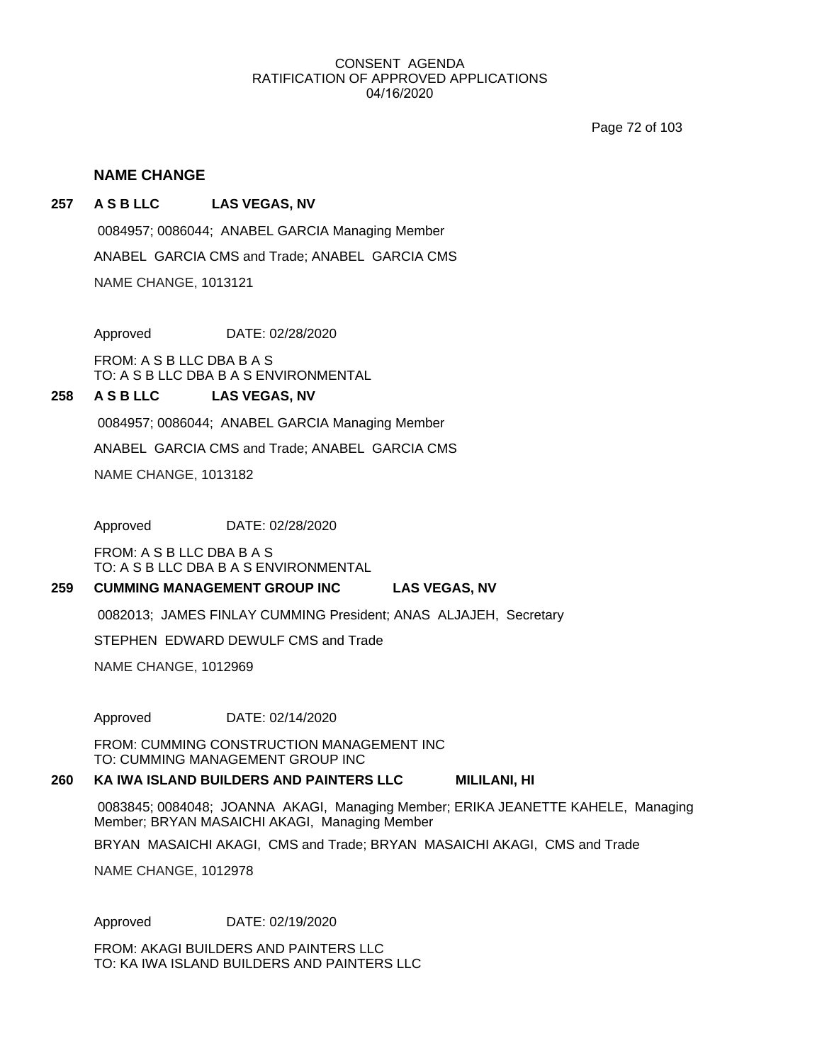CONSENT AGENDA
RATIFICATION OF APPROVED APPLICATIONS
04/16/2020

## NAME CHANGE

### 257 A S B LLC LAS VEGAS, NV

0084957; 0086044; ANABEL GARCIA Managing Member

ANABEL GARCIA CMS and Trade; ANABEL GARCIA CMS

NAME CHANGE, 1013121

Approved DATE: 02/28/2020

FROM: A S B LLC DBA B A S
TO: A S B LLC DBA B A S ENVIRONMENTAL

### 258 A S B LLC LAS VEGAS, NV

0084957; 0086044; ANABEL GARCIA Managing Member

ANABEL GARCIA CMS and Trade; ANABEL GARCIA CMS

NAME CHANGE, 1013182

Approved DATE: 02/28/2020

FROM: A S B LLC DBA B A S
TO: A S B LLC DBA B A S ENVIRONMENTAL

### 259 CUMMING MANAGEMENT GROUP INC LAS VEGAS, NV

0082013; JAMES FINLAY CUMMING President; ANAS ALJAJEH, Secretary

STEPHEN EDWARD DEWULF CMS and Trade

NAME CHANGE, 1012969

Approved DATE: 02/14/2020

FROM: CUMMING CONSTRUCTION MANAGEMENT INC
TO: CUMMING MANAGEMENT GROUP INC

### 260 KA IWA ISLAND BUILDERS AND PAINTERS LLC MILILANI, HI

0083845; 0084048; JOANNA AKAGI, Managing Member; ERIKA JEANETTE KAHELE, Managing Member; BRYAN MASAICHI AKAGI, Managing Member

BRYAN MASAICHI AKAGI, CMS and Trade; BRYAN MASAICHI AKAGI, CMS and Trade

NAME CHANGE, 1012978

Approved DATE: 02/19/2020

FROM: AKAGI BUILDERS AND PAINTERS LLC
TO: KA IWA ISLAND BUILDERS AND PAINTERS LLC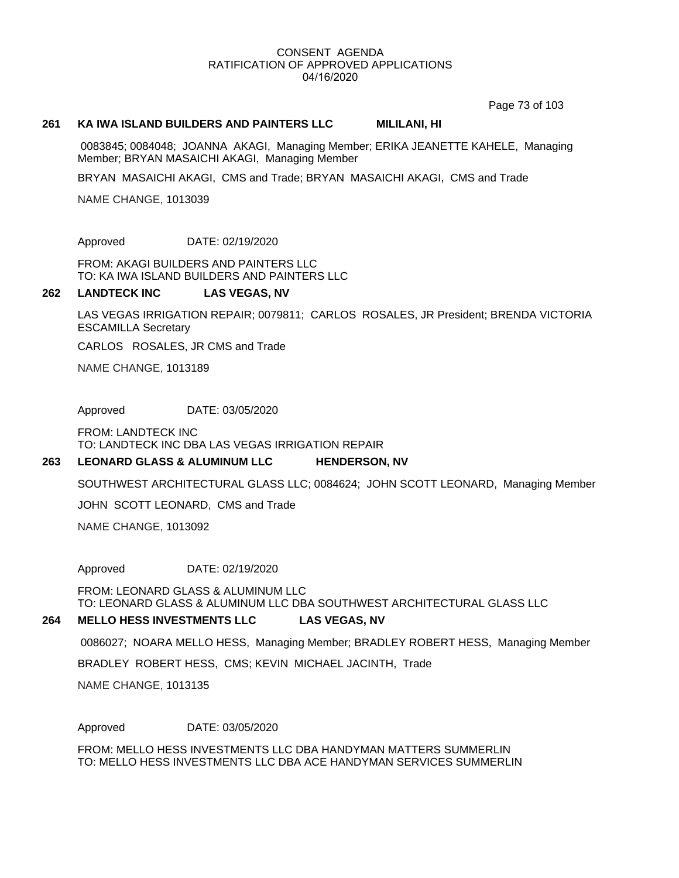CONSENT AGENDA
RATIFICATION OF APPROVED APPLICATIONS
04/16/2020

**261 KA IWA ISLAND BUILDERS AND PAINTERS LLC MILILANI, HI**

0083845; 0084048; JOANNA AKAGI, Managing Member; ERIKA JEANETTE KAHELE, Managing Member; BRYAN MASAICHI AKAGI, Managing Member

BRYAN MASAICHI AKAGI, CMS and Trade; BRYAN MASAICHI AKAGI, CMS and Trade

NAME CHANGE, 1013039

Approved DATE: 02/19/2020

FROM: AKAGI BUILDERS AND PAINTERS LLC
TO: KA IWA ISLAND BUILDERS AND PAINTERS LLC

**262 LANDTECK INC LAS VEGAS, NV**

LAS VEGAS IRRIGATION REPAIR; 0079811; CARLOS ROSALES, JR President; BRENDA VICTORIA ESCAMILLA Secretary

CARLOS ROSALES, JR CMS and Trade

NAME CHANGE, 1013189

Approved DATE: 03/05/2020

FROM: LANDTECK INC
TO: LANDTECK INC DBA LAS VEGAS IRRIGATION REPAIR

**263 LEONARD GLASS & ALUMINUM LLC HENDERSON, NV**

SOUTHWEST ARCHITECTURAL GLASS LLC; 0084624; JOHN SCOTT LEONARD, Managing Member

JOHN SCOTT LEONARD, CMS and Trade

NAME CHANGE, 1013092

Approved DATE: 02/19/2020

FROM: LEONARD GLASS & ALUMINUM LLC
TO: LEONARD GLASS & ALUMINUM LLC DBA SOUTHWEST ARCHITECTURAL GLASS LLC

**264 MELLO HESS INVESTMENTS LLC LAS VEGAS, NV**

0086027; NOARA MELLO HESS, Managing Member; BRADLEY ROBERT HESS, Managing Member

BRADLEY ROBERT HESS, CMS; KEVIN MICHAEL JACINTH, Trade

NAME CHANGE, 1013135

Approved DATE: 03/05/2020

FROM: MELLO HESS INVESTMENTS LLC DBA HANDYMAN MATTERS SUMMERLIN
TO: MELLO HESS INVESTMENTS LLC DBA ACE HANDYMAN SERVICES SUMMERLIN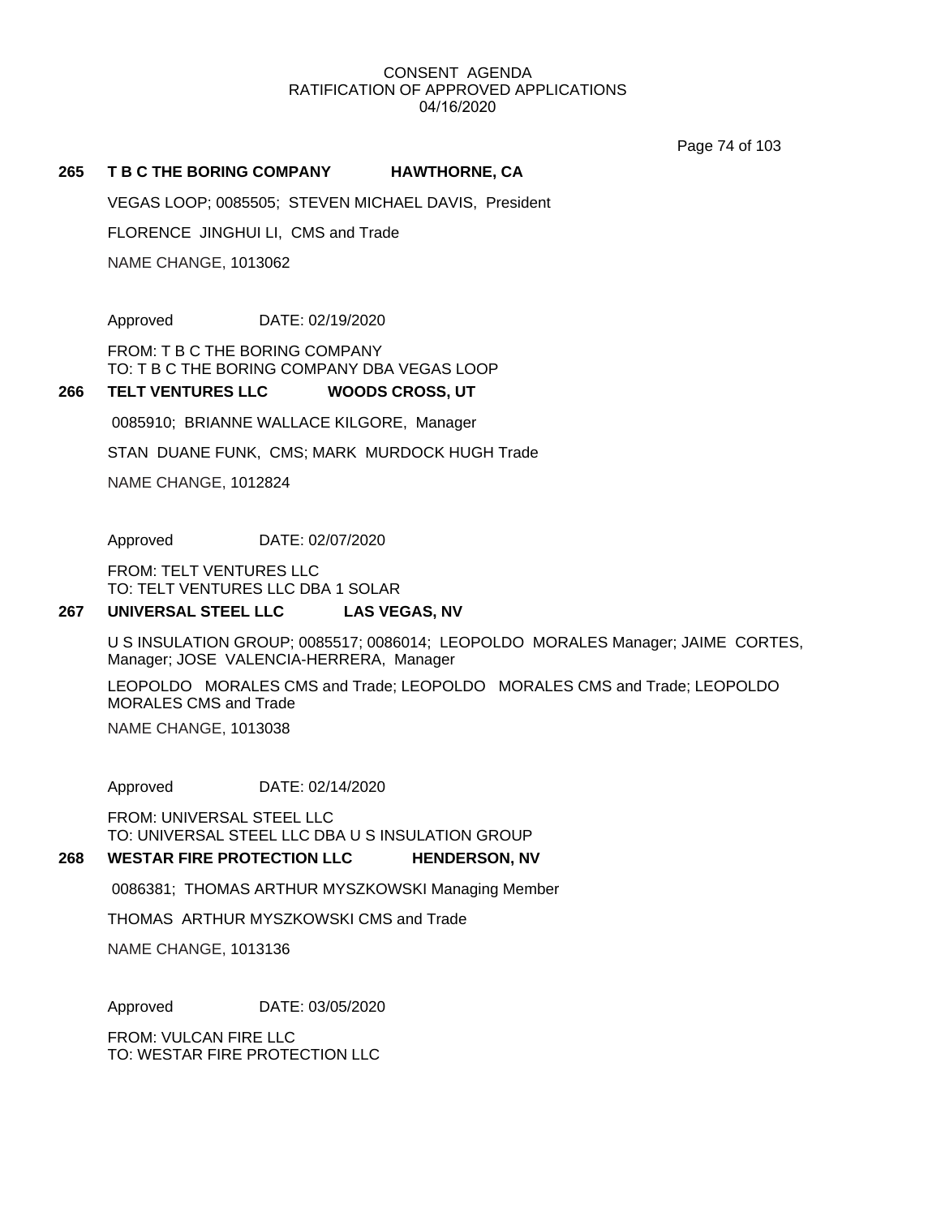CONSENT AGENDA
RATIFICATION OF APPROVED APPLICATIONS
04/16/2020

**265 T B C THE BORING COMPANY HAWTHORNE, CA**

VEGAS LOOP; 0085505; STEVEN MICHAEL DAVIS, President

FLORENCE JINGHUI LI, CMS and Trade

NAME CHANGE, 1013062

Approved DATE: 02/19/2020

FROM: T B C THE BORING COMPANY
TO: T B C THE BORING COMPANY DBA VEGAS LOOP

**266 TELT VENTURES LLC WOODS CROSS, UT**

0085910; BRIANNE WALLACE KILGORE, Manager

STAN DUANE FUNK, CMS; MARK MURDOCK HUGH Trade

NAME CHANGE, 1012824

Approved DATE: 02/07/2020

FROM: TELT VENTURES LLC
TO: TELT VENTURES LLC DBA 1 SOLAR

**267 UNIVERSAL STEEL LLC LAS VEGAS, NV**

U S INSULATION GROUP; 0085517; 0086014; LEOPOLDO MORALES Manager; JAIME CORTES, Manager; JOSE VALENCIA-HERRERA, Manager

LEOPOLDO MORALES CMS and Trade; LEOPOLDO MORALES CMS and Trade; LEOPOLDO MORALES CMS and Trade

NAME CHANGE, 1013038

Approved DATE: 02/14/2020

FROM: UNIVERSAL STEEL LLC
TO: UNIVERSAL STEEL LLC DBA U S INSULATION GROUP

**268 WESTAR FIRE PROTECTION LLC HENDERSON, NV**

0086381; THOMAS ARTHUR MYSZKOWSKI Managing Member

THOMAS ARTHUR MYSZKOWSKI CMS and Trade

NAME CHANGE, 1013136

Approved DATE: 03/05/2020

FROM: VULCAN FIRE LLC
TO: WESTAR FIRE PROTECTION LLC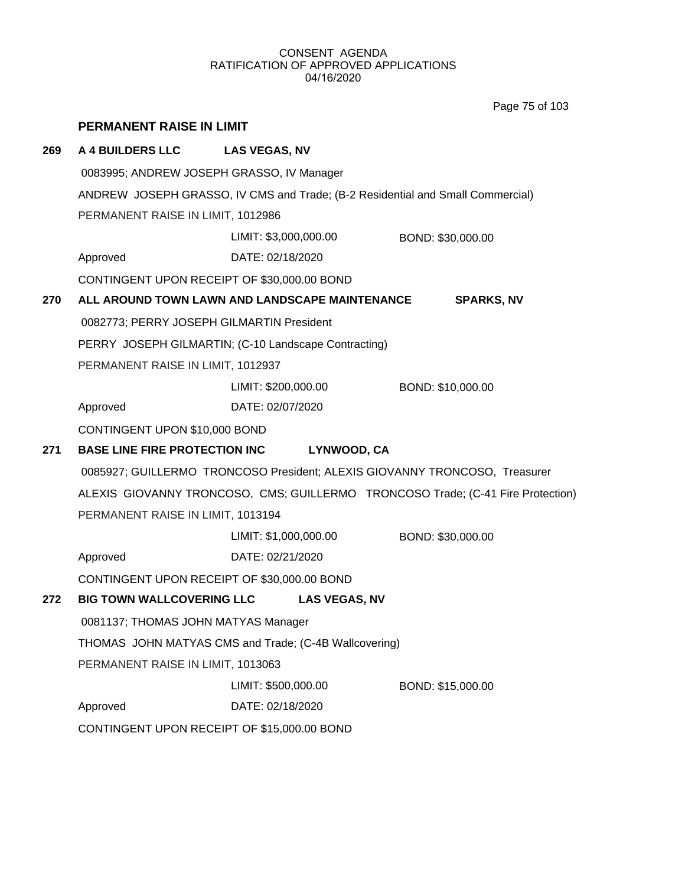CONSENT AGENDA
RATIFICATION OF APPROVED APPLICATIONS
04/16/2020

## PERMANENT RAISE IN LIMIT

**269 A 4 BUILDERS LLC LAS VEGAS, NV**

0083995; ANDREW JOSEPH GRASSO, IV Manager

ANDREW JOSEPH GRASSO, IV CMS and Trade; (B-2 Residential and Small Commercial)

PERMANENT RAISE IN LIMIT, 1012986

LIMIT: $3,000,000.00 BOND: $30,000.00

Approved DATE: 02/18/2020

CONTINGENT UPON RECEIPT OF $30,000.00 BOND

**270 ALL AROUND TOWN LAWN AND LANDSCAPE MAINTENANCE SPARKS, NV**

0082773; PERRY JOSEPH GILMARTIN President

PERRY JOSEPH GILMARTIN; (C-10 Landscape Contracting)

PERMANENT RAISE IN LIMIT, 1012937

LIMIT: $200,000.00 BOND: $10,000.00

Approved DATE: 02/07/2020

CONTINGENT UPON $10,000 BOND

**271 BASE LINE FIRE PROTECTION INC LYNWOOD, CA**

0085927; GUILLERMO TRONCOSO President; ALEXIS GIOVANNY TRONCOSO, Treasurer

ALEXIS GIOVANNY TRONCOSO, CMS; GUILLERMO TRONCOSO Trade; (C-41 Fire Protection)

PERMANENT RAISE IN LIMIT, 1013194

LIMIT: $1,000,000.00 BOND: $30,000.00

Approved DATE: 02/21/2020

CONTINGENT UPON RECEIPT OF $30,000.00 BOND

**272 BIG TOWN WALLCOVERING LLC LAS VEGAS, NV**

0081137; THOMAS JOHN MATYAS Manager

THOMAS JOHN MATYAS CMS and Trade; (C-4B Wallcovering)

PERMANENT RAISE IN LIMIT, 1013063

LIMIT: $500,000.00 BOND: $15,000.00

Approved DATE: 02/18/2020

CONTINGENT UPON RECEIPT OF $15,000.00 BOND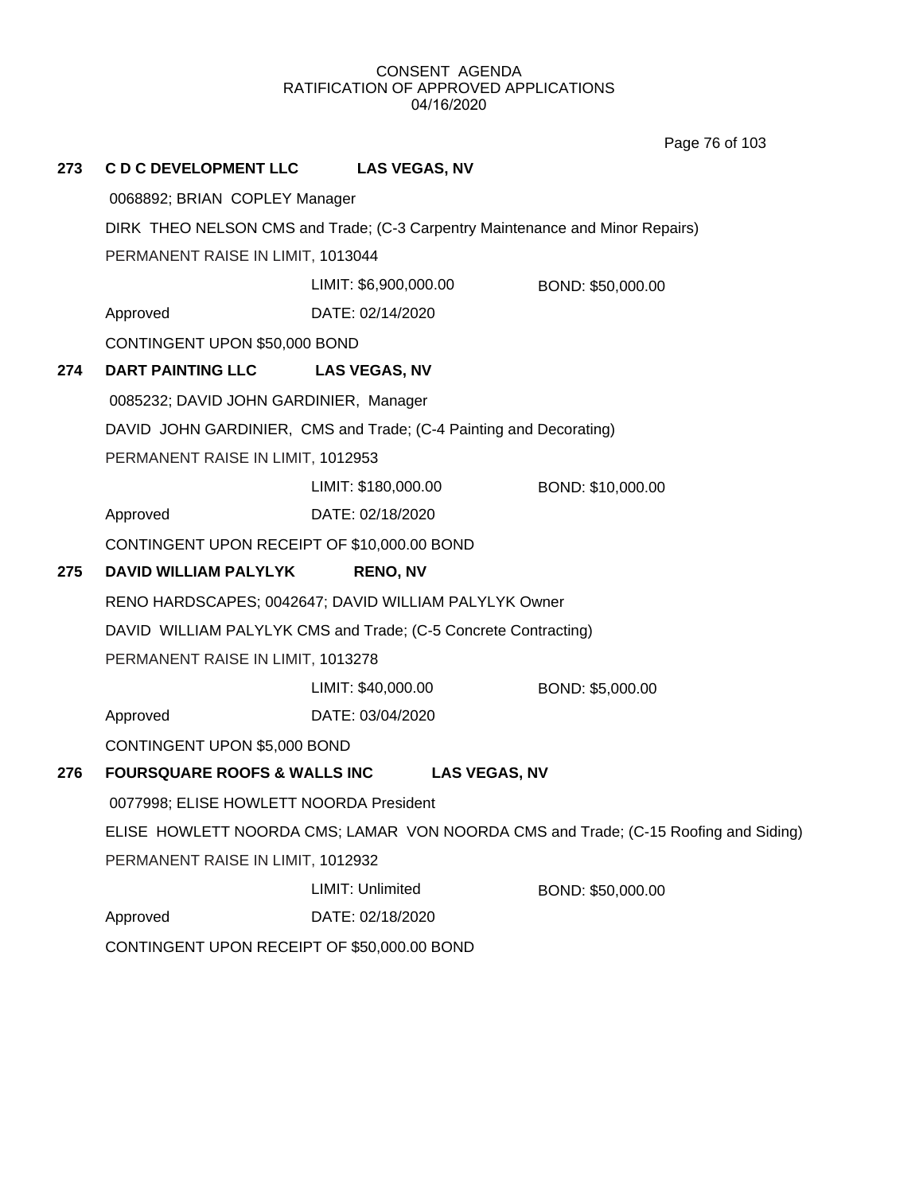CONSENT AGENDA
RATIFICATION OF APPROVED APPLICATIONS
04/16/2020

**273 C D C DEVELOPMENT LLC LAS VEGAS, NV**

0068892; BRIAN COPLEY Manager

DIRK THEO NELSON CMS and Trade; (C-3 Carpentry Maintenance and Minor Repairs)

PERMANENT RAISE IN LIMIT, 1013044

LIMIT: $6,900,000.00 BOND: $50,000.00

Approved DATE: 02/14/2020

CONTINGENT UPON $50,000 BOND

**274 DART PAINTING LLC LAS VEGAS, NV**

0085232; DAVID JOHN GARDINIER, Manager

DAVID JOHN GARDINIER, CMS and Trade; (C-4 Painting and Decorating)

PERMANENT RAISE IN LIMIT, 1012953

LIMIT: $180,000.00 BOND: $10,000.00

Approved DATE: 02/18/2020

CONTINGENT UPON RECEIPT OF $10,000.00 BOND

**275 DAVID WILLIAM PALYLYK RENO, NV**

RENO HARDSCAPES; 0042647; DAVID WILLIAM PALYLYK Owner

DAVID WILLIAM PALYLYK CMS and Trade; (C-5 Concrete Contracting)

PERMANENT RAISE IN LIMIT, 1013278

LIMIT: $40,000.00 BOND: $5,000.00

Approved DATE: 03/04/2020

CONTINGENT UPON $5,000 BOND

**276 FOURSQUARE ROOFS & WALLS INC LAS VEGAS, NV**

0077998; ELISE HOWLETT NOORDA President

ELISE HOWLETT NOORDA CMS; LAMAR VON NOORDA CMS and Trade; (C-15 Roofing and Siding)

PERMANENT RAISE IN LIMIT, 1012932

LIMIT: Unlimited BOND: $50,000.00

Approved DATE: 02/18/2020

CONTINGENT UPON RECEIPT OF $50,000.00 BOND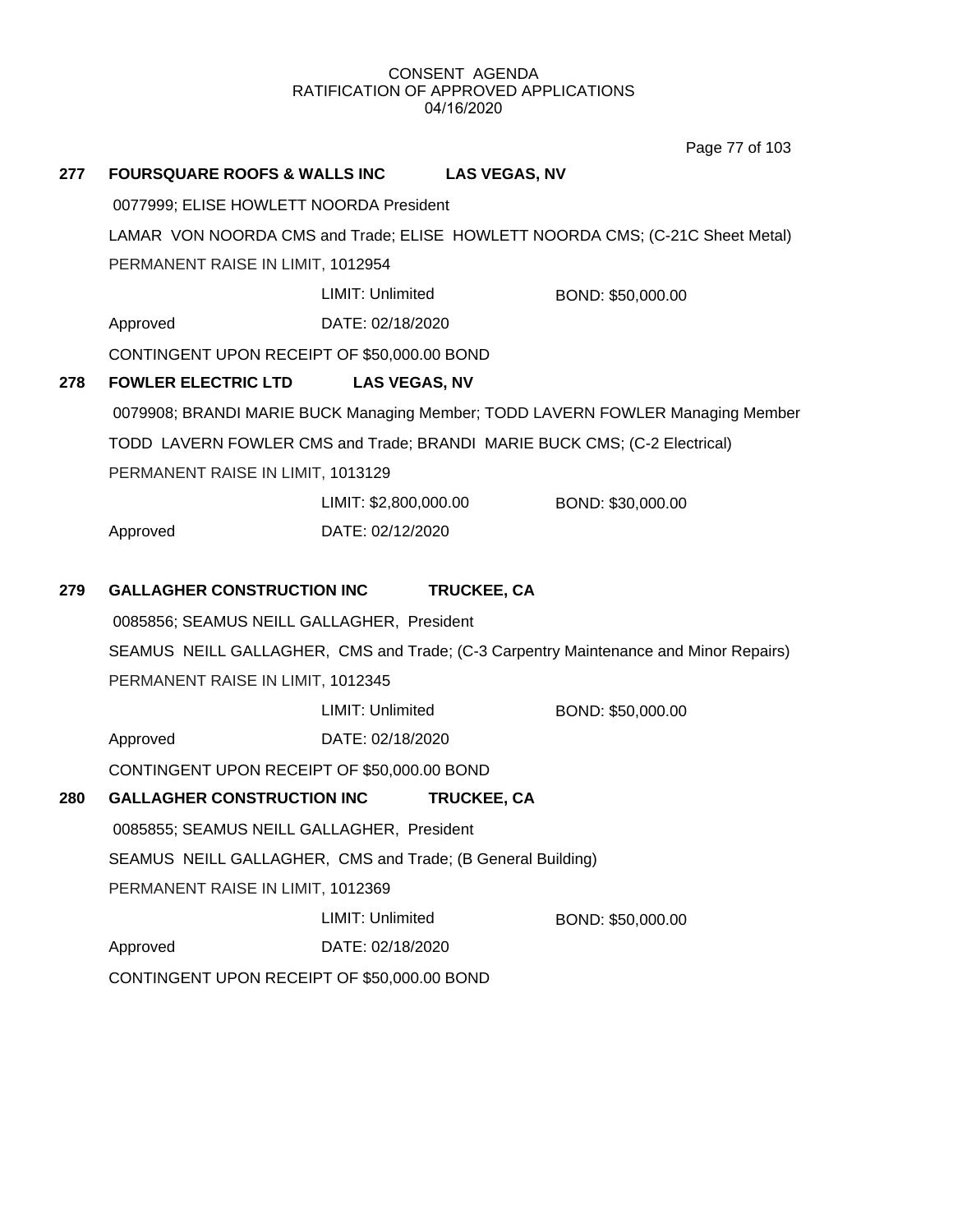CONSENT AGENDA
RATIFICATION OF APPROVED APPLICATIONS
04/16/2020

**277 FOURSQUARE ROOFS & WALLS INC LAS VEGAS, NV**

0077999; ELISE HOWLETT NOORDA President

LAMAR VON NOORDA CMS and Trade; ELISE HOWLETT NOORDA CMS; (C-21C Sheet Metal)

PERMANENT RAISE IN LIMIT, 1012954

LIMIT: Unlimited BOND: $50,000.00

Approved DATE: 02/18/2020

CONTINGENT UPON RECEIPT OF $50,000.00 BOND

**278 FOWLER ELECTRIC LTD LAS VEGAS, NV**

0079908; BRANDI MARIE BUCK Managing Member; TODD LAVERN FOWLER Managing Member

TODD LAVERN FOWLER CMS and Trade; BRANDI MARIE BUCK CMS; (C-2 Electrical)

PERMANENT RAISE IN LIMIT, 1013129

LIMIT: $2,800,000.00 BOND: $30,000.00

Approved DATE: 02/12/2020

**279 GALLAGHER CONSTRUCTION INC TRUCKEE, CA**

0085856; SEAMUS NEILL GALLAGHER, President

SEAMUS NEILL GALLAGHER, CMS and Trade; (C-3 Carpentry Maintenance and Minor Repairs)

PERMANENT RAISE IN LIMIT, 1012345

LIMIT: Unlimited BOND: $50,000.00

Approved DATE: 02/18/2020

CONTINGENT UPON RECEIPT OF $50,000.00 BOND

**280 GALLAGHER CONSTRUCTION INC TRUCKEE, CA**

0085855; SEAMUS NEILL GALLAGHER, President

SEAMUS NEILL GALLAGHER, CMS and Trade; (B General Building)

PERMANENT RAISE IN LIMIT, 1012369

LIMIT: Unlimited BOND: $50,000.00

Approved DATE: 02/18/2020

CONTINGENT UPON RECEIPT OF $50,000.00 BOND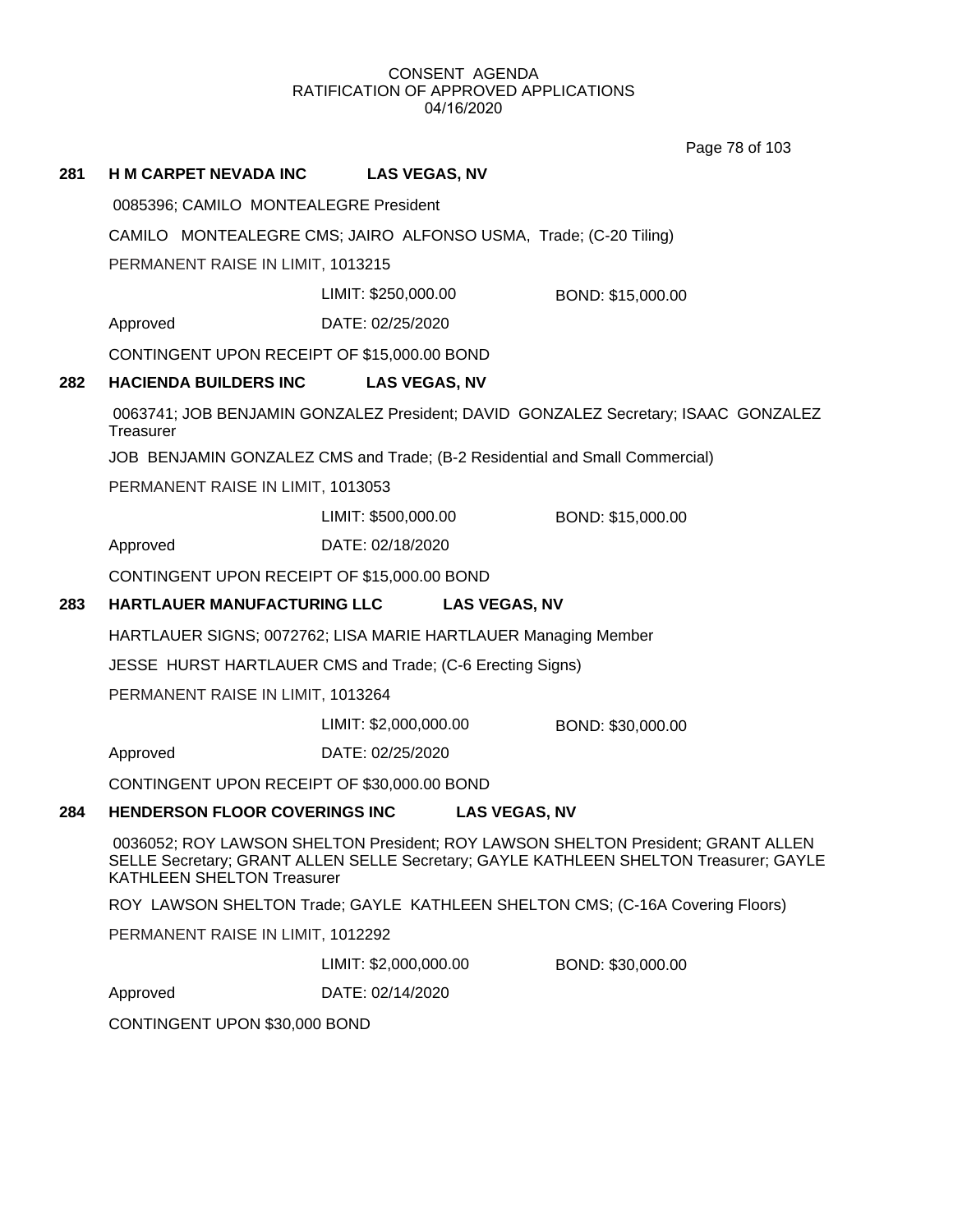CONSENT AGENDA
RATIFICATION OF APPROVED APPLICATIONS
04/16/2020

**281 H M CARPET NEVADA INC LAS VEGAS, NV**

0085396; CAMILO MONTEALEGRE President

CAMILO MONTEALEGRE CMS; JAIRO ALFONSO USMA, Trade; (C-20 Tiling)

PERMANENT RAISE IN LIMIT, 1013215

LIMIT: $250,000.00 BOND: $15,000.00

Approved DATE: 02/25/2020

CONTINGENT UPON RECEIPT OF $15,000.00 BOND

**282 HACIENDA BUILDERS INC LAS VEGAS, NV**

0063741; JOB BENJAMIN GONZALEZ President; DAVID GONZALEZ Secretary; ISAAC GONZALEZ Treasurer

JOB BENJAMIN GONZALEZ CMS and Trade; (B-2 Residential and Small Commercial)

PERMANENT RAISE IN LIMIT, 1013053

LIMIT: $500,000.00 BOND: $15,000.00

Approved DATE: 02/18/2020

CONTINGENT UPON RECEIPT OF $15,000.00 BOND

**283 HARTLAUER MANUFACTURING LLC LAS VEGAS, NV**

HARTLAUER SIGNS; 0072762; LISA MARIE HARTLAUER Managing Member

JESSE HURST HARTLAUER CMS and Trade; (C-6 Erecting Signs)

PERMANENT RAISE IN LIMIT, 1013264

LIMIT: $2,000,000.00 BOND: $30,000.00

Approved DATE: 02/25/2020

CONTINGENT UPON RECEIPT OF $30,000.00 BOND

**284 HENDERSON FLOOR COVERINGS INC LAS VEGAS, NV**

0036052; ROY LAWSON SHELTON President; ROY LAWSON SHELTON President; GRANT ALLEN SELLE Secretary; GRANT ALLEN SELLE Secretary; GAYLE KATHLEEN SHELTON Treasurer; GAYLE KATHLEEN SHELTON Treasurer

ROY LAWSON SHELTON Trade; GAYLE KATHLEEN SHELTON CMS; (C-16A Covering Floors)

PERMANENT RAISE IN LIMIT, 1012292

LIMIT: $2,000,000.00 BOND: $30,000.00

Approved DATE: 02/14/2020

CONTINGENT UPON $30,000 BOND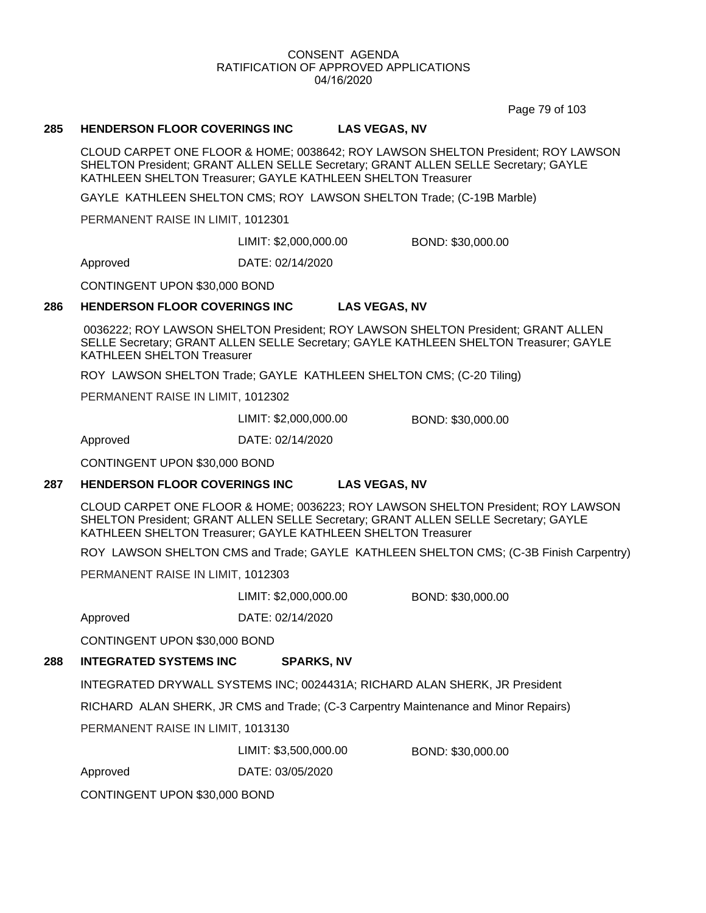CONSENT AGENDA
RATIFICATION OF APPROVED APPLICATIONS
04/16/2020

**285 HENDERSON FLOOR COVERINGS INC LAS VEGAS, NV**

CLOUD CARPET ONE FLOOR & HOME; 0038642; ROY LAWSON SHELTON President; ROY LAWSON SHELTON President; GRANT ALLEN SELLE Secretary; GRANT ALLEN SELLE Secretary; GAYLE KATHLEEN SHELTON Treasurer; GAYLE KATHLEEN SHELTON Treasurer

GAYLE KATHLEEN SHELTON CMS; ROY LAWSON SHELTON Trade; (C-19B Marble)

PERMANENT RAISE IN LIMIT, 1012301

LIMIT: $2,000,000.00 BOND: $30,000.00

Approved DATE: 02/14/2020

CONTINGENT UPON $30,000 BOND

**286 HENDERSON FLOOR COVERINGS INC LAS VEGAS, NV**

0036222; ROY LAWSON SHELTON President; ROY LAWSON SHELTON President; GRANT ALLEN SELLE Secretary; GRANT ALLEN SELLE Secretary; GAYLE KATHLEEN SHELTON Treasurer; GAYLE KATHLEEN SHELTON Treasurer

ROY LAWSON SHELTON Trade; GAYLE KATHLEEN SHELTON CMS; (C-20 Tiling)

PERMANENT RAISE IN LIMIT, 1012302

LIMIT: $2,000,000.00 BOND: $30,000.00

Approved DATE: 02/14/2020

CONTINGENT UPON $30,000 BOND

**287 HENDERSON FLOOR COVERINGS INC LAS VEGAS, NV**

CLOUD CARPET ONE FLOOR & HOME; 0036223; ROY LAWSON SHELTON President; ROY LAWSON SHELTON President; GRANT ALLEN SELLE Secretary; GRANT ALLEN SELLE Secretary; GAYLE KATHLEEN SHELTON Treasurer; GAYLE KATHLEEN SHELTON Treasurer

ROY LAWSON SHELTON CMS and Trade; GAYLE KATHLEEN SHELTON CMS; (C-3B Finish Carpentry)

PERMANENT RAISE IN LIMIT, 1012303

LIMIT: $2,000,000.00 BOND: $30,000.00

Approved DATE: 02/14/2020

CONTINGENT UPON $30,000 BOND

**288 INTEGRATED SYSTEMS INC SPARKS, NV**

INTEGRATED DRYWALL SYSTEMS INC; 0024431A; RICHARD ALAN SHERK, JR President

RICHARD ALAN SHERK, JR CMS and Trade; (C-3 Carpentry Maintenance and Minor Repairs)

PERMANENT RAISE IN LIMIT, 1013130

LIMIT: $3,500,000.00 BOND: $30,000.00

Approved DATE: 03/05/2020

CONTINGENT UPON $30,000 BOND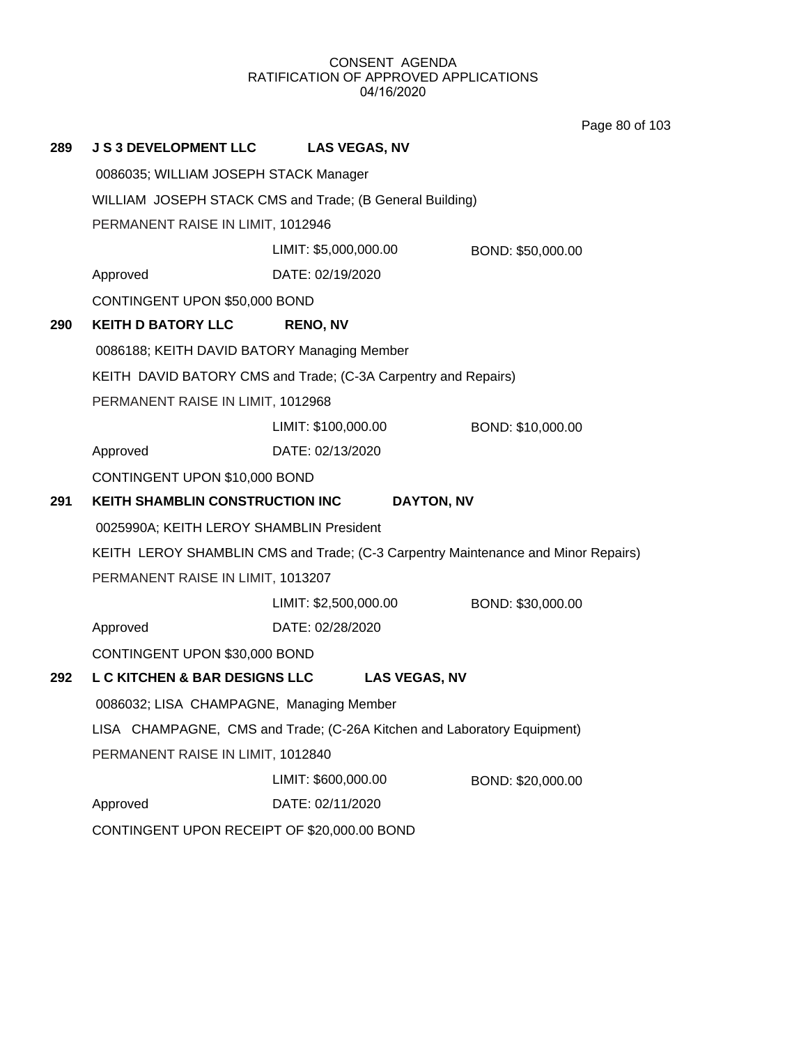CONSENT AGENDA
RATIFICATION OF APPROVED APPLICATIONS
04/16/2020

**289 J S 3 DEVELOPMENT LLC LAS VEGAS, NV**

0086035; WILLIAM JOSEPH STACK Manager

WILLIAM JOSEPH STACK CMS and Trade; (B General Building)

PERMANENT RAISE IN LIMIT, 1012946

LIMIT: $5,000,000.00 BOND: $50,000.00

Approved DATE: 02/19/2020

CONTINGENT UPON $50,000 BOND

**290 KEITH D BATORY LLC RENO, NV**

0086188; KEITH DAVID BATORY Managing Member

KEITH DAVID BATORY CMS and Trade; (C-3A Carpentry and Repairs)

PERMANENT RAISE IN LIMIT, 1012968

LIMIT: $100,000.00 BOND: $10,000.00

Approved DATE: 02/13/2020

CONTINGENT UPON $10,000 BOND

**291 KEITH SHAMBLIN CONSTRUCTION INC DAYTON, NV**

0025990A; KEITH LEROY SHAMBLIN President

KEITH LEROY SHAMBLIN CMS and Trade; (C-3 Carpentry Maintenance and Minor Repairs)

PERMANENT RAISE IN LIMIT, 1013207

LIMIT: $2,500,000.00 BOND: $30,000.00

Approved DATE: 02/28/2020

CONTINGENT UPON $30,000 BOND

**292 L C KITCHEN & BAR DESIGNS LLC LAS VEGAS, NV**

0086032; LISA CHAMPAGNE, Managing Member

LISA CHAMPAGNE, CMS and Trade; (C-26A Kitchen and Laboratory Equipment)

PERMANENT RAISE IN LIMIT, 1012840

LIMIT: $600,000.00 BOND: $20,000.00

Approved DATE: 02/11/2020

CONTINGENT UPON RECEIPT OF $20,000.00 BOND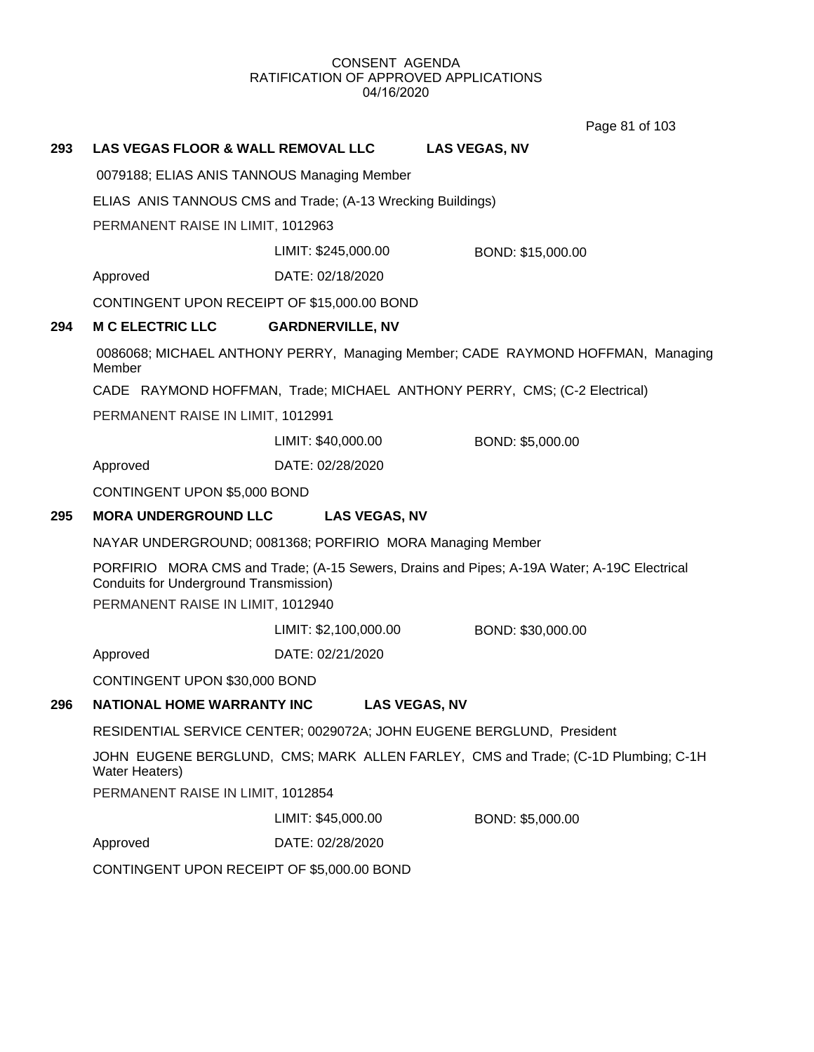CONSENT AGENDA
RATIFICATION OF APPROVED APPLICATIONS
04/16/2020

**293 LAS VEGAS FLOOR & WALL REMOVAL LLC LAS VEGAS, NV**

0079188; ELIAS ANIS TANNOUS Managing Member

ELIAS ANIS TANNOUS CMS and Trade; (A-13 Wrecking Buildings)

PERMANENT RAISE IN LIMIT, 1012963

LIMIT: $245,000.00 BOND: $15,000.00

Approved DATE: 02/18/2020

CONTINGENT UPON RECEIPT OF $15,000.00 BOND

**294 M C ELECTRIC LLC GARDNERVILLE, NV**

0086068; MICHAEL ANTHONY PERRY, Managing Member; CADE RAYMOND HOFFMAN, Managing Member

CADE RAYMOND HOFFMAN, Trade; MICHAEL ANTHONY PERRY, CMS; (C-2 Electrical)

PERMANENT RAISE IN LIMIT, 1012991

LIMIT: $40,000.00 BOND: $5,000.00

Approved DATE: 02/28/2020

CONTINGENT UPON $5,000 BOND

**295 MORA UNDERGROUND LLC LAS VEGAS, NV**

NAYAR UNDERGROUND; 0081368; PORFIRIO MORA Managing Member

PORFIRIO MORA CMS and Trade; (A-15 Sewers, Drains and Pipes; A-19A Water; A-19C Electrical Conduits for Underground Transmission)

PERMANENT RAISE IN LIMIT, 1012940

LIMIT: $2,100,000.00 BOND: $30,000.00

Approved DATE: 02/21/2020

CONTINGENT UPON $30,000 BOND

**296 NATIONAL HOME WARRANTY INC LAS VEGAS, NV**

RESIDENTIAL SERVICE CENTER; 0029072A; JOHN EUGENE BERGLUND, President

JOHN EUGENE BERGLUND, CMS; MARK ALLEN FARLEY, CMS and Trade; (C-1D Plumbing; C-1H Water Heaters)

PERMANENT RAISE IN LIMIT, 1012854

LIMIT: $45,000.00 BOND: $5,000.00

Approved DATE: 02/28/2020

CONTINGENT UPON RECEIPT OF $5,000.00 BOND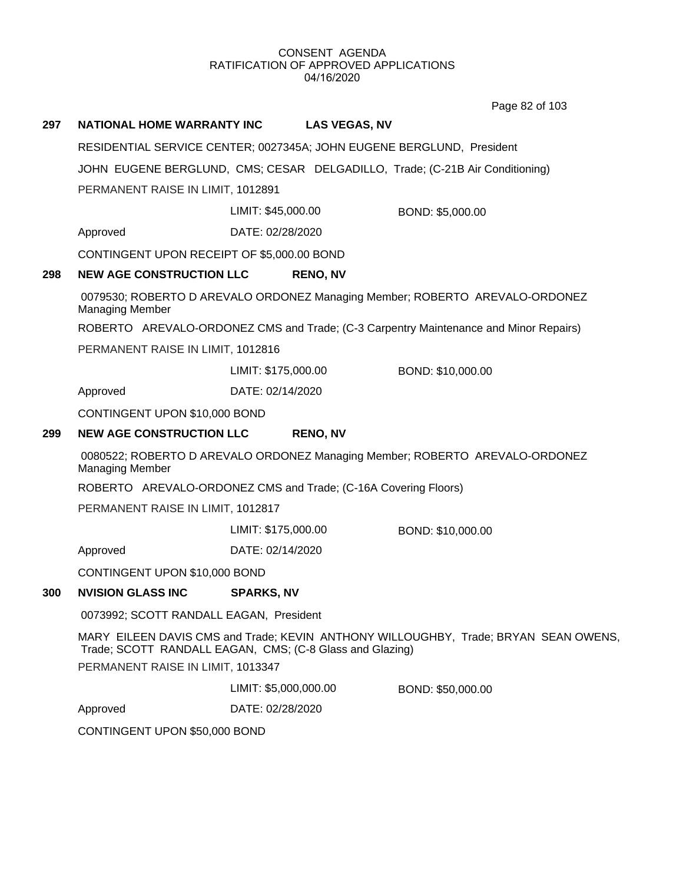CONSENT AGENDA
RATIFICATION OF APPROVED APPLICATIONS
04/16/2020

**297 NATIONAL HOME WARRANTY INC LAS VEGAS, NV**

RESIDENTIAL SERVICE CENTER; 0027345A; JOHN EUGENE BERGLUND, President

JOHN EUGENE BERGLUND, CMS; CESAR DELGADILLO, Trade; (C-21B Air Conditioning)

PERMANENT RAISE IN LIMIT, 1012891

LIMIT: $45,000.00 BOND: $5,000.00

Approved DATE: 02/28/2020

CONTINGENT UPON RECEIPT OF $5,000.00 BOND

**298 NEW AGE CONSTRUCTION LLC RENO, NV**

0079530; ROBERTO D AREVALO ORDONEZ Managing Member; ROBERTO AREVALO-ORDONEZ Managing Member

ROBERTO AREVALO-ORDONEZ CMS and Trade; (C-3 Carpentry Maintenance and Minor Repairs)

PERMANENT RAISE IN LIMIT, 1012816

LIMIT: $175,000.00 BOND: $10,000.00

Approved DATE: 02/14/2020

CONTINGENT UPON $10,000 BOND

**299 NEW AGE CONSTRUCTION LLC RENO, NV**

0080522; ROBERTO D AREVALO ORDONEZ Managing Member; ROBERTO AREVALO-ORDONEZ Managing Member

ROBERTO AREVALO-ORDONEZ CMS and Trade; (C-16A Covering Floors)

PERMANENT RAISE IN LIMIT, 1012817

LIMIT: $175,000.00 BOND: $10,000.00

Approved DATE: 02/14/2020

CONTINGENT UPON $10,000 BOND

**300 NVISION GLASS INC SPARKS, NV**

0073992; SCOTT RANDALL EAGAN, President

MARY EILEEN DAVIS CMS and Trade; KEVIN ANTHONY WILLOUGHBY, Trade; BRYAN SEAN OWENS, Trade; SCOTT RANDALL EAGAN, CMS; (C-8 Glass and Glazing)

PERMANENT RAISE IN LIMIT, 1013347

LIMIT: $5,000,000.00 BOND: $50,000.00

Approved DATE: 02/28/2020

CONTINGENT UPON $50,000 BOND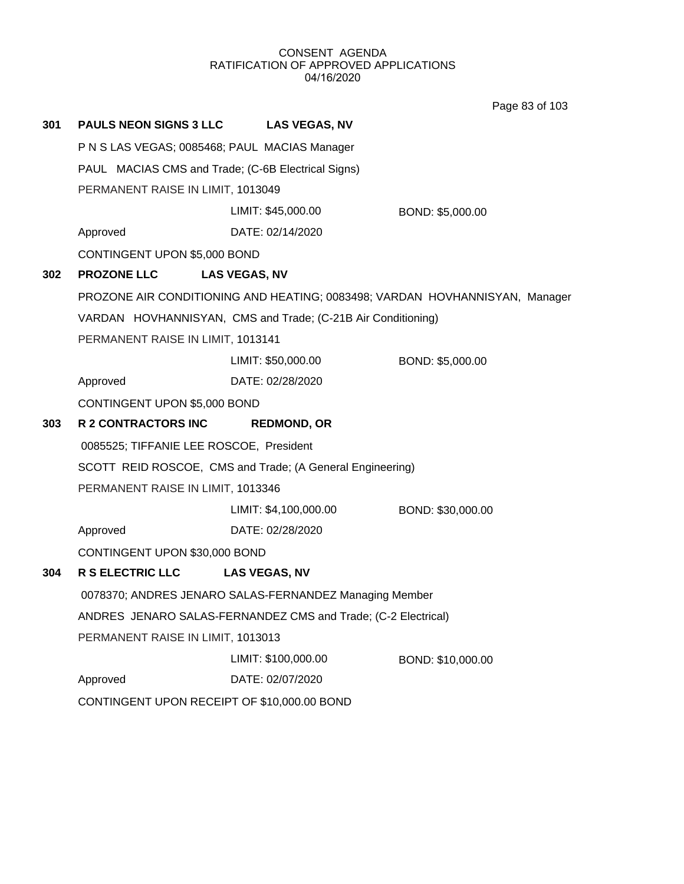CONSENT AGENDA
RATIFICATION OF APPROVED APPLICATIONS
04/16/2020

**301 PAULS NEON SIGNS 3 LLC LAS VEGAS, NV**

P N S LAS VEGAS; 0085468; PAUL MACIAS Manager

PAUL MACIAS CMS and Trade; (C-6B Electrical Signs)

PERMANENT RAISE IN LIMIT, 1013049

LIMIT: $45,000.00 BOND: $5,000.00

Approved DATE: 02/14/2020

CONTINGENT UPON $5,000 BOND

**302 PROZONE LLC LAS VEGAS, NV**

PROZONE AIR CONDITIONING AND HEATING; 0083498; VARDAN HOVHANNISYAN, Manager

VARDAN HOVHANNISYAN, CMS and Trade; (C-21B Air Conditioning)

PERMANENT RAISE IN LIMIT, 1013141

LIMIT: $50,000.00 BOND: $5,000.00

Approved DATE: 02/28/2020

CONTINGENT UPON $5,000 BOND

**303 R 2 CONTRACTORS INC REDMOND, OR**

0085525; TIFFANIE LEE ROSCOE, President

SCOTT REID ROSCOE, CMS and Trade; (A General Engineering)

PERMANENT RAISE IN LIMIT, 1013346

LIMIT: $4,100,000.00 BOND: $30,000.00

Approved DATE: 02/28/2020

CONTINGENT UPON $30,000 BOND

**304 R S ELECTRIC LLC LAS VEGAS, NV**

0078370; ANDRES JENARO SALAS-FERNANDEZ Managing Member

ANDRES JENARO SALAS-FERNANDEZ CMS and Trade; (C-2 Electrical)

PERMANENT RAISE IN LIMIT, 1013013

LIMIT: $100,000.00 BOND: $10,000.00

Approved DATE: 02/07/2020

CONTINGENT UPON RECEIPT OF $10,000.00 BOND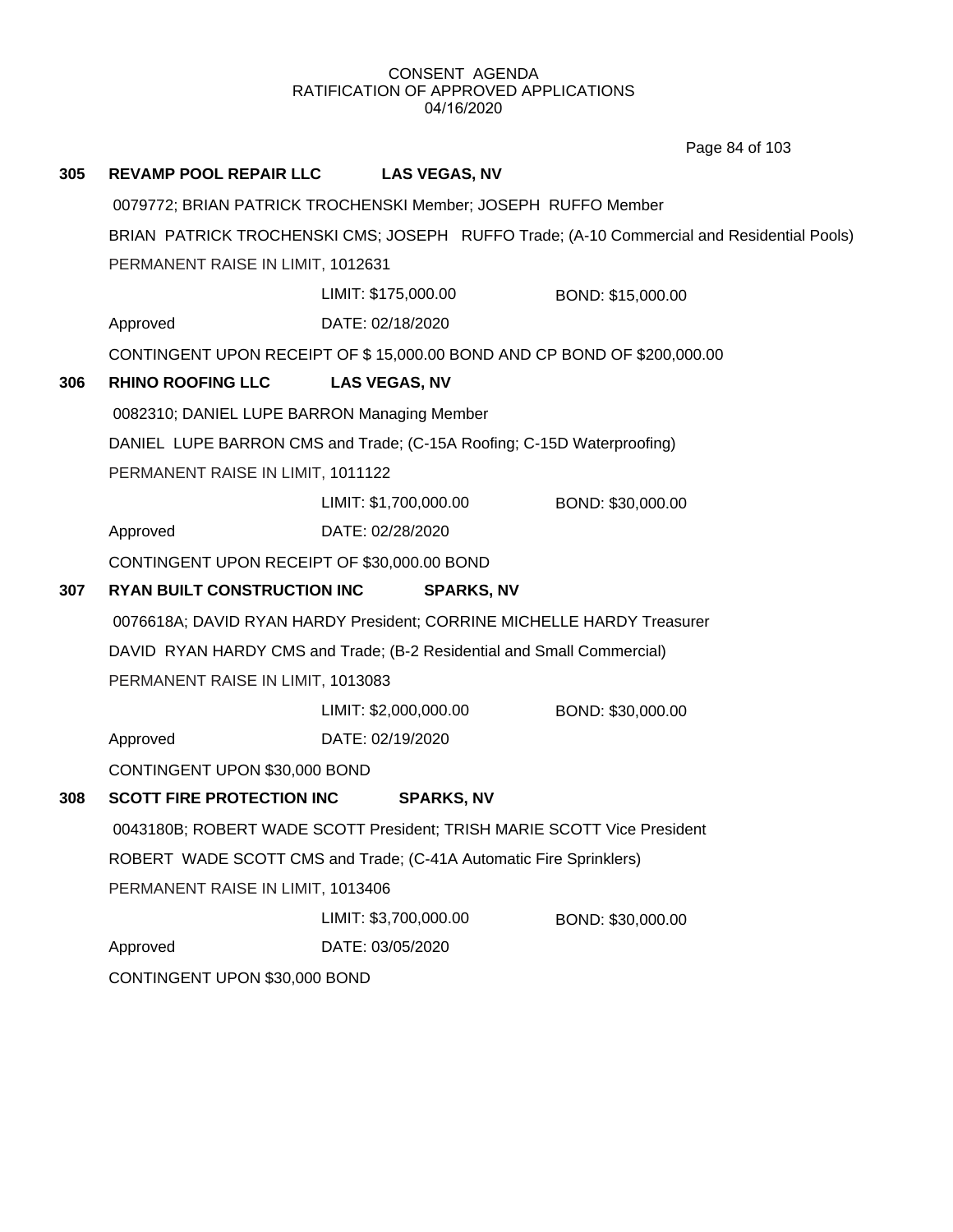CONSENT AGENDA
RATIFICATION OF APPROVED APPLICATIONS
04/16/2020

**305 REVAMP POOL REPAIR LLC LAS VEGAS, NV**

0079772; BRIAN PATRICK TROCHENSKI Member; JOSEPH RUFFO Member

BRIAN PATRICK TROCHENSKI CMS; JOSEPH RUFFO Trade; (A-10 Commercial and Residential Pools)

PERMANENT RAISE IN LIMIT, 1012631

LIMIT: $175,000.00 BOND: $15,000.00

Approved DATE: 02/18/2020

CONTINGENT UPON RECEIPT OF $ 15,000.00 BOND AND CP BOND OF $200,000.00

**306 RHINO ROOFING LLC LAS VEGAS, NV**

0082310; DANIEL LUPE BARRON Managing Member

DANIEL LUPE BARRON CMS and Trade; (C-15A Roofing; C-15D Waterproofing)

PERMANENT RAISE IN LIMIT, 1011122

LIMIT: $1,700,000.00 BOND: $30,000.00

Approved DATE: 02/28/2020

CONTINGENT UPON RECEIPT OF $30,000.00 BOND

**307 RYAN BUILT CONSTRUCTION INC SPARKS, NV**

0076618A; DAVID RYAN HARDY President; CORRINE MICHELLE HARDY Treasurer

DAVID RYAN HARDY CMS and Trade; (B-2 Residential and Small Commercial)

PERMANENT RAISE IN LIMIT, 1013083

LIMIT: $2,000,000.00 BOND: $30,000.00

Approved DATE: 02/19/2020

CONTINGENT UPON $30,000 BOND

**308 SCOTT FIRE PROTECTION INC SPARKS, NV**

0043180B; ROBERT WADE SCOTT President; TRISH MARIE SCOTT Vice President

ROBERT WADE SCOTT CMS and Trade; (C-41A Automatic Fire Sprinklers)

PERMANENT RAISE IN LIMIT, 1013406

LIMIT: $3,700,000.00 BOND: $30,000.00

Approved DATE: 03/05/2020

CONTINGENT UPON $30,000 BOND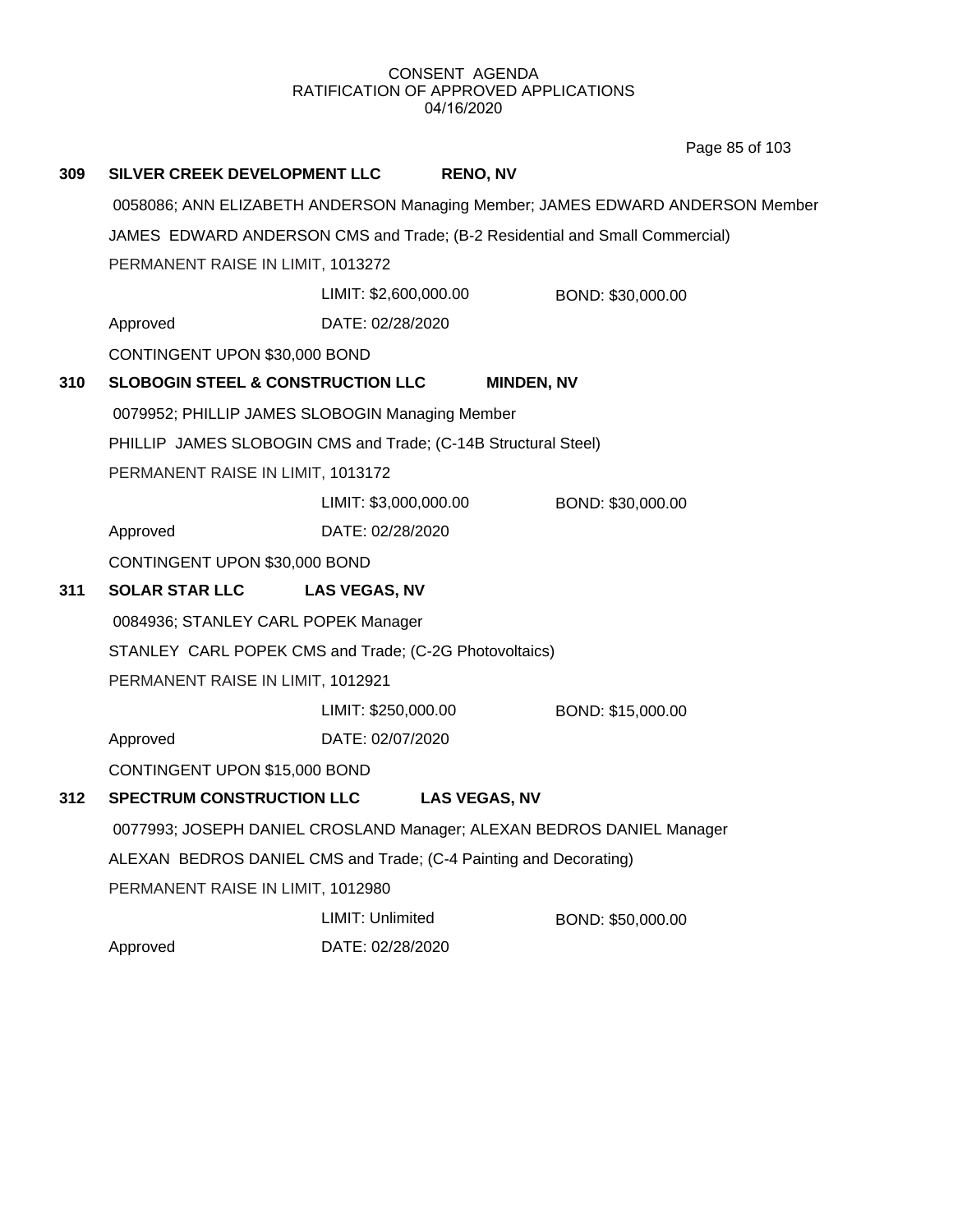CONSENT AGENDA
RATIFICATION OF APPROVED APPLICATIONS
04/16/2020

**309 SILVER CREEK DEVELOPMENT LLC RENO, NV**

0058086; ANN ELIZABETH ANDERSON Managing Member; JAMES EDWARD ANDERSON Member

JAMES EDWARD ANDERSON CMS and Trade; (B-2 Residential and Small Commercial)

PERMANENT RAISE IN LIMIT, 1013272

LIMIT: $2,600,000.00 BOND: $30,000.00

Approved DATE: 02/28/2020

CONTINGENT UPON $30,000 BOND

**310 SLOBOGIN STEEL & CONSTRUCTION LLC MINDEN, NV**

0079952; PHILLIP JAMES SLOBOGIN Managing Member

PHILLIP JAMES SLOBOGIN CMS and Trade; (C-14B Structural Steel)

PERMANENT RAISE IN LIMIT, 1013172

LIMIT: $3,000,000.00 BOND: $30,000.00

Approved DATE: 02/28/2020

CONTINGENT UPON $30,000 BOND

**311 SOLAR STAR LLC LAS VEGAS, NV**

0084936; STANLEY CARL POPEK Manager

STANLEY CARL POPEK CMS and Trade; (C-2G Photovoltaics)

PERMANENT RAISE IN LIMIT, 1012921

LIMIT: $250,000.00 BOND: $15,000.00

Approved DATE: 02/07/2020

CONTINGENT UPON $15,000 BOND

**312 SPECTRUM CONSTRUCTION LLC LAS VEGAS, NV**

0077993; JOSEPH DANIEL CROSLAND Manager; ALEXAN BEDROS DANIEL Manager

ALEXAN BEDROS DANIEL CMS and Trade; (C-4 Painting and Decorating)

PERMANENT RAISE IN LIMIT, 1012980

LIMIT: Unlimited BOND: $50,000.00

Approved DATE: 02/28/2020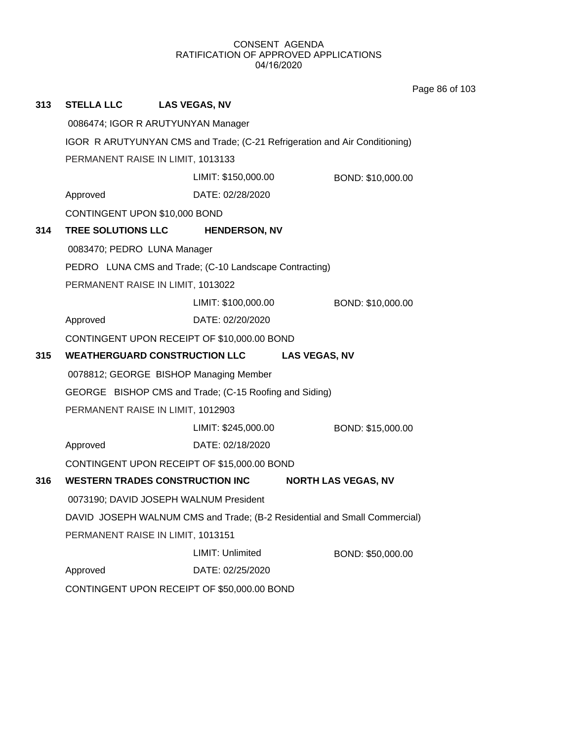CONSENT AGENDA
RATIFICATION OF APPROVED APPLICATIONS
04/16/2020

**313 STELLA LLC LAS VEGAS, NV**

0086474; IGOR R ARUTYUNYAN Manager

IGOR R ARUTYUNYAN CMS and Trade; (C-21 Refrigeration and Air Conditioning)

PERMANENT RAISE IN LIMIT, 1013133

LIMIT: $150,000.00 BOND: $10,000.00

Approved DATE: 02/28/2020

CONTINGENT UPON $10,000 BOND

**314 TREE SOLUTIONS LLC HENDERSON, NV**

0083470; PEDRO LUNA Manager

PEDRO LUNA CMS and Trade; (C-10 Landscape Contracting)

PERMANENT RAISE IN LIMIT, 1013022

LIMIT: $100,000.00 BOND: $10,000.00

Approved DATE: 02/20/2020

CONTINGENT UPON RECEIPT OF $10,000.00 BOND

**315 WEATHERGUARD CONSTRUCTION LLC LAS VEGAS, NV**

0078812; GEORGE BISHOP Managing Member

GEORGE BISHOP CMS and Trade; (C-15 Roofing and Siding)

PERMANENT RAISE IN LIMIT, 1012903

LIMIT: $245,000.00 BOND: $15,000.00

Approved DATE: 02/18/2020

CONTINGENT UPON RECEIPT OF $15,000.00 BOND

**316 WESTERN TRADES CONSTRUCTION INC NORTH LAS VEGAS, NV**

0073190; DAVID JOSEPH WALNUM President

DAVID JOSEPH WALNUM CMS and Trade; (B-2 Residential and Small Commercial)

PERMANENT RAISE IN LIMIT, 1013151

LIMIT: Unlimited BOND: $50,000.00

Approved DATE: 02/25/2020

CONTINGENT UPON RECEIPT OF $50,000.00 BOND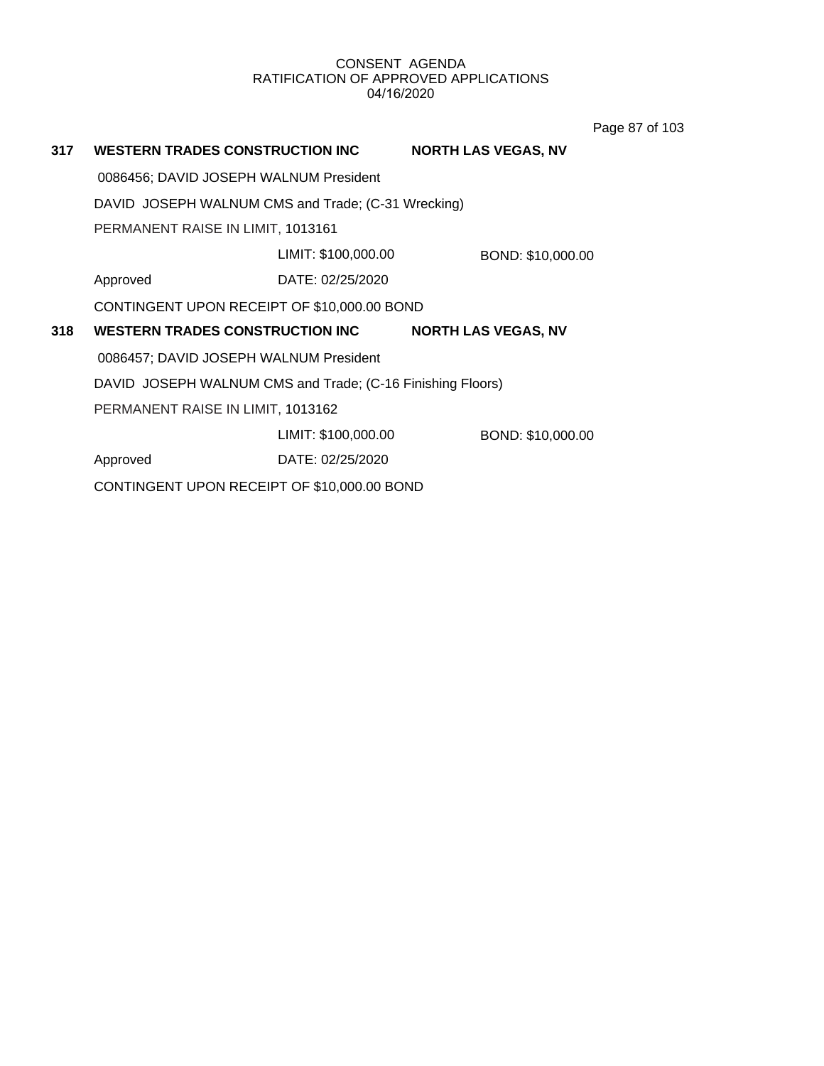CONSENT AGENDA
RATIFICATION OF APPROVED APPLICATIONS
04/16/2020

**317 WESTERN TRADES CONSTRUCTION INC** **NORTH LAS VEGAS, NV**

0086456; DAVID JOSEPH WALNUM President

DAVID JOSEPH WALNUM CMS and Trade; (C-31 Wrecking)

PERMANENT RAISE IN LIMIT, 1013161

LIMIT: $100,000.00 BOND: $10,000.00

Approved DATE: 02/25/2020

CONTINGENT UPON RECEIPT OF $10,000.00 BOND

**318 WESTERN TRADES CONSTRUCTION INC** **NORTH LAS VEGAS, NV**

0086457; DAVID JOSEPH WALNUM President

DAVID JOSEPH WALNUM CMS and Trade; (C-16 Finishing Floors)

PERMANENT RAISE IN LIMIT, 1013162

LIMIT: $100,000.00 BOND: $10,000.00

Approved DATE: 02/25/2020

CONTINGENT UPON RECEIPT OF $10,000.00 BOND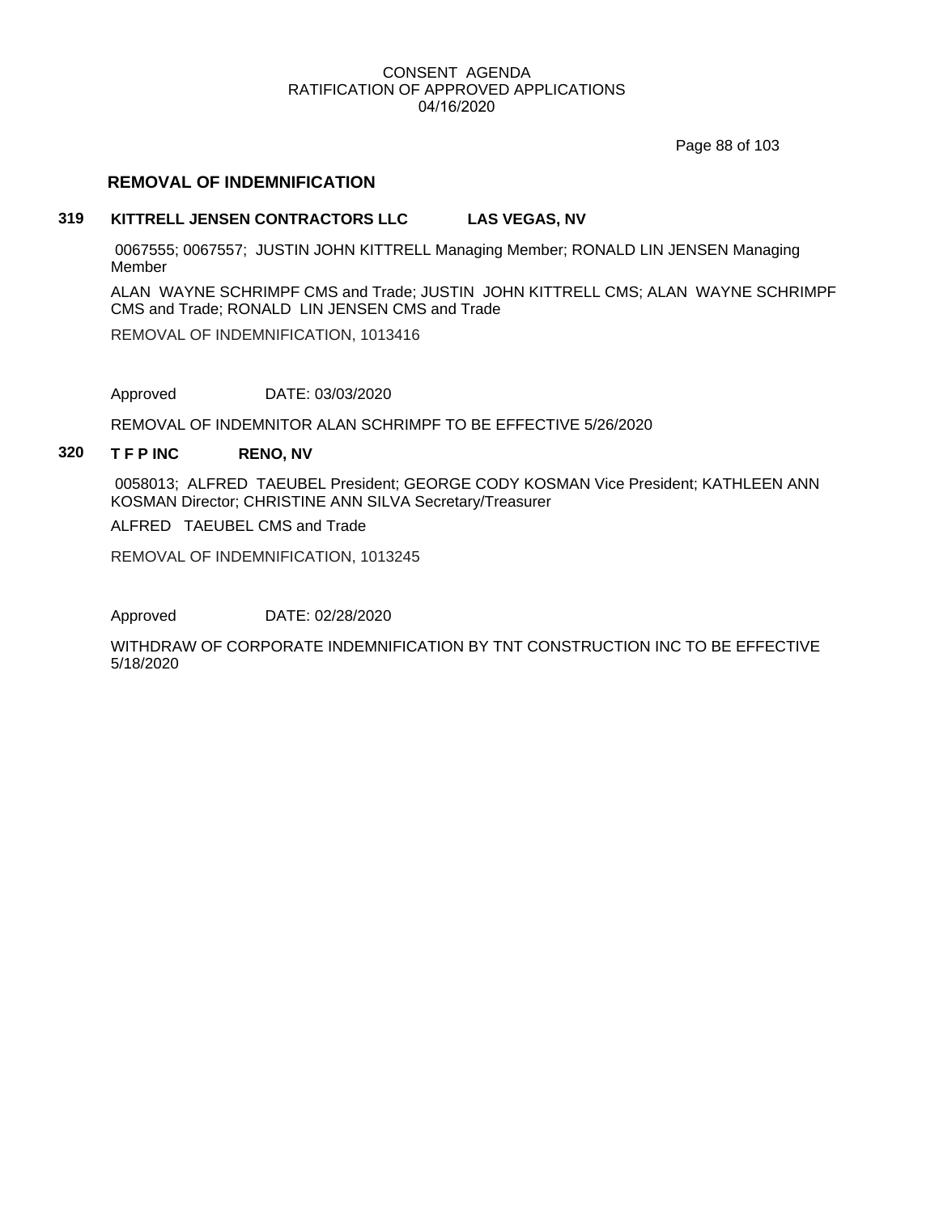CONSENT AGENDA
RATIFICATION OF APPROVED APPLICATIONS
04/16/2020

## REMOVAL OF INDEMNIFICATION

**319 KITTRELL JENSEN CONTRACTORS LLC LAS VEGAS, NV**

0067555; 0067557; JUSTIN JOHN KITTRELL Managing Member; RONALD LIN JENSEN Managing Member

ALAN WAYNE SCHRIMPF CMS and Trade; JUSTIN JOHN KITTRELL CMS; ALAN WAYNE SCHRIMPF CMS and Trade; RONALD LIN JENSEN CMS and Trade

REMOVAL OF INDEMNIFICATION, 1013416

Approved DATE: 03/03/2020

REMOVAL OF INDEMNITOR ALAN SCHRIMPF TO BE EFFECTIVE 5/26/2020

**320 T F P INC RENO, NV**

0058013; ALFRED TAEUBEL President; GEORGE CODY KOSMAN Vice President; KATHLEEN ANN KOSMAN Director; CHRISTINE ANN SILVA Secretary/Treasurer

ALFRED TAEUBEL CMS and Trade

REMOVAL OF INDEMNIFICATION, 1013245

Approved DATE: 02/28/2020

WITHDRAW OF CORPORATE INDEMNIFICATION BY TNT CONSTRUCTION INC TO BE EFFECTIVE 5/18/2020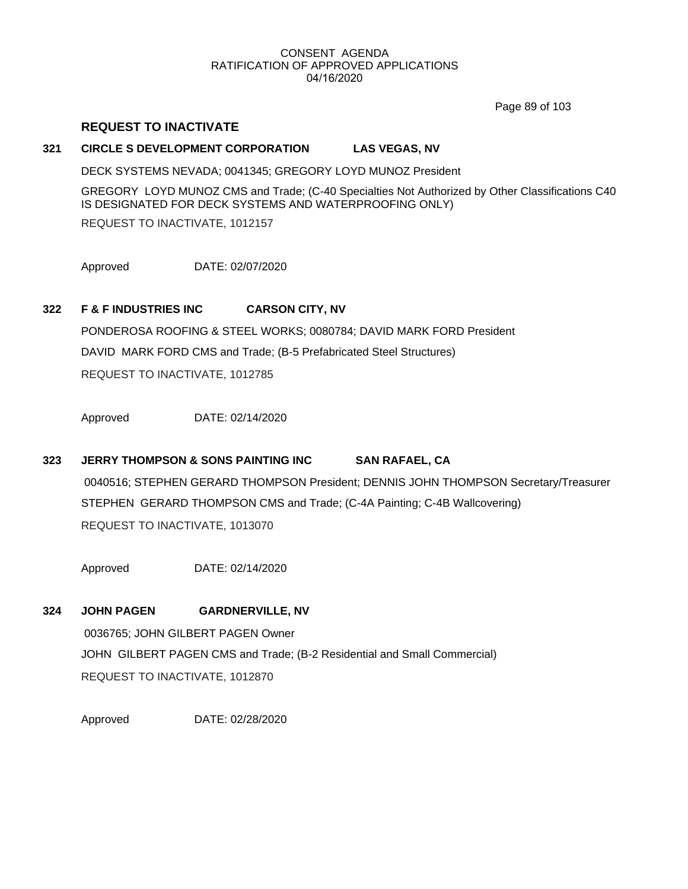CONSENT AGENDA
RATIFICATION OF APPROVED APPLICATIONS
04/16/2020

## REQUEST TO INACTIVATE

**321 CIRCLE S DEVELOPMENT CORPORATION LAS VEGAS, NV**

DECK SYSTEMS NEVADA; 0041345; GREGORY LOYD MUNOZ President

GREGORY LOYD MUNOZ CMS and Trade; (C-40 Specialties Not Authorized by Other Classifications C40 IS DESIGNATED FOR DECK SYSTEMS AND WATERPROOFING ONLY)

REQUEST TO INACTIVATE, 1012157

Approved DATE: 02/07/2020

**322 F & F INDUSTRIES INC CARSON CITY, NV**

PONDEROSA ROOFING & STEEL WORKS; 0080784; DAVID MARK FORD President

DAVID MARK FORD CMS and Trade; (B-5 Prefabricated Steel Structures)

REQUEST TO INACTIVATE, 1012785

Approved DATE: 02/14/2020

**323 JERRY THOMPSON & SONS PAINTING INC SAN RAFAEL, CA**

0040516; STEPHEN GERARD THOMPSON President; DENNIS JOHN THOMPSON Secretary/Treasurer

STEPHEN GERARD THOMPSON CMS and Trade; (C-4A Painting; C-4B Wallcovering)

REQUEST TO INACTIVATE, 1013070

Approved DATE: 02/14/2020

**324 JOHN PAGEN GARDNERVILLE, NV**

0036765; JOHN GILBERT PAGEN Owner

JOHN GILBERT PAGEN CMS and Trade; (B-2 Residential and Small Commercial)

REQUEST TO INACTIVATE, 1012870

Approved DATE: 02/28/2020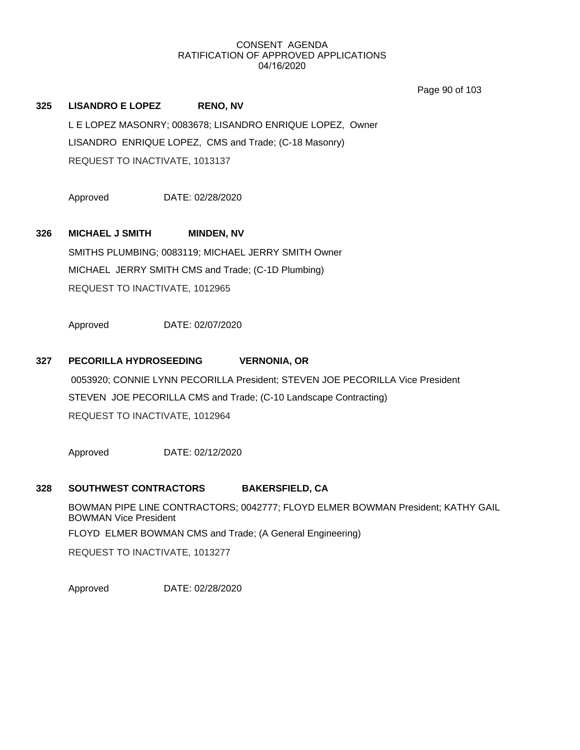CONSENT AGENDA
RATIFICATION OF APPROVED APPLICATIONS
04/16/2020

**325 LISANDRO E LOPEZ RENO, NV**

L E LOPEZ MASONRY; 0083678; LISANDRO ENRIQUE LOPEZ, Owner

LISANDRO ENRIQUE LOPEZ, CMS and Trade; (C-18 Masonry)

REQUEST TO INACTIVATE, 1013137

Approved DATE: 02/28/2020

**326 MICHAEL J SMITH MINDEN, NV**

SMITHS PLUMBING; 0083119; MICHAEL JERRY SMITH Owner

MICHAEL JERRY SMITH CMS and Trade; (C-1D Plumbing)

REQUEST TO INACTIVATE, 1012965

Approved DATE: 02/07/2020

**327 PECORILLA HYDROSEEDING VERNONIA, OR**

0053920; CONNIE LYNN PECORILLA President; STEVEN JOE PECORILLA Vice President

STEVEN JOE PECORILLA CMS and Trade; (C-10 Landscape Contracting)

REQUEST TO INACTIVATE, 1012964

Approved DATE: 02/12/2020

**328 SOUTHWEST CONTRACTORS BAKERSFIELD, CA**

BOWMAN PIPE LINE CONTRACTORS; 0042777; FLOYD ELMER BOWMAN President; KATHY GAIL BOWMAN Vice President

FLOYD ELMER BOWMAN CMS and Trade; (A General Engineering)

REQUEST TO INACTIVATE, 1013277

Approved DATE: 02/28/2020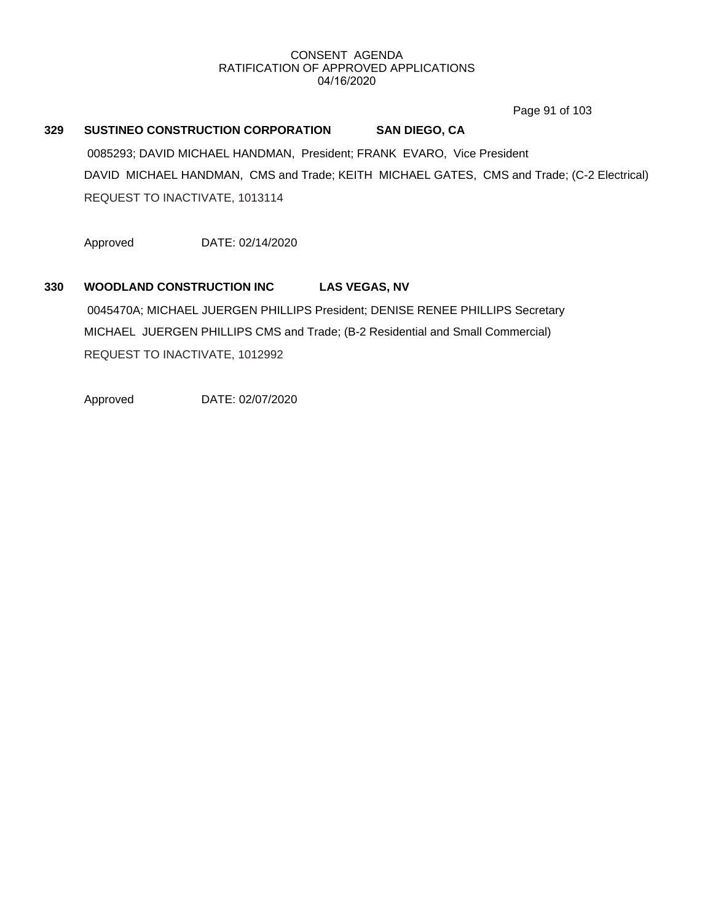CONSENT AGENDA
RATIFICATION OF APPROVED APPLICATIONS
04/16/2020

**329 SUSTINEO CONSTRUCTION CORPORATION SAN DIEGO, CA**

0085293; DAVID MICHAEL HANDMAN, President; FRANK EVARO, Vice President

DAVID MICHAEL HANDMAN, CMS and Trade; KEITH MICHAEL GATES, CMS and Trade; (C-2 Electrical)

REQUEST TO INACTIVATE, 1013114

Approved DATE: 02/14/2020

**330 WOODLAND CONSTRUCTION INC LAS VEGAS, NV**

0045470A; MICHAEL JUERGEN PHILLIPS President; DENISE RENEE PHILLIPS Secretary

MICHAEL JUERGEN PHILLIPS CMS and Trade; (B-2 Residential and Small Commercial)

REQUEST TO INACTIVATE, 1012992

Approved DATE: 02/07/2020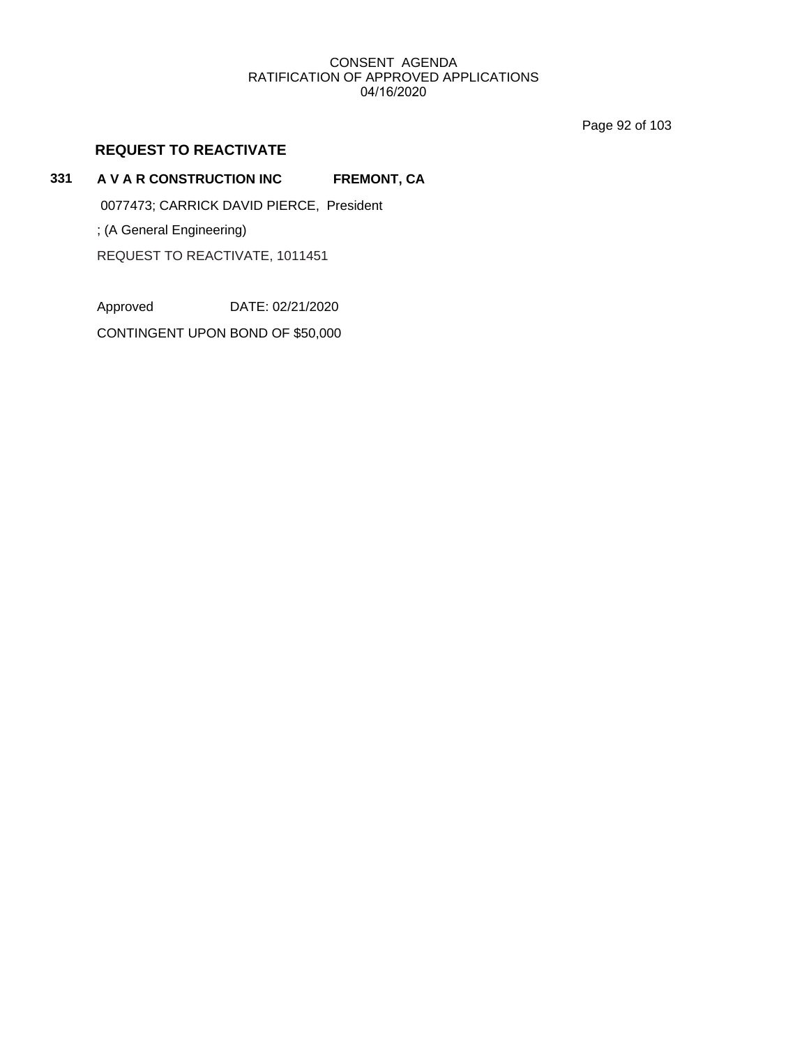## REQUEST TO REACTIVATE

**331 A V A R CONSTRUCTION INC FREMONT, CA**

0077473; CARRICK DAVID PIERCE, President

; (A General Engineering)

REQUEST TO REACTIVATE, 1011451

Approved DATE: 02/21/2020

CONTINGENT UPON BOND OF $50,000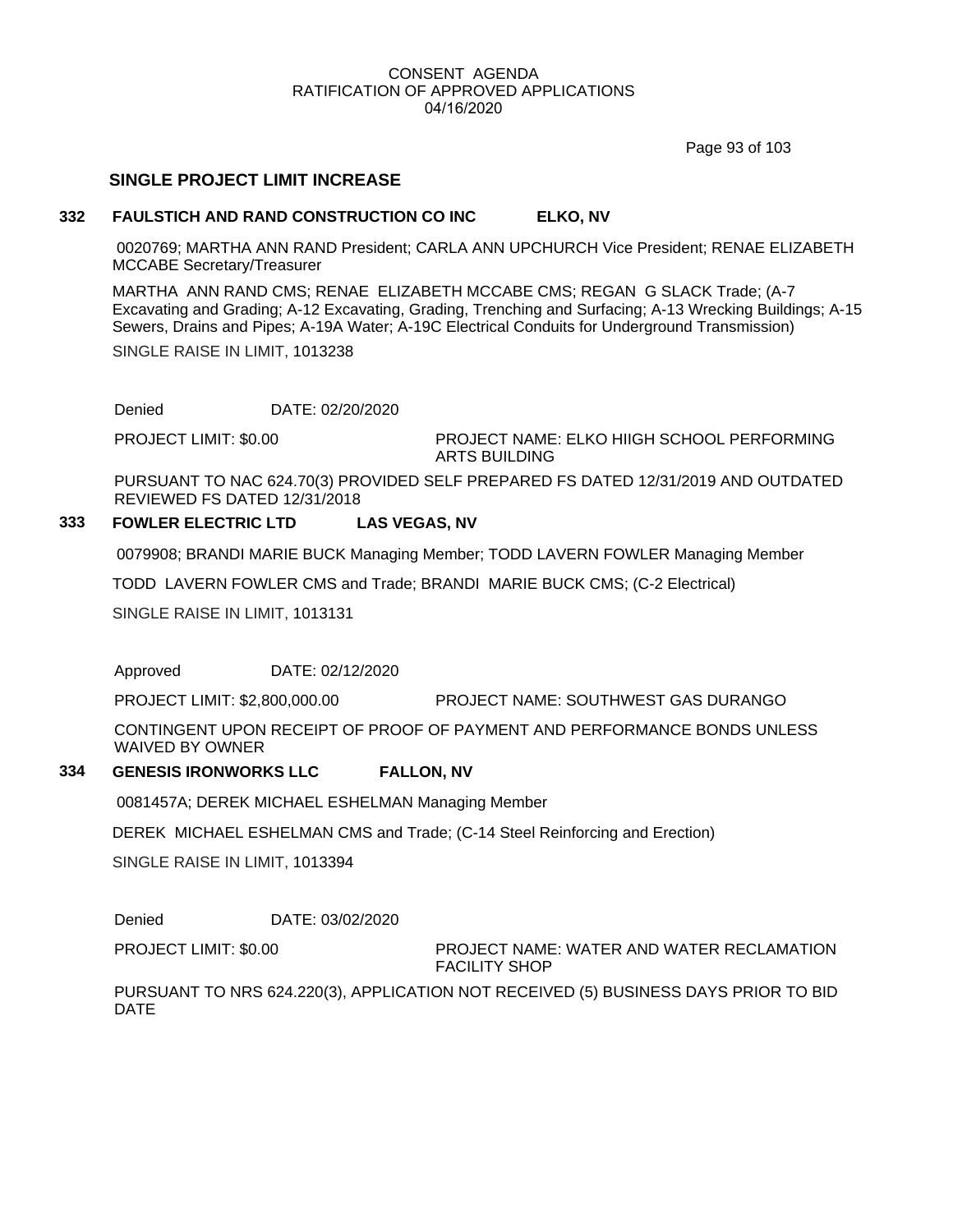CONSENT AGENDA
RATIFICATION OF APPROVED APPLICATIONS
04/16/2020

## SINGLE PROJECT LIMIT INCREASE

**332 FAULSTICH AND RAND CONSTRUCTION CO INC ELKO, NV**

0020769; MARTHA ANN RAND President; CARLA ANN UPCHURCH Vice President; RENAE ELIZABETH MCCABE Secretary/Treasurer

MARTHA ANN RAND CMS; RENAE ELIZABETH MCCABE CMS; REGAN G SLACK Trade; (A-7 Excavating and Grading; A-12 Excavating, Grading, Trenching and Surfacing; A-13 Wrecking Buildings; A-15 Sewers, Drains and Pipes; A-19A Water; A-19C Electrical Conduits for Underground Transmission)

SINGLE RAISE IN LIMIT, 1013238

Denied DATE: 02/20/2020

PROJECT LIMIT: $0.00 PROJECT NAME: ELKO HIIGH SCHOOL PERFORMING ARTS BUILDING

PURSUANT TO NAC 624.70(3) PROVIDED SELF PREPARED FS DATED 12/31/2019 AND OUTDATED REVIEWED FS DATED 12/31/2018

**333 FOWLER ELECTRIC LTD LAS VEGAS, NV**

0079908; BRANDI MARIE BUCK Managing Member; TODD LAVERN FOWLER Managing Member

TODD LAVERN FOWLER CMS and Trade; BRANDI MARIE BUCK CMS; (C-2 Electrical)

SINGLE RAISE IN LIMIT, 1013131

Approved DATE: 02/12/2020

PROJECT LIMIT: $2,800,000.00 PROJECT NAME: SOUTHWEST GAS DURANGO

CONTINGENT UPON RECEIPT OF PROOF OF PAYMENT AND PERFORMANCE BONDS UNLESS WAIVED BY OWNER

**334 GENESIS IRONWORKS LLC FALLON, NV**

0081457A; DEREK MICHAEL ESHELMAN Managing Member

DEREK MICHAEL ESHELMAN CMS and Trade; (C-14 Steel Reinforcing and Erection)

SINGLE RAISE IN LIMIT, 1013394

Denied DATE: 03/02/2020

PROJECT LIMIT: $0.00 PROJECT NAME: WATER AND WATER RECLAMATION FACILITY SHOP

PURSUANT TO NRS 624.220(3), APPLICATION NOT RECEIVED (5) BUSINESS DAYS PRIOR TO BID DATE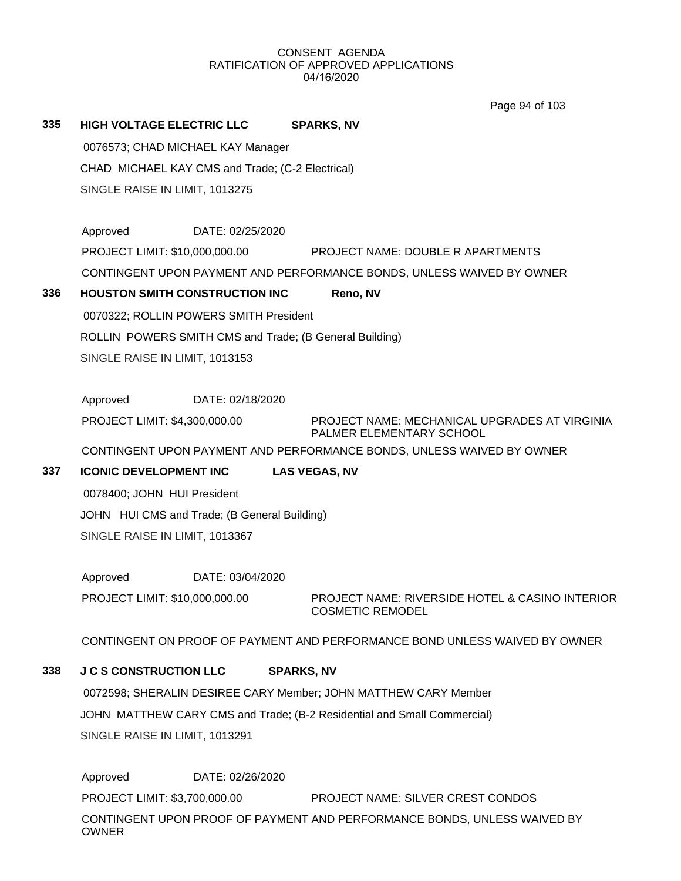CONSENT AGENDA
RATIFICATION OF APPROVED APPLICATIONS
04/16/2020

**335 HIGH VOLTAGE ELECTRIC LLC SPARKS, NV**

0076573; CHAD MICHAEL KAY Manager

CHAD MICHAEL KAY CMS and Trade; (C-2 Electrical)

SINGLE RAISE IN LIMIT, 1013275

Approved DATE: 02/25/2020

PROJECT LIMIT: $10,000,000.00 PROJECT NAME: DOUBLE R APARTMENTS

CONTINGENT UPON PAYMENT AND PERFORMANCE BONDS, UNLESS WAIVED BY OWNER

**336 HOUSTON SMITH CONSTRUCTION INC Reno, NV**

0070322; ROLLIN POWERS SMITH President

ROLLIN POWERS SMITH CMS and Trade; (B General Building)

SINGLE RAISE IN LIMIT, 1013153

Approved DATE: 02/18/2020

PROJECT LIMIT: $4,300,000.00 PROJECT NAME: MECHANICAL UPGRADES AT VIRGINIA PALMER ELEMENTARY SCHOOL

CONTINGENT UPON PAYMENT AND PERFORMANCE BONDS, UNLESS WAIVED BY OWNER

**337 ICONIC DEVELOPMENT INC LAS VEGAS, NV**

0078400; JOHN HUI President

JOHN HUI CMS and Trade; (B General Building)

SINGLE RAISE IN LIMIT, 1013367

Approved DATE: 03/04/2020

PROJECT LIMIT: $10,000,000.00 PROJECT NAME: RIVERSIDE HOTEL & CASINO INTERIOR COSMETIC REMODEL

CONTINGENT ON PROOF OF PAYMENT AND PERFORMANCE BOND UNLESS WAIVED BY OWNER

**338 J C S CONSTRUCTION LLC SPARKS, NV**

0072598; SHERALIN DESIREE CARY Member; JOHN MATTHEW CARY Member

JOHN MATTHEW CARY CMS and Trade; (B-2 Residential and Small Commercial)

SINGLE RAISE IN LIMIT, 1013291

Approved DATE: 02/26/2020

PROJECT LIMIT: $3,700,000.00 PROJECT NAME: SILVER CREST CONDOS

CONTINGENT UPON PROOF OF PAYMENT AND PERFORMANCE BONDS, UNLESS WAIVED BY OWNER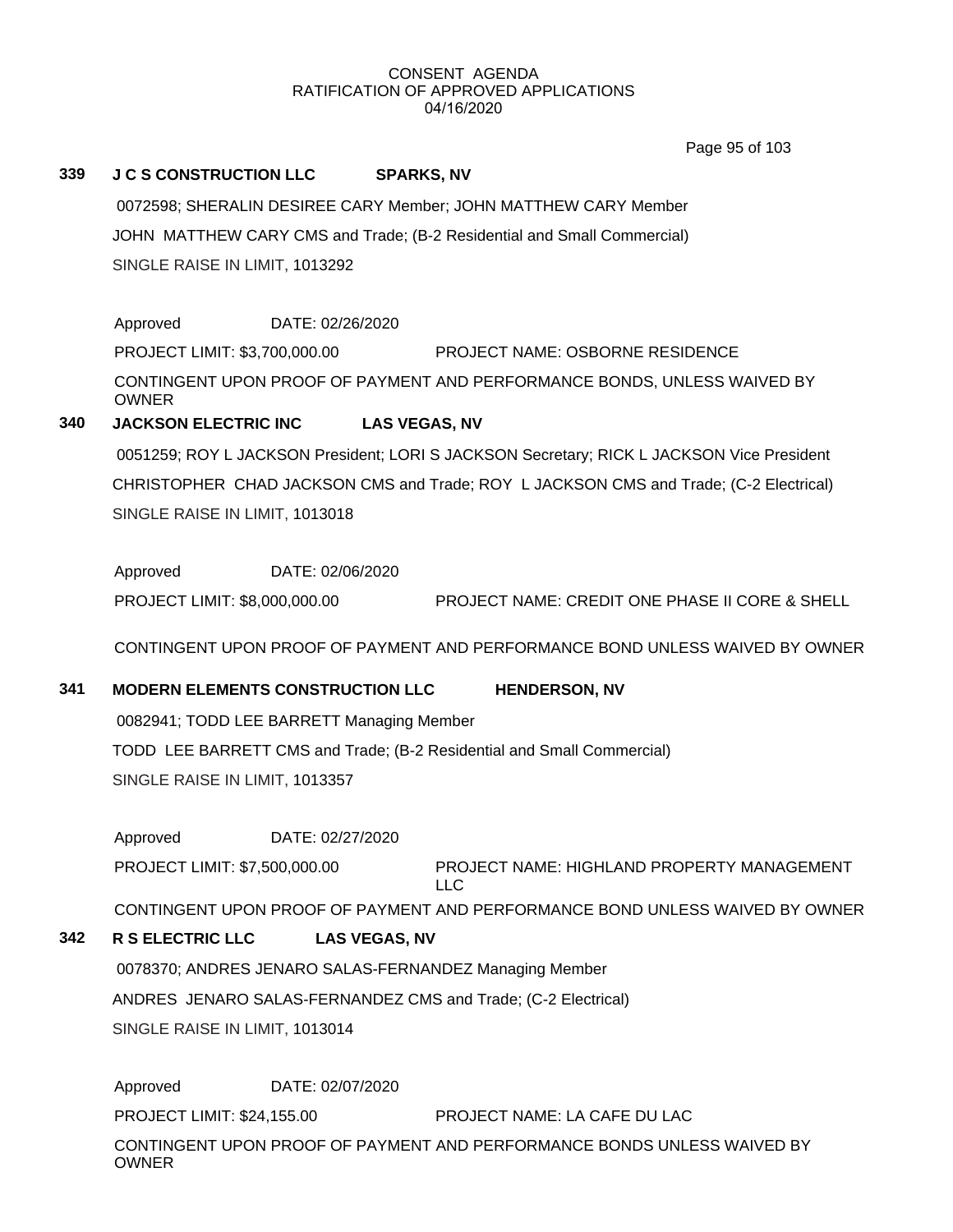CONSENT AGENDA
RATIFICATION OF APPROVED APPLICATIONS
04/16/2020

**339 J C S CONSTRUCTION LLC SPARKS, NV**

0072598; SHERALIN DESIREE CARY Member; JOHN MATTHEW CARY Member

JOHN MATTHEW CARY CMS and Trade; (B-2 Residential and Small Commercial)

SINGLE RAISE IN LIMIT, 1013292

Approved DATE: 02/26/2020

PROJECT LIMIT: $3,700,000.00 PROJECT NAME: OSBORNE RESIDENCE

CONTINGENT UPON PROOF OF PAYMENT AND PERFORMANCE BONDS, UNLESS WAIVED BY OWNER

**340 JACKSON ELECTRIC INC LAS VEGAS, NV**

0051259; ROY L JACKSON President; LORI S JACKSON Secretary; RICK L JACKSON Vice President

CHRISTOPHER CHAD JACKSON CMS and Trade; ROY L JACKSON CMS and Trade; (C-2 Electrical)

SINGLE RAISE IN LIMIT, 1013018

Approved DATE: 02/06/2020

PROJECT LIMIT: $8,000,000.00 PROJECT NAME: CREDIT ONE PHASE II CORE & SHELL

CONTINGENT UPON PROOF OF PAYMENT AND PERFORMANCE BOND UNLESS WAIVED BY OWNER

**341 MODERN ELEMENTS CONSTRUCTION LLC HENDERSON, NV**

0082941; TODD LEE BARRETT Managing Member

TODD LEE BARRETT CMS and Trade; (B-2 Residential and Small Commercial)

SINGLE RAISE IN LIMIT, 1013357

Approved DATE: 02/27/2020

PROJECT LIMIT: $7,500,000.00 PROJECT NAME: HIGHLAND PROPERTY MANAGEMENT LLC

CONTINGENT UPON PROOF OF PAYMENT AND PERFORMANCE BOND UNLESS WAIVED BY OWNER

**342 R S ELECTRIC LLC LAS VEGAS, NV**

0078370; ANDRES JENARO SALAS-FERNANDEZ Managing Member

ANDRES JENARO SALAS-FERNANDEZ CMS and Trade; (C-2 Electrical)

SINGLE RAISE IN LIMIT, 1013014

Approved DATE: 02/07/2020

PROJECT LIMIT: $24,155.00 PROJECT NAME: LA CAFE DU LAC

CONTINGENT UPON PROOF OF PAYMENT AND PERFORMANCE BONDS UNLESS WAIVED BY OWNER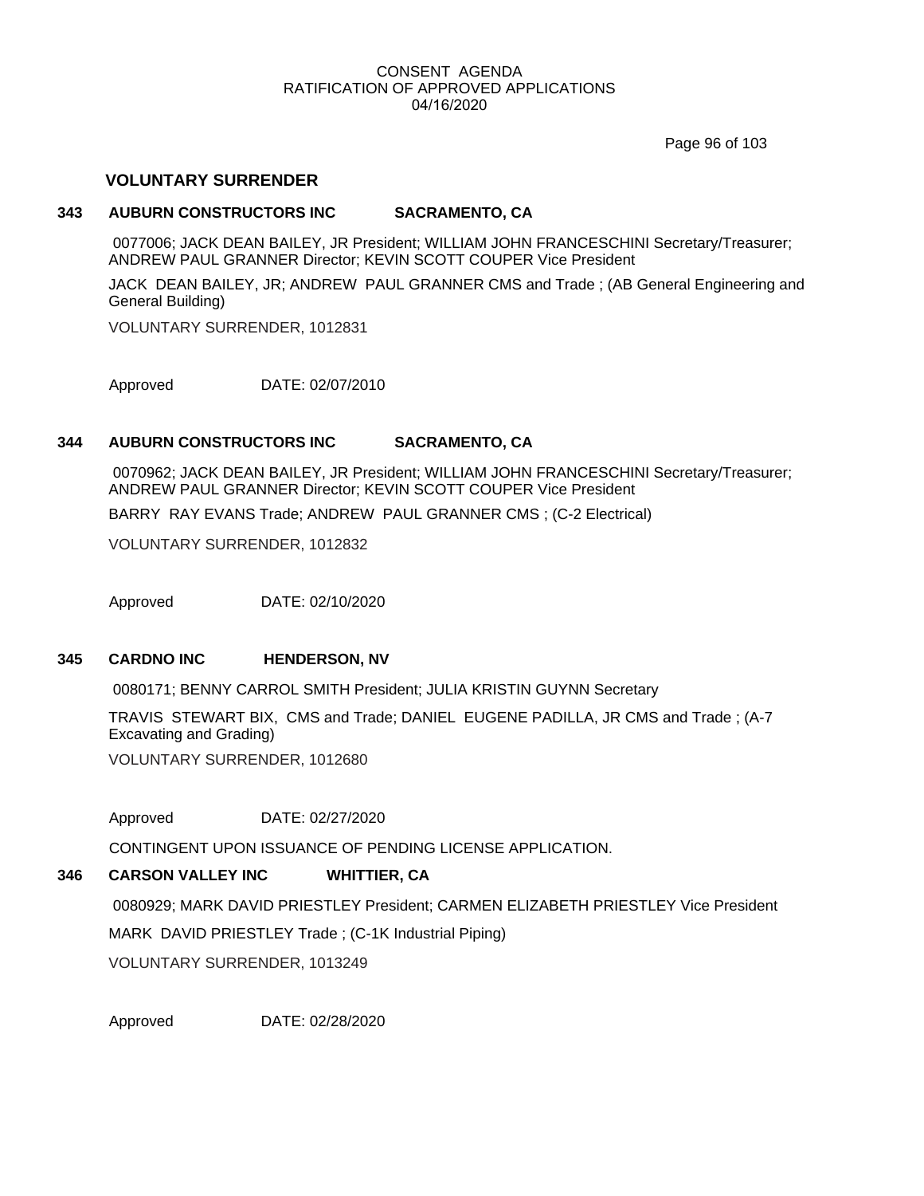CONSENT AGENDA
RATIFICATION OF APPROVED APPLICATIONS
04/16/2020

## VOLUNTARY SURRENDER

**343 AUBURN CONSTRUCTORS INC SACRAMENTO, CA**

0077006; JACK DEAN BAILEY, JR President; WILLIAM JOHN FRANCESCHINI Secretary/Treasurer; ANDREW PAUL GRANNER Director; KEVIN SCOTT COUPER Vice President

JACK DEAN BAILEY, JR; ANDREW PAUL GRANNER CMS and Trade ; (AB General Engineering and General Building)

VOLUNTARY SURRENDER, 1012831

Approved DATE: 02/07/2010

**344 AUBURN CONSTRUCTORS INC SACRAMENTO, CA**

0070962; JACK DEAN BAILEY, JR President; WILLIAM JOHN FRANCESCHINI Secretary/Treasurer; ANDREW PAUL GRANNER Director; KEVIN SCOTT COUPER Vice President

BARRY RAY EVANS Trade; ANDREW PAUL GRANNER CMS ; (C-2 Electrical)

VOLUNTARY SURRENDER, 1012832

Approved DATE: 02/10/2020

**345 CARDNO INC HENDERSON, NV**

0080171; BENNY CARROL SMITH President; JULIA KRISTIN GUYNN Secretary

TRAVIS STEWART BIX, CMS and Trade; DANIEL EUGENE PADILLA, JR CMS and Trade ; (A-7 Excavating and Grading)

VOLUNTARY SURRENDER, 1012680

Approved DATE: 02/27/2020

CONTINGENT UPON ISSUANCE OF PENDING LICENSE APPLICATION.

**346 CARSON VALLEY INC WHITTIER, CA**

0080929; MARK DAVID PRIESTLEY President; CARMEN ELIZABETH PRIESTLEY Vice President

MARK DAVID PRIESTLEY Trade ; (C-1K Industrial Piping)

VOLUNTARY SURRENDER, 1013249

Approved DATE: 02/28/2020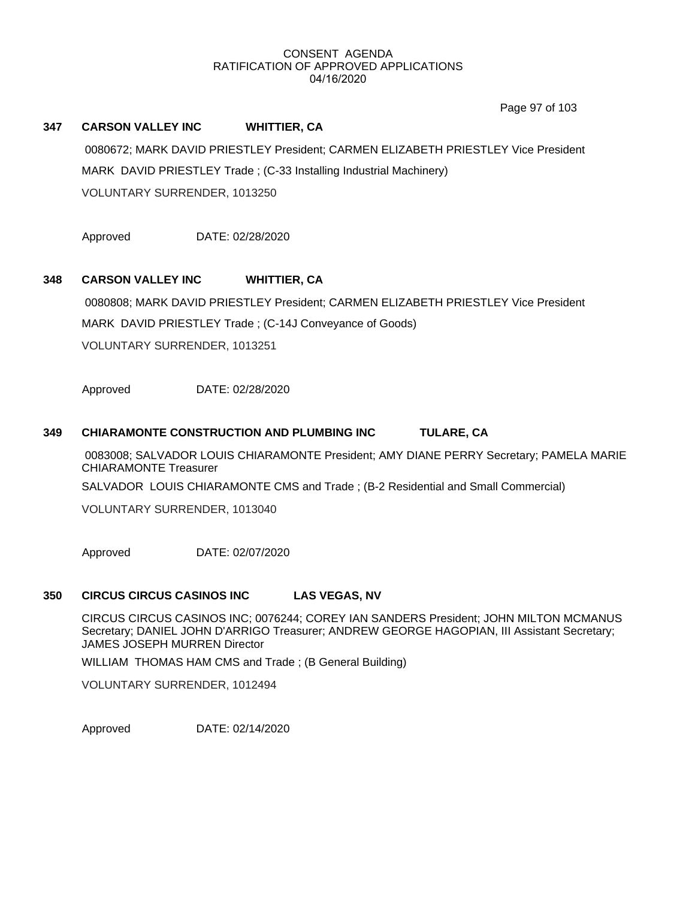CONSENT AGENDA
RATIFICATION OF APPROVED APPLICATIONS
04/16/2020

**347 CARSON VALLEY INC WHITTIER, CA**

0080672; MARK DAVID PRIESTLEY President; CARMEN ELIZABETH PRIESTLEY Vice President

MARK DAVID PRIESTLEY Trade ; (C-33 Installing Industrial Machinery)

VOLUNTARY SURRENDER, 1013250

Approved DATE: 02/28/2020

**348 CARSON VALLEY INC WHITTIER, CA**

0080808; MARK DAVID PRIESTLEY President; CARMEN ELIZABETH PRIESTLEY Vice President

MARK DAVID PRIESTLEY Trade ; (C-14J Conveyance of Goods)

VOLUNTARY SURRENDER, 1013251

Approved DATE: 02/28/2020

**349 CHIARAMONTE CONSTRUCTION AND PLUMBING INC TULARE, CA**

0083008; SALVADOR LOUIS CHIARAMONTE President; AMY DIANE PERRY Secretary; PAMELA MARIE CHIARAMONTE Treasurer

SALVADOR LOUIS CHIARAMONTE CMS and Trade ; (B-2 Residential and Small Commercial)

VOLUNTARY SURRENDER, 1013040

Approved DATE: 02/07/2020

**350 CIRCUS CIRCUS CASINOS INC LAS VEGAS, NV**

CIRCUS CIRCUS CASINOS INC; 0076244; COREY IAN SANDERS President; JOHN MILTON MCMANUS Secretary; DANIEL JOHN D'ARRIGO Treasurer; ANDREW GEORGE HAGOPIAN, III Assistant Secretary; JAMES JOSEPH MURREN Director

WILLIAM THOMAS HAM CMS and Trade ; (B General Building)

VOLUNTARY SURRENDER, 1012494

Approved DATE: 02/14/2020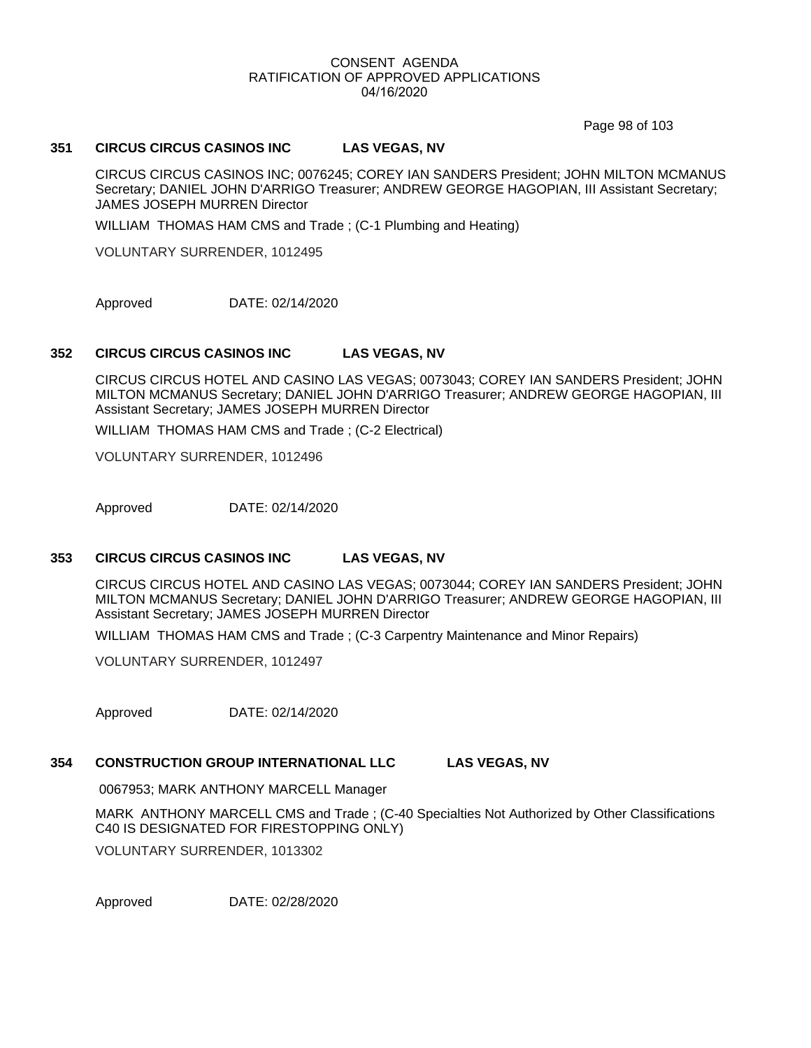CONSENT AGENDA
RATIFICATION OF APPROVED APPLICATIONS
04/16/2020

**351 CIRCUS CIRCUS CASINOS INC LAS VEGAS, NV**

CIRCUS CIRCUS CASINOS INC; 0076245; COREY IAN SANDERS President; JOHN MILTON MCMANUS Secretary; DANIEL JOHN D'ARRIGO Treasurer; ANDREW GEORGE HAGOPIAN, III Assistant Secretary; JAMES JOSEPH MURREN Director

WILLIAM THOMAS HAM CMS and Trade ; (C-1 Plumbing and Heating)

VOLUNTARY SURRENDER, 1012495

Approved DATE: 02/14/2020

**352 CIRCUS CIRCUS CASINOS INC LAS VEGAS, NV**

CIRCUS CIRCUS HOTEL AND CASINO LAS VEGAS; 0073043; COREY IAN SANDERS President; JOHN MILTON MCMANUS Secretary; DANIEL JOHN D'ARRIGO Treasurer; ANDREW GEORGE HAGOPIAN, III Assistant Secretary; JAMES JOSEPH MURREN Director

WILLIAM THOMAS HAM CMS and Trade ; (C-2 Electrical)

VOLUNTARY SURRENDER, 1012496

Approved DATE: 02/14/2020

**353 CIRCUS CIRCUS CASINOS INC LAS VEGAS, NV**

CIRCUS CIRCUS HOTEL AND CASINO LAS VEGAS; 0073044; COREY IAN SANDERS President; JOHN MILTON MCMANUS Secretary; DANIEL JOHN D'ARRIGO Treasurer; ANDREW GEORGE HAGOPIAN, III Assistant Secretary; JAMES JOSEPH MURREN Director

WILLIAM THOMAS HAM CMS and Trade ; (C-3 Carpentry Maintenance and Minor Repairs)

VOLUNTARY SURRENDER, 1012497

Approved DATE: 02/14/2020

**354 CONSTRUCTION GROUP INTERNATIONAL LLC LAS VEGAS, NV**

0067953; MARK ANTHONY MARCELL Manager

MARK ANTHONY MARCELL CMS and Trade ; (C-40 Specialties Not Authorized by Other Classifications C40 IS DESIGNATED FOR FIRESTOPPING ONLY)

VOLUNTARY SURRENDER, 1013302

Approved DATE: 02/28/2020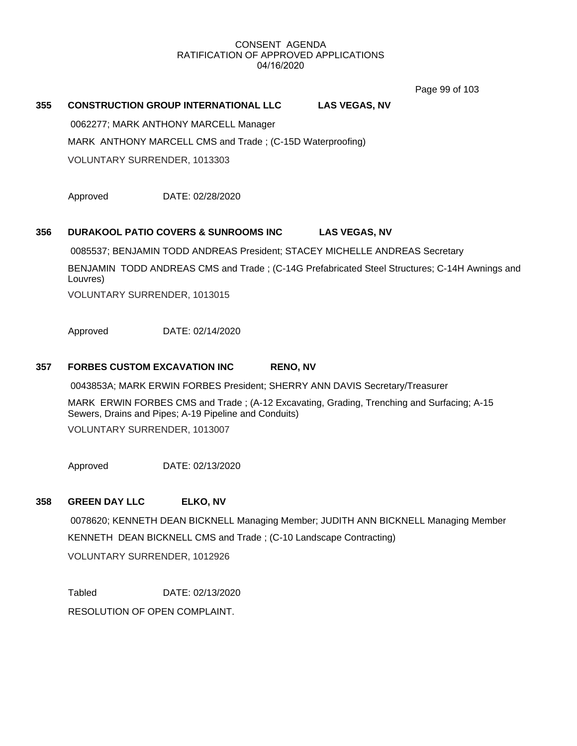CONSENT AGENDA
RATIFICATION OF APPROVED APPLICATIONS
04/16/2020

**355 CONSTRUCTION GROUP INTERNATIONAL LLC LAS VEGAS, NV**

0062277; MARK ANTHONY MARCELL Manager

MARK ANTHONY MARCELL CMS and Trade ; (C-15D Waterproofing)

VOLUNTARY SURRENDER, 1013303

Approved DATE: 02/28/2020

**356 DURAKOOL PATIO COVERS & SUNROOMS INC LAS VEGAS, NV**

0085537; BENJAMIN TODD ANDREAS President; STACEY MICHELLE ANDREAS Secretary

BENJAMIN TODD ANDREAS CMS and Trade ; (C-14G Prefabricated Steel Structures; C-14H Awnings and Louvres)

VOLUNTARY SURRENDER, 1013015

Approved DATE: 02/14/2020

**357 FORBES CUSTOM EXCAVATION INC RENO, NV**

0043853A; MARK ERWIN FORBES President; SHERRY ANN DAVIS Secretary/Treasurer

MARK ERWIN FORBES CMS and Trade ; (A-12 Excavating, Grading, Trenching and Surfacing; A-15 Sewers, Drains and Pipes; A-19 Pipeline and Conduits)

VOLUNTARY SURRENDER, 1013007

Approved DATE: 02/13/2020

**358 GREEN DAY LLC ELKO, NV**

0078620; KENNETH DEAN BICKNELL Managing Member; JUDITH ANN BICKNELL Managing Member

KENNETH DEAN BICKNELL CMS and Trade ; (C-10 Landscape Contracting)

VOLUNTARY SURRENDER, 1012926

Tabled DATE: 02/13/2020

RESOLUTION OF OPEN COMPLAINT.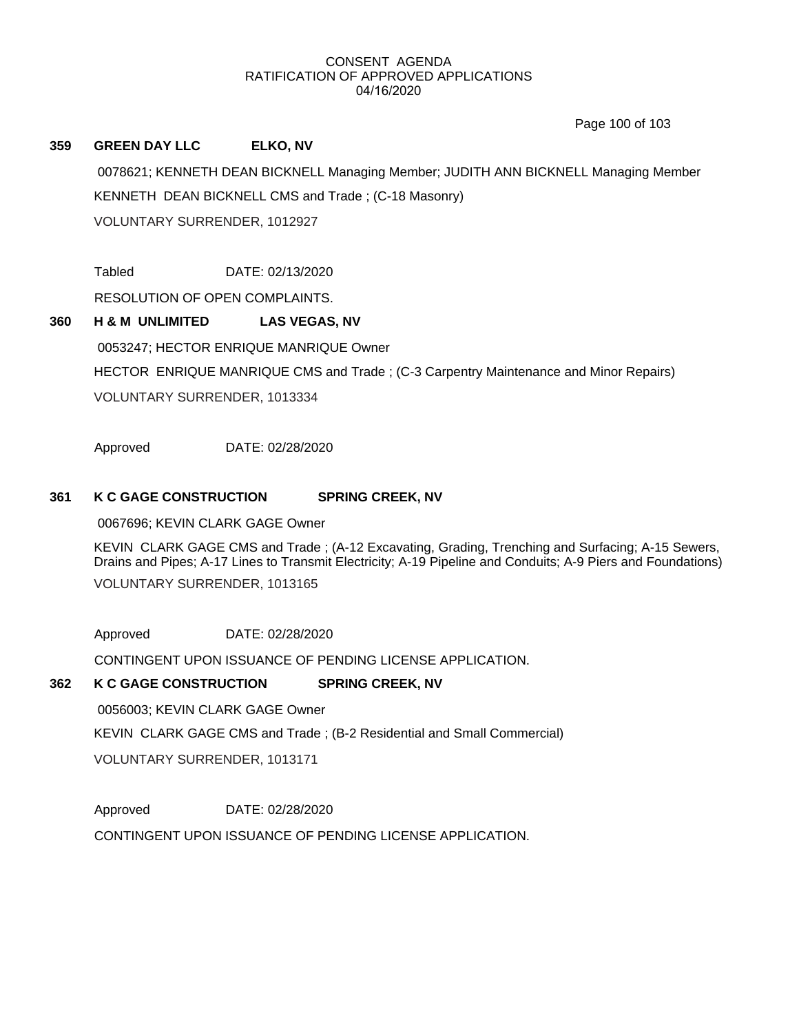CONSENT AGENDA
RATIFICATION OF APPROVED APPLICATIONS
04/16/2020

**359 GREEN DAY LLC ELKO, NV**

0078621; KENNETH DEAN BICKNELL Managing Member; JUDITH ANN BICKNELL Managing Member

KENNETH DEAN BICKNELL CMS and Trade ; (C-18 Masonry)

VOLUNTARY SURRENDER, 1012927

Tabled DATE: 02/13/2020

RESOLUTION OF OPEN COMPLAINTS.

**360 H & M UNLIMITED LAS VEGAS, NV**

0053247; HECTOR ENRIQUE MANRIQUE Owner

HECTOR ENRIQUE MANRIQUE CMS and Trade ; (C-3 Carpentry Maintenance and Minor Repairs)

VOLUNTARY SURRENDER, 1013334

Approved DATE: 02/28/2020

**361 K C GAGE CONSTRUCTION SPRING CREEK, NV**

0067696; KEVIN CLARK GAGE Owner

KEVIN CLARK GAGE CMS and Trade ; (A-12 Excavating, Grading, Trenching and Surfacing; A-15 Sewers, Drains and Pipes; A-17 Lines to Transmit Electricity; A-19 Pipeline and Conduits; A-9 Piers and Foundations)

VOLUNTARY SURRENDER, 1013165

Approved DATE: 02/28/2020

CONTINGENT UPON ISSUANCE OF PENDING LICENSE APPLICATION.

**362 K C GAGE CONSTRUCTION SPRING CREEK, NV**

0056003; KEVIN CLARK GAGE Owner

KEVIN CLARK GAGE CMS and Trade ; (B-2 Residential and Small Commercial)

VOLUNTARY SURRENDER, 1013171

Approved DATE: 02/28/2020

CONTINGENT UPON ISSUANCE OF PENDING LICENSE APPLICATION.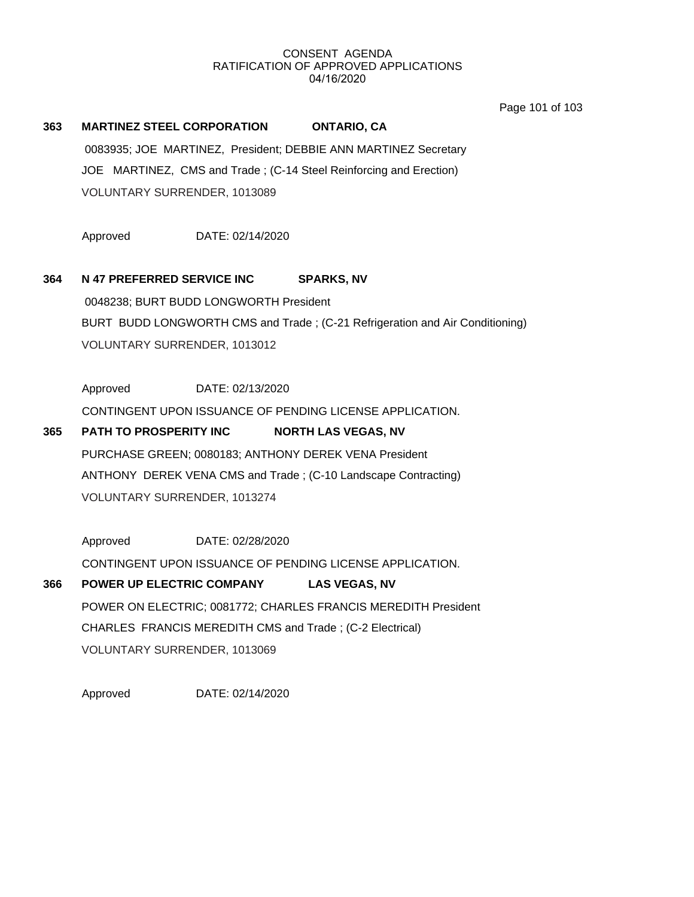CONSENT AGENDA
RATIFICATION OF APPROVED APPLICATIONS
04/16/2020

**363 MARTINEZ STEEL CORPORATION ONTARIO, CA**

0083935; JOE MARTINEZ, President; DEBBIE ANN MARTINEZ Secretary

JOE MARTINEZ, CMS and Trade ; (C-14 Steel Reinforcing and Erection)

VOLUNTARY SURRENDER, 1013089

Approved DATE: 02/14/2020

**364 N 47 PREFERRED SERVICE INC SPARKS, NV**

0048238; BURT BUDD LONGWORTH President

BURT BUDD LONGWORTH CMS and Trade ; (C-21 Refrigeration and Air Conditioning)

VOLUNTARY SURRENDER, 1013012

Approved DATE: 02/13/2020

CONTINGENT UPON ISSUANCE OF PENDING LICENSE APPLICATION.

**365 PATH TO PROSPERITY INC NORTH LAS VEGAS, NV**

PURCHASE GREEN; 0080183; ANTHONY DEREK VENA President

ANTHONY DEREK VENA CMS and Trade ; (C-10 Landscape Contracting)

VOLUNTARY SURRENDER, 1013274

Approved DATE: 02/28/2020

CONTINGENT UPON ISSUANCE OF PENDING LICENSE APPLICATION.

**366 POWER UP ELECTRIC COMPANY LAS VEGAS, NV**

POWER ON ELECTRIC; 0081772; CHARLES FRANCIS MEREDITH President

CHARLES FRANCIS MEREDITH CMS and Trade ; (C-2 Electrical)

VOLUNTARY SURRENDER, 1013069

Approved DATE: 02/14/2020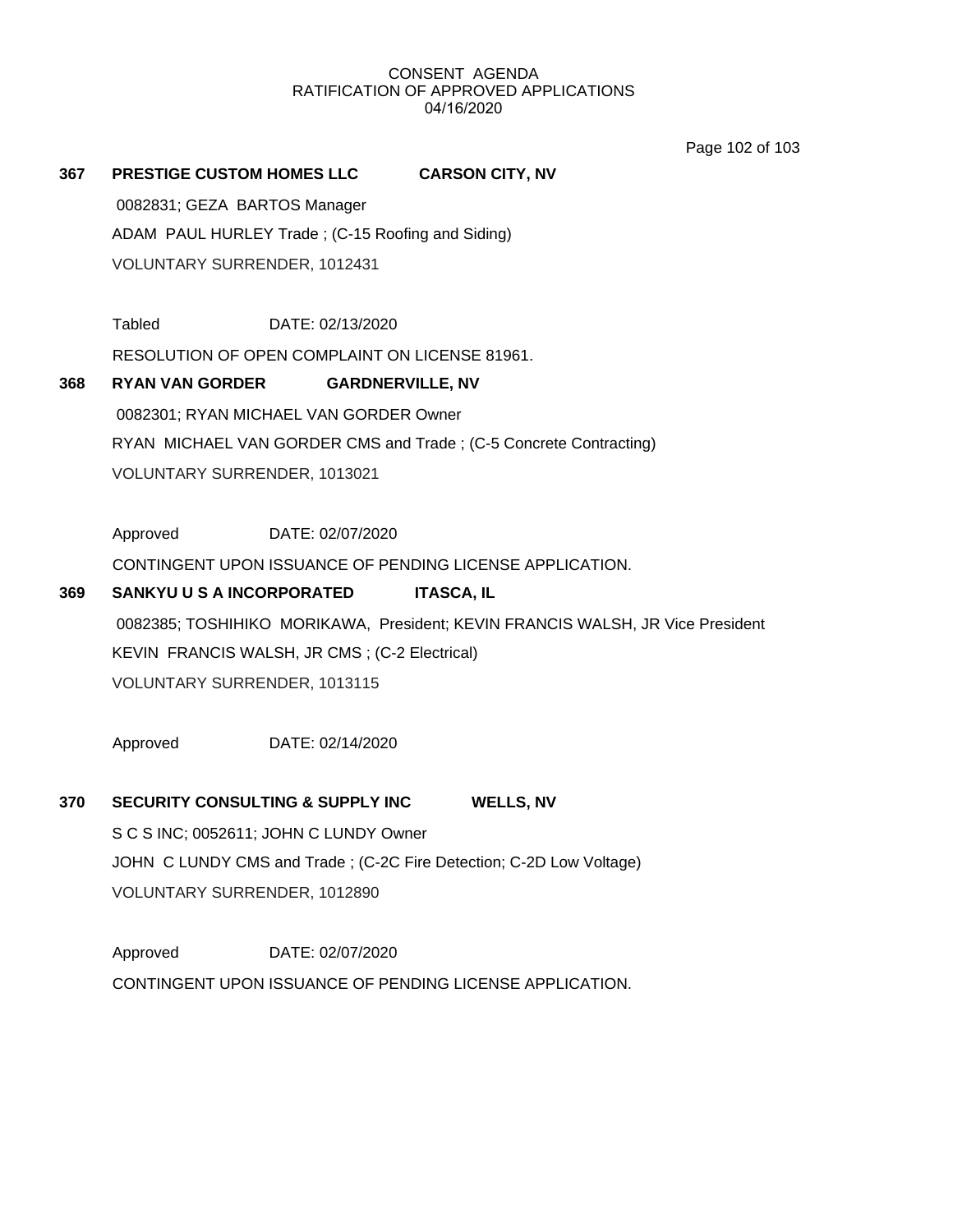CONSENT AGENDA
RATIFICATION OF APPROVED APPLICATIONS
04/16/2020

**367 PRESTIGE CUSTOM HOMES LLC CARSON CITY, NV**

0082831; GEZA BARTOS Manager

ADAM PAUL HURLEY Trade ; (C-15 Roofing and Siding)

VOLUNTARY SURRENDER, 1012431

Tabled DATE: 02/13/2020

RESOLUTION OF OPEN COMPLAINT ON LICENSE 81961.

**368 RYAN VAN GORDER GARDNERVILLE, NV**

0082301; RYAN MICHAEL VAN GORDER Owner

RYAN MICHAEL VAN GORDER CMS and Trade ; (C-5 Concrete Contracting)

VOLUNTARY SURRENDER, 1013021

Approved DATE: 02/07/2020

CONTINGENT UPON ISSUANCE OF PENDING LICENSE APPLICATION.

**369 SANKYU U S A INCORPORATED ITASCA, IL**

0082385; TOSHIHIKO MORIKAWA, President; KEVIN FRANCIS WALSH, JR Vice President

KEVIN FRANCIS WALSH, JR CMS ; (C-2 Electrical)

VOLUNTARY SURRENDER, 1013115

Approved DATE: 02/14/2020

**370 SECURITY CONSULTING & SUPPLY INC WELLS, NV**

S C S INC; 0052611; JOHN C LUNDY Owner

JOHN C LUNDY CMS and Trade ; (C-2C Fire Detection; C-2D Low Voltage)

VOLUNTARY SURRENDER, 1012890

Approved DATE: 02/07/2020

CONTINGENT UPON ISSUANCE OF PENDING LICENSE APPLICATION.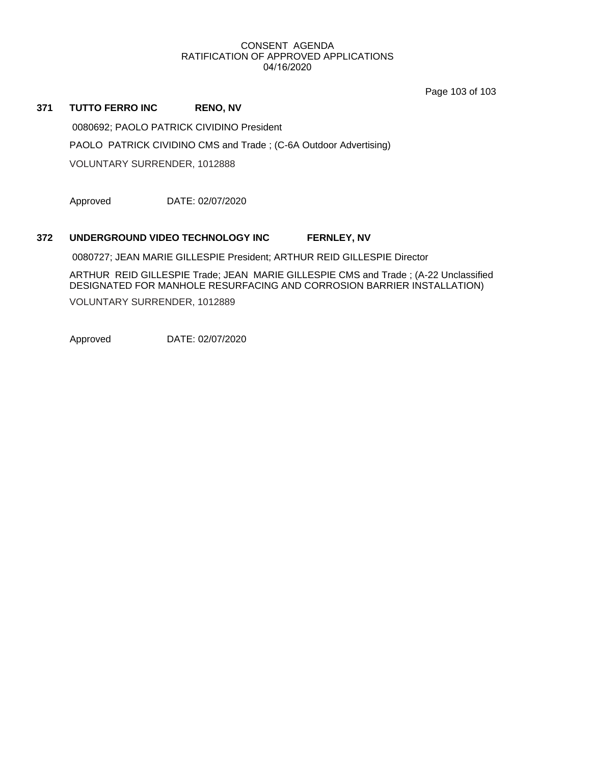CONSENT AGENDA
RATIFICATION OF APPROVED APPLICATIONS
04/16/2020

**371 TUTTO FERRO INC RENO, NV**

0080692; PAOLO PATRICK CIVIDINO President

PAOLO PATRICK CIVIDINO CMS and Trade ; (C-6A Outdoor Advertising)

VOLUNTARY SURRENDER, 1012888

Approved DATE: 02/07/2020

**372 UNDERGROUND VIDEO TECHNOLOGY INC FERNLEY, NV**

0080727; JEAN MARIE GILLESPIE President; ARTHUR REID GILLESPIE Director

ARTHUR REID GILLESPIE Trade; JEAN MARIE GILLESPIE CMS and Trade ; (A-22 Unclassified DESIGNATED FOR MANHOLE RESURFACING AND CORROSION BARRIER INSTALLATION)

VOLUNTARY SURRENDER, 1012889

Approved DATE: 02/07/2020